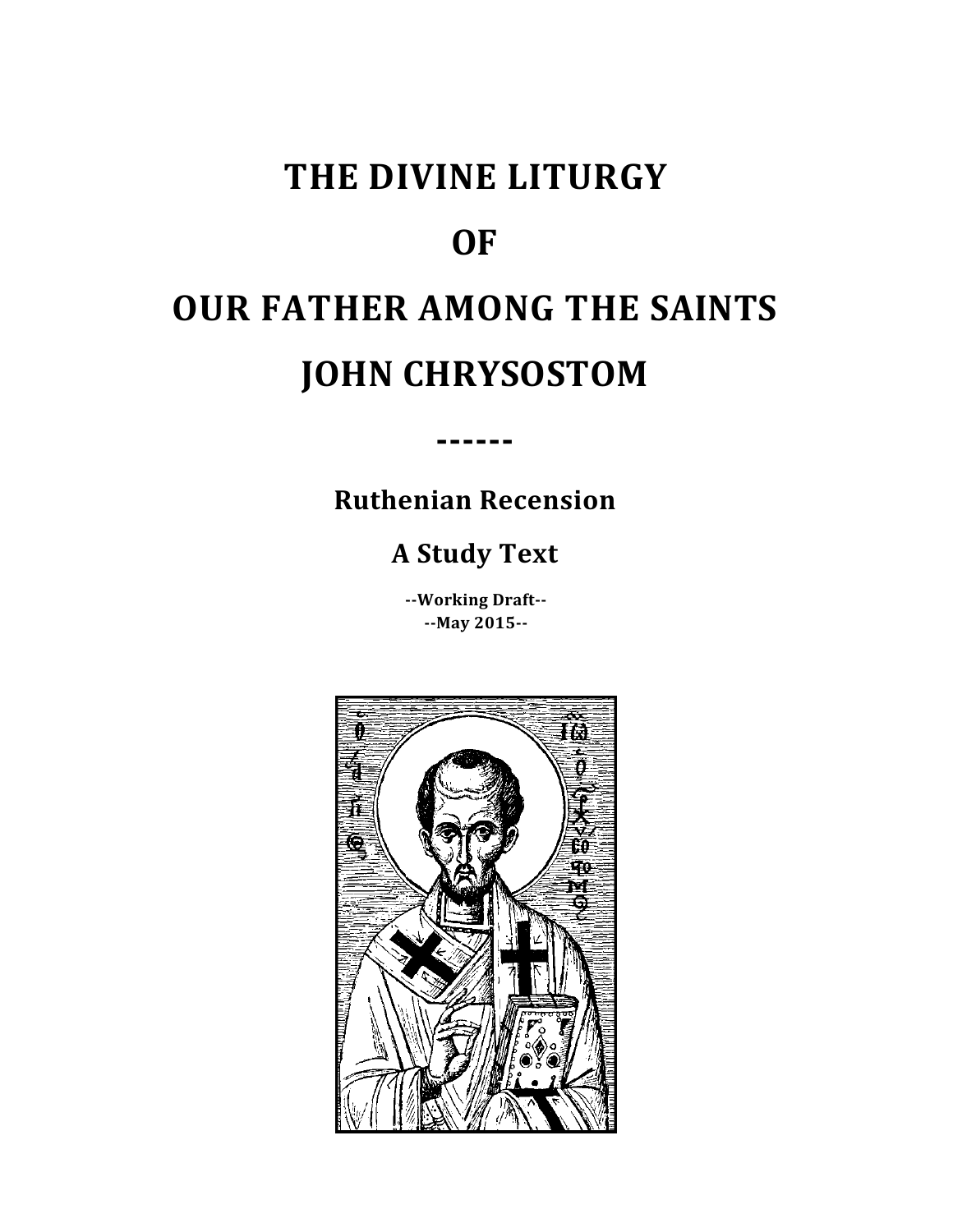# THE DIVINE LITURGY

# OF

# OUR FATHER AMONG THE SAINTS

# JOHN CHRYSOSTOM

**------**

## Ruthenian Recension

## A Study Text

**--Working Draft--**
**--May 2015--**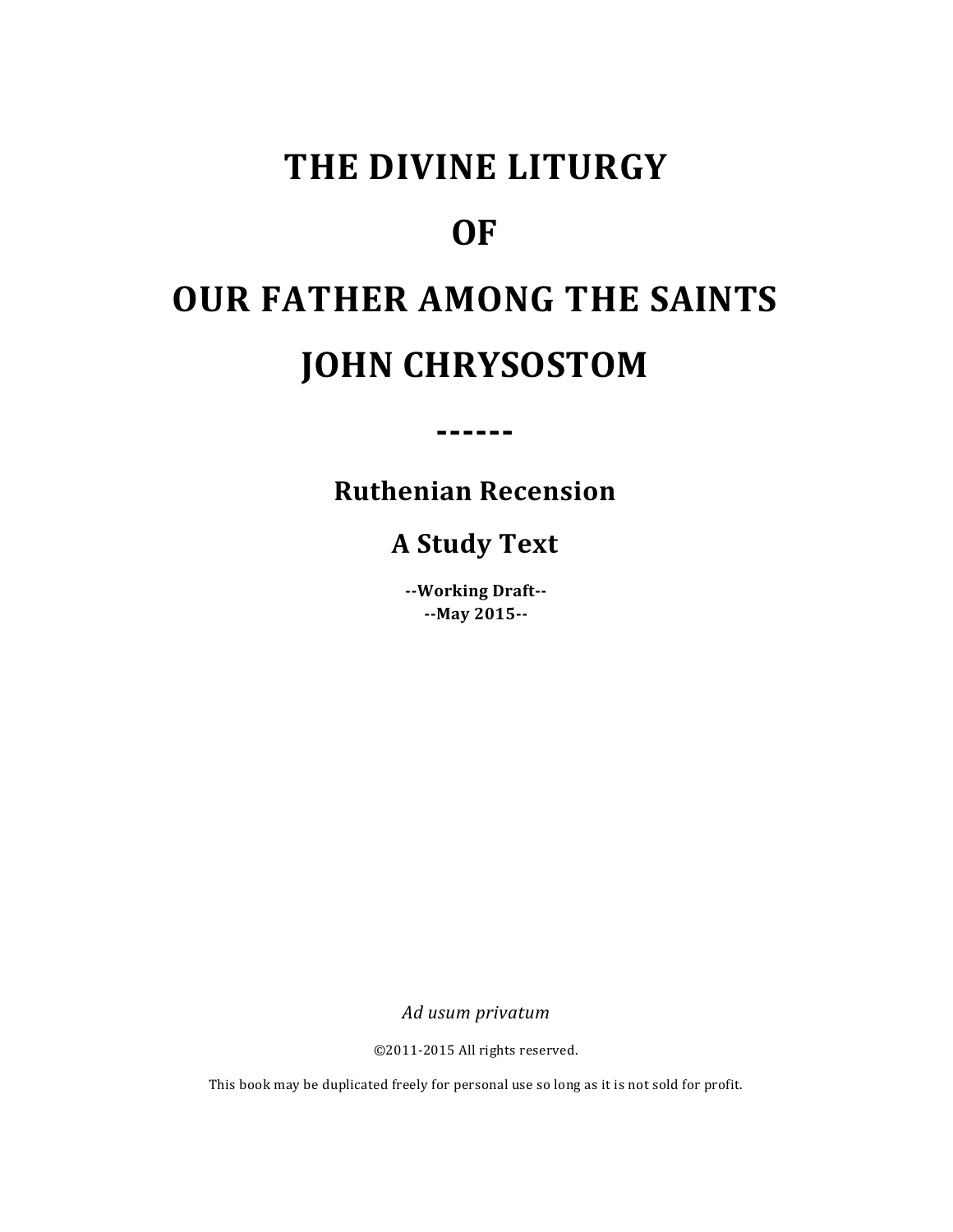# THE DIVINE LITURGY

# OF

# OUR FATHER AMONG THE SAINTS

# JOHN CHRYSOSTOM

**------**

## Ruthenian Recension

## A Study Text

**--Working Draft--**
**--May 2015--**

*Ad usum privatum*

©2011-2015 All rights reserved.

This book may be duplicated freely for personal use so long as it is not sold for profit.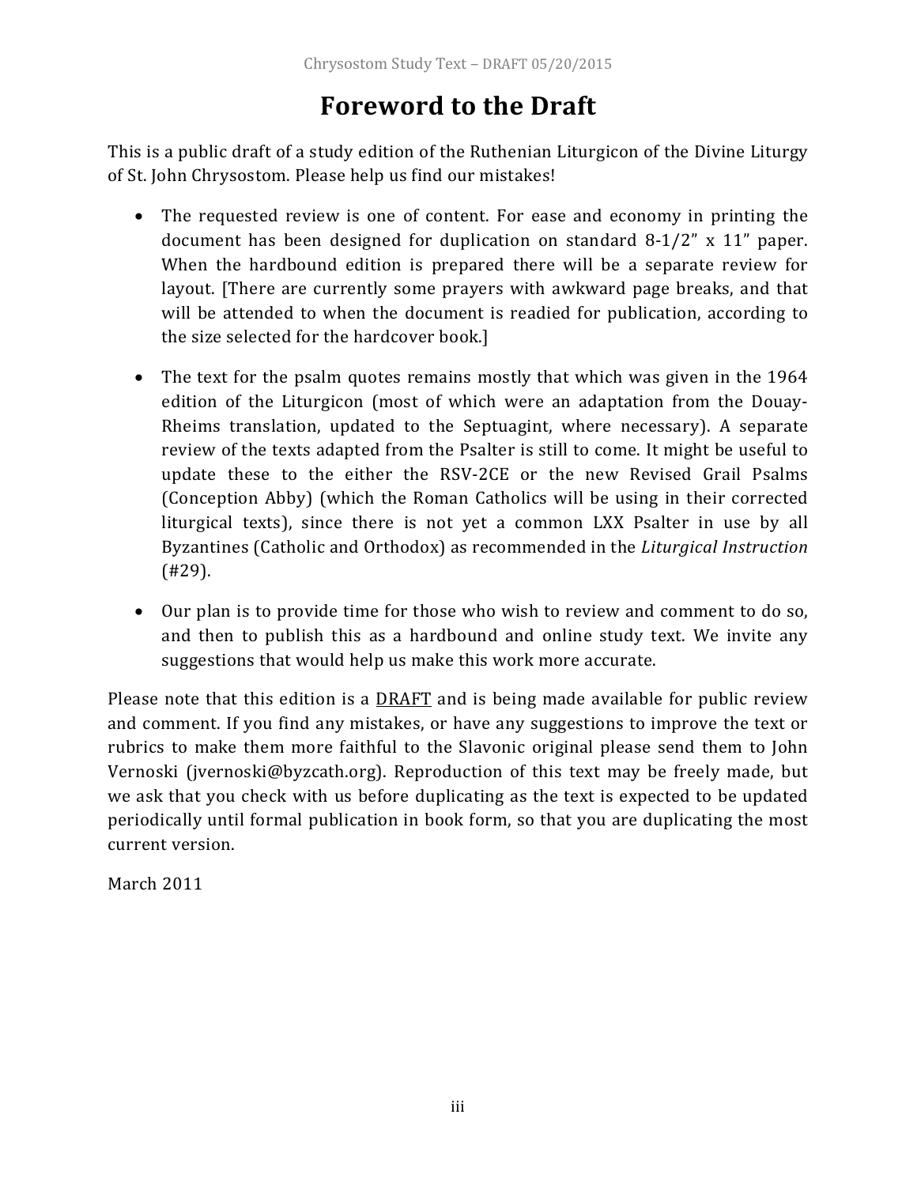# Foreword to the Draft

This is a public draft of a study edition of the Ruthenian Liturgicon of the Divine Liturgy of St. John Chrysostom. Please help us find our mistakes!

- The requested review is one of content. For ease and economy in printing the document has been designed for duplication on standard 8-1/2" x 11" paper. When the hardbound edition is prepared there will be a separate review for layout. [There are currently some prayers with awkward page breaks, and that will be attended to when the document is readied for publication, according to the size selected for the hardcover book.]

- The text for the psalm quotes remains mostly that which was given in the 1964 edition of the Liturgicon (most of which were an adaptation from the Douay-Rheims translation, updated to the Septuagint, where necessary). A separate review of the texts adapted from the Psalter is still to come. It might be useful to update these to the either the RSV-2CE or the new Revised Grail Psalms (Conception Abby) (which the Roman Catholics will be using in their corrected liturgical texts), since there is not yet a common LXX Psalter in use by all Byzantines (Catholic and Orthodox) as recommended in the *Liturgical Instruction* (#29).

- Our plan is to provide time for those who wish to review and comment to do so, and then to publish this as a hardbound and online study text. We invite any suggestions that would help us make this work more accurate.

Please note that this edition is a <u>DRAFT</u> and is being made available for public review and comment. If you find any mistakes, or have any suggestions to improve the text or rubrics to make them more faithful to the Slavonic original please send them to John Vernoski (jvernoski@byzcath.org). Reproduction of this text may be freely made, but we ask that you check with us before duplicating as the text is expected to be updated periodically until formal publication in book form, so that you are duplicating the most current version.

March 2011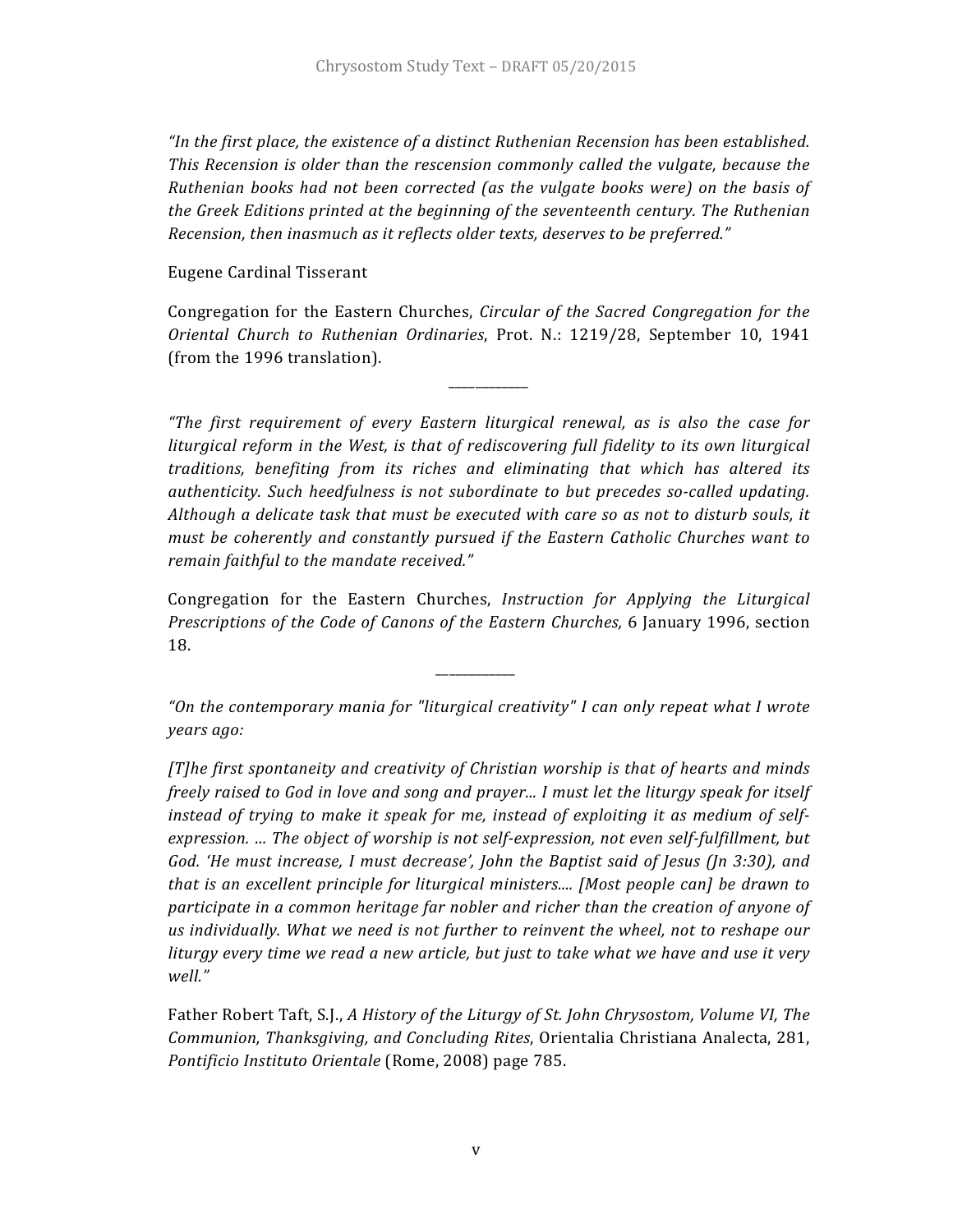*"In the first place, the existence of a distinct Ruthenian Recension has been established. This Recension is older than the rescension commonly called the vulgate, because the Ruthenian books had not been corrected (as the vulgate books were) on the basis of the Greek Editions printed at the beginning of the seventeenth century. The Ruthenian Recension, then inasmuch as it reflects older texts, deserves to be preferred."*

Eugene Cardinal Tisserant

Congregation for the Eastern Churches, *Circular of the Sacred Congregation for the Oriental Church to Ruthenian Ordinaries*, Prot. N.: 1219/28, September 10, 1941 (from the 1996 translation).

---

*"The first requirement of every Eastern liturgical renewal, as is also the case for liturgical reform in the West, is that of rediscovering full fidelity to its own liturgical traditions, benefiting from its riches and eliminating that which has altered its authenticity. Such heedfulness is not subordinate to but precedes so-called updating. Although a delicate task that must be executed with care so as not to disturb souls, it must be coherently and constantly pursued if the Eastern Catholic Churches want to remain faithful to the mandate received."*

Congregation for the Eastern Churches, *Instruction for Applying the Liturgical Prescriptions of the Code of Canons of the Eastern Churches,* 6 January 1996, section 18.

---

*"On the contemporary mania for "liturgical creativity" I can only repeat what I wrote years ago:*

*[T]he first spontaneity and creativity of Christian worship is that of hearts and minds freely raised to God in love and song and prayer... I must let the liturgy speak for itself instead of trying to make it speak for me, instead of exploiting it as medium of self-expression. ... The object of worship is not self-expression, not even self-fulfillment, but God. 'He must increase, I must decrease', John the Baptist said of Jesus (Jn 3:30), and that is an excellent principle for liturgical ministers.... [Most people can] be drawn to participate in a common heritage far nobler and richer than the creation of anyone of us individually. What we need is not further to reinvent the wheel, not to reshape our liturgy every time we read a new article, but just to take what we have and use it very well."*

Father Robert Taft, S.J., *A History of the Liturgy of St. John Chrysostom, Volume VI, The Communion, Thanksgiving, and Concluding Rites*, Orientalia Christiana Analecta, 281, *Pontificio Instituto Orientale* (Rome, 2008) page 785.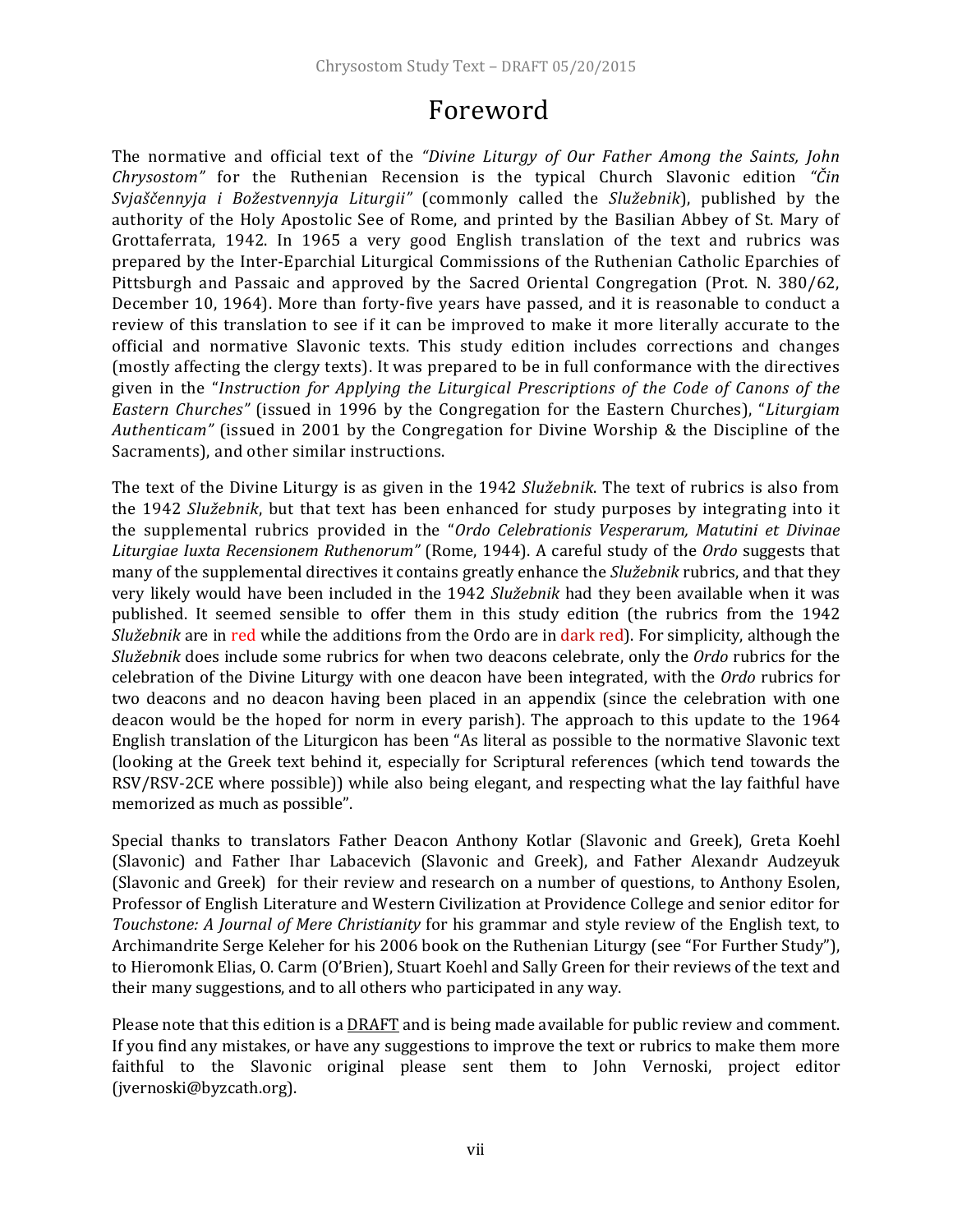# Foreword

The normative and official text of the *"Divine Liturgy of Our Father Among the Saints, John Chrysostom"* for the Ruthenian Recension is the typical Church Slavonic edition *"Čin Svjaščennyja i Božestvennyja Liturgii"* (commonly called the *Služebnik*), published by the authority of the Holy Apostolic See of Rome, and printed by the Basilian Abbey of St. Mary of Grottaferrata, 1942. In 1965 a very good English translation of the text and rubrics was prepared by the Inter-Eparchial Liturgical Commissions of the Ruthenian Catholic Eparchies of Pittsburgh and Passaic and approved by the Sacred Oriental Congregation (Prot. N. 380/62, December 10, 1964). More than forty-five years have passed, and it is reasonable to conduct a review of this translation to see if it can be improved to make it more literally accurate to the official and normative Slavonic texts. This study edition includes corrections and changes (mostly affecting the clergy texts). It was prepared to be in full conformance with the directives given in the "*Instruction for Applying the Liturgical Prescriptions of the Code of Canons of the Eastern Churches"* (issued in 1996 by the Congregation for the Eastern Churches), "*Liturgiam Authenticam"* (issued in 2001 by the Congregation for Divine Worship & the Discipline of the Sacraments), and other similar instructions.

The text of the Divine Liturgy is as given in the 1942 *Služebnik*. The text of rubrics is also from the 1942 *Služebnik*, but that text has been enhanced for study purposes by integrating into it the supplemental rubrics provided in the "*Ordo Celebrationis Vesperarum, Matutini et Divinae Liturgiae Iuxta Recensionem Ruthenorum"* (Rome, 1944). A careful study of the *Ordo* suggests that many of the supplemental directives it contains greatly enhance the *Služebnik* rubrics, and that they very likely would have been included in the 1942 *Služebnik* had they been available when it was published. It seemed sensible to offer them in this study edition (the rubrics from the 1942 *Služebnik* are in red while the additions from the Ordo are in dark red). For simplicity, although the *Služebnik* does include some rubrics for when two deacons celebrate, only the *Ordo* rubrics for the celebration of the Divine Liturgy with one deacon have been integrated, with the *Ordo* rubrics for two deacons and no deacon having been placed in an appendix (since the celebration with one deacon would be the hoped for norm in every parish). The approach to this update to the 1964 English translation of the Liturgicon has been "As literal as possible to the normative Slavonic text (looking at the Greek text behind it, especially for Scriptural references (which tend towards the RSV/RSV-2CE where possible)) while also being elegant, and respecting what the lay faithful have memorized as much as possible".

Special thanks to translators Father Deacon Anthony Kotlar (Slavonic and Greek), Greta Koehl (Slavonic) and Father Ihar Labacevich (Slavonic and Greek), and Father Alexandr Audzeyuk (Slavonic and Greek) for their review and research on a number of questions, to Anthony Esolen, Professor of English Literature and Western Civilization at Providence College and senior editor for *Touchstone: A Journal of Mere Christianity* for his grammar and style review of the English text, to Archimandrite Serge Keleher for his 2006 book on the Ruthenian Liturgy (see "For Further Study"), to Hieromonk Elias, O. Carm (O'Brien), Stuart Koehl and Sally Green for their reviews of the text and their many suggestions, and to all others who participated in any way.

Please note that this edition is a DRAFT and is being made available for public review and comment. If you find any mistakes, or have any suggestions to improve the text or rubrics to make them more faithful to the Slavonic original please sent them to John Vernoski, project editor (jvernoski@byzcath.org).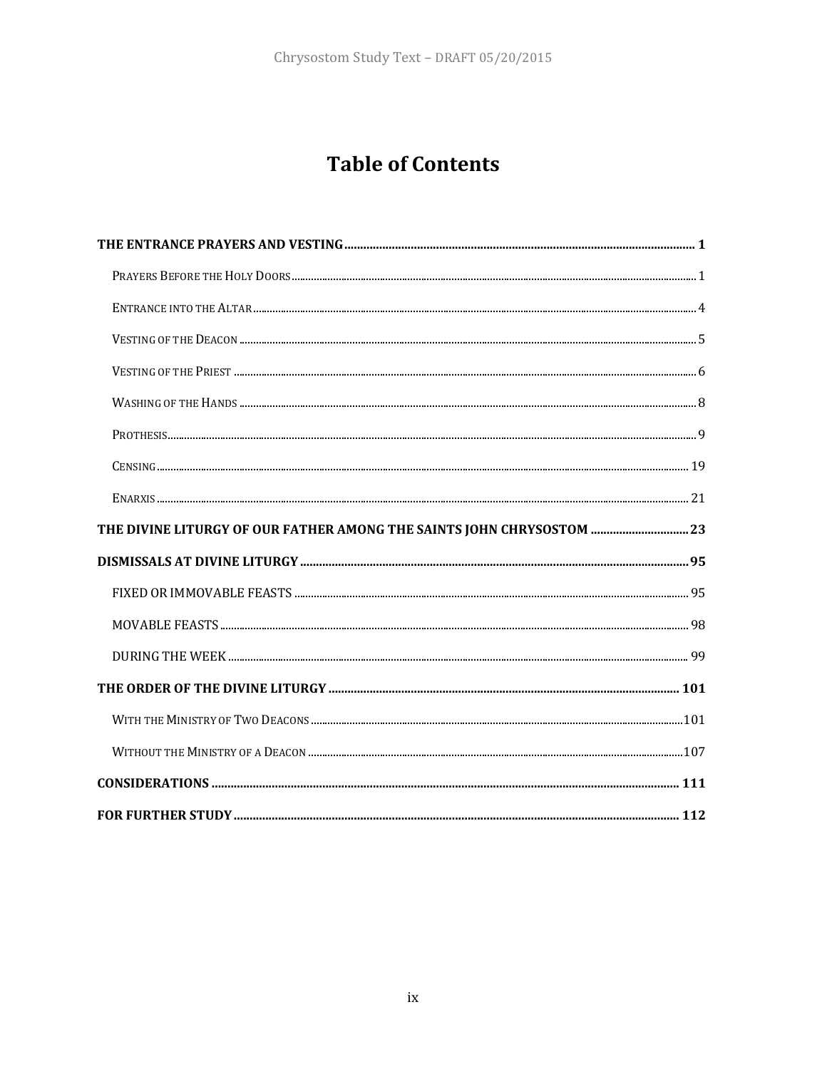# Table of Contents

**THE ENTRANCE PRAYERS AND VESTING** ..... **1**

- Prayers Before the Holy Doors ..... 1
- Entrance into the Altar ..... 4
- Vesting of the Deacon ..... 5
- Vesting of the Priest ..... 6
- Washing of the Hands ..... 8
- Prothesis ..... 9
- Censing ..... 19
- Enarxis ..... 21

**THE DIVINE LITURGY OF OUR FATHER AMONG THE SAINTS JOHN CHRYSOSTOM** ..... **23**

**DISMISSALS AT DIVINE LITURGY** ..... **95**

- FIXED OR IMMOVABLE FEASTS ..... 95
- MOVABLE FEASTS ..... 98
- DURING THE WEEK ..... 99

**THE ORDER OF THE DIVINE LITURGY** ..... **101**

- With the Ministry of Two Deacons ..... 101
- Without the Ministry of a Deacon ..... 107

**CONSIDERATIONS** ..... **111**

**FOR FURTHER STUDY** ..... **112**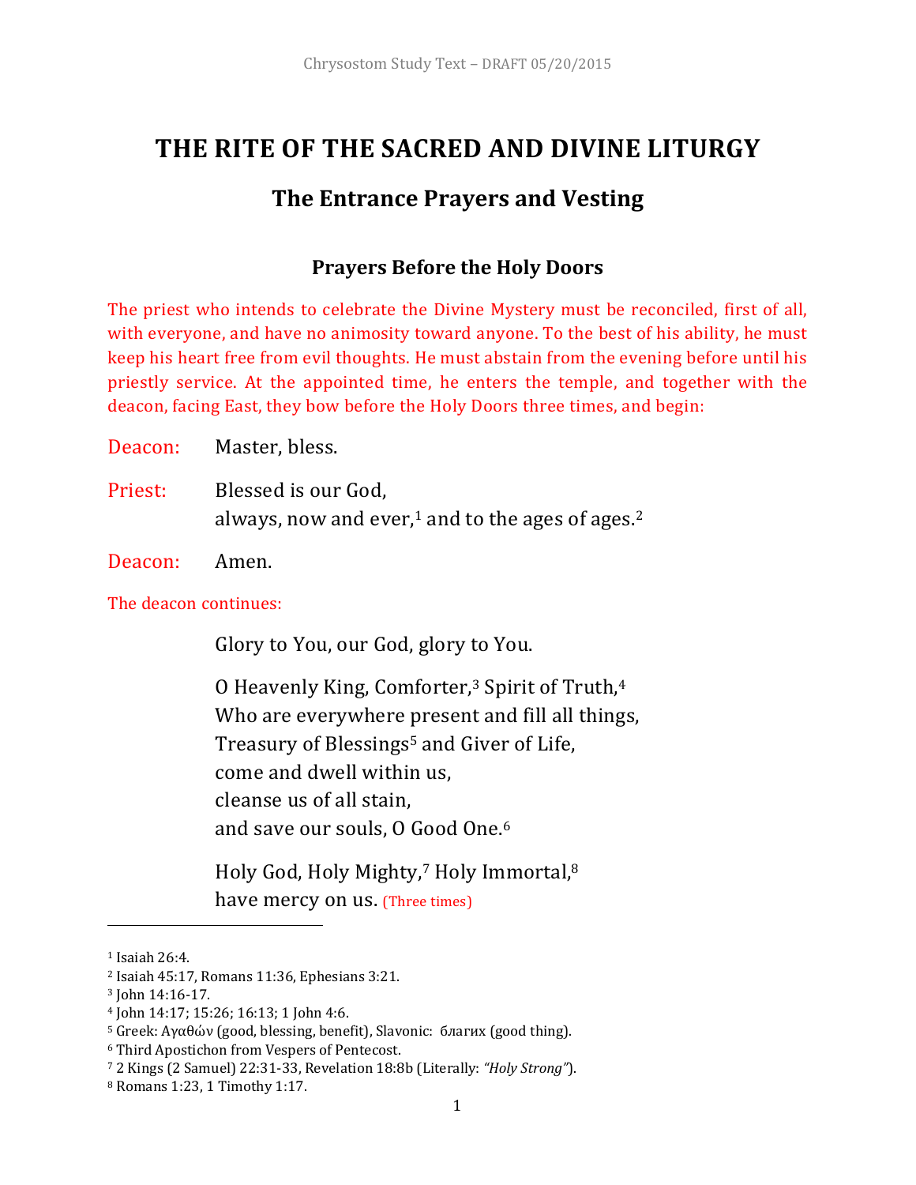# THE RITE OF THE SACRED AND DIVINE LITURGY

## The Entrance Prayers and Vesting

### Prayers Before the Holy Doors

The priest who intends to celebrate the Divine Mystery must be reconciled, first of all, with everyone, and have no animosity toward anyone. To the best of his ability, he must keep his heart free from evil thoughts. He must abstain from the evening before until his priestly service. At the appointed time, he enters the temple, and together with the deacon, facing East, they bow before the Holy Doors three times, and begin:

Deacon: Master, bless.

Priest: Blessed is our God,
always, now and ever,[1] and to the ages of ages.[2]

Deacon: Amen.

The deacon continues:

Glory to You, our God, glory to You.

O Heavenly King, Comforter,[3] Spirit of Truth,[4]
Who are everywhere present and fill all things,
Treasury of Blessings[5] and Giver of Life,
come and dwell within us,
cleanse us of all stain,
and save our souls, O Good One.[6]

Holy God, Holy Mighty,[7] Holy Immortal,[8]
have mercy on us. (Three times)

---

[1] Isaiah 26:4.
[2] Isaiah 45:17, Romans 11:36, Ephesians 3:21.
[3] John 14:16-17.
[4] John 14:17; 15:26; 16:13; 1 John 4:6.
[5] Greek: Αγαθών (good, blessing, benefit), Slavonic: благих (good thing).
[6] Third Apostichon from Vespers of Pentecost.
[7] 2 Kings (2 Samuel) 22:31-33, Revelation 18:8b (Literally: *"Holy Strong"*).
[8] Romans 1:23, 1 Timothy 1:17.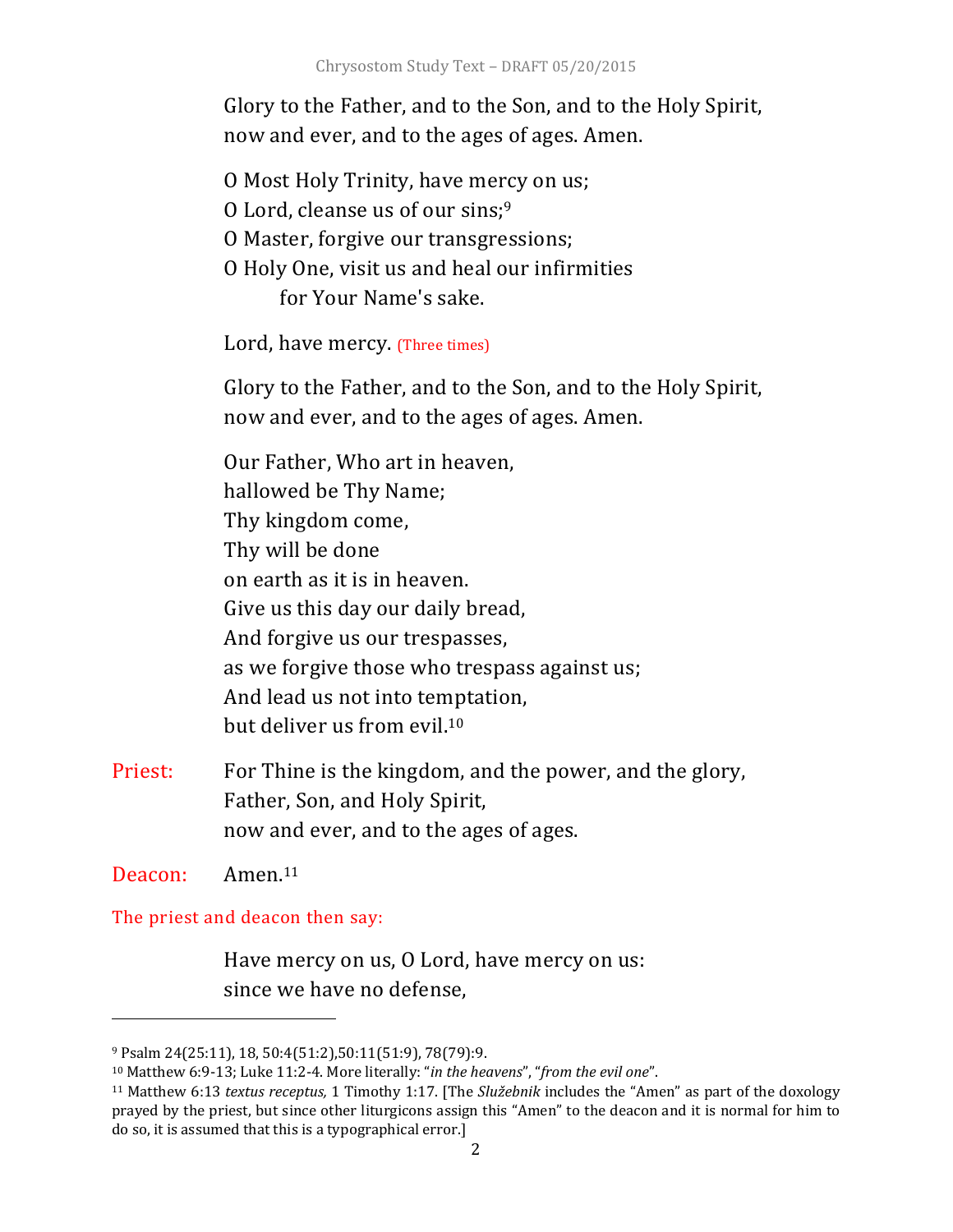Glory to the Father, and to the Son, and to the Holy Spirit,
now and ever, and to the ages of ages. Amen.

O Most Holy Trinity, have mercy on us;
O Lord, cleanse us of our sins;[9]
O Master, forgive our transgressions;
O Holy One, visit us and heal our infirmities
    for Your Name's sake.

Lord, have mercy. (Three times)

Glory to the Father, and to the Son, and to the Holy Spirit,
now and ever, and to the ages of ages. Amen.

Our Father, Who art in heaven,
hallowed be Thy Name;
Thy kingdom come,
Thy will be done
on earth as it is in heaven.
Give us this day our daily bread,
And forgive us our trespasses,
as we forgive those who trespass against us;
And lead us not into temptation,
but deliver us from evil.[10]

Priest: For Thine is the kingdom, and the power, and the glory,
Father, Son, and Holy Spirit,
now and ever, and to the ages of ages.

Deacon: Amen.[11]

The priest and deacon then say:

Have mercy on us, O Lord, have mercy on us:
since we have no defense,

---

[9] Psalm 24(25:11), 18, 50:4(51:2),50:11(51:9), 78(79):9.

[10] Matthew 6:9-13; Luke 11:2-4. More literally: "*in the heavens*", "*from the evil one*".

[11] Matthew 6:13 *textus receptus,* 1 Timothy 1:17. [The *Služebnik* includes the "Amen" as part of the doxology prayed by the priest, but since other liturgicons assign this "Amen" to the deacon and it is normal for him to do so, it is assumed that this is a typographical error.]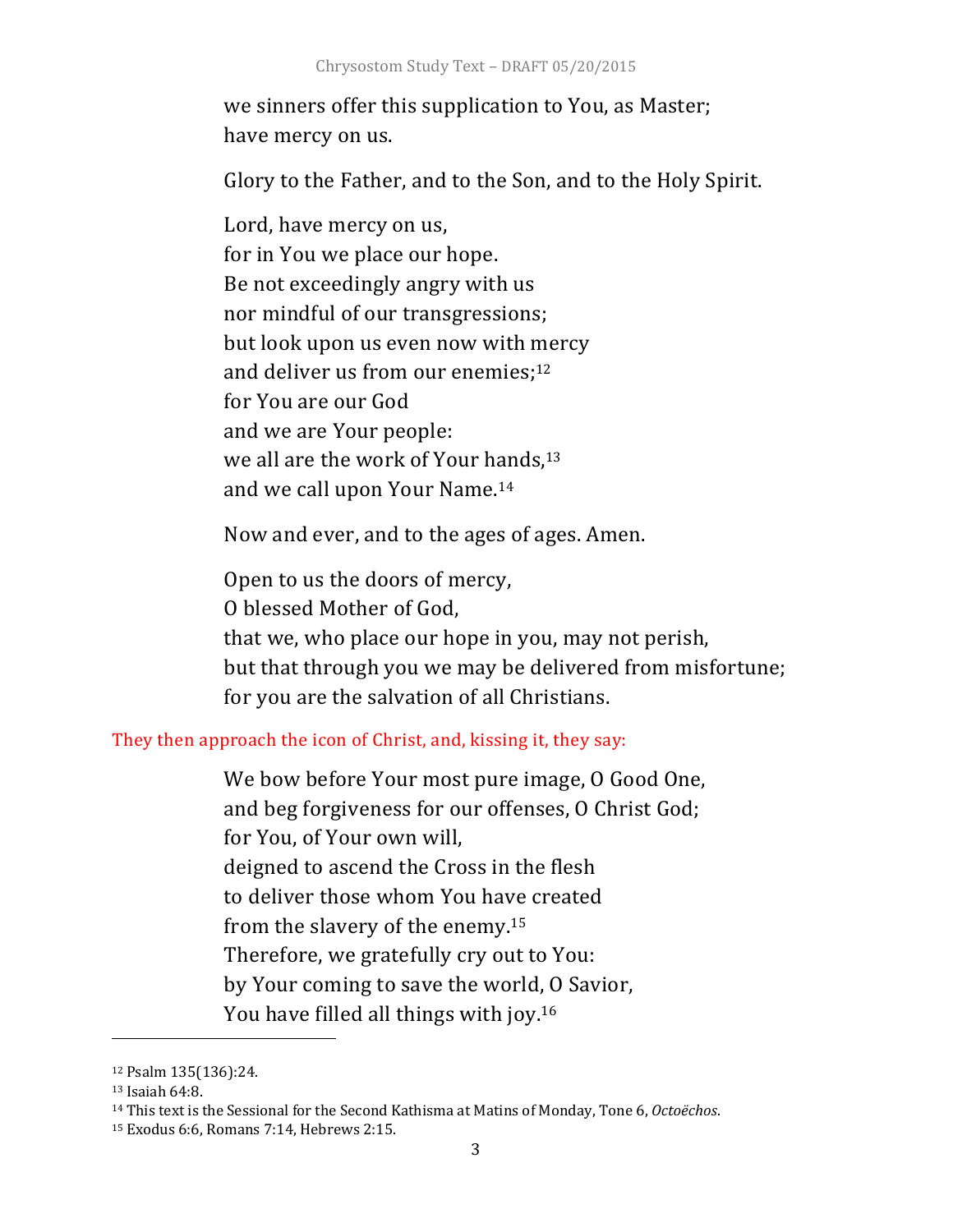we sinners offer this supplication to You, as Master;
have mercy on us.

Glory to the Father, and to the Son, and to the Holy Spirit.

Lord, have mercy on us,
for in You we place our hope.
Be not exceedingly angry with us
nor mindful of our transgressions;
but look upon us even now with mercy
and deliver us from our enemies;[12]
for You are our God
and we are Your people:
we all are the work of Your hands,[13]
and we call upon Your Name.[14]

Now and ever, and to the ages of ages. Amen.

Open to us the doors of mercy,
O blessed Mother of God,
that we, who place our hope in you, may not perish,
but that through you we may be delivered from misfortune;
for you are the salvation of all Christians.

They then approach the icon of Christ, and, kissing it, they say:

We bow before Your most pure image, O Good One,
and beg forgiveness for our offenses, O Christ God;
for You, of Your own will,
deigned to ascend the Cross in the flesh
to deliver those whom You have created
from the slavery of the enemy.[15]
Therefore, we gratefully cry out to You:
by Your coming to save the world, O Savior,
You have filled all things with joy.[16]

---

[12] Psalm 135(136):24.
[13] Isaiah 64:8.
[14] This text is the Sessional for the Second Kathisma at Matins of Monday, Tone 6, *Octoëchos*.
[15] Exodus 6:6, Romans 7:14, Hebrews 2:15.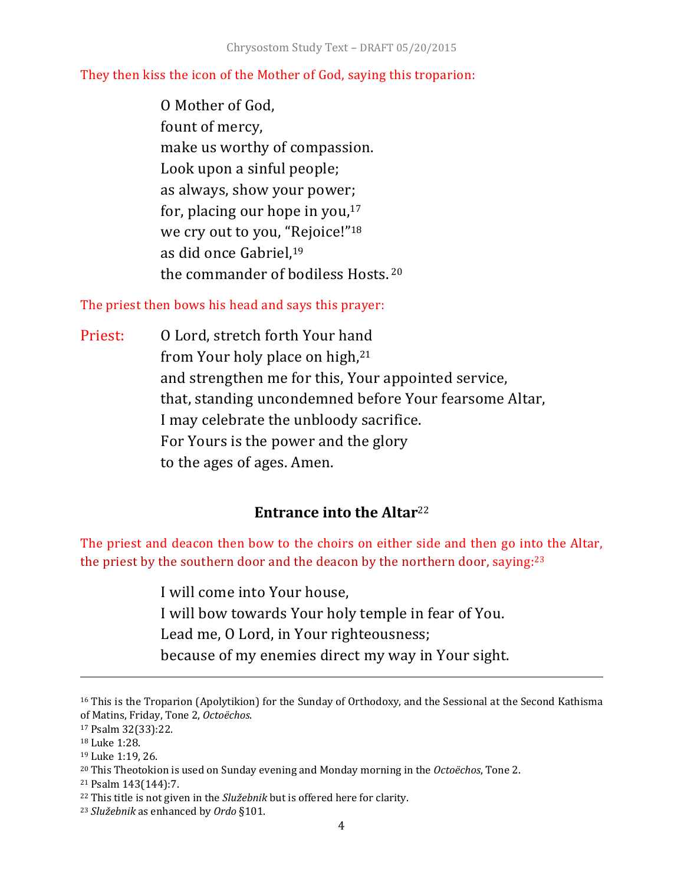They then kiss the icon of the Mother of God, saying this troparion:

O Mother of God,
fount of mercy,
make us worthy of compassion.
Look upon a sinful people;
as always, show your power;
for, placing our hope in you,[17]
we cry out to you, "Rejoice!"[18]
as did once Gabriel,[19]
the commander of bodiless Hosts.[20]

The priest then bows his head and says this prayer:

Priest: O Lord, stretch forth Your hand
from Your holy place on high,[21]
and strengthen me for this, Your appointed service,
that, standing uncondemned before Your fearsome Altar,
I may celebrate the unbloody sacrifice.
For Yours is the power and the glory
to the ages of ages. Amen.

### Entrance into the Altar[22]

The priest and deacon then bow to the choirs on either side and then go into the Altar, the priest by the southern door and the deacon by the northern door, saying:[23]

I will come into Your house,
I will bow towards Your holy temple in fear of You.
Lead me, O Lord, in Your righteousness;
because of my enemies direct my way in Your sight.

---

[16] This is the Troparion (Apolytikion) for the Sunday of Orthodoxy, and the Sessional at the Second Kathisma of Matins, Friday, Tone 2, *Octoëchos*.

[17] Psalm 32(33):22.

[18] Luke 1:28.

[19] Luke 1:19, 26.

[20] This Theotokion is used on Sunday evening and Monday morning in the *Octoëchos*, Tone 2.

[21] Psalm 143(144):7.

[22] This title is not given in the *Služebnik* but is offered here for clarity.

[23] *Služebnik* as enhanced by *Ordo* §101.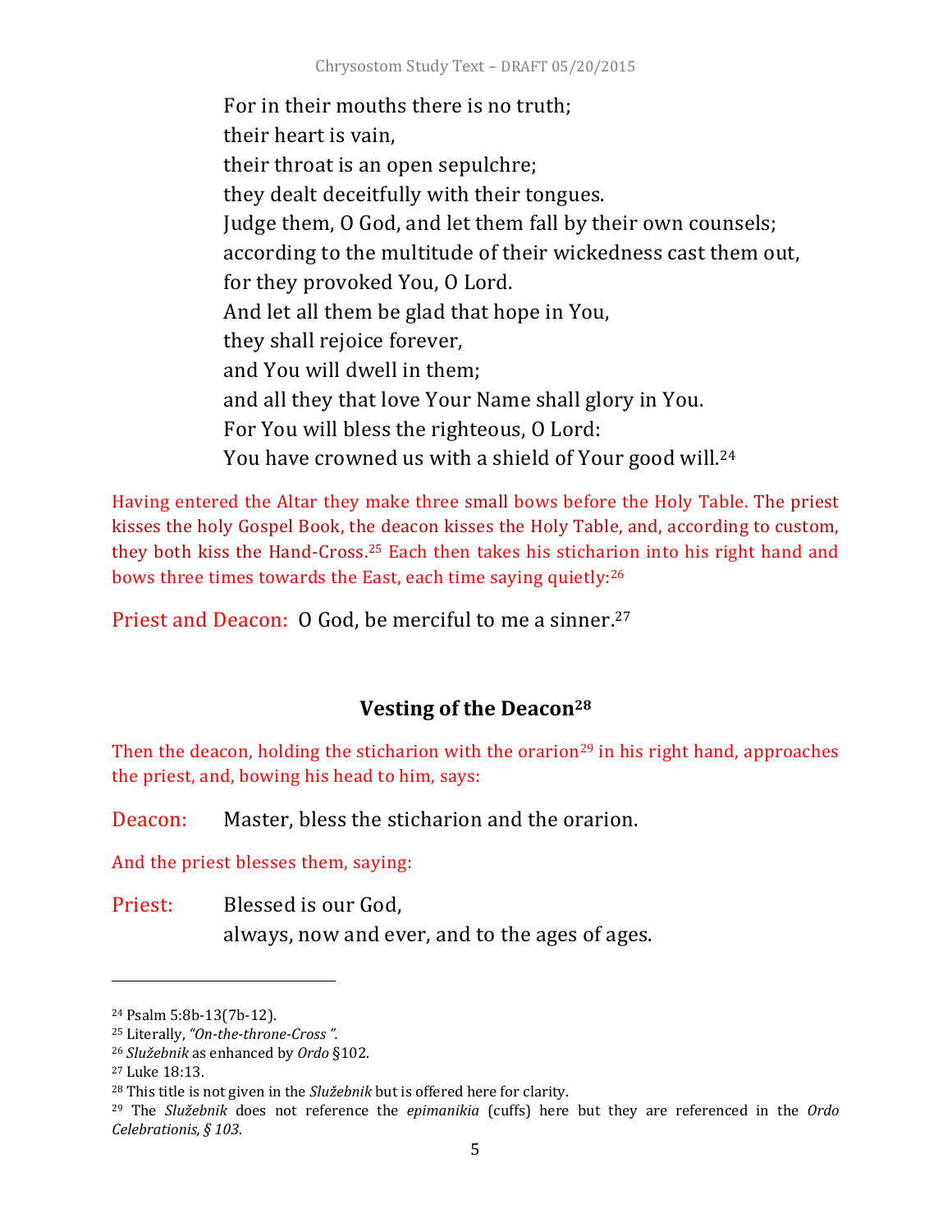For in their mouths there is no truth;
their heart is vain,
their throat is an open sepulchre;
they dealt deceitfully with their tongues.
Judge them, O God, and let them fall by their own counsels;
according to the multitude of their wickedness cast them out,
for they provoked You, O Lord.
And let all them be glad that hope in You,
they shall rejoice forever,
and You will dwell in them;
and all they that love Your Name shall glory in You.
For You will bless the righteous, O Lord:
You have crowned us with a shield of Your good will.[24]

Having entered the Altar they make three small bows before the Holy Table. The priest kisses the holy Gospel Book, the deacon kisses the Holy Table, and, according to custom, they both kiss the Hand-Cross.[25] Each then takes his sticharion into his right hand and bows three times towards the East, each time saying quietly:[26]

Priest and Deacon: O God, be merciful to me a sinner.[27]

## Vesting of the Deacon[28]

Then the deacon, holding the sticharion with the orarion[29] in his right hand, approaches the priest, and, bowing his head to him, says:

Deacon: Master, bless the sticharion and the orarion.

And the priest blesses them, saying:

Priest: Blessed is our God,
always, now and ever, and to the ages of ages.

---

[24] Psalm 5:8b-13(7b-12).

[25] Literally, *"On-the-throne-Cross ".*

[26] *Služebnik* as enhanced by *Ordo* §102.

[27] Luke 18:13.

[28] This title is not given in the *Služebnik* but is offered here for clarity.

[29] The *Služebnik* does not reference the *epimanikia* (cuffs) here but they are referenced in the *Ordo Celebrationis, § 103*.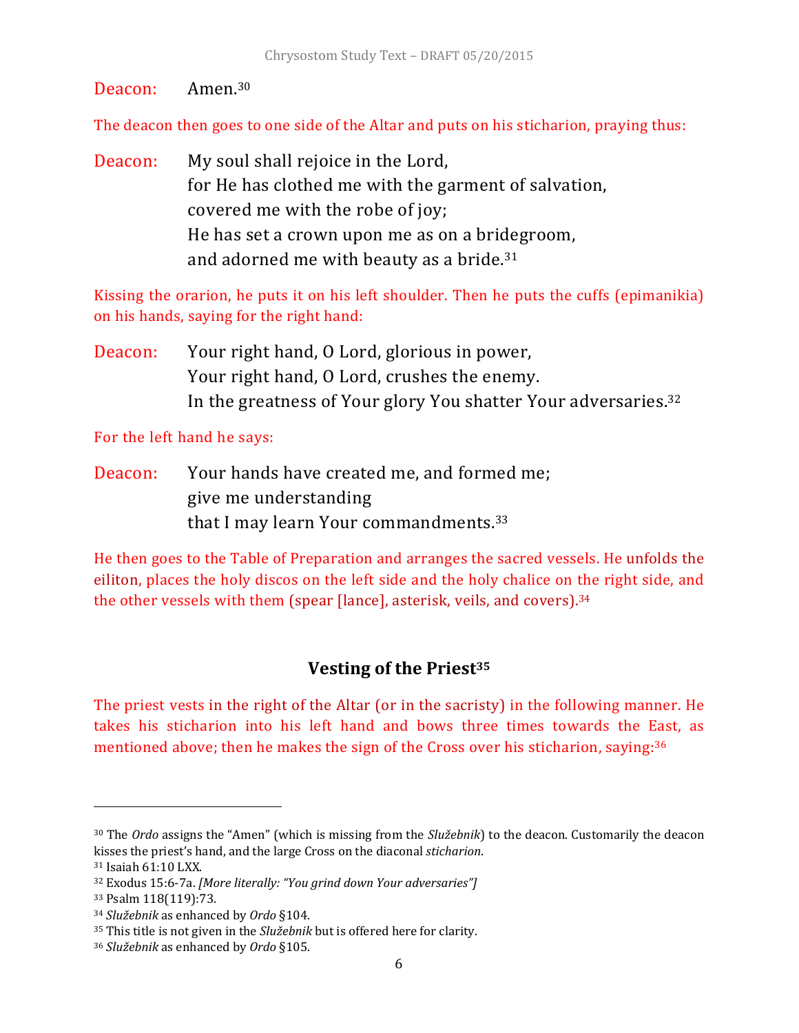Deacon: Amen.[30]

The deacon then goes to one side of the Altar and puts on his sticharion, praying thus:

Deacon: My soul shall rejoice in the Lord,
for He has clothed me with the garment of salvation,
covered me with the robe of joy;
He has set a crown upon me as on a bridegroom,
and adorned me with beauty as a bride.[31]

Kissing the orarion, he puts it on his left shoulder. Then he puts the cuffs (epimanikia) on his hands, saying for the right hand:

Deacon: Your right hand, O Lord, glorious in power,
Your right hand, O Lord, crushes the enemy.
In the greatness of Your glory You shatter Your adversaries.[32]

For the left hand he says:

Deacon: Your hands have created me, and formed me;
give me understanding
that I may learn Your commandments.[33]

He then goes to the Table of Preparation and arranges the sacred vessels. He unfolds the eiliton, places the holy discos on the left side and the holy chalice on the right side, and the other vessels with them (spear [lance], asterisk, veils, and covers).[34]

## Vesting of the Priest[35]

The priest vests in the right of the Altar (or in the sacristy) in the following manner. He takes his sticharion into his left hand and bows three times towards the East, as mentioned above; then he makes the sign of the Cross over his sticharion, saying:[36]

---

[30] The *Ordo* assigns the "Amen" (which is missing from the *Služebnik*) to the deacon. Customarily the deacon kisses the priest's hand, and the large Cross on the diaconal *sticharion*.

[31] Isaiah 61:10 LXX.

[32] Exodus 15:6-7a. *[More literally: "You grind down Your adversaries"]*

[33] Psalm 118(119):73.

[34] *Služebnik* as enhanced by *Ordo* §104.

[35] This title is not given in the *Služebnik* but is offered here for clarity.

[36] *Služebnik* as enhanced by *Ordo* §105.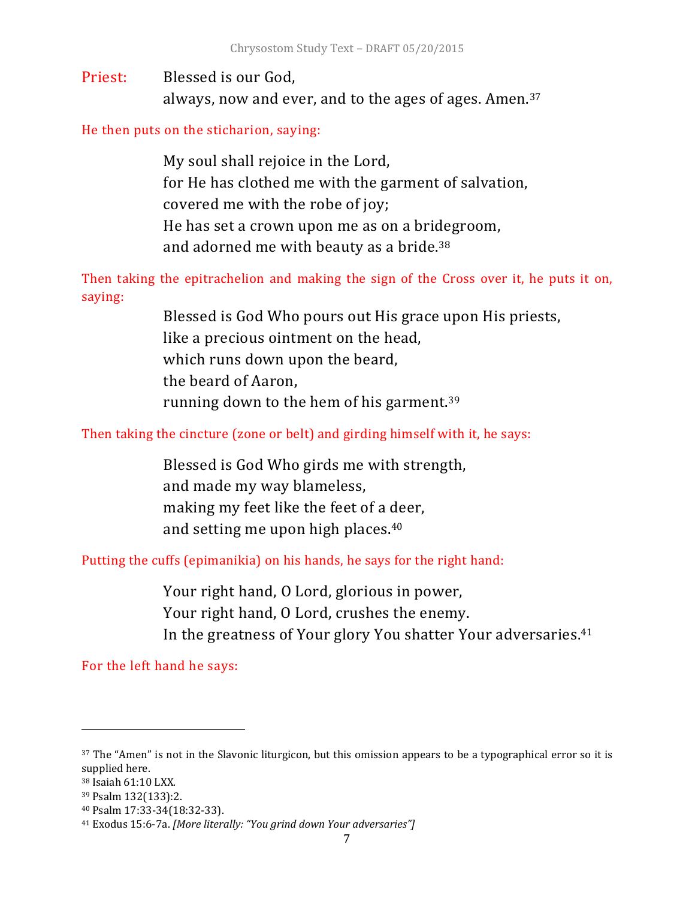Priest: Blessed is our God,
always, now and ever, and to the ages of ages. Amen.[37]

He then puts on the sticharion, saying:

> My soul shall rejoice in the Lord,
> for He has clothed me with the garment of salvation,
> covered me with the robe of joy;
> He has set a crown upon me as on a bridegroom,
> and adorned me with beauty as a bride.[38]

Then taking the epitrachelion and making the sign of the Cross over it, he puts it on, saying:

> Blessed is God Who pours out His grace upon His priests,
> like a precious ointment on the head,
> which runs down upon the beard,
> the beard of Aaron,
> running down to the hem of his garment.[39]

Then taking the cincture (zone or belt) and girding himself with it, he says:

> Blessed is God Who girds me with strength,
> and made my way blameless,
> making my feet like the feet of a deer,
> and setting me upon high places.[40]

Putting the cuffs (epimanikia) on his hands, he says for the right hand:

> Your right hand, O Lord, glorious in power,
> Your right hand, O Lord, crushes the enemy.
> In the greatness of Your glory You shatter Your adversaries.[41]

For the left hand he says:

---

[37] The "Amen" is not in the Slavonic liturgicon, but this omission appears to be a typographical error so it is supplied here.

[38] Isaiah 61:10 LXX.

[39] Psalm 132(133):2.

[40] Psalm 17:33-34(18:32-33).

[41] Exodus 15:6-7a. *[More literally: "You grind down Your adversaries"]*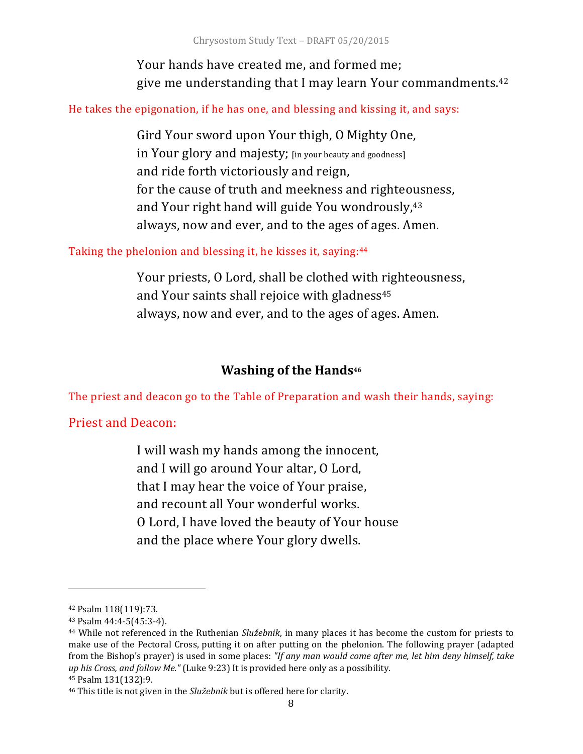Your hands have created me, and formed me;
give me understanding that I may learn Your commandments.[42]

He takes the epigonation, if he has one, and blessing and kissing it, and says:

Gird Your sword upon Your thigh, O Mighty One,
in Your glory and majesty; [in your beauty and goodness]
and ride forth victoriously and reign,
for the cause of truth and meekness and righteousness,
and Your right hand will guide You wondrously,[43]
always, now and ever, and to the ages of ages. Amen.

Taking the phelonion and blessing it, he kisses it, saying:[44]

Your priests, O Lord, shall be clothed with righteousness,
and Your saints shall rejoice with gladness[45]
always, now and ever, and to the ages of ages. Amen.

### Washing of the Hands[46]

The priest and deacon go to the Table of Preparation and wash their hands, saying:

Priest and Deacon:

I will wash my hands among the innocent,
and I will go around Your altar, O Lord,
that I may hear the voice of Your praise,
and recount all Your wonderful works.
O Lord, I have loved the beauty of Your house
and the place where Your glory dwells.

---

[42] Psalm 118(119):73.

[43] Psalm 44:4-5(45:3-4).

[44] While not referenced in the Ruthenian *Služebnik*, in many places it has become the custom for priests to make use of the Pectoral Cross, putting it on after putting on the phelonion. The following prayer (adapted from the Bishop's prayer) is used in some places: *"If any man would come after me, let him deny himself, take up his Cross, and follow Me."* (Luke 9:23) It is provided here only as a possibility.

[45] Psalm 131(132):9.

[46] This title is not given in the *Služebnik* but is offered here for clarity.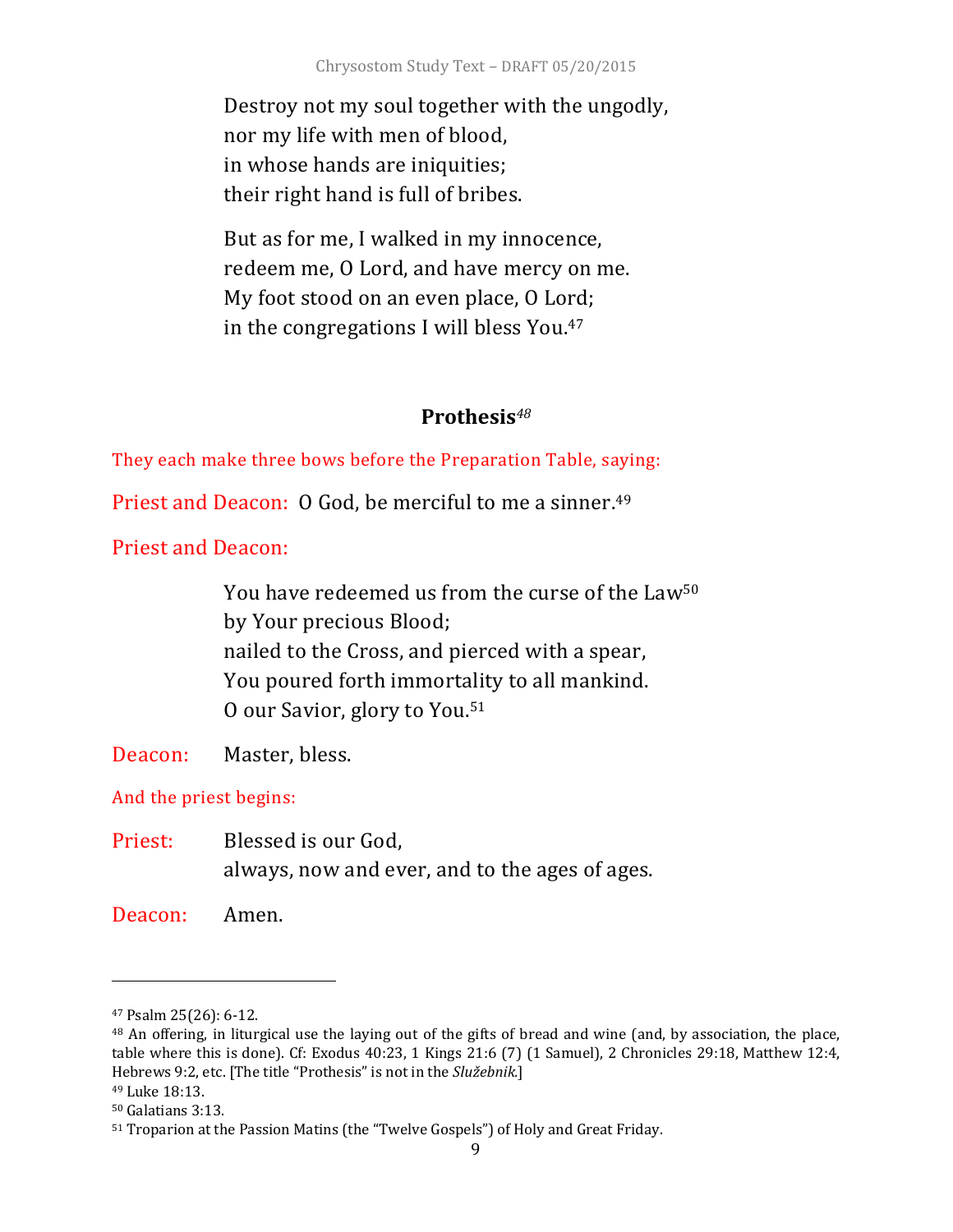Destroy not my soul together with the ungodly,
nor my life with men of blood,
in whose hands are iniquities;
their right hand is full of bribes.

But as for me, I walked in my innocence,
redeem me, O Lord, and have mercy on me.
My foot stood on an even place, O Lord;
in the congregations I will bless You.[47]

## Prothesis[48]

They each make three bows before the Preparation Table, saying:

Priest and Deacon: O God, be merciful to me a sinner.[49]

Priest and Deacon:

You have redeemed us from the curse of the Law[50]
by Your precious Blood;
nailed to the Cross, and pierced with a spear,
You poured forth immortality to all mankind.
O our Savior, glory to You.[51]

Deacon: Master, bless.

And the priest begins:

Priest: Blessed is our God,
always, now and ever, and to the ages of ages.

Deacon: Amen.

---

[47] Psalm 25(26): 6-12.

[48] An offering, in liturgical use the laying out of the gifts of bread and wine (and, by association, the place, table where this is done). Cf: Exodus 40:23, 1 Kings 21:6 (7) (1 Samuel), 2 Chronicles 29:18, Matthew 12:4, Hebrews 9:2, etc. [The title "Prothesis" is not in the *Služebnik*.]

[49] Luke 18:13.

[50] Galatians 3:13.

[51] Troparion at the Passion Matins (the "Twelve Gospels") of Holy and Great Friday.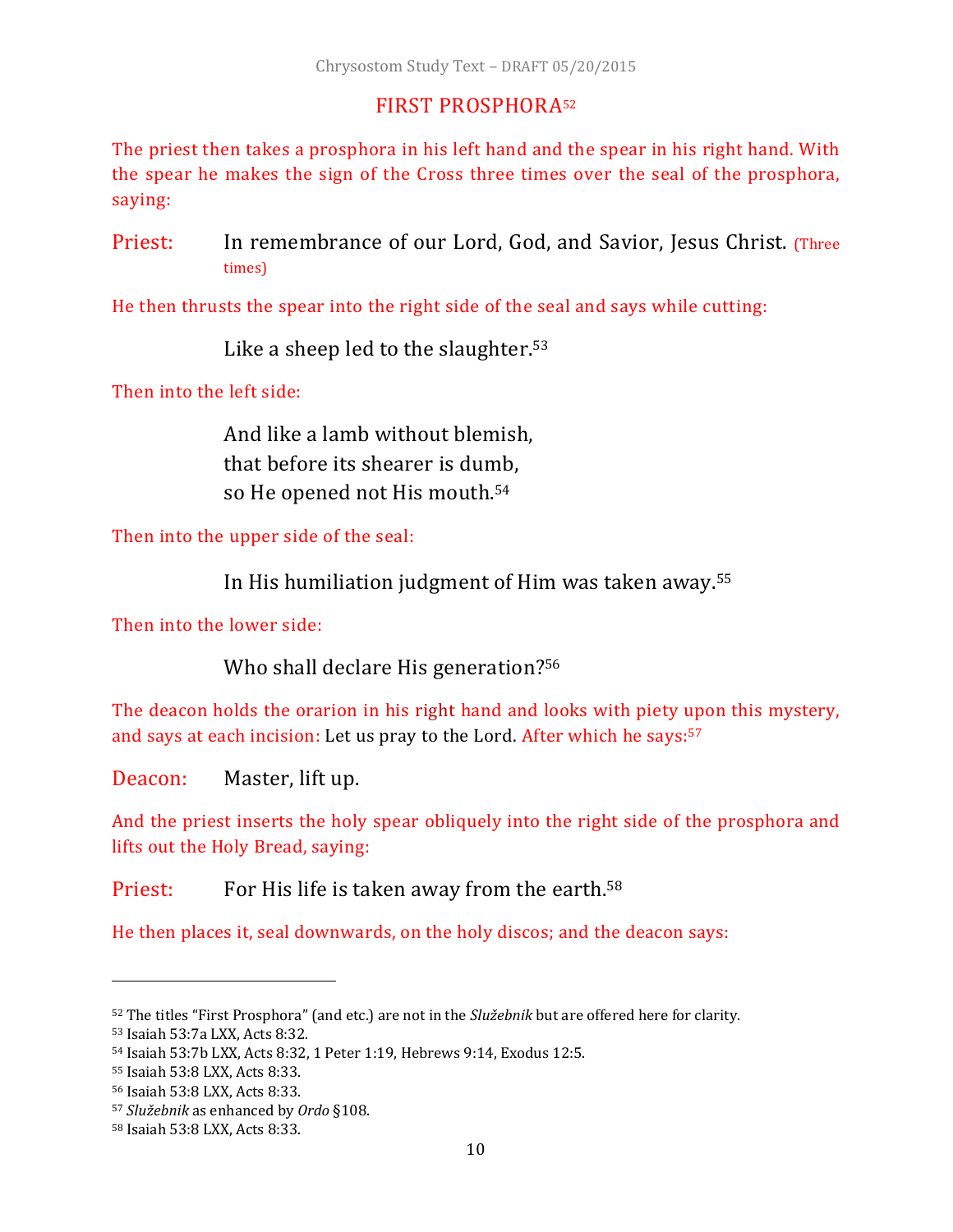## FIRST PROSPHORA[52]

The priest then takes a prosphora in his left hand and the spear in his right hand. With the spear he makes the sign of the Cross three times over the seal of the prosphora, saying:

Priest: In remembrance of our Lord, God, and Savior, Jesus Christ. (Three times)

He then thrusts the spear into the right side of the seal and says while cutting:

Like a sheep led to the slaughter.[53]

Then into the left side:

And like a lamb without blemish,
that before its shearer is dumb,
so He opened not His mouth.[54]

Then into the upper side of the seal:

In His humiliation judgment of Him was taken away.[55]

Then into the lower side:

Who shall declare His generation?[56]

The deacon holds the orarion in his right hand and looks with piety upon this mystery, and says at each incision: Let us pray to the Lord. After which he says:[57]

Deacon: Master, lift up.

And the priest inserts the holy spear obliquely into the right side of the prosphora and lifts out the Holy Bread, saying:

Priest: For His life is taken away from the earth.[58]

He then places it, seal downwards, on the holy discos; and the deacon says:

---

[52] The titles "First Prosphora" (and etc.) are not in the *Služebnik* but are offered here for clarity.
[53] Isaiah 53:7a LXX, Acts 8:32.
[54] Isaiah 53:7b LXX, Acts 8:32, 1 Peter 1:19, Hebrews 9:14, Exodus 12:5.
[55] Isaiah 53:8 LXX, Acts 8:33.
[56] Isaiah 53:8 LXX, Acts 8:33.
[57] *Služebnik* as enhanced by *Ordo* §108.
[58] Isaiah 53:8 LXX, Acts 8:33.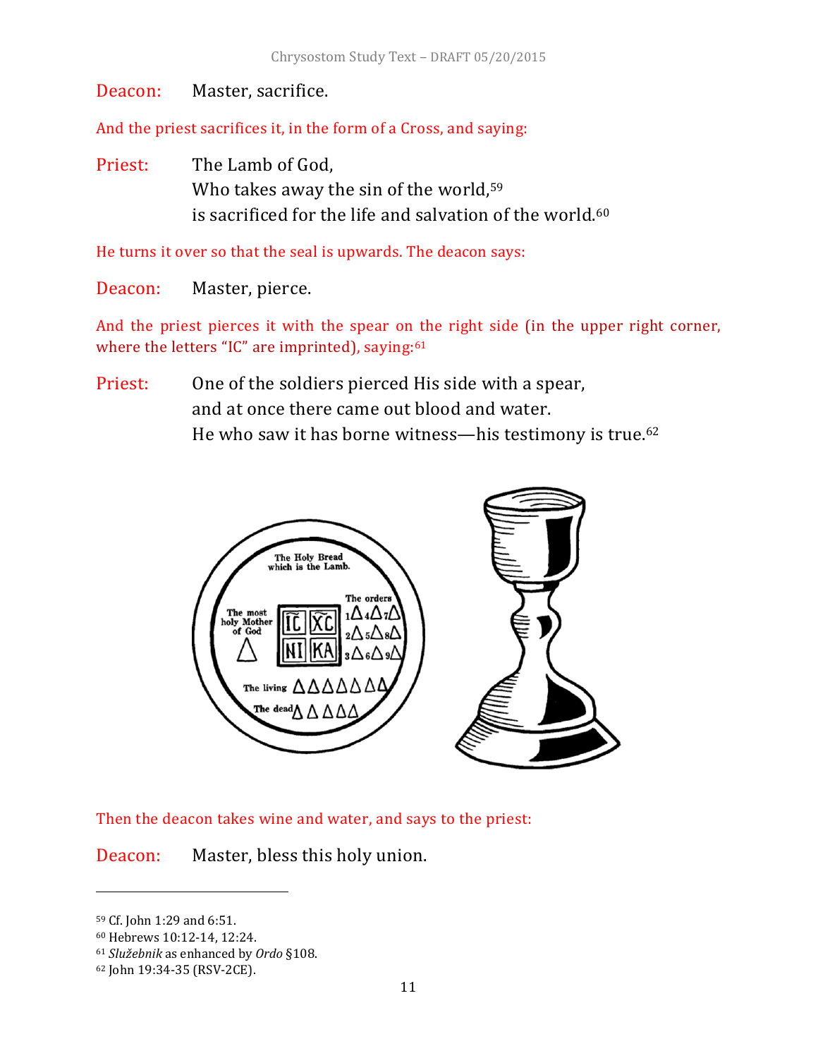Deacon: Master, sacrifice.

And the priest sacrifices it, in the form of a Cross, and saying:

Priest: The Lamb of God,
Who takes away the sin of the world,[59]
is sacrificed for the life and salvation of the world.[60]

He turns it over so that the seal is upwards. The deacon says:

Deacon: Master, pierce.

And the priest pierces it with the spear on the right side (in the upper right corner, where the letters "IC" are imprinted), saying:[61]

Priest: One of the soldiers pierced His side with a spear,
and at once there came out blood and water.
He who saw it has borne witness—his testimony is true.[62]

Then the deacon takes wine and water, and says to the priest:

Deacon: Master, bless this holy union.

---

[59] Cf. John 1:29 and 6:51.
[60] Hebrews 10:12-14, 12:24.
[61] *Služebnik* as enhanced by *Ordo* §108.
[62] John 19:34-35 (RSV-2CE).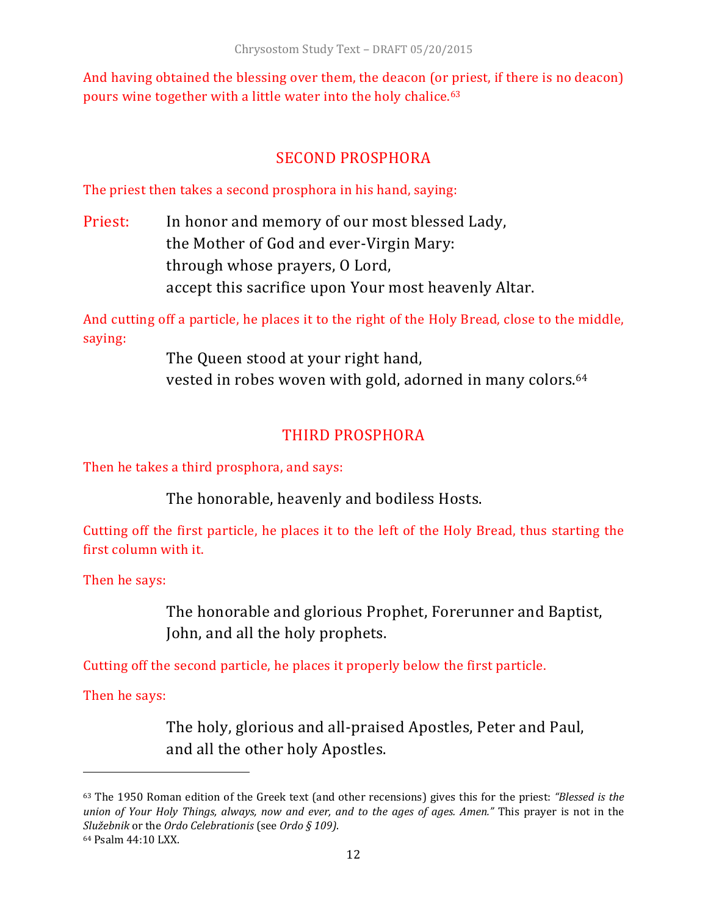And having obtained the blessing over them, the deacon (or priest, if there is no deacon) pours wine together with a little water into the holy chalice.[63]

## SECOND PROSPHORA

The priest then takes a second prosphora in his hand, saying:

Priest: In honor and memory of our most blessed Lady,
the Mother of God and ever-Virgin Mary:
through whose prayers, O Lord,
accept this sacrifice upon Your most heavenly Altar.

And cutting off a particle, he places it to the right of the Holy Bread, close to the middle, saying:

The Queen stood at your right hand,
vested in robes woven with gold, adorned in many colors.[64]

## THIRD PROSPHORA

Then he takes a third prosphora, and says:

The honorable, heavenly and bodiless Hosts.

Cutting off the first particle, he places it to the left of the Holy Bread, thus starting the first column with it.

Then he says:

The honorable and glorious Prophet, Forerunner and Baptist,
John, and all the holy prophets.

Cutting off the second particle, he places it properly below the first particle.

Then he says:

The holy, glorious and all-praised Apostles, Peter and Paul,
and all the other holy Apostles.

---

[63] The 1950 Roman edition of the Greek text (and other recensions) gives this for the priest: *"Blessed is the union of Your Holy Things, always, now and ever, and to the ages of ages. Amen."* This prayer is not in the *Služebnik* or the *Ordo Celebrationis* (see *Ordo § 109)*.

[64] Psalm 44:10 LXX.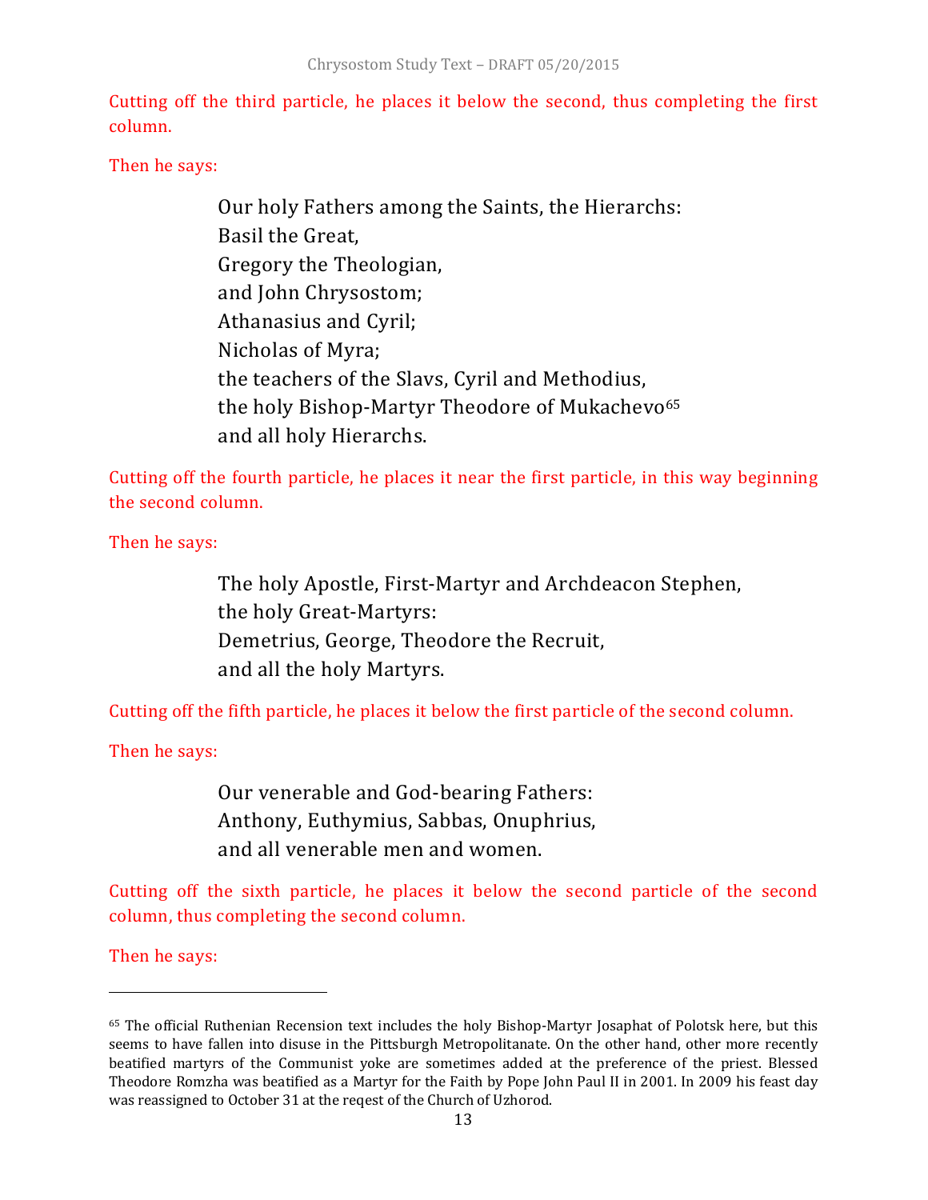Cutting off the third particle, he places it below the second, thus completing the first column.

Then he says:

> Our holy Fathers among the Saints, the Hierarchs:
> Basil the Great,
> Gregory the Theologian,
> and John Chrysostom;
> Athanasius and Cyril;
> Nicholas of Myra;
> the teachers of the Slavs, Cyril and Methodius,
> the holy Bishop-Martyr Theodore of Mukachevo[65]
> and all holy Hierarchs.

Cutting off the fourth particle, he places it near the first particle, in this way beginning the second column.

Then he says:

> The holy Apostle, First-Martyr and Archdeacon Stephen,
> the holy Great-Martyrs:
> Demetrius, George, Theodore the Recruit,
> and all the holy Martyrs.

Cutting off the fifth particle, he places it below the first particle of the second column.

Then he says:

> Our venerable and God-bearing Fathers:
> Anthony, Euthymius, Sabbas, Onuphrius,
> and all venerable men and women.

Cutting off the sixth particle, he places it below the second particle of the second column, thus completing the second column.

Then he says:

---

[65] The official Ruthenian Recension text includes the holy Bishop-Martyr Josaphat of Polotsk here, but this seems to have fallen into disuse in the Pittsburgh Metropolitanate. On the other hand, other more recently beatified martyrs of the Communist yoke are sometimes added at the preference of the priest. Blessed Theodore Romzha was beatified as a Martyr for the Faith by Pope John Paul II in 2001. In 2009 his feast day was reassigned to October 31 at the reqest of the Church of Uzhorod.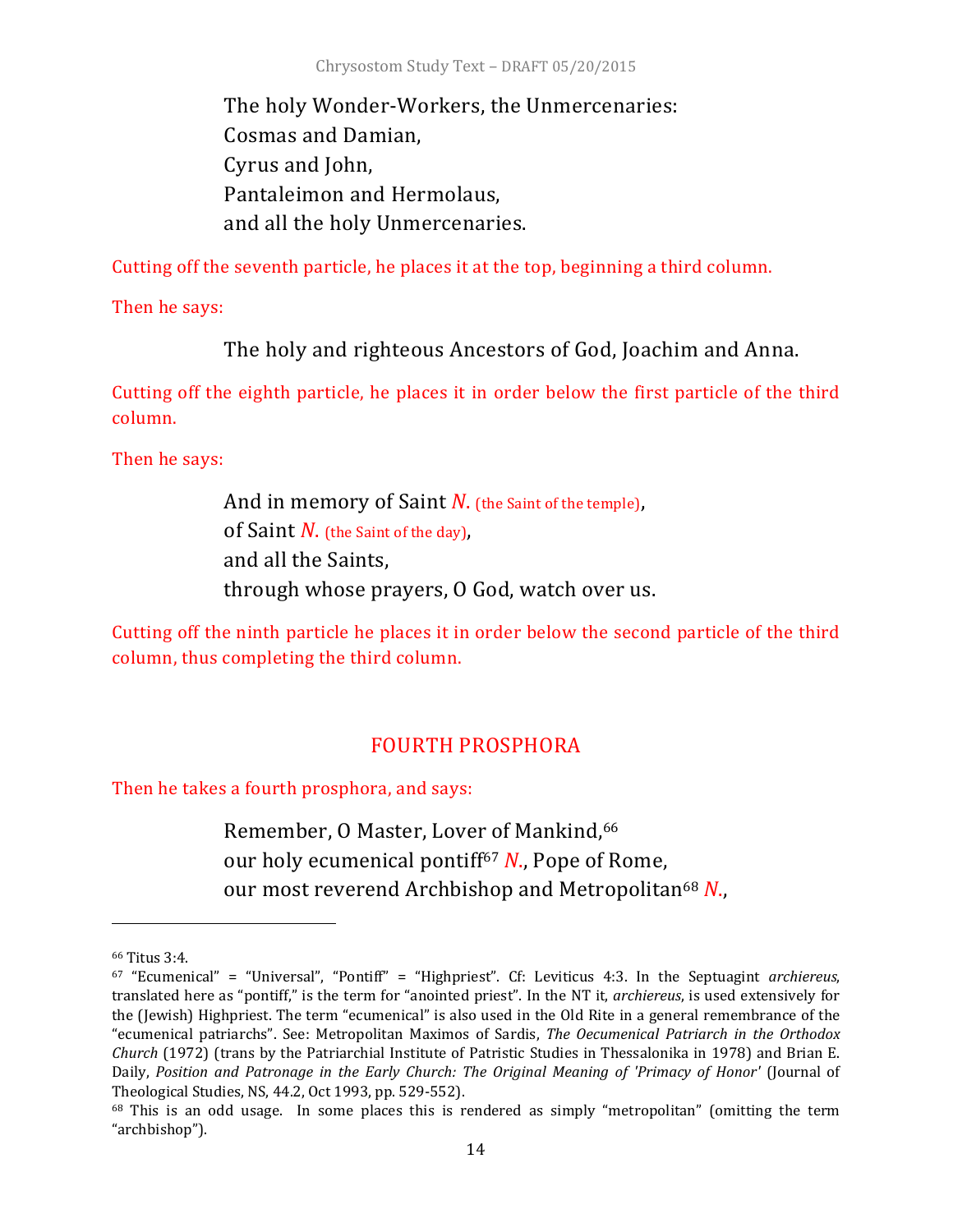The holy Wonder-Workers, the Unmercenaries:
Cosmas and Damian,
Cyrus and John,
Pantaleimon and Hermolaus,
and all the holy Unmercenaries.

Cutting off the seventh particle, he places it at the top, beginning a third column.

Then he says:

The holy and righteous Ancestors of God, Joachim and Anna.

Cutting off the eighth particle, he places it in order below the first particle of the third column.

Then he says:

And in memory of Saint *N.* (the Saint of the temple),
of Saint *N.* (the Saint of the day),
and all the Saints,
through whose prayers, O God, watch over us.

Cutting off the ninth particle he places it in order below the second particle of the third column, thus completing the third column.

## FOURTH PROSPHORA

Then he takes a fourth prosphora, and says:

Remember, O Master, Lover of Mankind,[66]
our holy ecumenical pontiff[67] *N.*, Pope of Rome,
our most reverend Archbishop and Metropolitan[68] *N.*,

---

[66] Titus 3:4.

[67] "Ecumenical" = "Universal", "Pontiff" = "Highpriest". Cf: Leviticus 4:3. In the Septuagint *archiereus*, translated here as "pontiff," is the term for "anointed priest". In the NT it, *archiereus*, is used extensively for the (Jewish) Highpriest. The term "ecumenical" is also used in the Old Rite in a general remembrance of the "ecumenical patriarchs". See: Metropolitan Maximos of Sardis, *The Oecumenical Patriarch in the Orthodox Church* (1972) (trans by the Patriarchial Institute of Patristic Studies in Thessalonika in 1978) and Brian E. Daily, *Position and Patronage in the Early Church: The Original Meaning of 'Primacy of Honor'* (Journal of Theological Studies, NS, 44.2, Oct 1993, pp. 529-552).

[68] This is an odd usage. In some places this is rendered as simply "metropolitan" (omitting the term "archbishop").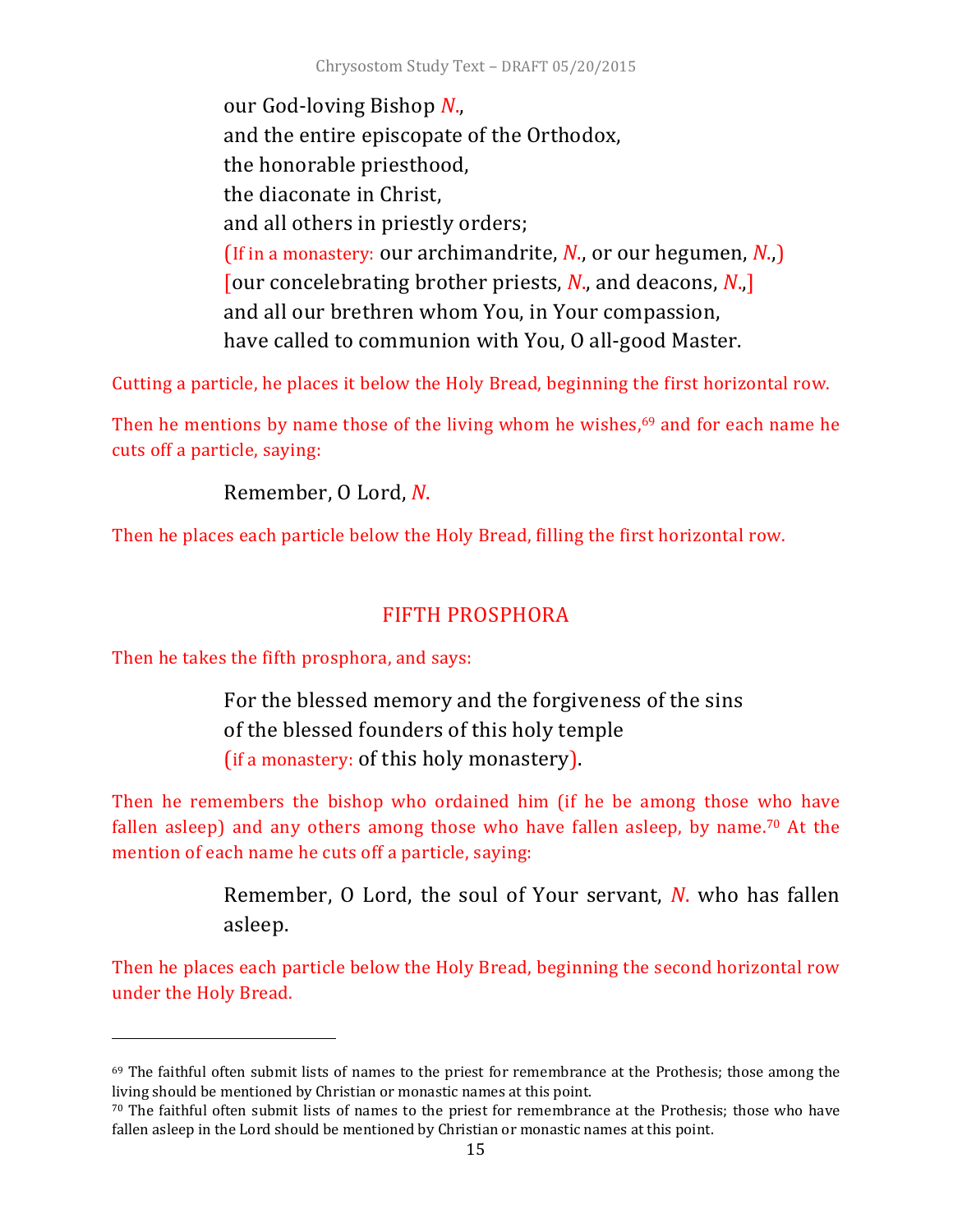our God-loving Bishop *N*.,
and the entire episcopate of the Orthodox,
the honorable priesthood,
the diaconate in Christ,
and all others in priestly orders;
(If in a monastery: our archimandrite, *N*., or our hegumen, *N*.,)
[our concelebrating brother priests, *N*., and deacons, *N*.,]
and all our brethren whom You, in Your compassion,
have called to communion with You, O all-good Master.

Cutting a particle, he places it below the Holy Bread, beginning the first horizontal row.

Then he mentions by name those of the living whom he wishes,[69] and for each name he cuts off a particle, saying:

Remember, O Lord, *N*.

Then he places each particle below the Holy Bread, filling the first horizontal row.

## FIFTH PROSPHORA

Then he takes the fifth prosphora, and says:

For the blessed memory and the forgiveness of the sins
of the blessed founders of this holy temple
(if a monastery: of this holy monastery).

Then he remembers the bishop who ordained him (if he be among those who have fallen asleep) and any others among those who have fallen asleep, by name.[70] At the mention of each name he cuts off a particle, saying:

Remember, O Lord, the soul of Your servant, *N*. who has fallen asleep.

Then he places each particle below the Holy Bread, beginning the second horizontal row under the Holy Bread.

---

[69] The faithful often submit lists of names to the priest for remembrance at the Prothesis; those among the living should be mentioned by Christian or monastic names at this point.

[70] The faithful often submit lists of names to the priest for remembrance at the Prothesis; those who have fallen asleep in the Lord should be mentioned by Christian or monastic names at this point.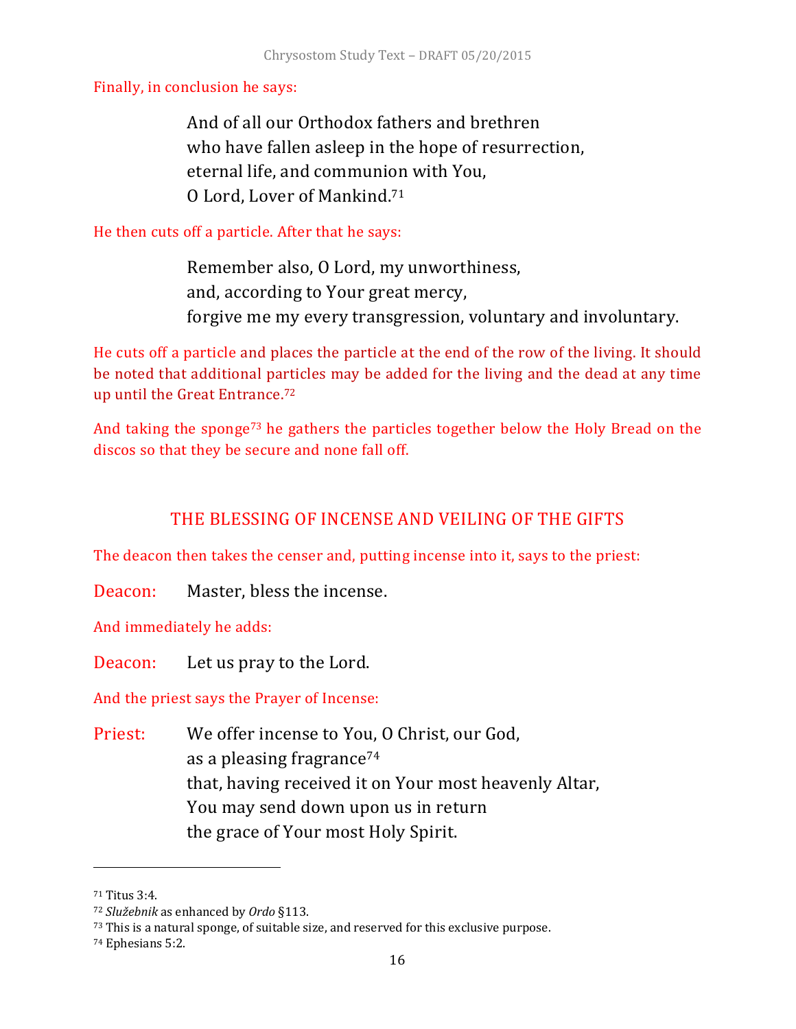Finally, in conclusion he says:

> And of all our Orthodox fathers and brethren
> who have fallen asleep in the hope of resurrection,
> eternal life, and communion with You,
> O Lord, Lover of Mankind.[71]

He then cuts off a particle. After that he says:

> Remember also, O Lord, my unworthiness,
> and, according to Your great mercy,
> forgive me my every transgression, voluntary and involuntary.

He cuts off a particle and places the particle at the end of the row of the living. It should be noted that additional particles may be added for the living and the dead at any time up until the Great Entrance.[72]

And taking the sponge[73] he gathers the particles together below the Holy Bread on the discos so that they be secure and none fall off.

## THE BLESSING OF INCENSE AND VEILING OF THE GIFTS

The deacon then takes the censer and, putting incense into it, says to the priest:

Deacon: Master, bless the incense.

And immediately he adds:

Deacon: Let us pray to the Lord.

And the priest says the Prayer of Incense:

Priest: We offer incense to You, O Christ, our God,
as a pleasing fragrance[74]
that, having received it on Your most heavenly Altar,
You may send down upon us in return
the grace of Your most Holy Spirit.

---

[71] Titus 3:4.
[72] *Služebnik* as enhanced by *Ordo* §113.
[73] This is a natural sponge, of suitable size, and reserved for this exclusive purpose.
[74] Ephesians 5:2.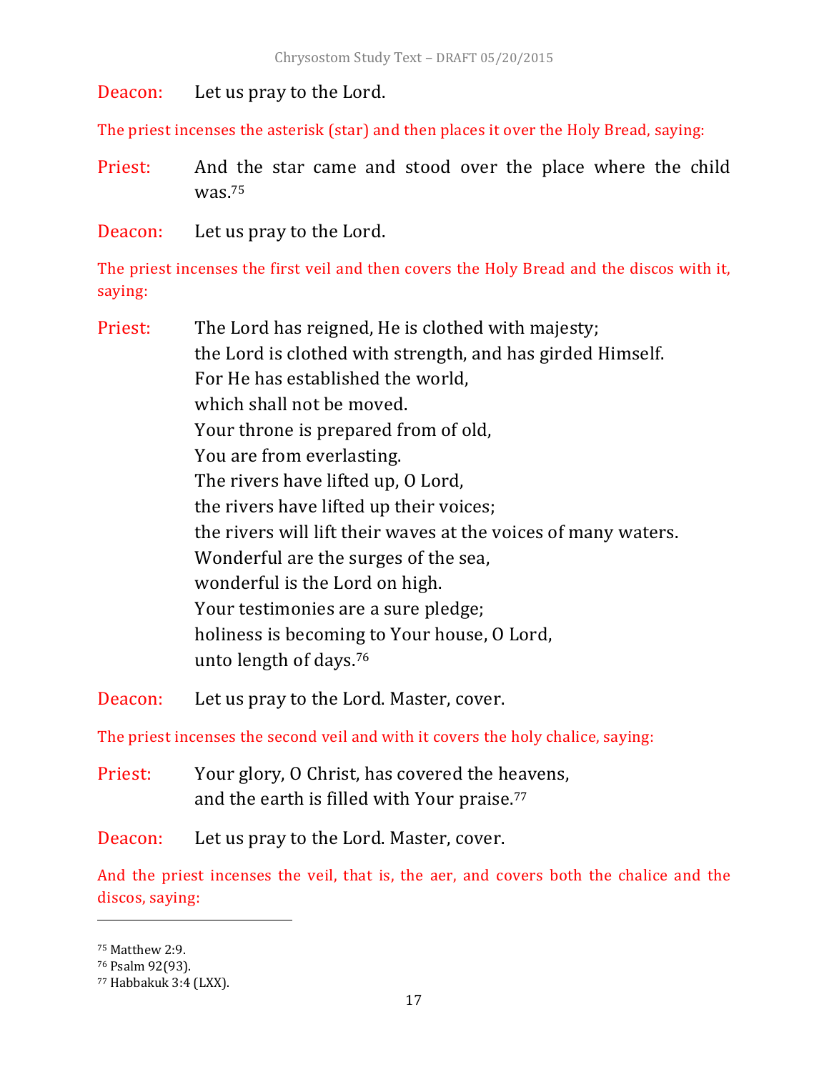Deacon: Let us pray to the Lord.

*The priest incenses the asterisk (star) and then places it over the Holy Bread, saying:*

Priest: And the star came and stood over the place where the child was.[75]

Deacon: Let us pray to the Lord.

*The priest incenses the first veil and then covers the Holy Bread and the discos with it, saying:*

Priest: The Lord has reigned, He is clothed with majesty;  
the Lord is clothed with strength, and has girded Himself.  
For He has established the world,  
which shall not be moved.  
Your throne is prepared from of old,  
You are from everlasting.  
The rivers have lifted up, O Lord,  
the rivers have lifted up their voices;  
the rivers will lift their waves at the voices of many waters.  
Wonderful are the surges of the sea,  
wonderful is the Lord on high.  
Your testimonies are a sure pledge;  
holiness is becoming to Your house, O Lord,  
unto length of days.[76]

Deacon: Let us pray to the Lord. Master, cover.

*The priest incenses the second veil and with it covers the holy chalice, saying:*

Priest: Your glory, O Christ, has covered the heavens,  
and the earth is filled with Your praise.[77]

Deacon: Let us pray to the Lord. Master, cover.

*And the priest incenses the veil, that is, the aer, and covers both the chalice and the discos, saying:*

---

[75] Matthew 2:9.  
[76] Psalm 92(93).  
[77] Habbakuk 3:4 (LXX).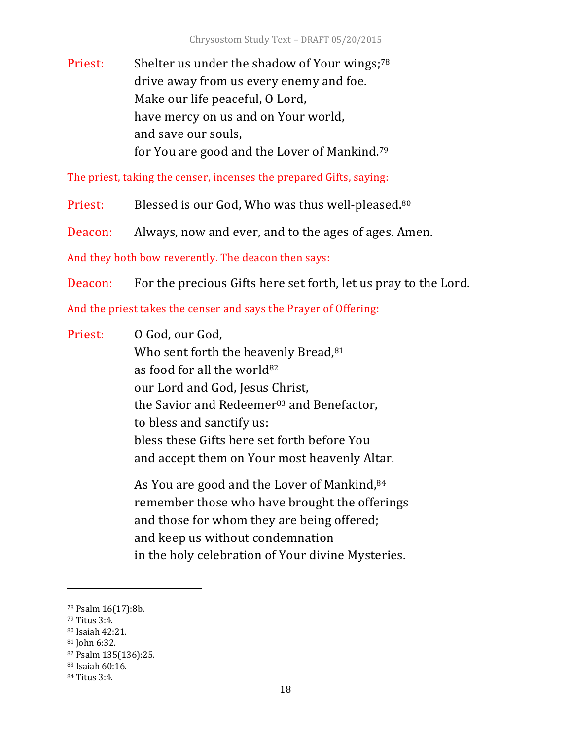Priest: Shelter us under the shadow of Your wings;[78]
drive away from us every enemy and foe.
Make our life peaceful, O Lord,
have mercy on us and on Your world,
and save our souls,
for You are good and the Lover of Mankind.[79]

The priest, taking the censer, incenses the prepared Gifts, saying:

Priest: Blessed is our God, Who was thus well-pleased.[80]

Deacon: Always, now and ever, and to the ages of ages. Amen.

And they both bow reverently. The deacon then says:

Deacon: For the precious Gifts here set forth, let us pray to the Lord.

And the priest takes the censer and says the Prayer of Offering:

Priest: O God, our God,
Who sent forth the heavenly Bread,[81]
as food for all the world[82]
our Lord and God, Jesus Christ,
the Savior and Redeemer[83] and Benefactor,
to bless and sanctify us:
bless these Gifts here set forth before You
and accept them on Your most heavenly Altar.

As You are good and the Lover of Mankind,[84]
remember those who have brought the offerings
and those for whom they are being offered;
and keep us without condemnation
in the holy celebration of Your divine Mysteries.

---

[78] Psalm 16(17):8b.
[79] Titus 3:4.
[80] Isaiah 42:21.
[81] John 6:32.
[82] Psalm 135(136):25.
[83] Isaiah 60:16.
[84] Titus 3:4.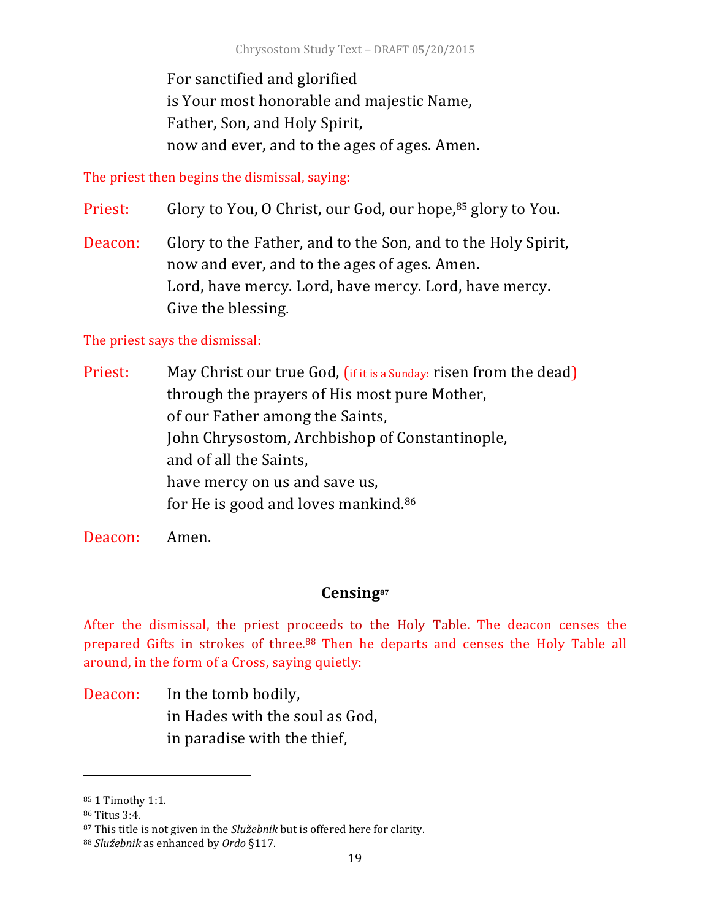For sanctified and glorified
is Your most honorable and majestic Name,
Father, Son, and Holy Spirit,
now and ever, and to the ages of ages. Amen.

The priest then begins the dismissal, saying:

Priest: Glory to You, O Christ, our God, our hope,[85] glory to You.

Deacon: Glory to the Father, and to the Son, and to the Holy Spirit,
now and ever, and to the ages of ages. Amen.
Lord, have mercy. Lord, have mercy. Lord, have mercy.
Give the blessing.

The priest says the dismissal:

Priest: May Christ our true God, (if it is a Sunday: risen from the dead)
through the prayers of His most pure Mother,
of our Father among the Saints,
John Chrysostom, Archbishop of Constantinople,
and of all the Saints,
have mercy on us and save us,
for He is good and loves mankind.[86]

Deacon: Amen.

## Censing[87]

After the dismissal, the priest proceeds to the Holy Table. The deacon censes the prepared Gifts in strokes of three.[88] Then he departs and censes the Holy Table all around, in the form of a Cross, saying quietly:

Deacon: In the tomb bodily,
in Hades with the soul as God,
in paradise with the thief,

---

[85] 1 Timothy 1:1.
[86] Titus 3:4.
[87] This title is not given in the *Služebnik* but is offered here for clarity.
[88] *Služebnik* as enhanced by *Ordo* §117.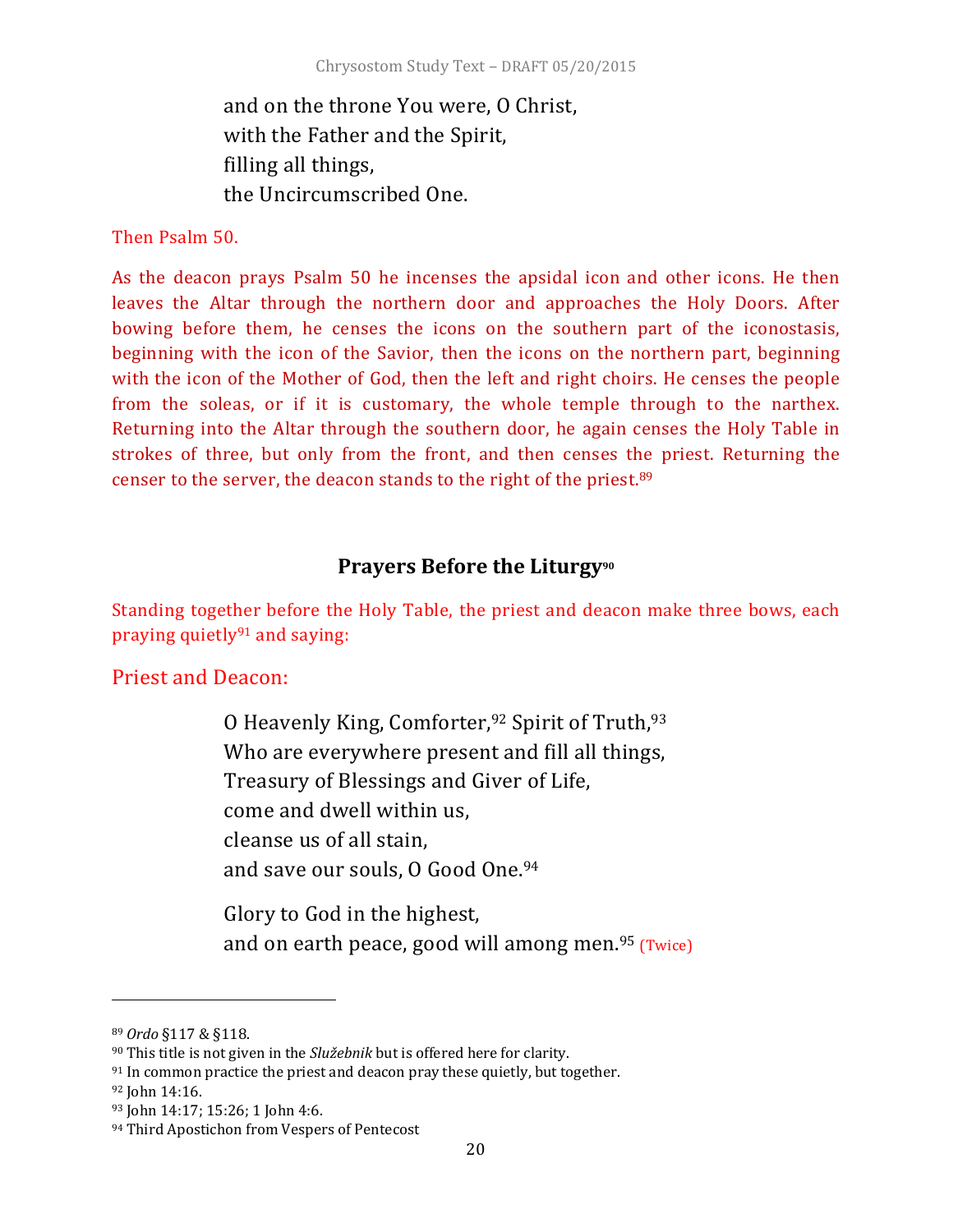and on the throne You were, O Christ,
with the Father and the Spirit,
filling all things,
the Uncircumscribed One.

Then Psalm 50.

As the deacon prays Psalm 50 he incenses the apsidal icon and other icons. He then leaves the Altar through the northern door and approaches the Holy Doors. After bowing before them, he censes the icons on the southern part of the iconostasis, beginning with the icon of the Savior, then the icons on the northern part, beginning with the icon of the Mother of God, then the left and right choirs. He censes the people from the soleas, or if it is customary, the whole temple through to the narthex. Returning into the Altar through the southern door, he again censes the Holy Table in strokes of three, but only from the front, and then censes the priest. Returning the censer to the server, the deacon stands to the right of the priest.[89]

## Prayers Before the Liturgy[90]

Standing together before the Holy Table, the priest and deacon make three bows, each praying quietly[91] and saying:

Priest and Deacon:

O Heavenly King, Comforter,[92] Spirit of Truth,[93]
Who are everywhere present and fill all things,
Treasury of Blessings and Giver of Life,
come and dwell within us,
cleanse us of all stain,
and save our souls, O Good One.[94]

Glory to God in the highest,
and on earth peace, good will among men.[95] (Twice)

---

[89] *Ordo* §117 & §118.
[90] This title is not given in the *Služebnik* but is offered here for clarity.
[91] In common practice the priest and deacon pray these quietly, but together.
[92] John 14:16.
[93] John 14:17; 15:26; 1 John 4:6.
[94] Third Apostichon from Vespers of Pentecost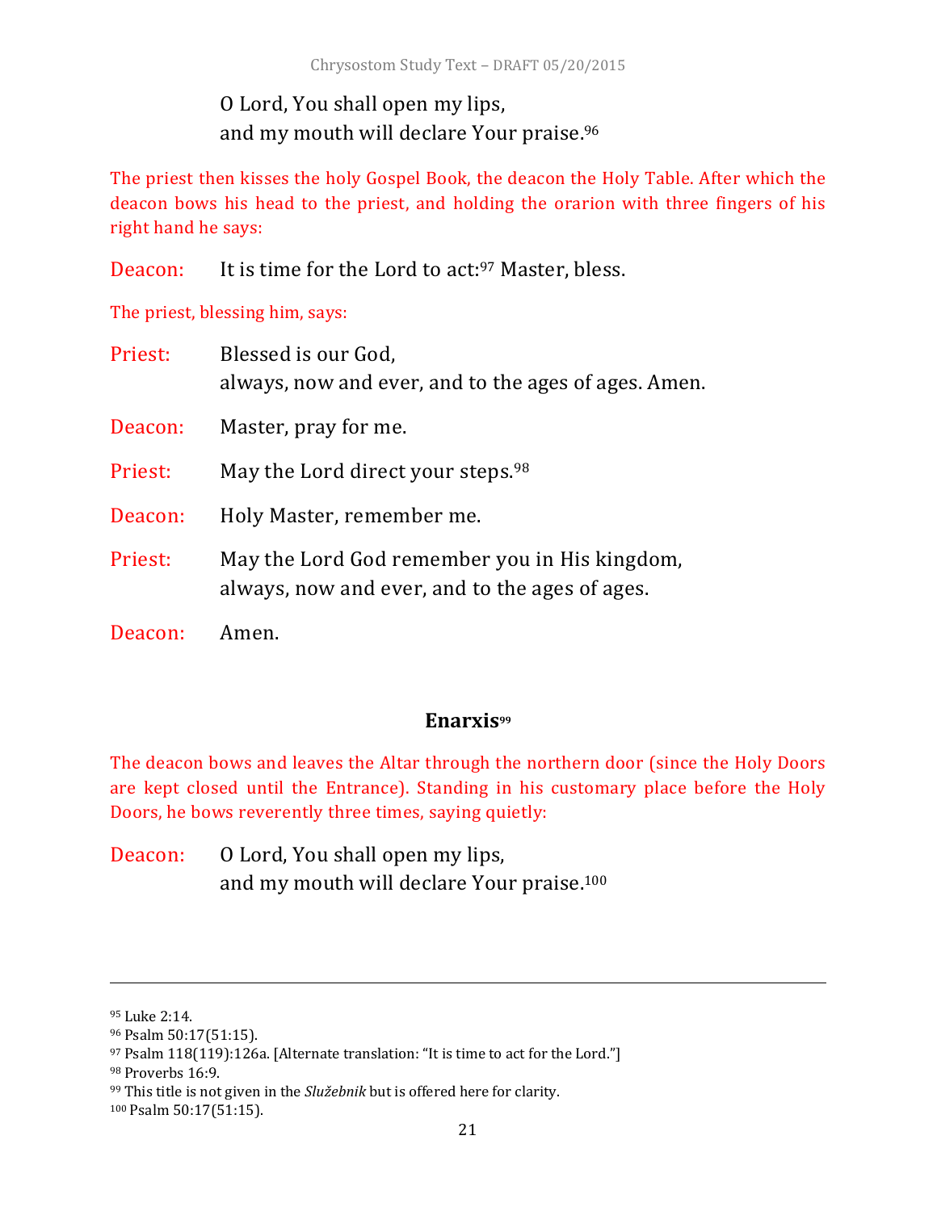O Lord, You shall open my lips,
and my mouth will declare Your praise.[96]

The priest then kisses the holy Gospel Book, the deacon the Holy Table. After which the deacon bows his head to the priest, and holding the orarion with three fingers of his right hand he says:

Deacon: It is time for the Lord to act:[97] Master, bless.

The priest, blessing him, says:

Priest: Blessed is our God,
always, now and ever, and to the ages of ages. Amen.

Deacon: Master, pray for me.

Priest: May the Lord direct your steps.[98]

Deacon: Holy Master, remember me.

Priest: May the Lord God remember you in His kingdom,
always, now and ever, and to the ages of ages.

Deacon: Amen.

### Enarxis[99]

The deacon bows and leaves the Altar through the northern door (since the Holy Doors are kept closed until the Entrance). Standing in his customary place before the Holy Doors, he bows reverently three times, saying quietly:

Deacon: O Lord, You shall open my lips,
and my mouth will declare Your praise.[100]

---

[95] Luke 2:14.
[96] Psalm 50:17(51:15).
[97] Psalm 118(119):126a. [Alternate translation: "It is time to act for the Lord."]
[98] Proverbs 16:9.
[99] This title is not given in the *Služebnik* but is offered here for clarity.
[100] Psalm 50:17(51:15).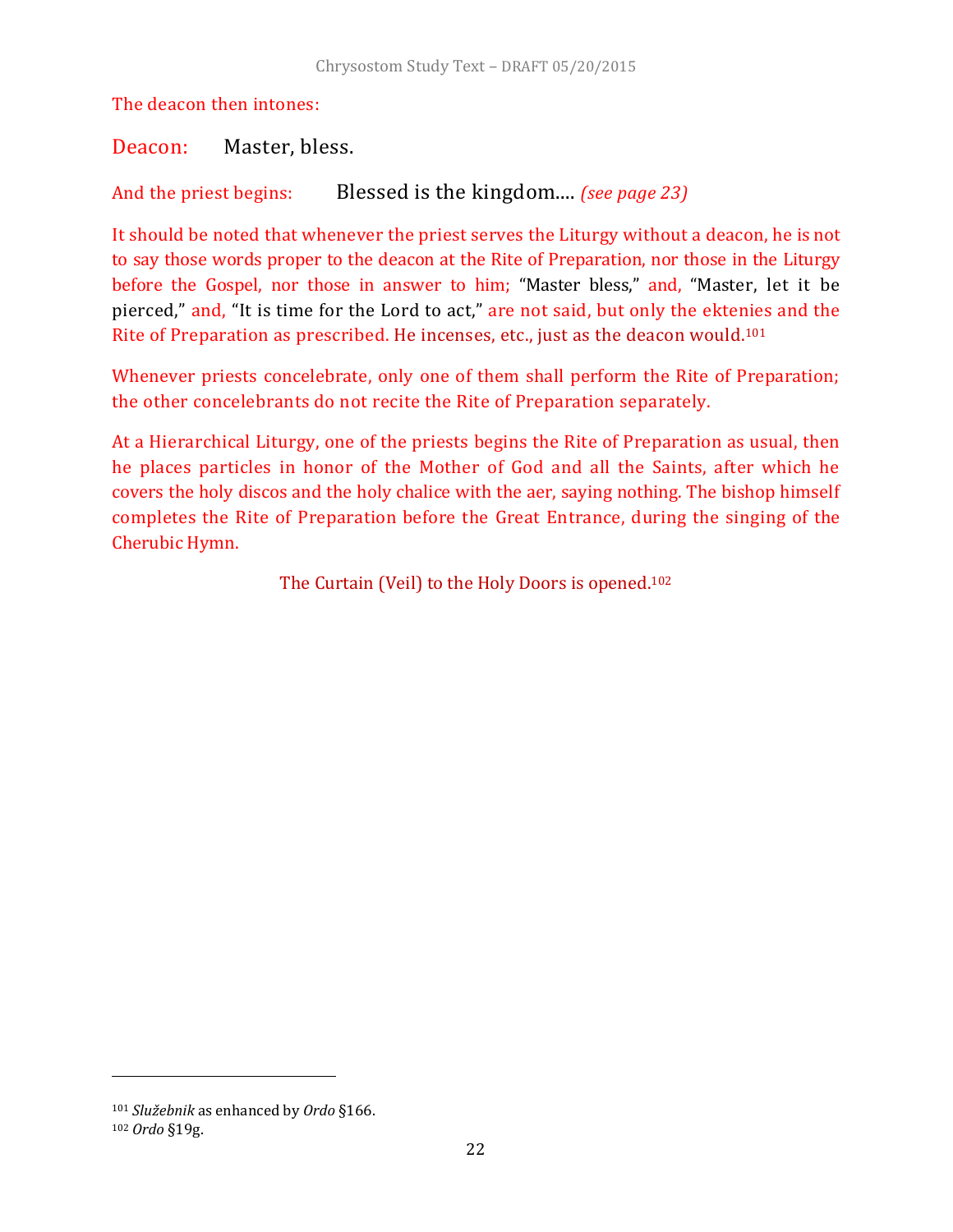The deacon then intones:

Deacon: Master, bless.

And the priest begins: Blessed is the kingdom.... *(see page 23)*

It should be noted that whenever the priest serves the Liturgy without a deacon, he is not to say those words proper to the deacon at the Rite of Preparation, nor those in the Liturgy before the Gospel, nor those in answer to him; "Master bless," and, "Master, let it be pierced," and, "It is time for the Lord to act," are not said, but only the ektenies and the Rite of Preparation as prescribed. He incenses, etc., just as the deacon would.[101]

Whenever priests concelebrate, only one of them shall perform the Rite of Preparation; the other concelebrants do not recite the Rite of Preparation separately.

At a Hierarchical Liturgy, one of the priests begins the Rite of Preparation as usual, then he places particles in honor of the Mother of God and all the Saints, after which he covers the holy discos and the holy chalice with the aer, saying nothing. The bishop himself completes the Rite of Preparation before the Great Entrance, during the singing of the Cherubic Hymn.

The Curtain (Veil) to the Holy Doors is opened.[102]

---

[101] *Služebnik* as enhanced by *Ordo* §166.

[102] *Ordo* §19g.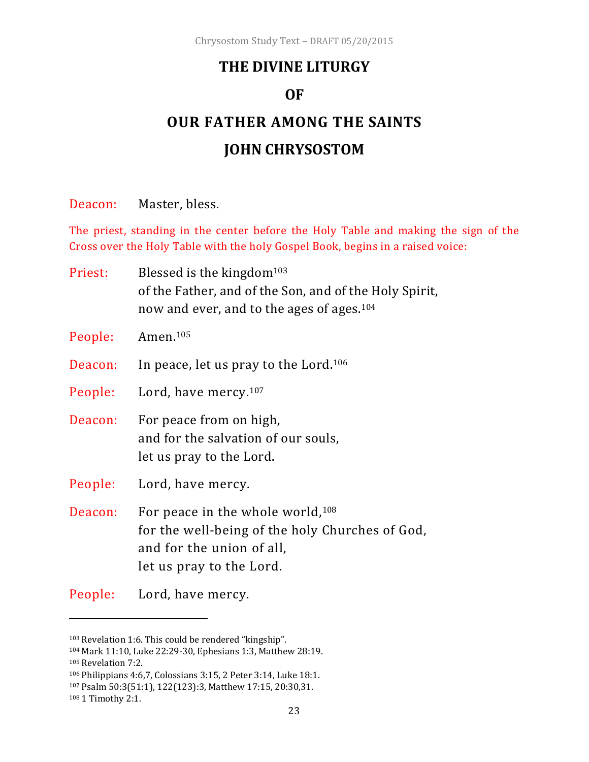# THE DIVINE LITURGY

# OF

# OUR FATHER AMONG THE SAINTS

# JOHN CHRYSOSTOM

Deacon: Master, bless.

The priest, standing in the center before the Holy Table and making the sign of the Cross over the Holy Table with the holy Gospel Book, begins in a raised voice:

Priest: Blessed is the kingdom[103]
of the Father, and of the Son, and of the Holy Spirit,
now and ever, and to the ages of ages.[104]

People: Amen.[105]

Deacon: In peace, let us pray to the Lord.[106]

People: Lord, have mercy.[107]

Deacon: For peace from on high,
and for the salvation of our souls,
let us pray to the Lord.

People: Lord, have mercy.

Deacon: For peace in the whole world,[108]
for the well-being of the holy Churches of God,
and for the union of all,
let us pray to the Lord.

People: Lord, have mercy.

---

[103] Revelation 1:6. This could be rendered "kingship".
[104] Mark 11:10, Luke 22:29-30, Ephesians 1:3, Matthew 28:19.
[105] Revelation 7:2.
[106] Philippians 4:6,7, Colossians 3:15, 2 Peter 3:14, Luke 18:1.
[107] Psalm 50:3(51:1), 122(123):3, Matthew 17:15, 20:30,31.
[108] 1 Timothy 2:1.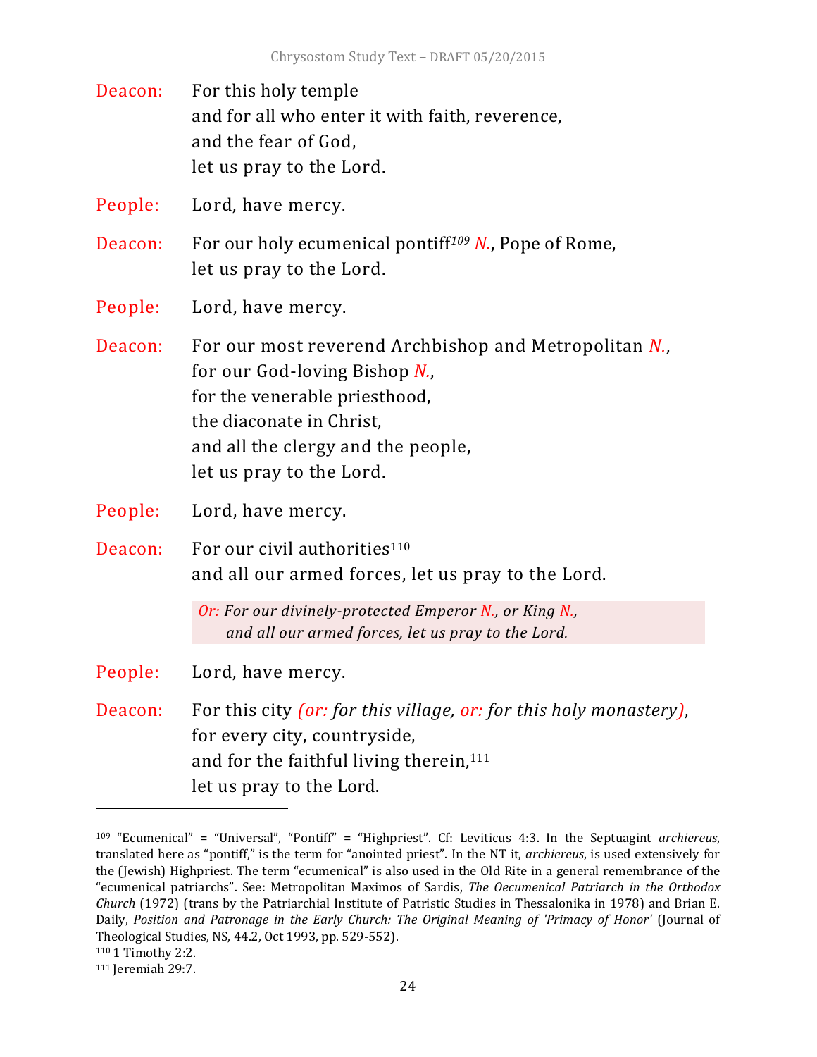Deacon: For this holy temple
and for all who enter it with faith, reverence,
and the fear of God,
let us pray to the Lord.

People: Lord, have mercy.

Deacon: For our holy ecumenical pontiff[109] *N.*, Pope of Rome,
let us pray to the Lord.

People: Lord, have mercy.

Deacon: For our most reverend Archbishop and Metropolitan *N.*,
for our God-loving Bishop *N.*,
for the venerable priesthood,
the diaconate in Christ,
and all the clergy and the people,
let us pray to the Lord.

People: Lord, have mercy.

Deacon: For our civil authorities[110]
and all our armed forces, let us pray to the Lord.

> *Or: For our divinely-protected Emperor N., or King N.,*
> *and all our armed forces, let us pray to the Lord.*

People: Lord, have mercy.

Deacon: For this city *(or: for this village, or: for this holy monastery)*,
for every city, countryside,
and for the faithful living therein,[111]
let us pray to the Lord.

---

[109] "Ecumenical" = "Universal", "Pontiff" = "Highpriest". Cf: Leviticus 4:3. In the Septuagint *archiereus*, translated here as "pontiff," is the term for "anointed priest". In the NT it, *archiereus*, is used extensively for the (Jewish) Highpriest. The term "ecumenical" is also used in the Old Rite in a general remembrance of the "ecumenical patriarchs". See: Metropolitan Maximos of Sardis, *The Oecumenical Patriarch in the Orthodox Church* (1972) (trans by the Patriarchial Institute of Patristic Studies in Thessalonika in 1978) and Brian E. Daily, *Position and Patronage in the Early Church: The Original Meaning of 'Primacy of Honor'* (Journal of Theological Studies, NS, 44.2, Oct 1993, pp. 529-552).

[110] 1 Timothy 2:2.

[111] Jeremiah 29:7.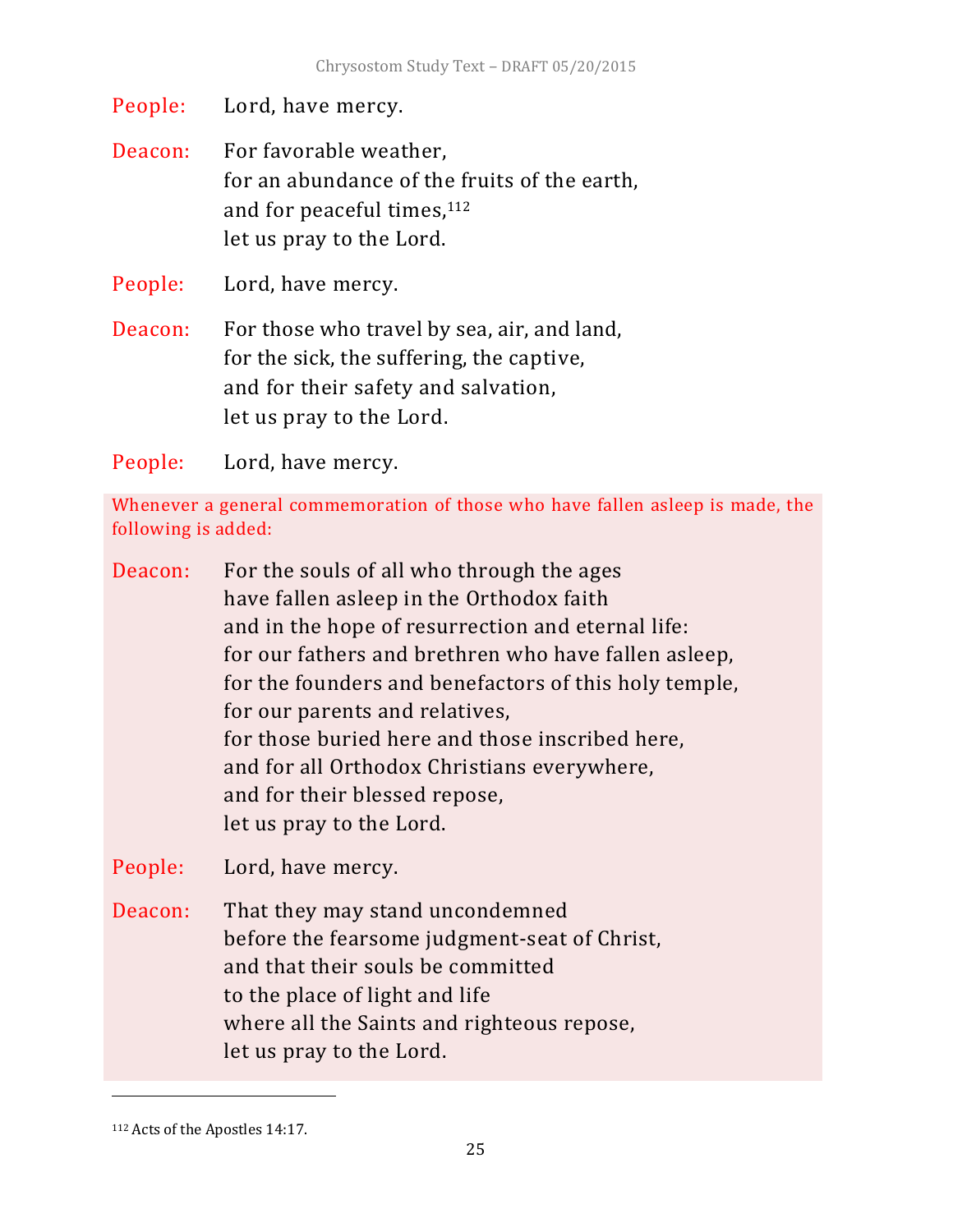People: Lord, have mercy.

Deacon: For favorable weather,
for an abundance of the fruits of the earth,
and for peaceful times,[112]
let us pray to the Lord.

People: Lord, have mercy.

Deacon: For those who travel by sea, air, and land,
for the sick, the suffering, the captive,
and for their safety and salvation,
let us pray to the Lord.

People: Lord, have mercy.

*Whenever a general commemoration of those who have fallen asleep is made, the following is added:*

Deacon: For the souls of all who through the ages
have fallen asleep in the Orthodox faith
and in the hope of resurrection and eternal life:
for our fathers and brethren who have fallen asleep,
for the founders and benefactors of this holy temple,
for our parents and relatives,
for those buried here and those inscribed here,
and for all Orthodox Christians everywhere,
and for their blessed repose,
let us pray to the Lord.

People: Lord, have mercy.

Deacon: That they may stand uncondemned
before the fearsome judgment-seat of Christ,
and that their souls be committed
to the place of light and life
where all the Saints and righteous repose,
let us pray to the Lord.

---

[112] Acts of the Apostles 14:17.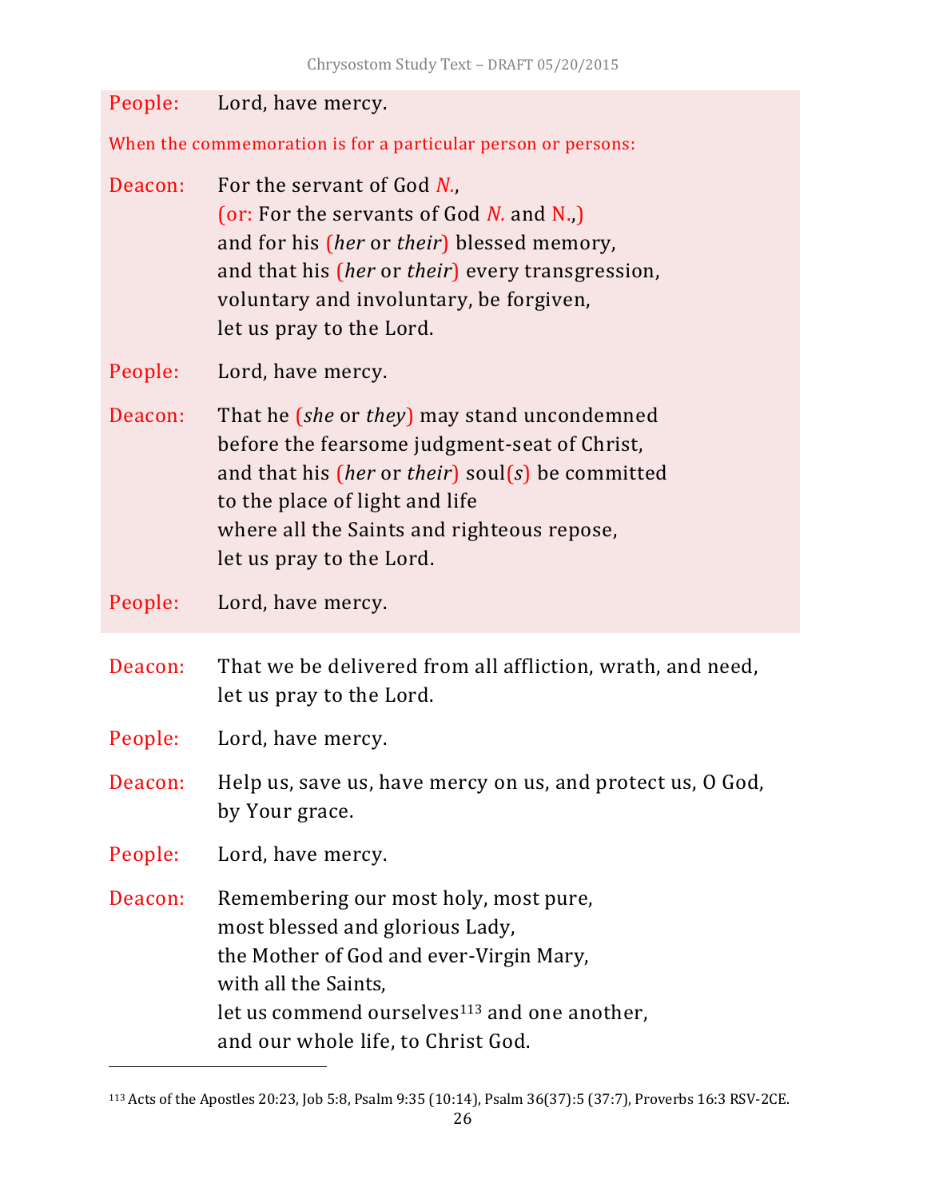People: Lord, have mercy.

When the commemoration is for a particular person or persons:

Deacon: For the servant of God *N.*,
(or: For the servants of God *N.* and N.,)
and for his (*her* or *their*) blessed memory,
and that his (*her* or *their*) every transgression,
voluntary and involuntary, be forgiven,
let us pray to the Lord.

People: Lord, have mercy.

Deacon: That he (*she* or *they*) may stand uncondemned
before the fearsome judgment-seat of Christ,
and that his (*her* or *their*) soul(*s*) be committed
to the place of light and life
where all the Saints and righteous repose,
let us pray to the Lord.

People: Lord, have mercy.

Deacon: That we be delivered from all affliction, wrath, and need,
let us pray to the Lord.

People: Lord, have mercy.

Deacon: Help us, save us, have mercy on us, and protect us, O God,
by Your grace.

People: Lord, have mercy.

Deacon: Remembering our most holy, most pure,
most blessed and glorious Lady,
the Mother of God and ever-Virgin Mary,
with all the Saints,
let us commend ourselves[113] and one another,
and our whole life, to Christ God.

---

[113] Acts of the Apostles 20:23, Job 5:8, Psalm 9:35 (10:14), Psalm 36(37):5 (37:7), Proverbs 16:3 RSV-2CE.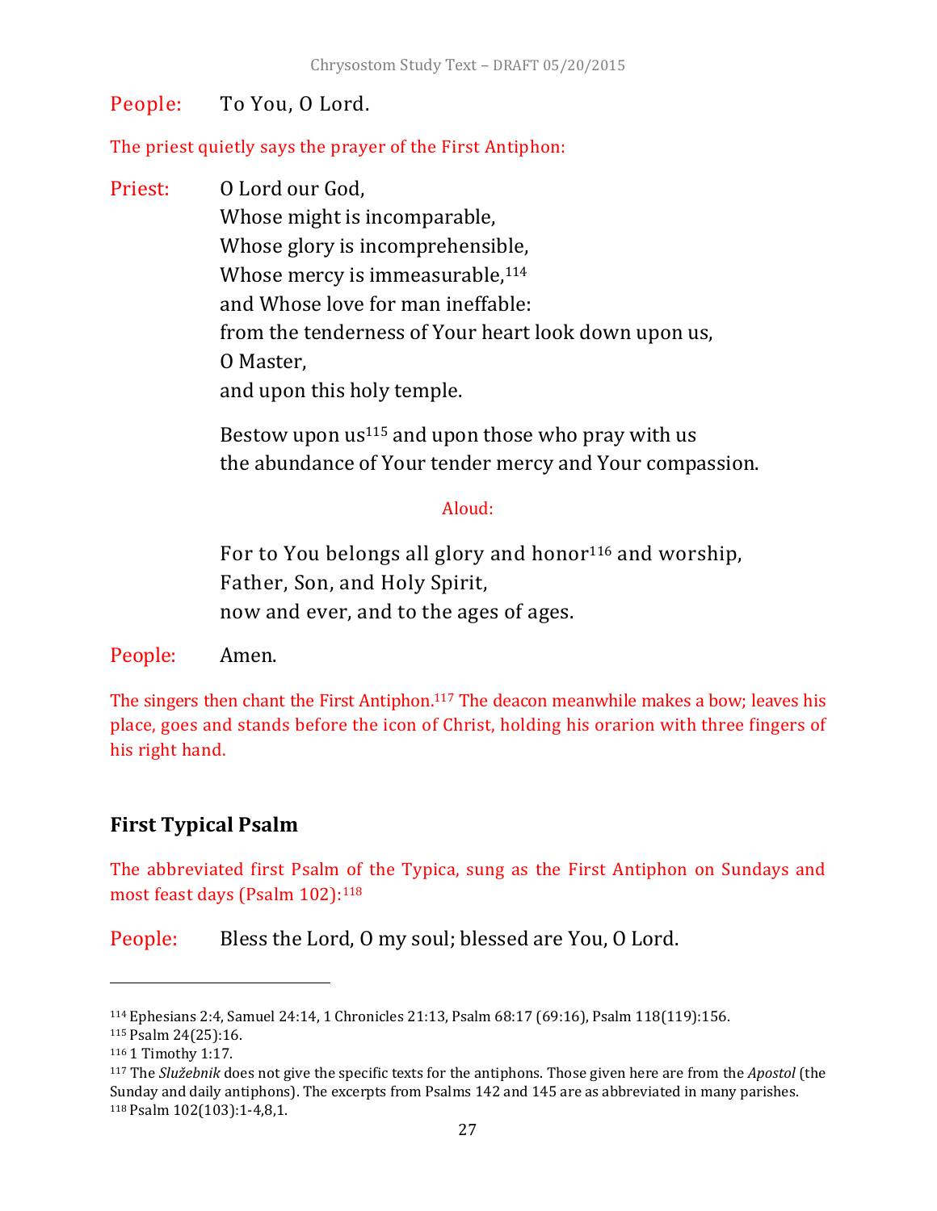People: To You, O Lord.

The priest quietly says the prayer of the First Antiphon:

Priest: O Lord our God,
Whose might is incomparable,
Whose glory is incomprehensible,
Whose mercy is immeasurable,[114]
and Whose love for man ineffable:
from the tenderness of Your heart look down upon us,
O Master,
and upon this holy temple.

Bestow upon us[115] and upon those who pray with us
the abundance of Your tender mercy and Your compassion.

Aloud:

For to You belongs all glory and honor[116] and worship,
Father, Son, and Holy Spirit,
now and ever, and to the ages of ages.

People: Amen.

The singers then chant the First Antiphon.[117] The deacon meanwhile makes a bow; leaves his place, goes and stands before the icon of Christ, holding his orarion with three fingers of his right hand.

## First Typical Psalm

The abbreviated first Psalm of the Typica, sung as the First Antiphon on Sundays and most feast days (Psalm 102):[118]

People: Bless the Lord, O my soul; blessed are You, O Lord.

---

[114] Ephesians 2:4, Samuel 24:14, 1 Chronicles 21:13, Psalm 68:17 (69:16), Psalm 118(119):156.
[115] Psalm 24(25):16.
[116] 1 Timothy 1:17.
[117] The *Služebnik* does not give the specific texts for the antiphons. Those given here are from the *Apostol* (the Sunday and daily antiphons). The excerpts from Psalms 142 and 145 are as abbreviated in many parishes.
[118] Psalm 102(103):1-4,8,1.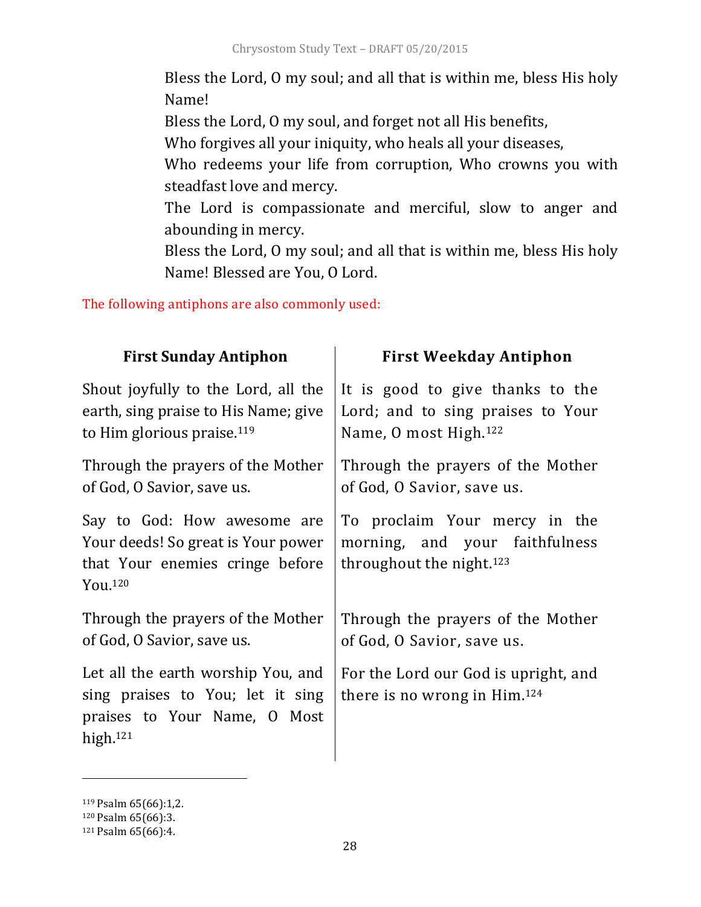Bless the Lord, O my soul; and all that is within me, bless His holy Name!
Bless the Lord, O my soul, and forget not all His benefits,
Who forgives all your iniquity, who heals all your diseases,
Who redeems your life from corruption, Who crowns you with steadfast love and mercy.
The Lord is compassionate and merciful, slow to anger and abounding in mercy.
Bless the Lord, O my soul; and all that is within me, bless His holy Name! Blessed are You, O Lord.

The following antiphons are also commonly used:

| **First Sunday Antiphon** | **First Weekday Antiphon** |
|---|---|
| Shout joyfully to the Lord, all the earth, sing praise to His Name; give to Him glorious praise.[119] | It is good to give thanks to the Lord; and to sing praises to Your Name, O most High.[122] |
| Through the prayers of the Mother of God, O Savior, save us. | Through the prayers of the Mother of God, O Savior, save us. |
| Say to God: How awesome are Your deeds! So great is Your power that Your enemies cringe before You.[120] | To proclaim Your mercy in the morning, and your faithfulness throughout the night.[123] |
| Through the prayers of the Mother of God, O Savior, save us. | Through the prayers of the Mother of God, O Savior, save us. |
| Let all the earth worship You, and sing praises to You; let it sing praises to Your Name, O Most high.[121] | For the Lord our God is upright, and there is no wrong in Him.[124] |

[119] Psalm 65(66):1,2.
[120] Psalm 65(66):3.
[121] Psalm 65(66):4.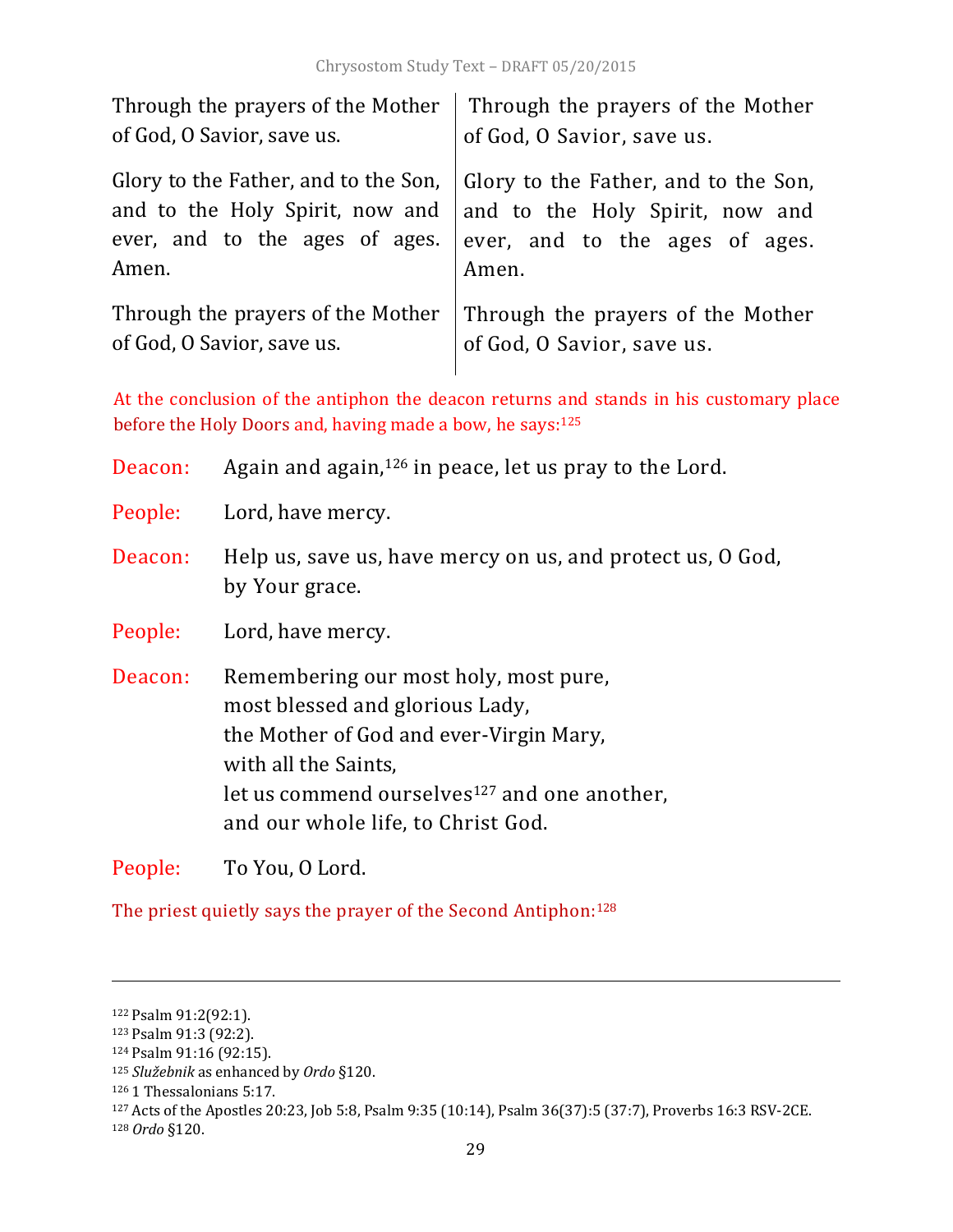| | |
|---|---|
| Through the prayers of the Mother of God, O Savior, save us. | Through the prayers of the Mother of God, O Savior, save us. |
| Glory to the Father, and to the Son, and to the Holy Spirit, now and ever, and to the ages of ages. Amen. | Glory to the Father, and to the Son, and to the Holy Spirit, now and ever, and to the ages of ages. Amen. |
| Through the prayers of the Mother of God, O Savior, save us. | Through the prayers of the Mother of God, O Savior, save us. |

At the conclusion of the antiphon the deacon returns and stands in his customary place before the Holy Doors and, having made a bow, he says:[125]

Deacon: Again and again,[126] in peace, let us pray to the Lord.

People: Lord, have mercy.

Deacon: Help us, save us, have mercy on us, and protect us, O God, by Your grace.

People: Lord, have mercy.

Deacon: Remembering our most holy, most pure,
most blessed and glorious Lady,
the Mother of God and ever-Virgin Mary,
with all the Saints,
let us commend ourselves[127] and one another,
and our whole life, to Christ God.

People: To You, O Lord.

The priest quietly says the prayer of the Second Antiphon:[128]

---

[122] Psalm 91:2(92:1).
[123] Psalm 91:3 (92:2).
[124] Psalm 91:16 (92:15).
[125] *Služebnik* as enhanced by *Ordo* §120.
[126] 1 Thessalonians 5:17.
[127] Acts of the Apostles 20:23, Job 5:8, Psalm 9:35 (10:14), Psalm 36(37):5 (37:7), Proverbs 16:3 RSV-2CE.
[128] *Ordo* §120.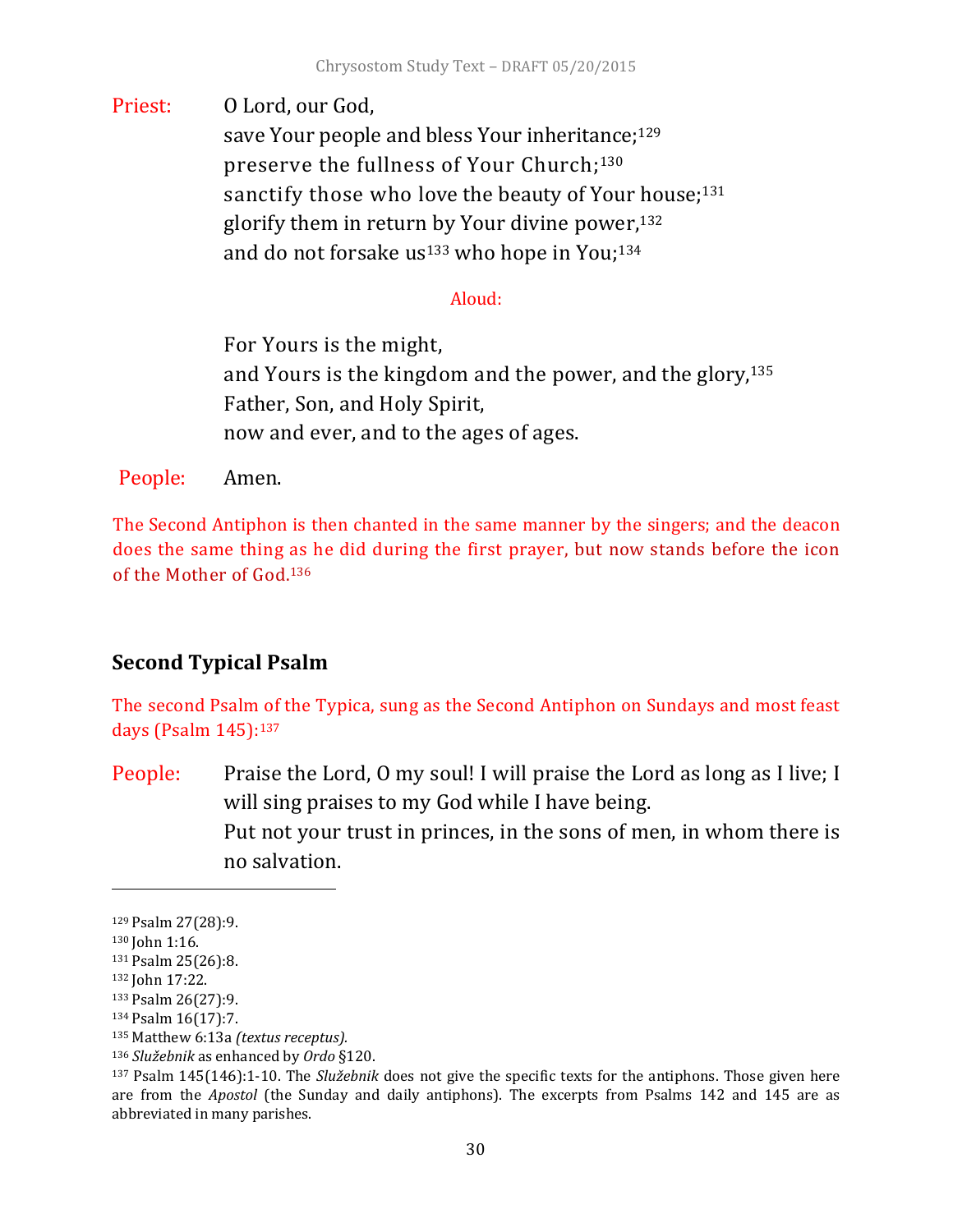Priest: O Lord, our God,
save Your people and bless Your inheritance;[129]
preserve the fullness of Your Church;[130]
sanctify those who love the beauty of Your house;[131]
glorify them in return by Your divine power,[132]
and do not forsake us[133] who hope in You;[134]

Aloud:

For Yours is the might,
and Yours is the kingdom and the power, and the glory,[135]
Father, Son, and Holy Spirit,
now and ever, and to the ages of ages.

People: Amen.

The Second Antiphon is then chanted in the same manner by the singers; and the deacon does the same thing as he did during the first prayer, but now stands before the icon of the Mother of God.[136]

## Second Typical Psalm

The second Psalm of the Typica, sung as the Second Antiphon on Sundays and most feast days (Psalm 145):[137]

People: Praise the Lord, O my soul! I will praise the Lord as long as I live; I will sing praises to my God while I have being.
Put not your trust in princes, in the sons of men, in whom there is no salvation.

---

[129] Psalm 27(28):9.
[130] John 1:16.
[131] Psalm 25(26):8.
[132] John 17:22.
[133] Psalm 26(27):9.
[134] Psalm 16(17):7.
[135] Matthew 6:13a *(textus receptus).*
[136] *Služebnik* as enhanced by *Ordo* §120.
[137] Psalm 145(146):1-10. The *Služebnik* does not give the specific texts for the antiphons. Those given here are from the *Apostol* (the Sunday and daily antiphons). The excerpts from Psalms 142 and 145 are as abbreviated in many parishes.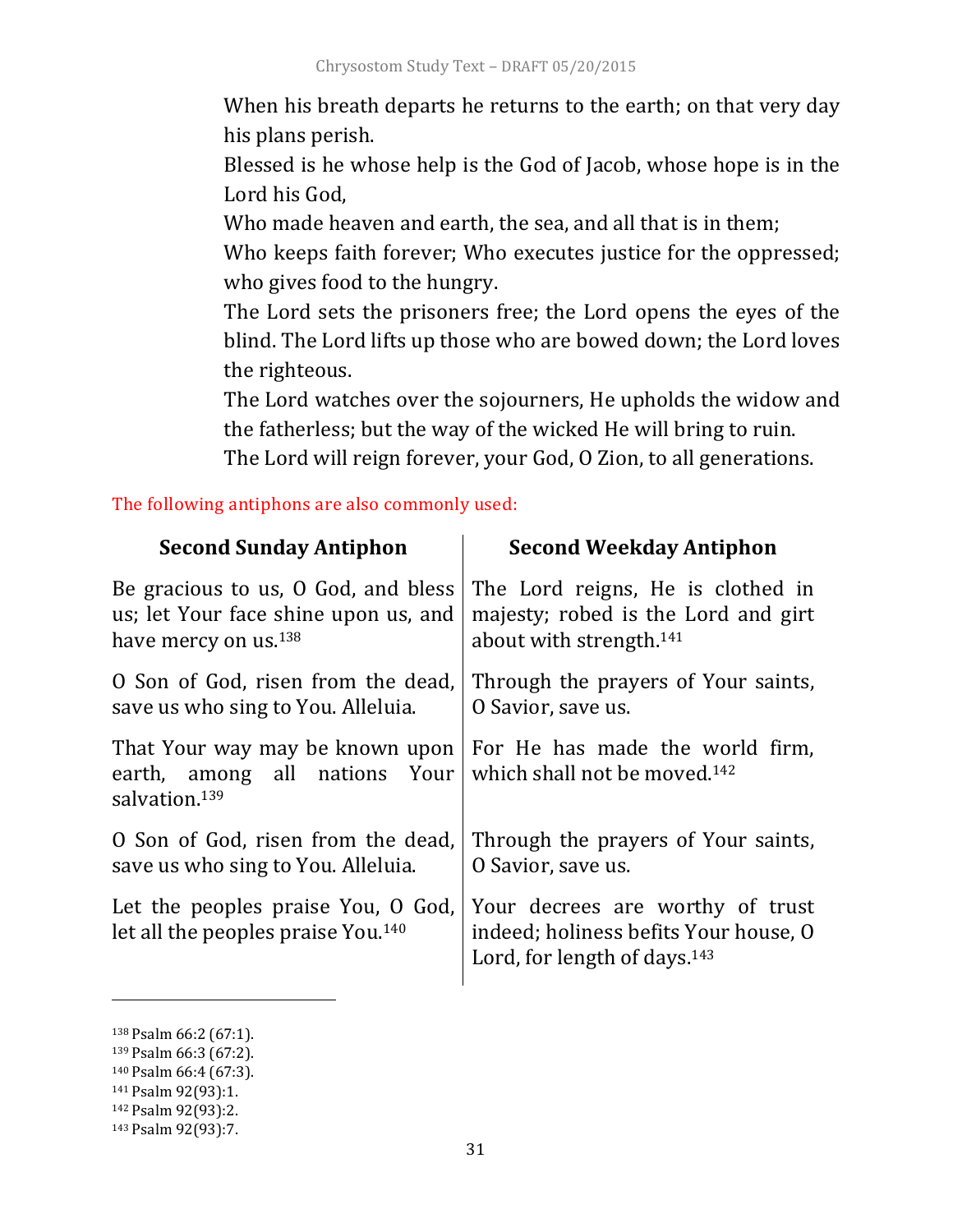When his breath departs he returns to the earth; on that very day his plans perish.

Blessed is he whose help is the God of Jacob, whose hope is in the Lord his God,

Who made heaven and earth, the sea, and all that is in them;

Who keeps faith forever; Who executes justice for the oppressed; who gives food to the hungry.

The Lord sets the prisoners free; the Lord opens the eyes of the blind. The Lord lifts up those who are bowed down; the Lord loves the righteous.

The Lord watches over the sojourners, He upholds the widow and the fatherless; but the way of the wicked He will bring to ruin.

The Lord will reign forever, your God, O Zion, to all generations.

The following antiphons are also commonly used:

| **Second Sunday Antiphon** | **Second Weekday Antiphon** |
| --- | --- |
| Be gracious to us, O God, and bless us; let Your face shine upon us, and have mercy on us.[138] | The Lord reigns, He is clothed in majesty; robed is the Lord and girt about with strength.[141] |
| O Son of God, risen from the dead, save us who sing to You. Alleluia. | Through the prayers of Your saints, O Savior, save us. |
| That Your way may be known upon earth, among all nations Your salvation.[139] | For He has made the world firm, which shall not be moved.[142] |
| O Son of God, risen from the dead, save us who sing to You. Alleluia. | Through the prayers of Your saints, O Savior, save us. |
| Let the peoples praise You, O God, let all the peoples praise You.[140] | Your decrees are worthy of trust indeed; holiness befits Your house, O Lord, for length of days.[143] |

[138] Psalm 66:2 (67:1).
[139] Psalm 66:3 (67:2).
[140] Psalm 66:4 (67:3).
[141] Psalm 92(93):1.
[142] Psalm 92(93):2.
[143] Psalm 92(93):7.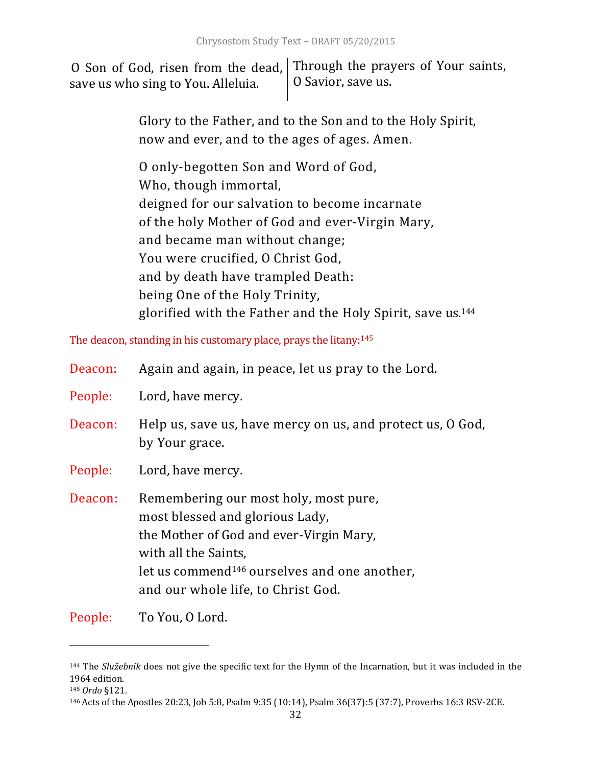| | |
|---|---|
| O Son of God, risen from the dead, save us who sing to You. Alleluia. | Through the prayers of Your saints, O Savior, save us. |

Glory to the Father, and to the Son and to the Holy Spirit,
now and ever, and to the ages of ages. Amen.

O only-begotten Son and Word of God,
Who, though immortal,
deigned for our salvation to become incarnate
of the holy Mother of God and ever-Virgin Mary,
and became man without change;
You were crucified, O Christ God,
and by death have trampled Death:
being One of the Holy Trinity,
glorified with the Father and the Holy Spirit, save us.[144]

The deacon, standing in his customary place, prays the litany:[145]

Deacon: Again and again, in peace, let us pray to the Lord.

People: Lord, have mercy.

Deacon: Help us, save us, have mercy on us, and protect us, O God, by Your grace.

People: Lord, have mercy.

Deacon: Remembering our most holy, most pure,
most blessed and glorious Lady,
the Mother of God and ever-Virgin Mary,
with all the Saints,
let us commend[146] ourselves and one another,
and our whole life, to Christ God.

People: To You, O Lord.

---

[144] The *Služebnik* does not give the specific text for the Hymn of the Incarnation, but it was included in the 1964 edition.

[145] *Ordo* §121.

[146] Acts of the Apostles 20:23, Job 5:8, Psalm 9:35 (10:14), Psalm 36(37):5 (37:7), Proverbs 16:3 RSV-2CE.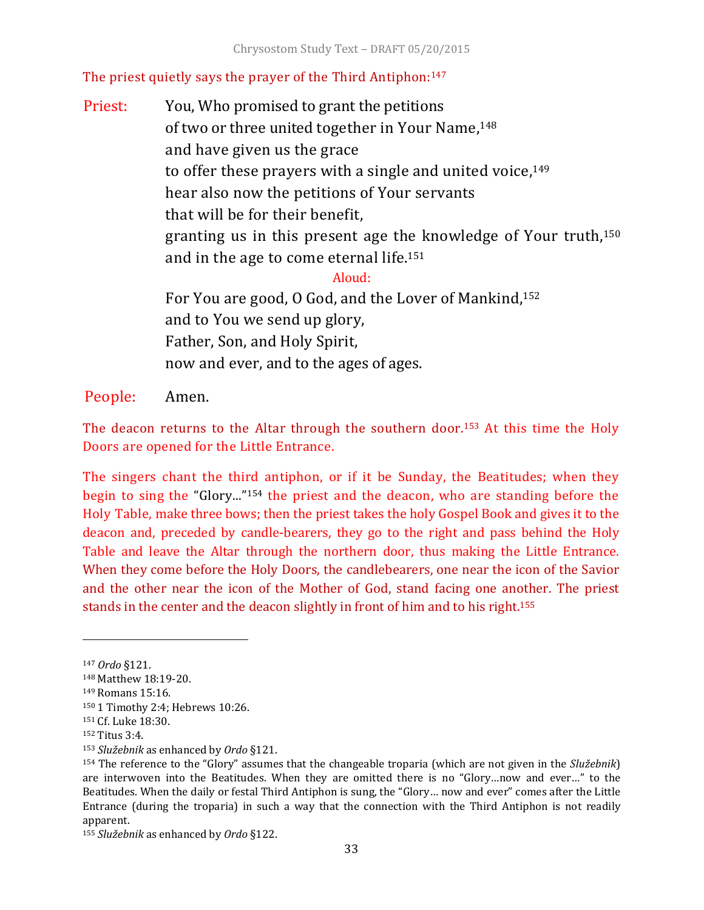The priest quietly says the prayer of the Third Antiphon:[147]

**Priest:** You, Who promised to grant the petitions
of two or three united together in Your Name,[148]
and have given us the grace
to offer these prayers with a single and united voice,[149]
hear also now the petitions of Your servants
that will be for their benefit,
granting us in this present age the knowledge of Your truth,[150]
and in the age to come eternal life.[151]

Aloud:

For You are good, O God, and the Lover of Mankind,[152]
and to You we send up glory,
Father, Son, and Holy Spirit,
now and ever, and to the ages of ages.

**People:** Amen.

The deacon returns to the Altar through the southern door.[153] At this time the Holy Doors are opened for the Little Entrance.

The singers chant the third antiphon, or if it be Sunday, the Beatitudes; when they begin to sing the "Glory..."[154] the priest and the deacon, who are standing before the Holy Table, make three bows; then the priest takes the holy Gospel Book and gives it to the deacon and, preceded by candle-bearers, they go to the right and pass behind the Holy Table and leave the Altar through the northern door, thus making the Little Entrance. When they come before the Holy Doors, the candlebearers, one near the icon of the Savior and the other near the icon of the Mother of God, stand facing one another. The priest stands in the center and the deacon slightly in front of him and to his right.[155]

---

[147] *Ordo* §121.

[148] Matthew 18:19-20.

[149] Romans 15:16.

[150] 1 Timothy 2:4; Hebrews 10:26.

[151] Cf. Luke 18:30.

[152] Titus 3:4.

[153] *Služebnik* as enhanced by *Ordo* §121.

[154] The reference to the "Glory" assumes that the changeable troparia (which are not given in the *Služebnik*) are interwoven into the Beatitudes. When they are omitted there is no "Glory…now and ever…" to the Beatitudes. When the daily or festal Third Antiphon is sung, the "Glory… now and ever" comes after the Little Entrance (during the troparia) in such a way that the connection with the Third Antiphon is not readily apparent.

[155] *Služebnik* as enhanced by *Ordo* §122.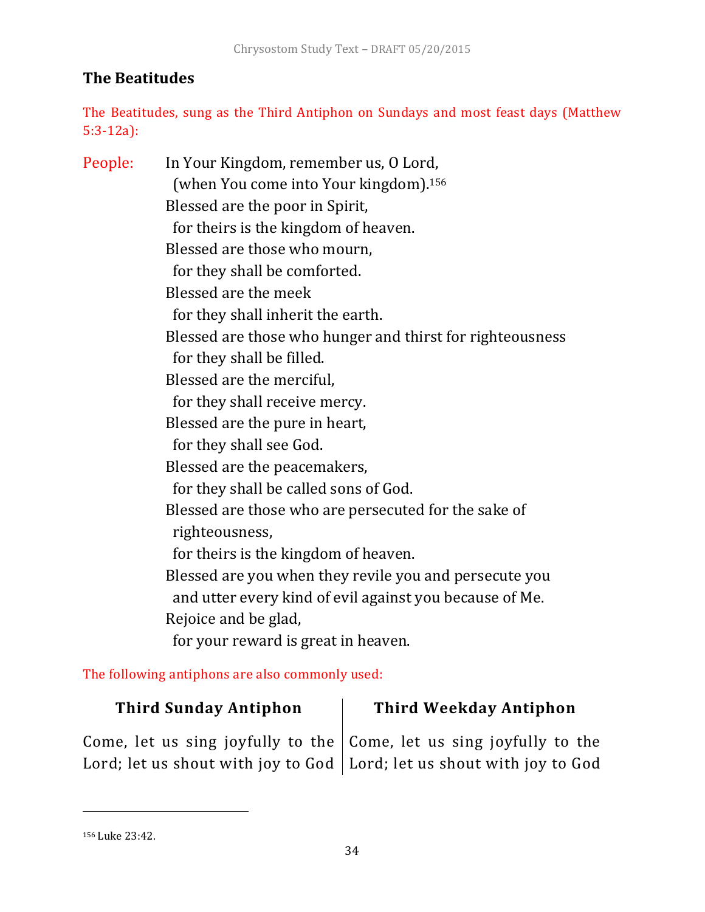## The Beatitudes

The Beatitudes, sung as the Third Antiphon on Sundays and most feast days (Matthew 5:3-12a):

People: In Your Kingdom, remember us, O Lord,
(when You come into Your kingdom).[156]
Blessed are the poor in Spirit,
for theirs is the kingdom of heaven.
Blessed are those who mourn,
for they shall be comforted.
Blessed are the meek
for they shall inherit the earth.
Blessed are those who hunger and thirst for righteousness
for they shall be filled.
Blessed are the merciful,
for they shall receive mercy.
Blessed are the pure in heart,
for they shall see God.
Blessed are the peacemakers,
for they shall be called sons of God.
Blessed are those who are persecuted for the sake of righteousness,
for theirs is the kingdom of heaven.
Blessed are you when they revile you and persecute you
and utter every kind of evil against you because of Me.
Rejoice and be glad,
for your reward is great in heaven.

The following antiphons are also commonly used:

| Third Sunday Antiphon | Third Weekday Antiphon |
|---|---|
| Come, let us sing joyfully to the Lord; let us shout with joy to God | Come, let us sing joyfully to the Lord; let us shout with joy to God |

[156] Luke 23:42.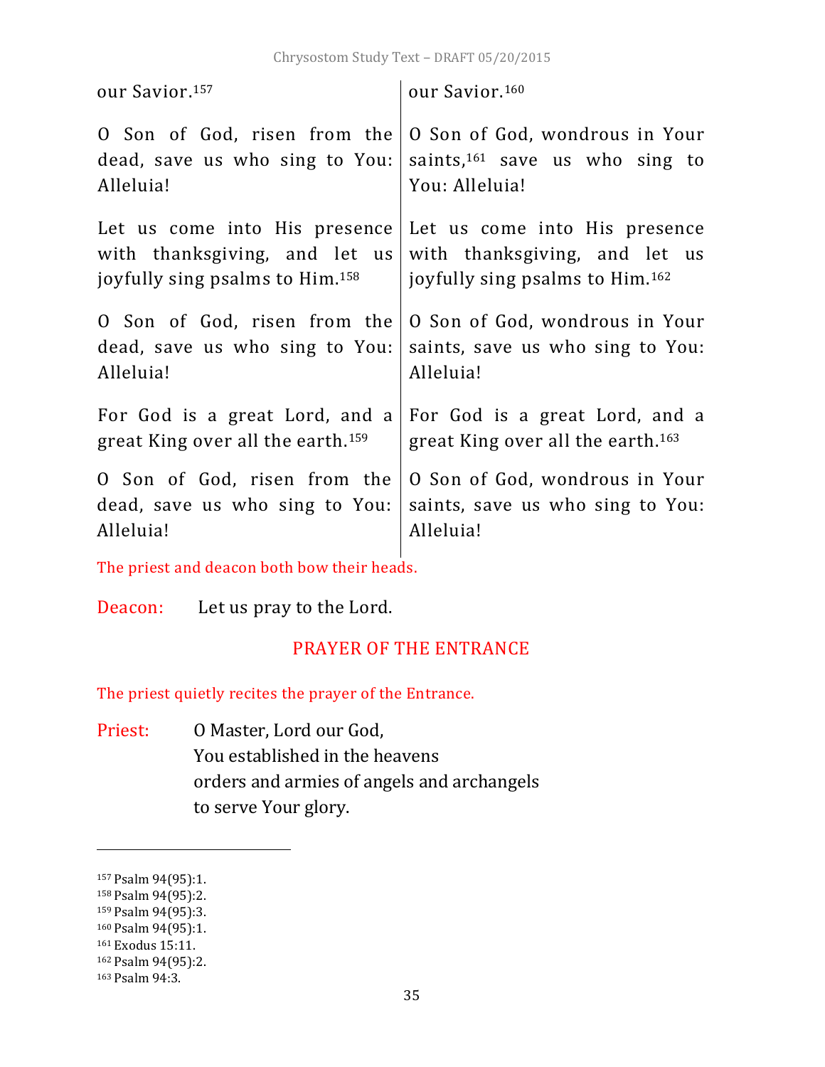| | |
|---|---|
| our Savior.[157] | our Savior.[160] |
| O Son of God, risen from the dead, save us who sing to You: Alleluia! | O Son of God, wondrous in Your saints,[161] save us who sing to You: Alleluia! |
| Let us come into His presence with thanksgiving, and let us joyfully sing psalms to Him.[158] | Let us come into His presence with thanksgiving, and let us joyfully sing psalms to Him.[162] |
| O Son of God, risen from the dead, save us who sing to You: Alleluia! | O Son of God, wondrous in Your saints, save us who sing to You: Alleluia! |
| For God is a great Lord, and a great King over all the earth.[159] | For God is a great Lord, and a great King over all the earth.[163] |
| O Son of God, risen from the dead, save us who sing to You: Alleluia! | O Son of God, wondrous in Your saints, save us who sing to You: Alleluia! |

The priest and deacon both bow their heads.

Deacon: Let us pray to the Lord.

## PRAYER OF THE ENTRANCE

The priest quietly recites the prayer of the Entrance.

Priest: O Master, Lord our God,
You established in the heavens
orders and armies of angels and archangels
to serve Your glory.

---

[157] Psalm 94(95):1.
[158] Psalm 94(95):2.
[159] Psalm 94(95):3.
[160] Psalm 94(95):1.
[161] Exodus 15:11.
[162] Psalm 94(95):2.
[163] Psalm 94:3.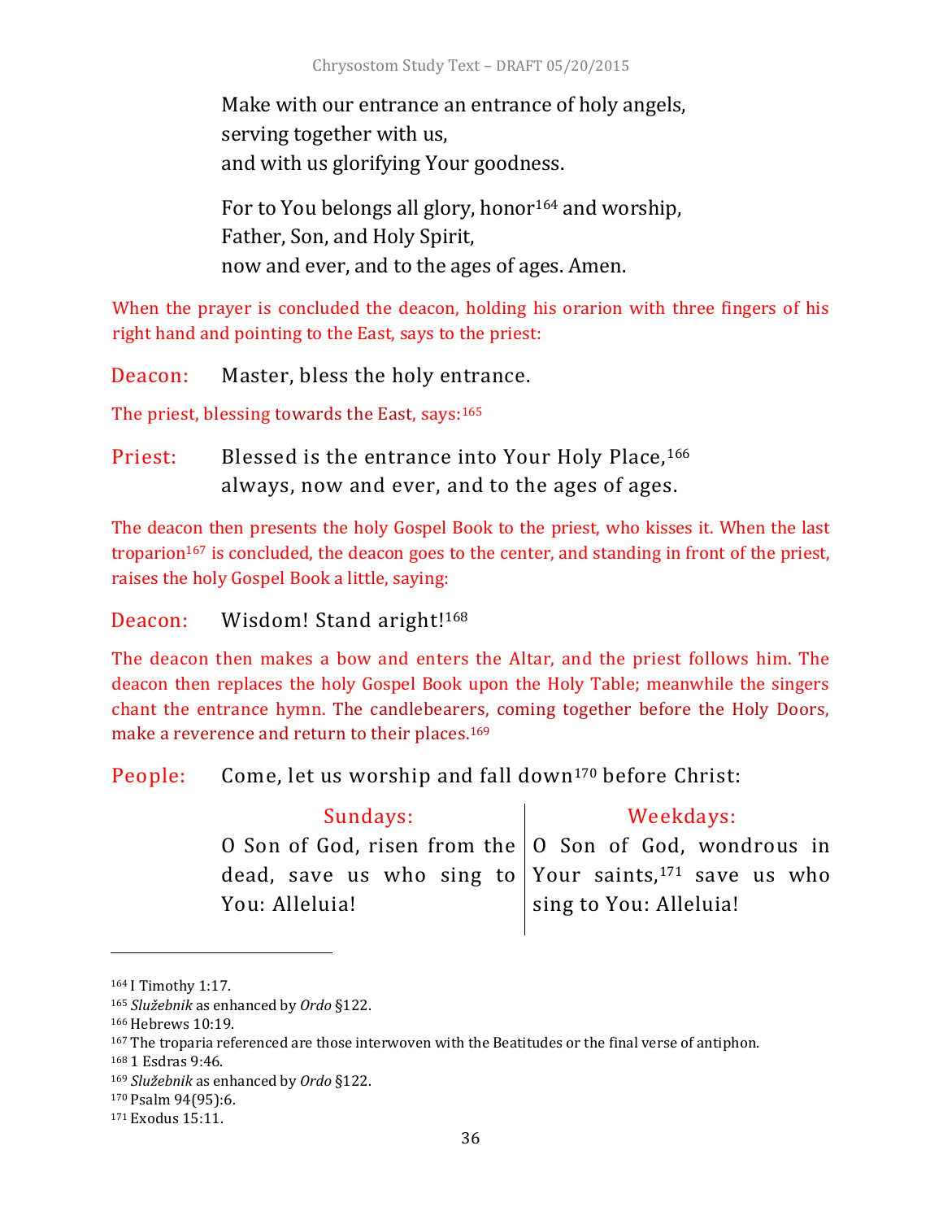Make with our entrance an entrance of holy angels,
serving together with us,
and with us glorifying Your goodness.

For to You belongs all glory, honor[164] and worship,
Father, Son, and Holy Spirit,
now and ever, and to the ages of ages. Amen.

When the prayer is concluded the deacon, holding his orarion with three fingers of his right hand and pointing to the East, says to the priest:

**Deacon:** Master, bless the holy entrance.

The priest, blessing towards the East, says:[165]

**Priest:** Blessed is the entrance into Your Holy Place,[166]
always, now and ever, and to the ages of ages.

The deacon then presents the holy Gospel Book to the priest, who kisses it. When the last troparion[167] is concluded, the deacon goes to the center, and standing in front of the priest, raises the holy Gospel Book a little, saying:

**Deacon:** Wisdom! Stand aright![168]

The deacon then makes a bow and enters the Altar, and the priest follows him. The deacon then replaces the holy Gospel Book upon the Holy Table; meanwhile the singers chant the entrance hymn. The candlebearers, coming together before the Holy Doors, make a reverence and return to their places.[169]

**People:** Come, let us worship and fall down[170] before Christ:

| Sundays: | Weekdays: |
|---|---|
| O Son of God, risen from the dead, save us who sing to You: Alleluia! | O Son of God, wondrous in Your saints,[171] save us who sing to You: Alleluia! |

---

[164] I Timothy 1:17.
[165] *Služebnik* as enhanced by *Ordo* §122.
[166] Hebrews 10:19.
[167] The troparia referenced are those interwoven with the Beatitudes or the final verse of antiphon.
[168] 1 Esdras 9:46.
[169] *Služebnik* as enhanced by *Ordo* §122.
[170] Psalm 94(95):6.
[171] Exodus 15:11.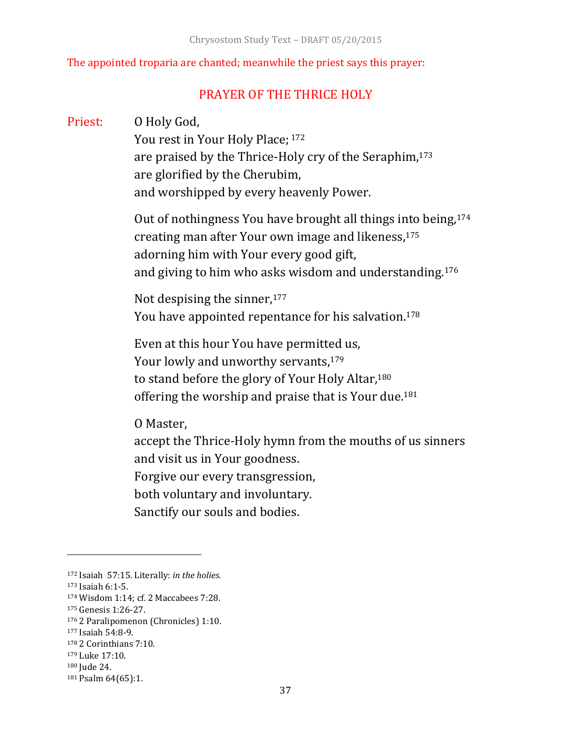The appointed troparia are chanted; meanwhile the priest says this prayer:

## PRAYER OF THE THRICE HOLY

Priest: O Holy God,
You rest in Your Holy Place; [172]
are praised by the Thrice-Holy cry of the Seraphim,[173]
are glorified by the Cherubim,
and worshipped by every heavenly Power.

Out of nothingness You have brought all things into being,[174]
creating man after Your own image and likeness,[175]
adorning him with Your every good gift,
and giving to him who asks wisdom and understanding.[176]

Not despising the sinner,[177]
You have appointed repentance for his salvation.[178]

Even at this hour You have permitted us,
Your lowly and unworthy servants,[179]
to stand before the glory of Your Holy Altar,[180]
offering the worship and praise that is Your due.[181]

O Master,
accept the Thrice-Holy hymn from the mouths of us sinners
and visit us in Your goodness.
Forgive our every transgression,
both voluntary and involuntary.
Sanctify our souls and bodies.

---

[172] Isaiah 57:15. Literally: *in the holies.*
[173] Isaiah 6:1-5.
[174] Wisdom 1:14; cf. 2 Maccabees 7:28.
[175] Genesis 1:26-27.
[176] 2 Paralipomenon (Chronicles) 1:10.
[177] Isaiah 54:8-9.
[178] 2 Corinthians 7:10.
[179] Luke 17:10.
[180] Jude 24.
[181] Psalm 64(65):1.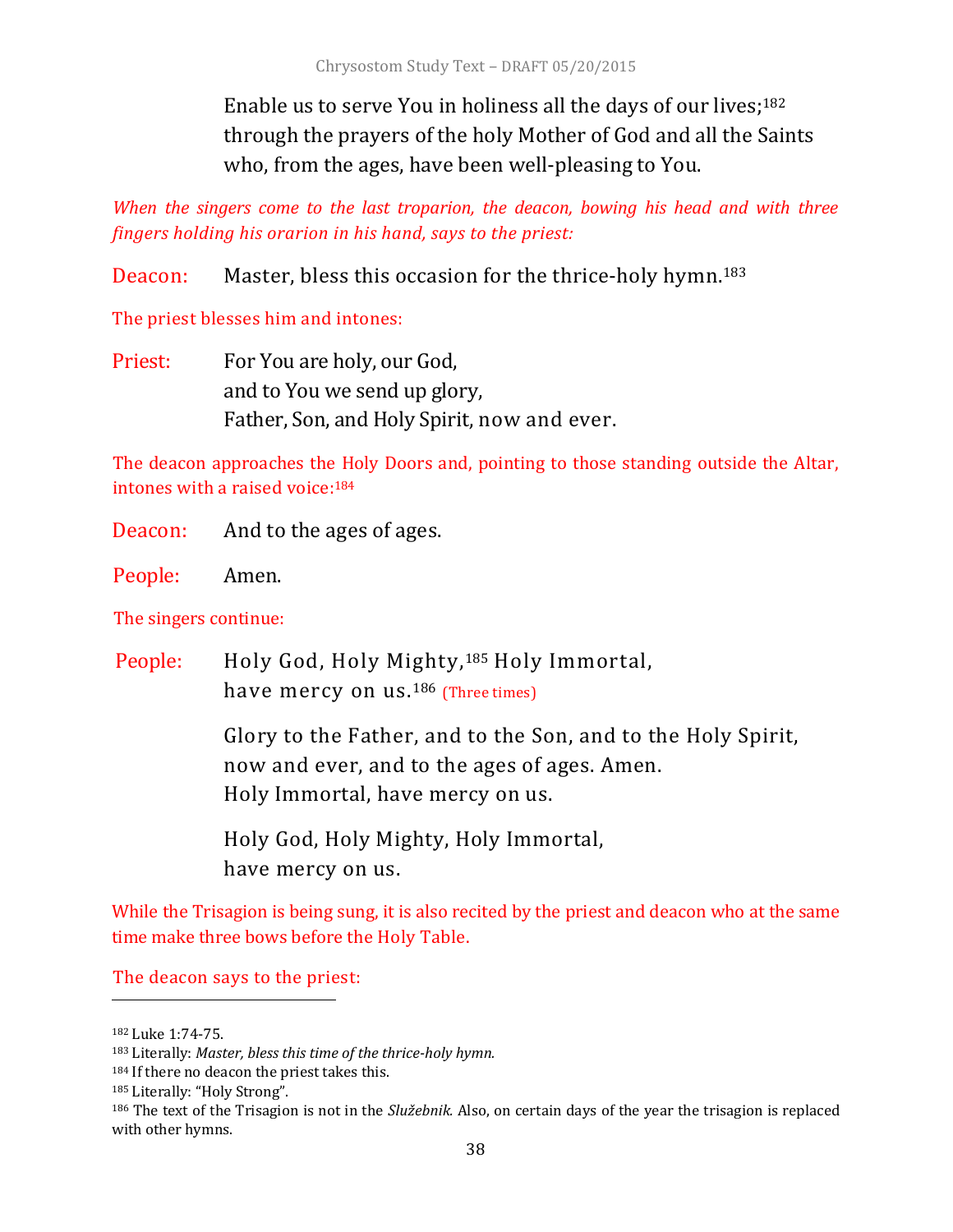Enable us to serve You in holiness all the days of our lives;[182] through the prayers of the holy Mother of God and all the Saints who, from the ages, have been well-pleasing to You.

*When the singers come to the last troparion, the deacon, bowing his head and with three fingers holding his orarion in his hand, says to the priest:*

Deacon: Master, bless this occasion for the thrice-holy hymn.[183]

The priest blesses him and intones:

Priest: For You are holy, our God,
and to You we send up glory,
Father, Son, and Holy Spirit, now and ever.

The deacon approaches the Holy Doors and, pointing to those standing outside the Altar, intones with a raised voice:[184]

Deacon: And to the ages of ages.

People: Amen.

The singers continue:

People: Holy God, Holy Mighty,[185] Holy Immortal,
have mercy on us.[186] (Three times)

Glory to the Father, and to the Son, and to the Holy Spirit,
now and ever, and to the ages of ages. Amen.
Holy Immortal, have mercy on us.

Holy God, Holy Mighty, Holy Immortal,
have mercy on us.

While the Trisagion is being sung, it is also recited by the priest and deacon who at the same time make three bows before the Holy Table.

The deacon says to the priest:

---

[182] Luke 1:74-75.

[183] Literally: *Master, bless this time of the thrice-holy hymn.*

[184] If there no deacon the priest takes this.

[185] Literally: "Holy Strong".

[186] The text of the Trisagion is not in the *Služebnik.* Also, on certain days of the year the trisagion is replaced with other hymns.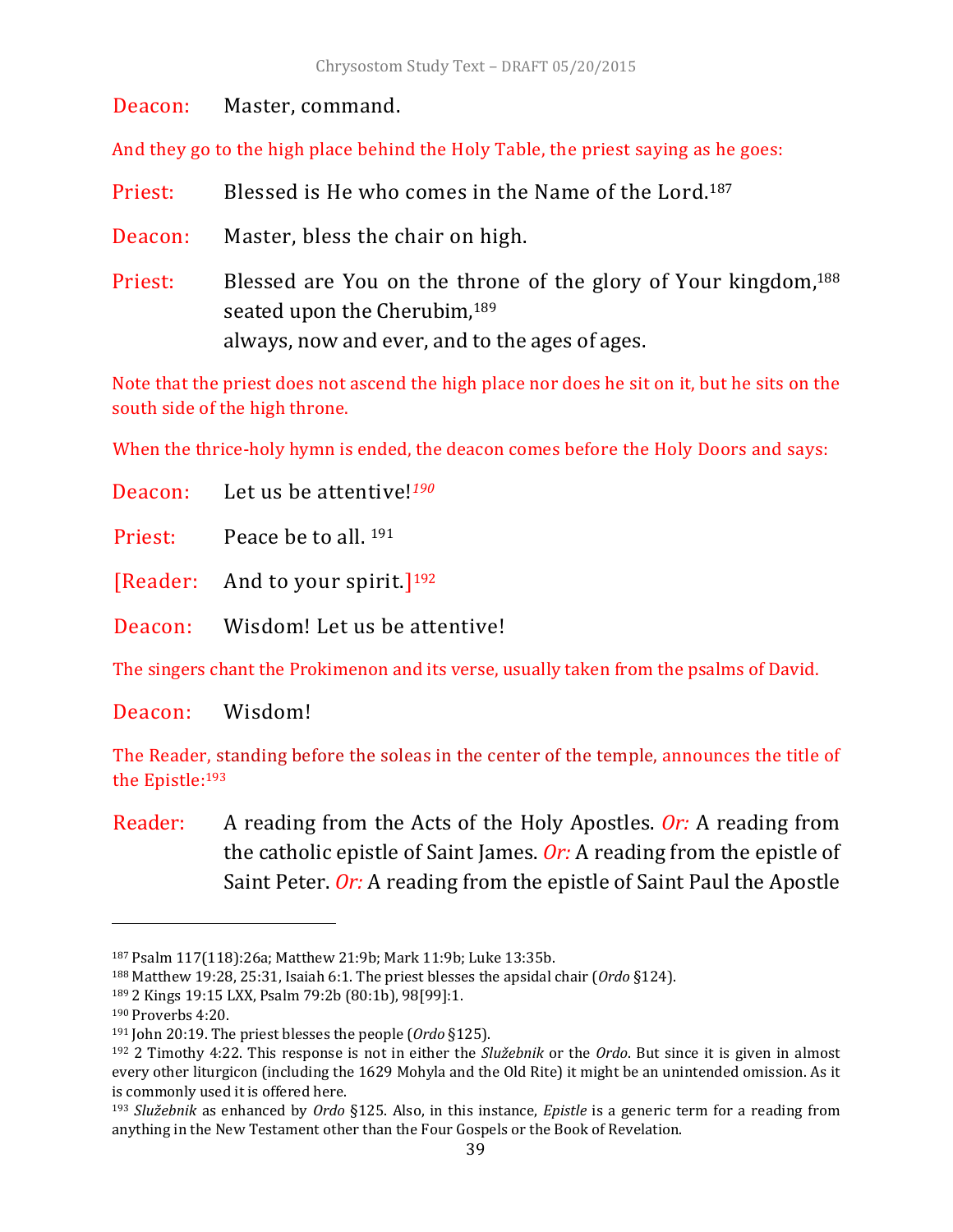Deacon: Master, command.

*And they go to the high place behind the Holy Table, the priest saying as he goes:*

Priest: Blessed is He who comes in the Name of the Lord.[187]

Deacon: Master, bless the chair on high.

Priest: Blessed are You on the throne of the glory of Your kingdom,[188] seated upon the Cherubim,[189]
always, now and ever, and to the ages of ages.

*Note that the priest does not ascend the high place nor does he sit on it, but he sits on the south side of the high throne.*

*When the thrice-holy hymn is ended, the deacon comes before the Holy Doors and says:*

Deacon: Let us be attentive![190]

Priest: Peace be to all. [191]

[Reader: And to your spirit.][192]

Deacon: Wisdom! Let us be attentive!

*The singers chant the Prokimenon and its verse, usually taken from the psalms of David.*

Deacon: Wisdom!

*The Reader, standing before the soleas in the center of the temple, announces the title of the Epistle:*[193]

Reader: A reading from the Acts of the Holy Apostles. *Or:* A reading from the catholic epistle of Saint James. *Or:* A reading from the epistle of Saint Peter. *Or:* A reading from the epistle of Saint Paul the Apostle

---

[187] Psalm 117(118):26a; Matthew 21:9b; Mark 11:9b; Luke 13:35b.

[188] Matthew 19:28, 25:31, Isaiah 6:1. The priest blesses the apsidal chair (*Ordo* §124).

[189] 2 Kings 19:15 LXX, Psalm 79:2b (80:1b), 98[99]:1.

[190] Proverbs 4:20.

[191] John 20:19. The priest blesses the people (*Ordo* §125).

[192] 2 Timothy 4:22. This response is not in either the *Služebnik* or the *Ordo*. But since it is given in almost every other liturgicon (including the 1629 Mohyla and the Old Rite) it might be an unintended omission. As it is commonly used it is offered here.

[193] *Služebnik* as enhanced by *Ordo* §125. Also, in this instance, *Epistle* is a generic term for a reading from anything in the New Testament other than the Four Gospels or the Book of Revelation.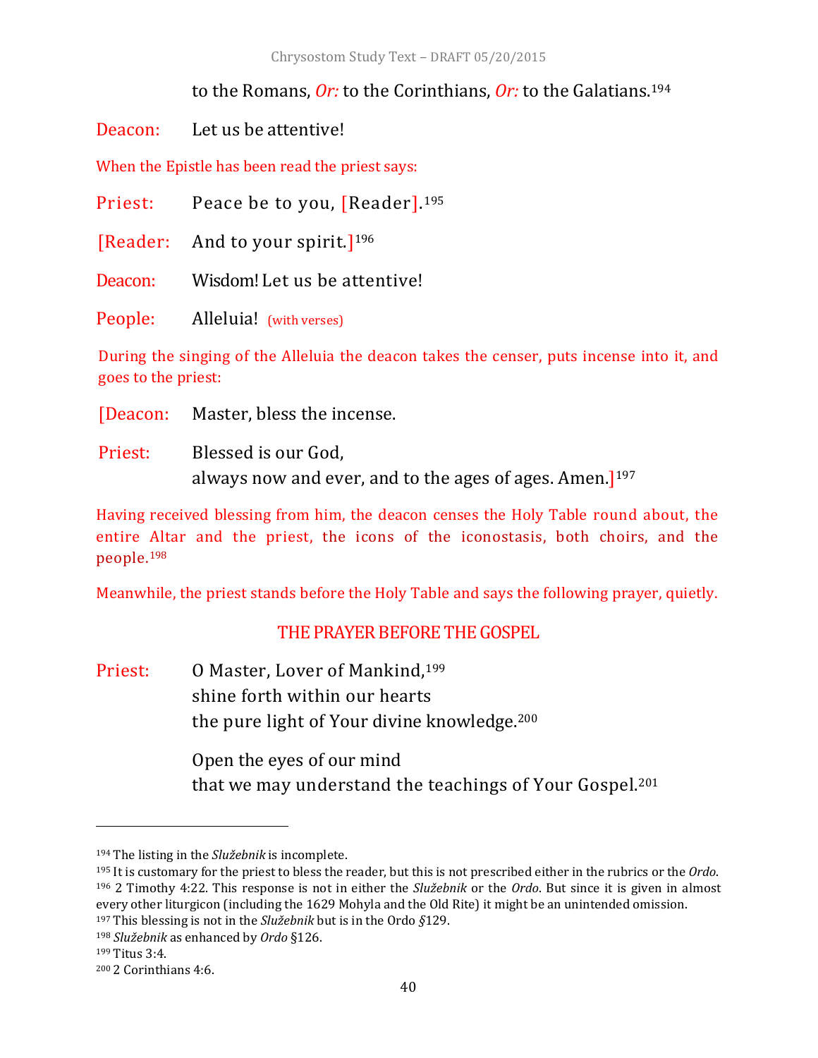to the Romans, *Or:* to the Corinthians, *Or:* to the Galatians.[194]

Deacon: Let us be attentive!

When the Epistle has been read the priest says:

Priest: Peace be to you, [Reader].[195]

[Reader: And to your spirit.][196]

Deacon: Wisdom! Let us be attentive!

People: Alleluia! (with verses)

During the singing of the Alleluia the deacon takes the censer, puts incense into it, and goes to the priest:

[Deacon: Master, bless the incense.

Priest: Blessed is our God,
always now and ever, and to the ages of ages. Amen.][197]

Having received blessing from him, the deacon censes the Holy Table round about, the entire Altar and the priest, the icons of the iconostasis, both choirs, and the people.[198]

Meanwhile, the priest stands before the Holy Table and says the following prayer, quietly.

## THE PRAYER BEFORE THE GOSPEL

Priest: O Master, Lover of Mankind,[199]
shine forth within our hearts
the pure light of Your divine knowledge.[200]

Open the eyes of our mind
that we may understand the teachings of Your Gospel.[201]

---

[194] The listing in the *Služebnik* is incomplete.

[195] It is customary for the priest to bless the reader, but this is not prescribed either in the rubrics or the *Ordo*.

[196] 2 Timothy 4:22. This response is not in either the *Služebnik* or the *Ordo*. But since it is given in almost every other liturgicon (including the 1629 Mohyla and the Old Rite) it might be an unintended omission.

[197] This blessing is not in the *Služebnik* but is in the Ordo *§*129.

[198] *Služebnik* as enhanced by *Ordo* §126.

[199] Titus 3:4.

[200] 2 Corinthians 4:6.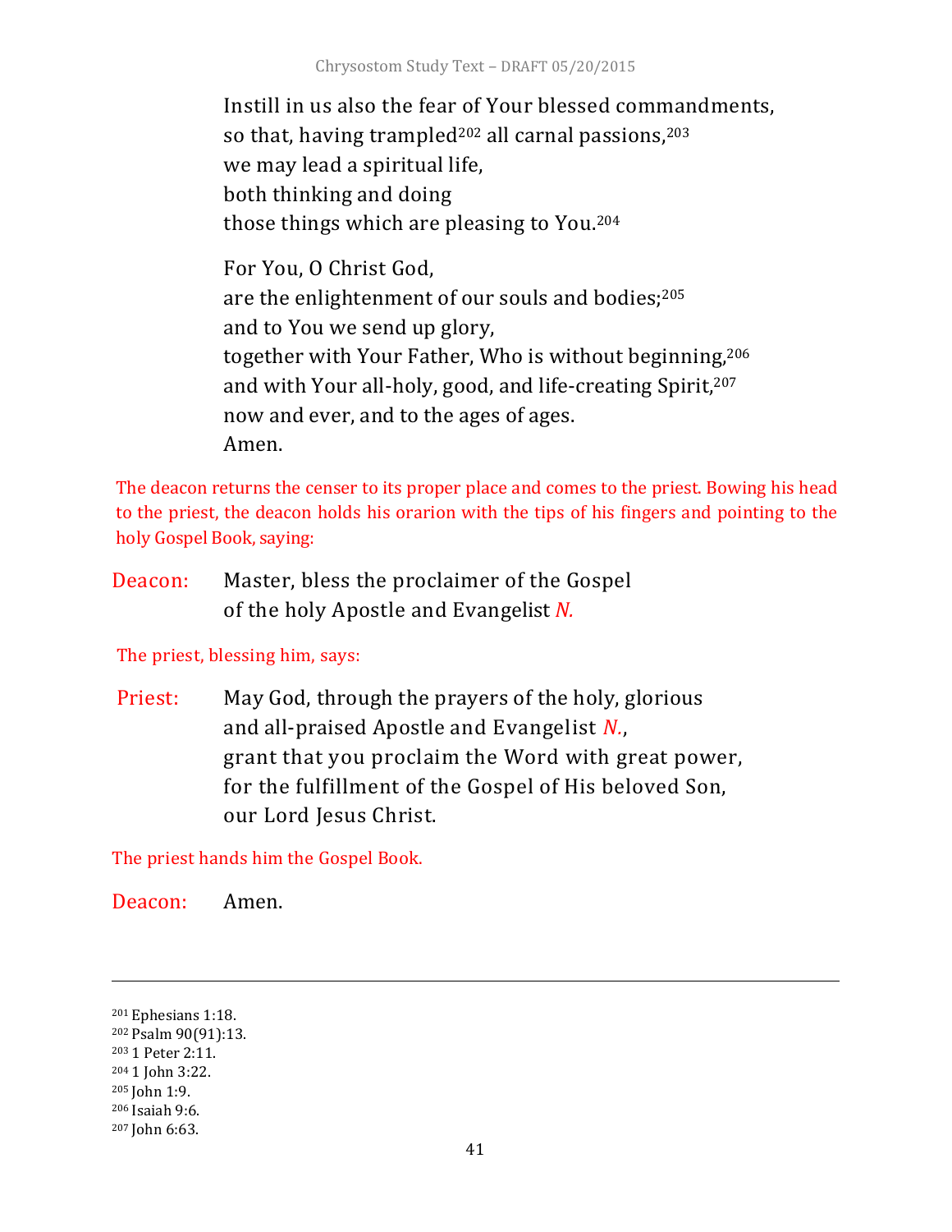Instill in us also the fear of Your blessed commandments,
so that, having trampled[202] all carnal passions,[203]
we may lead a spiritual life,
both thinking and doing
those things which are pleasing to You.[204]

For You, O Christ God,
are the enlightenment of our souls and bodies;[205]
and to You we send up glory,
together with Your Father, Who is without beginning,[206]
and with Your all-holy, good, and life-creating Spirit,[207]
now and ever, and to the ages of ages.
Amen.

The deacon returns the censer to its proper place and comes to the priest. Bowing his head to the priest, the deacon holds his orarion with the tips of his fingers and pointing to the holy Gospel Book, saying:

Deacon: Master, bless the proclaimer of the Gospel
of the holy Apostle and Evangelist *N.*

The priest, blessing him, says:

Priest: May God, through the prayers of the holy, glorious
and all-praised Apostle and Evangelist *N.*,
grant that you proclaim the Word with great power,
for the fulfillment of the Gospel of His beloved Son,
our Lord Jesus Christ.

The priest hands him the Gospel Book.

Deacon: Amen.

---

[201] Ephesians 1:18.
[202] Psalm 90(91):13.
[203] 1 Peter 2:11.
[204] 1 John 3:22.
[205] John 1:9.
[206] Isaiah 9:6.
[207] John 6:63.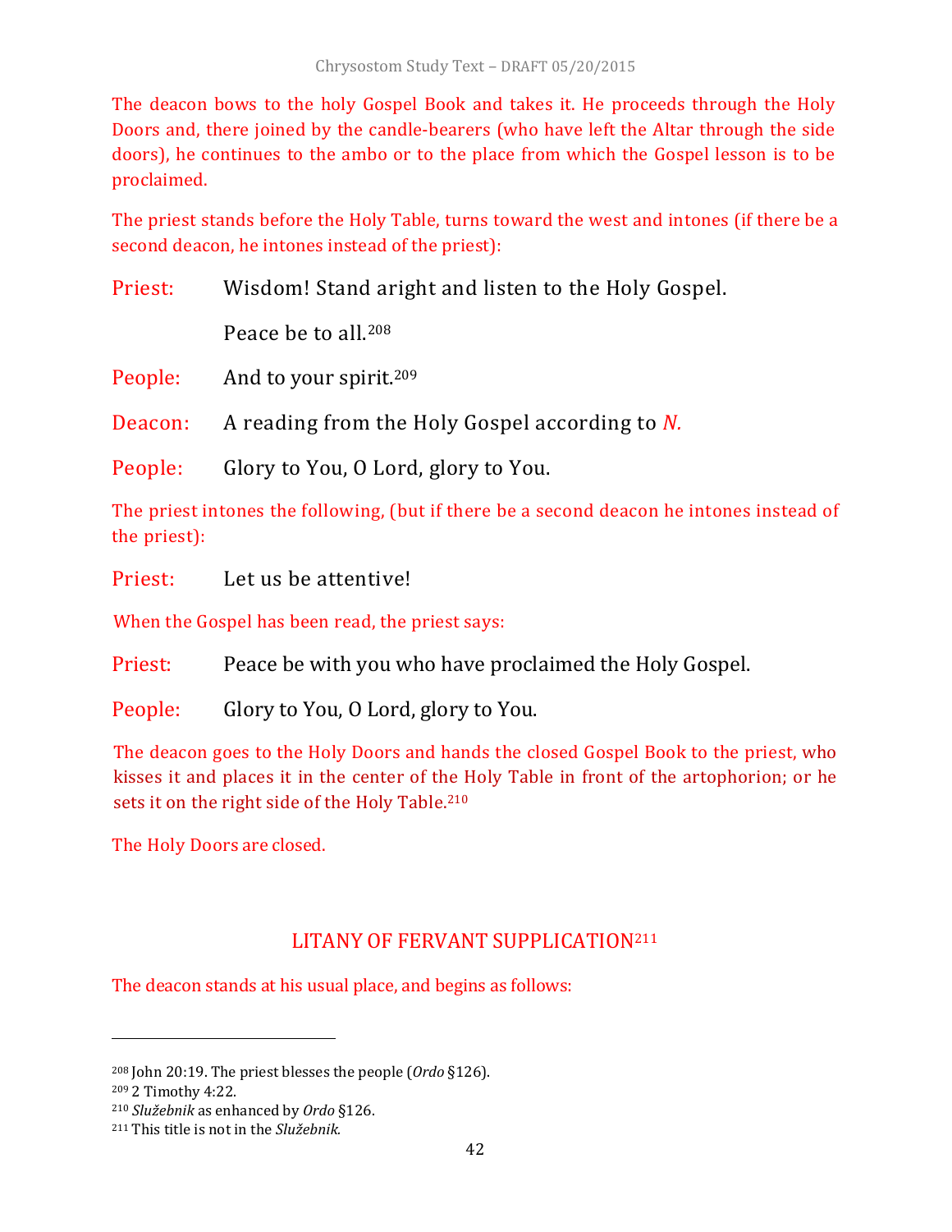The deacon bows to the holy Gospel Book and takes it. He proceeds through the Holy Doors and, there joined by the candle-bearers (who have left the Altar through the side doors), he continues to the ambo or to the place from which the Gospel lesson is to be proclaimed.

The priest stands before the Holy Table, turns toward the west and intones (if there be a second deacon, he intones instead of the priest):

Priest: Wisdom! Stand aright and listen to the Holy Gospel.

Peace be to all.[208]

People: And to your spirit.[209]

Deacon: A reading from the Holy Gospel according to *N.*

People: Glory to You, O Lord, glory to You.

The priest intones the following, (but if there be a second deacon he intones instead of the priest):

Priest: Let us be attentive!

When the Gospel has been read, the priest says:

Priest: Peace be with you who have proclaimed the Holy Gospel.

People: Glory to You, O Lord, glory to You.

The deacon goes to the Holy Doors and hands the closed Gospel Book to the priest, who kisses it and places it in the center of the Holy Table in front of the artophorion; or he sets it on the right side of the Holy Table.[210]

The Holy Doors are closed.

## LITANY OF FERVANT SUPPLICATION[211]

The deacon stands at his usual place, and begins as follows:

---

[208] John 20:19. The priest blesses the people (*Ordo* §126).

[209] 2 Timothy 4:22.

[210] *Služebnik* as enhanced by *Ordo* §126.

[211] This title is not in the *Služebnik.*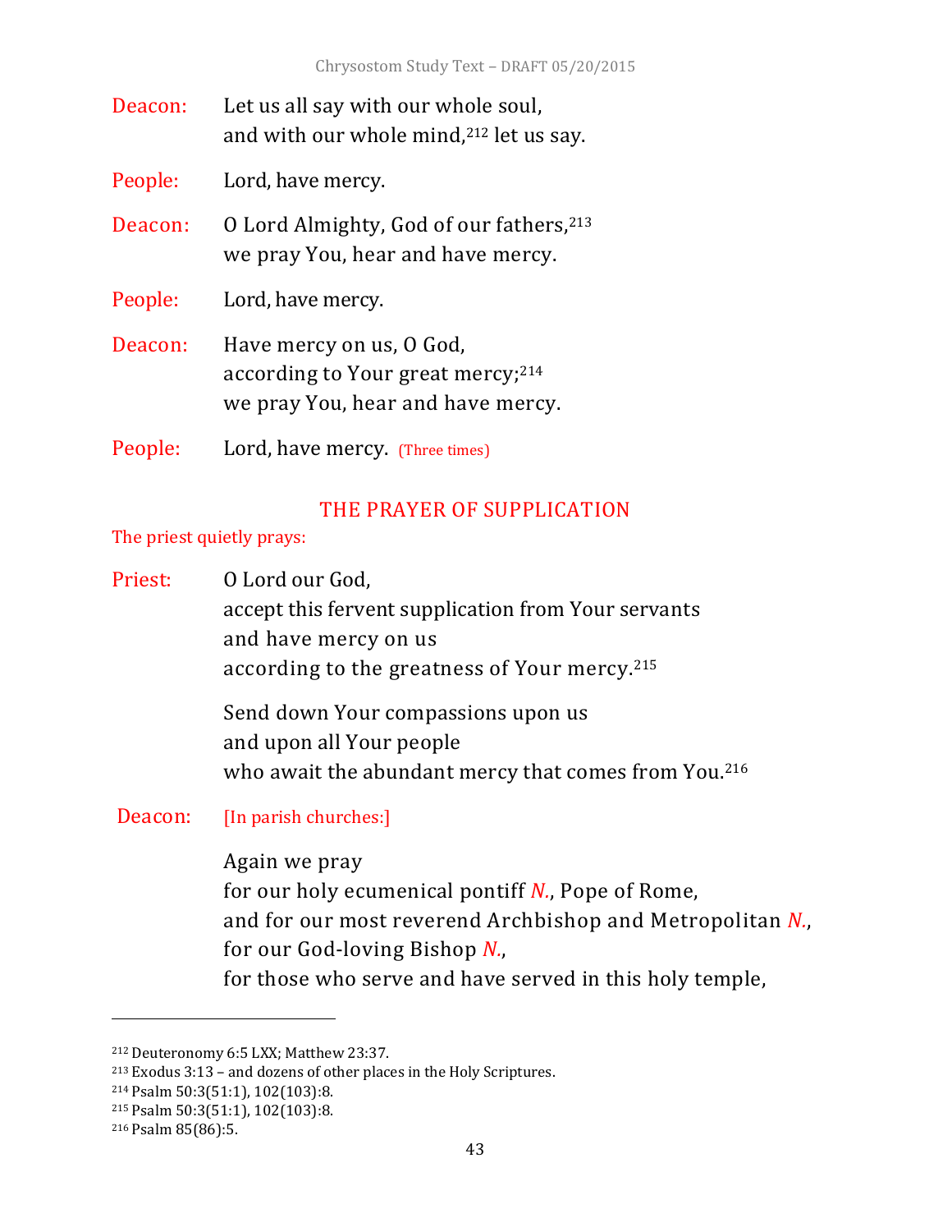Deacon: Let us all say with our whole soul,
and with our whole mind,[212] let us say.

People: Lord, have mercy.

Deacon: O Lord Almighty, God of our fathers,[213]
we pray You, hear and have mercy.

People: Lord, have mercy.

Deacon: Have mercy on us, O God,
according to Your great mercy;[214]
we pray You, hear and have mercy.

People: Lord, have mercy. (Three times)

## THE PRAYER OF SUPPLICATION

The priest quietly prays:

Priest: O Lord our God,
accept this fervent supplication from Your servants
and have mercy on us
according to the greatness of Your mercy.[215]

Send down Your compassions upon us
and upon all Your people
who await the abundant mercy that comes from You.[216]

Deacon: [In parish churches:]

Again we pray
for our holy ecumenical pontiff *N.*, Pope of Rome,
and for our most reverend Archbishop and Metropolitan *N.*,
for our God-loving Bishop *N.*,
for those who serve and have served in this holy temple,

---

[212] Deuteronomy 6:5 LXX; Matthew 23:37.
[213] Exodus 3:13 – and dozens of other places in the Holy Scriptures.
[214] Psalm 50:3(51:1), 102(103):8.
[215] Psalm 50:3(51:1), 102(103):8.
[216] Psalm 85(86):5.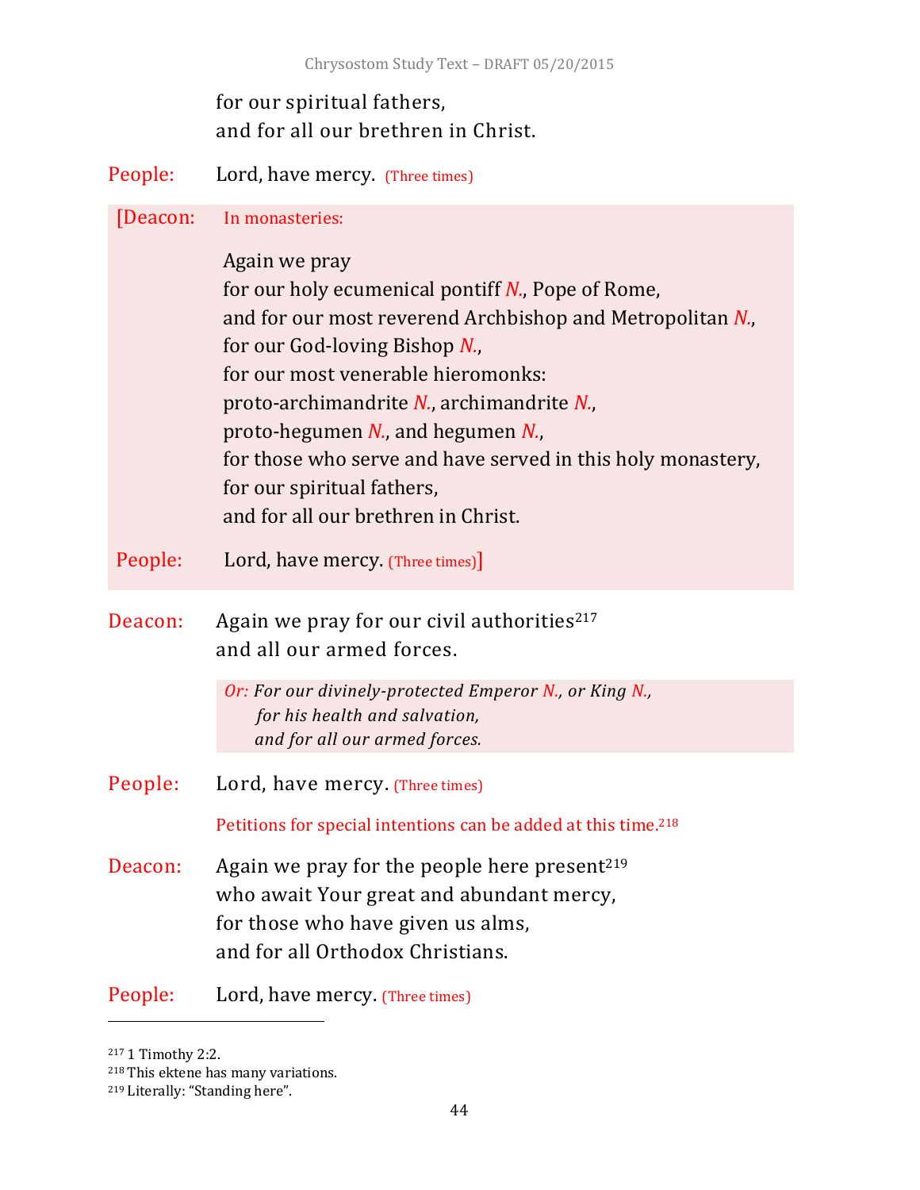for our spiritual fathers,
and for all our brethren in Christ.

People: Lord, have mercy. (Three times)

[Deacon: In monasteries:

Again we pray
for our holy ecumenical pontiff *N.*, Pope of Rome,
and for our most reverend Archbishop and Metropolitan *N.*,
for our God-loving Bishop *N.*,
for our most venerable hieromonks:
proto-archimandrite *N.*, archimandrite *N.*,
proto-hegumen *N.*, and hegumen *N.*,
for those who serve and have served in this holy monastery,
for our spiritual fathers,
and for all our brethren in Christ.

People: Lord, have mercy. (Three times)]

Deacon: Again we pray for our civil authorities[217]
and all our armed forces.

*Or: For our divinely-protected Emperor N., or King N.,*
*for his health and salvation,*
*and for all our armed forces.*

People: Lord, have mercy. (Three times)

Petitions for special intentions can be added at this time.[218]

Deacon: Again we pray for the people here present[219]
who await Your great and abundant mercy,
for those who have given us alms,
and for all Orthodox Christians.

People: Lord, have mercy. (Three times)

---

[217] 1 Timothy 2:2.
[218] This ektene has many variations.
[219] Literally: "Standing here".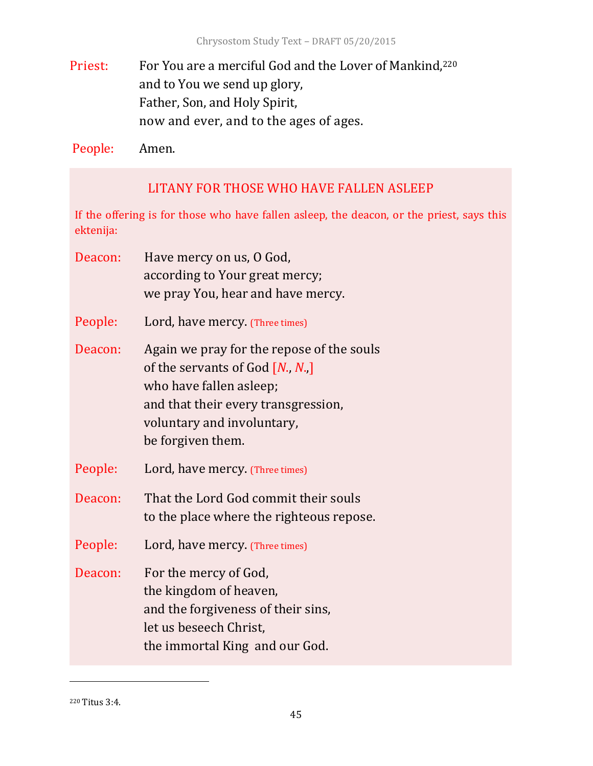Priest: For You are a merciful God and the Lover of Mankind,[220]
and to You we send up glory,
Father, Son, and Holy Spirit,
now and ever, and to the ages of ages.

People: Amen.

## LITANY FOR THOSE WHO HAVE FALLEN ASLEEP

*If the offering is for those who have fallen asleep, the deacon, or the priest, says this ektenija:*

Deacon: Have mercy on us, O God,
according to Your great mercy;
we pray You, hear and have mercy.

People: Lord, have mercy. *(Three times)*

Deacon: Again we pray for the repose of the souls
of the servants of God [*N.*, *N.*,]
who have fallen asleep;
and that their every transgression,
voluntary and involuntary,
be forgiven them.

People: Lord, have mercy. *(Three times)*

Deacon: That the Lord God commit their souls
to the place where the righteous repose.

People: Lord, have mercy. *(Three times)*

Deacon: For the mercy of God,
the kingdom of heaven,
and the forgiveness of their sins,
let us beseech Christ,
the immortal King and our God.

---

[220] Titus 3:4.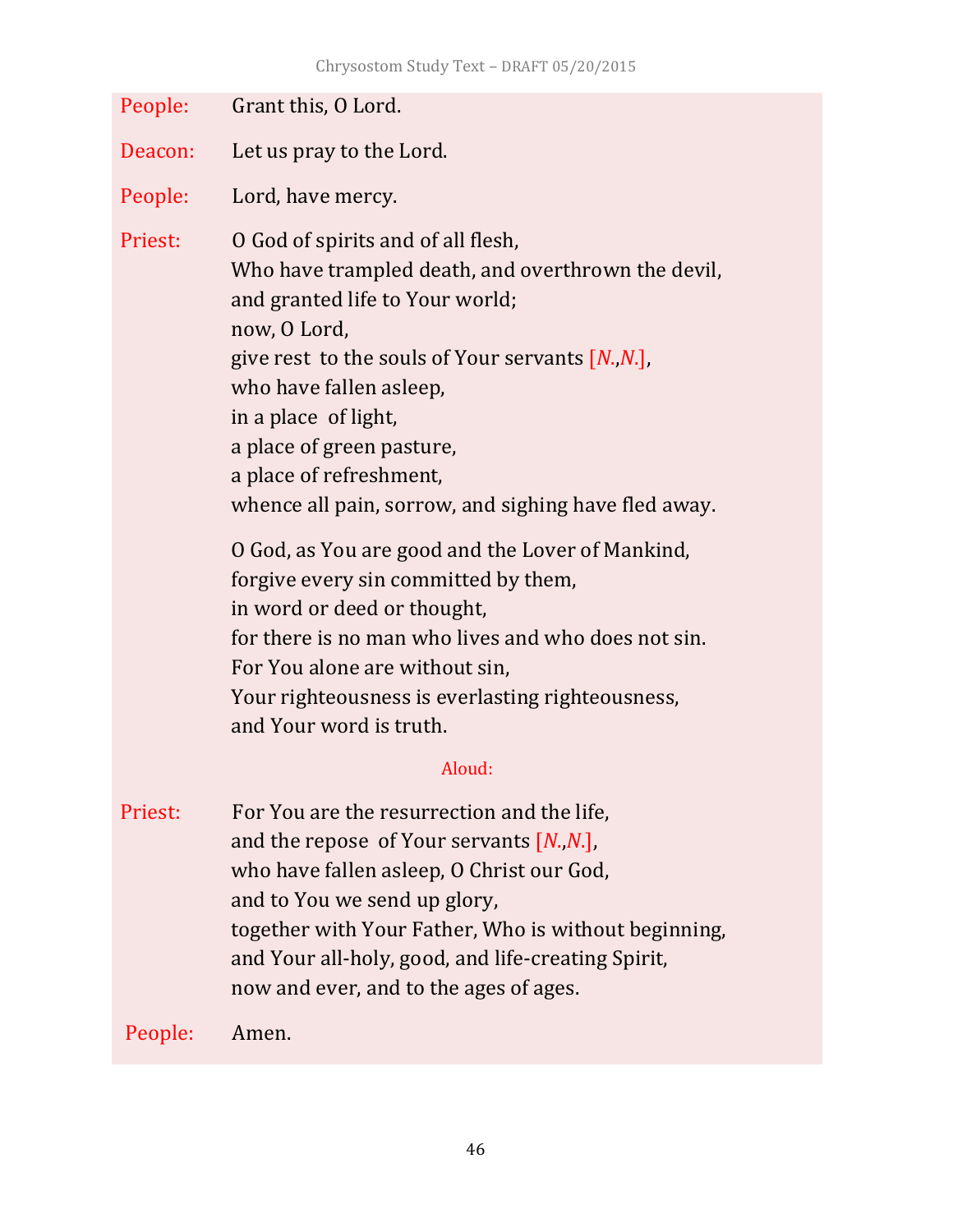People: Grant this, O Lord.

Deacon: Let us pray to the Lord.

People: Lord, have mercy.

Priest: O God of spirits and of all flesh,
Who have trampled death, and overthrown the devil,
and granted life to Your world;
now, O Lord,
give rest to the souls of Your servants [*N.*,*N.*],
who have fallen asleep,
in a place of light,
a place of green pasture,
a place of refreshment,
whence all pain, sorrow, and sighing have fled away.

O God, as You are good and the Lover of Mankind,
forgive every sin committed by them,
in word or deed or thought,
for there is no man who lives and who does not sin.
For You alone are without sin,
Your righteousness is everlasting righteousness,
and Your word is truth.

Aloud:

Priest: For You are the resurrection and the life,
and the repose of Your servants [*N.*,*N.*],
who have fallen asleep, O Christ our God,
and to You we send up glory,
together with Your Father, Who is without beginning,
and Your all-holy, good, and life-creating Spirit,
now and ever, and to the ages of ages.

People: Amen.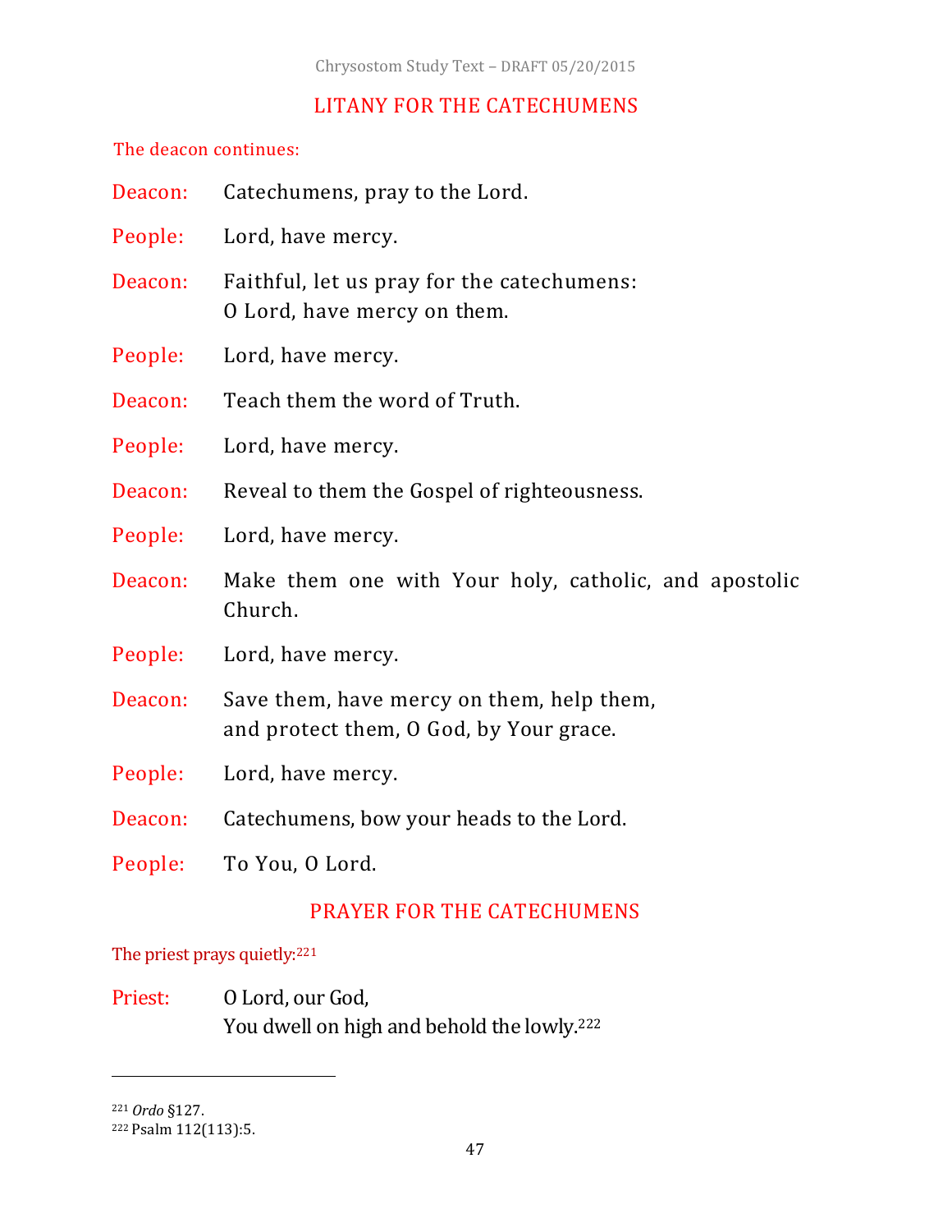## LITANY FOR THE CATECHUMENS

The deacon continues:

Deacon: Catechumens, pray to the Lord.

People: Lord, have mercy.

Deacon: Faithful, let us pray for the catechumens:
O Lord, have mercy on them.

People: Lord, have mercy.

Deacon: Teach them the word of Truth.

People: Lord, have mercy.

Deacon: Reveal to them the Gospel of righteousness.

People: Lord, have mercy.

Deacon: Make them one with Your holy, catholic, and apostolic Church.

People: Lord, have mercy.

Deacon: Save them, have mercy on them, help them,
and protect them, O God, by Your grace.

People: Lord, have mercy.

Deacon: Catechumens, bow your heads to the Lord.

People: To You, O Lord.

## PRAYER FOR THE CATECHUMENS

The priest prays quietly:[221]

Priest: O Lord, our God,
You dwell on high and behold the lowly.[222]

---

[221] *Ordo* §127.
[222] Psalm 112(113):5.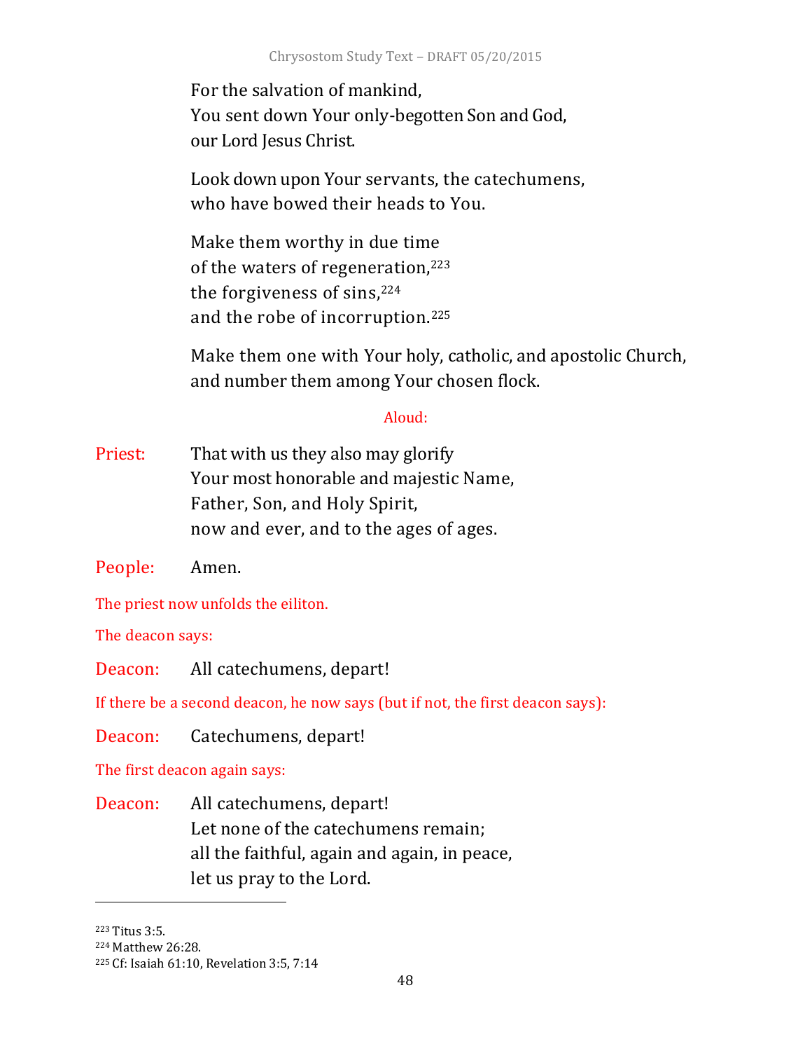For the salvation of mankind,
You sent down Your only-begotten Son and God,
our Lord Jesus Christ.

Look down upon Your servants, the catechumens,
who have bowed their heads to You.

Make them worthy in due time
of the waters of regeneration,[223]
the forgiveness of sins,[224]
and the robe of incorruption.[225]

Make them one with Your holy, catholic, and apostolic Church,
and number them among Your chosen flock.

Aloud:

Priest: That with us they also may glorify
Your most honorable and majestic Name,
Father, Son, and Holy Spirit,
now and ever, and to the ages of ages.

People: Amen.

The priest now unfolds the eiliton.

The deacon says:

Deacon: All catechumens, depart!

If there be a second deacon, he now says (but if not, the first deacon says):

Deacon: Catechumens, depart!

The first deacon again says:

Deacon: All catechumens, depart!
Let none of the catechumens remain;
all the faithful, again and again, in peace,
let us pray to the Lord.

---

[223] Titus 3:5.
[224] Matthew 26:28.
[225] Cf: Isaiah 61:10, Revelation 3:5, 7:14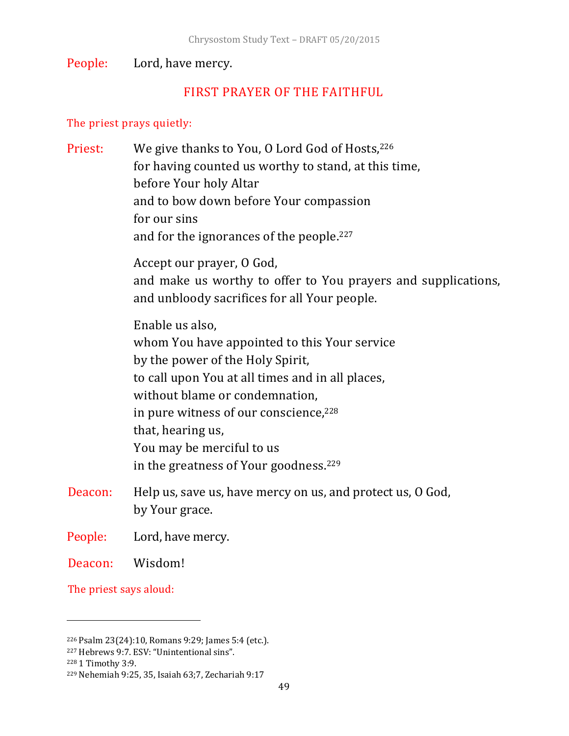People: Lord, have mercy.

## FIRST PRAYER OF THE FAITHFUL

The priest prays quietly:

Priest: We give thanks to You, O Lord God of Hosts,[226]
for having counted us worthy to stand, at this time,
before Your holy Altar
and to bow down before Your compassion
for our sins
and for the ignorances of the people.[227]

Accept our prayer, O God,
and make us worthy to offer to You prayers and supplications, and unbloody sacrifices for all Your people.

Enable us also,
whom You have appointed to this Your service
by the power of the Holy Spirit,
to call upon You at all times and in all places,
without blame or condemnation,
in pure witness of our conscience,[228]
that, hearing us,
You may be merciful to us
in the greatness of Your goodness.[229]

Deacon: Help us, save us, have mercy on us, and protect us, O God, by Your grace.

People: Lord, have mercy.

Deacon: Wisdom!

The priest says aloud:

---

[226] Psalm 23(24):10, Romans 9:29; James 5:4 (etc.).
[227] Hebrews 9:7. ESV: "Unintentional sins".
[228] 1 Timothy 3:9.
[229] Nehemiah 9:25, 35, Isaiah 63;7, Zechariah 9:17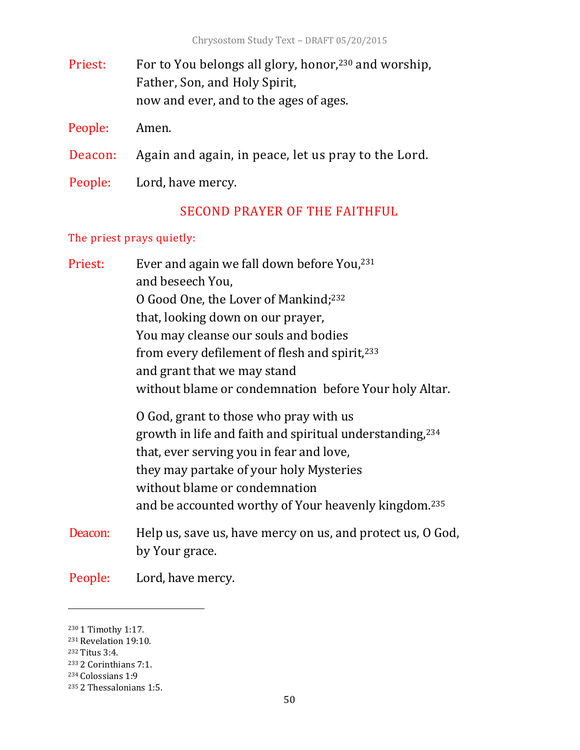**Priest:** For to You belongs all glory, honor,[230] and worship,
Father, Son, and Holy Spirit,
now and ever, and to the ages of ages.

**People:** Amen.

**Deacon:** Again and again, in peace, let us pray to the Lord.

**People:** Lord, have mercy.

## SECOND PRAYER OF THE FAITHFUL

*The priest prays quietly:*

**Priest:** Ever and again we fall down before You,[231]
and beseech You,
O Good One, the Lover of Mankind;[232]
that, looking down on our prayer,
You may cleanse our souls and bodies
from every defilement of flesh and spirit,[233]
and grant that we may stand
without blame or condemnation before Your holy Altar.

O God, grant to those who pray with us
growth in life and faith and spiritual understanding,[234]
that, ever serving you in fear and love,
they may partake of your holy Mysteries
without blame or condemnation
and be accounted worthy of Your heavenly kingdom.[235]

**Deacon:** Help us, save us, have mercy on us, and protect us, O God,
by Your grace.

**People:** Lord, have mercy.

---

[230] 1 Timothy 1:17.
[231] Revelation 19:10.
[232] Titus 3:4.
[233] 2 Corinthians 7:1.
[234] Colossians 1:9
[235] 2 Thessalonians 1:5.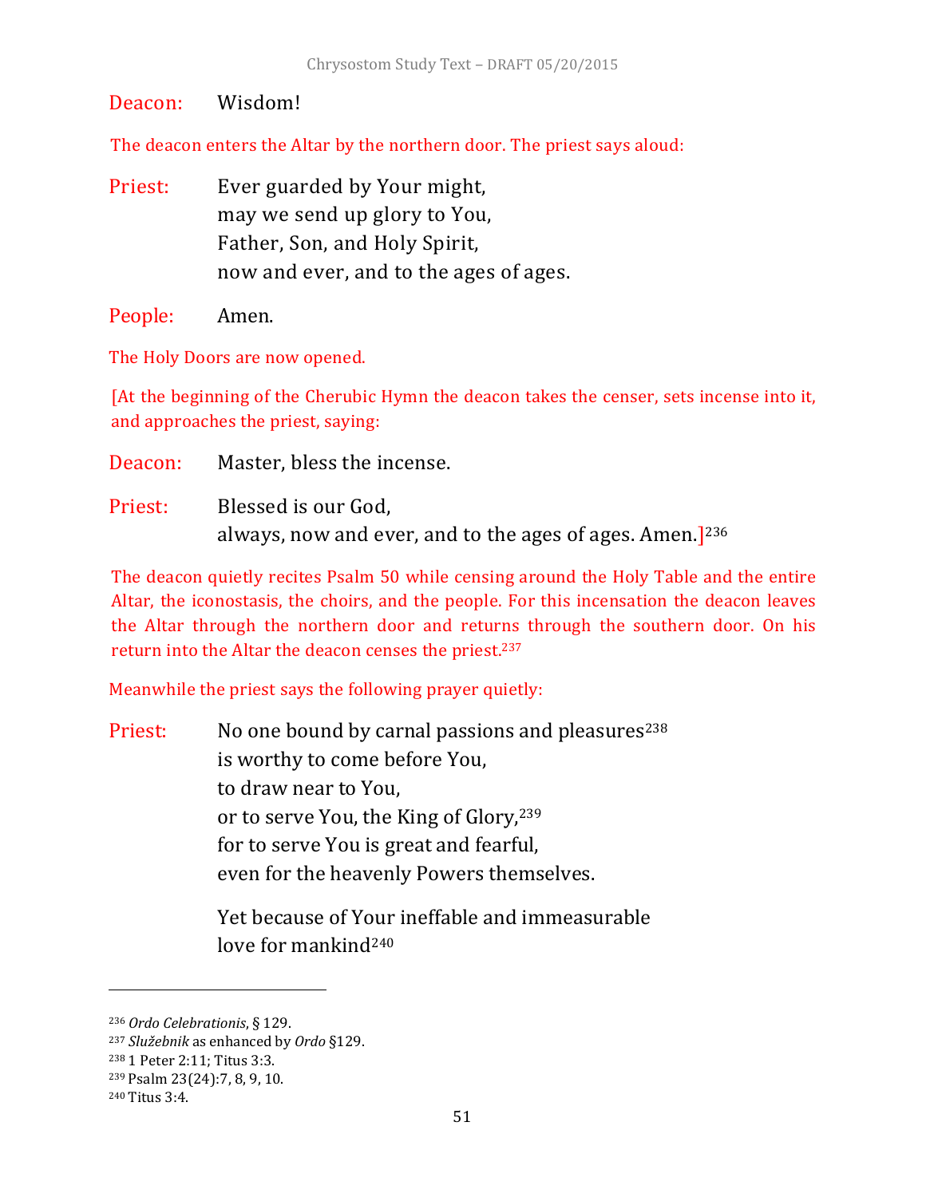Deacon: Wisdom!

*The deacon enters the Altar by the northern door. The priest says aloud:*

Priest: Ever guarded by Your might,
may we send up glory to You,
Father, Son, and Holy Spirit,
now and ever, and to the ages of ages.

People: Amen.

*The Holy Doors are now opened.*

*[At the beginning of the Cherubic Hymn the deacon takes the censer, sets incense into it, and approaches the priest, saying:*

Deacon: Master, bless the incense.

Priest: Blessed is our God,
always, now and ever, and to the ages of ages. Amen.][236]

*The deacon quietly recites Psalm 50 while censing around the Holy Table and the entire Altar, the iconostasis, the choirs, and the people. For this incensation the deacon leaves the Altar through the northern door and returns through the southern door. On his return into the Altar the deacon censes the priest.*[237]

*Meanwhile the priest says the following prayer quietly:*

Priest: No one bound by carnal passions and pleasures[238]
is worthy to come before You,
to draw near to You,
or to serve You, the King of Glory,[239]
for to serve You is great and fearful,
even for the heavenly Powers themselves.

Yet because of Your ineffable and immeasurable
love for mankind[240]

---

[236] *Ordo Celebrationis*, § 129.
[237] *Služebnik* as enhanced by *Ordo* §129.
[238] 1 Peter 2:11; Titus 3:3.
[239] Psalm 23(24):7, 8, 9, 10.
[240] Titus 3:4.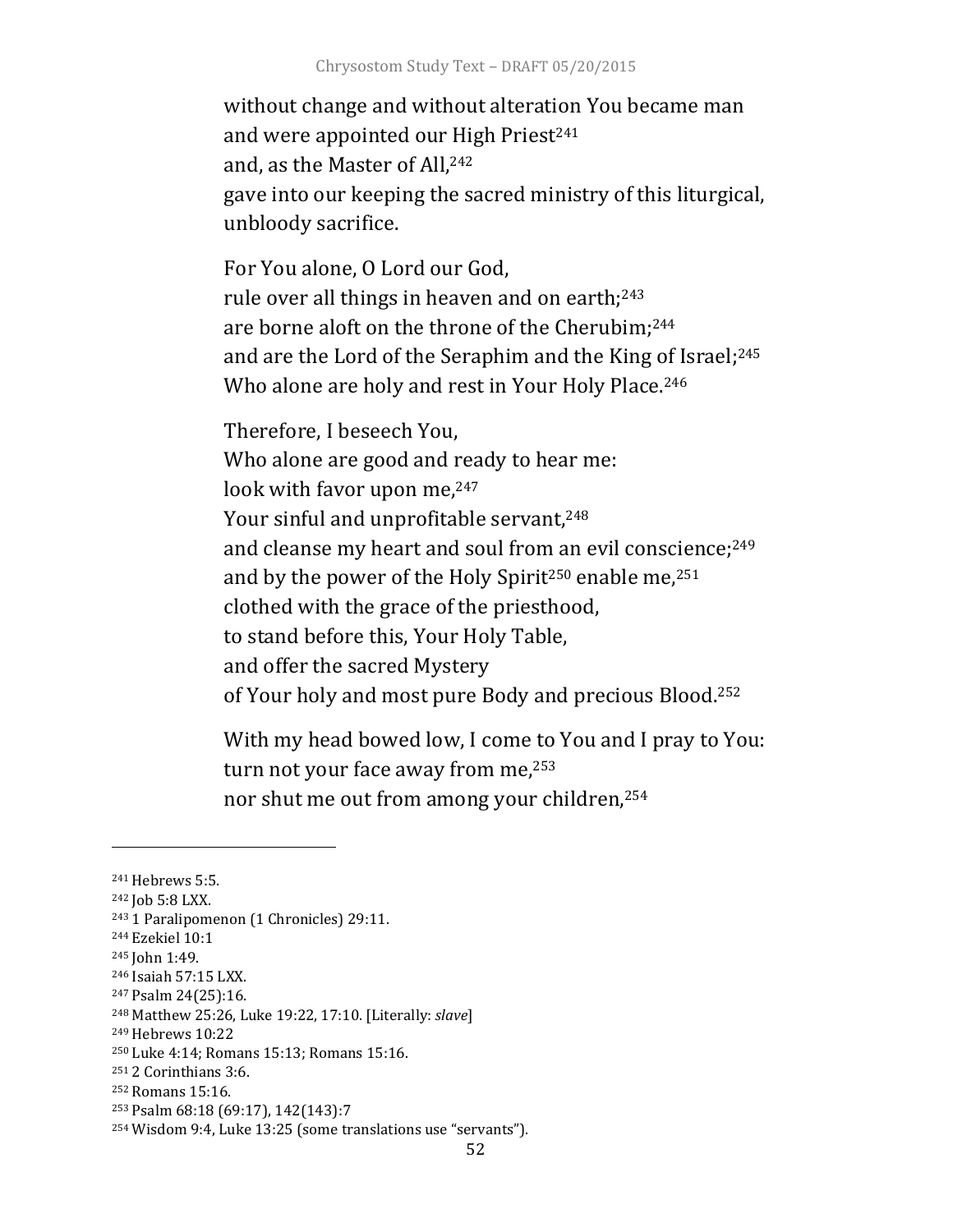without change and without alteration You became man
and were appointed our High Priest[241]
and, as the Master of All,[242]
gave into our keeping the sacred ministry of this liturgical, unbloody sacrifice.

For You alone, O Lord our God,
rule over all things in heaven and on earth;[243]
are borne aloft on the throne of the Cherubim;[244]
and are the Lord of the Seraphim and the King of Israel;[245]
Who alone are holy and rest in Your Holy Place.[246]

Therefore, I beseech You,
Who alone are good and ready to hear me:
look with favor upon me,[247]
Your sinful and unprofitable servant,[248]
and cleanse my heart and soul from an evil conscience;[249]
and by the power of the Holy Spirit[250] enable me,[251]
clothed with the grace of the priesthood,
to stand before this, Your Holy Table,
and offer the sacred Mystery
of Your holy and most pure Body and precious Blood.[252]

With my head bowed low, I come to You and I pray to You:
turn not your face away from me,[253]
nor shut me out from among your children,[254]

---

[241] Hebrews 5:5.
[242] Job 5:8 LXX.
[243] 1 Paralipomenon (1 Chronicles) 29:11.
[244] Ezekiel 10:1
[245] John 1:49.
[246] Isaiah 57:15 LXX.
[247] Psalm 24(25):16.
[248] Matthew 25:26, Luke 19:22, 17:10. [Literally: *slave*]
[249] Hebrews 10:22
[250] Luke 4:14; Romans 15:13; Romans 15:16.
[251] 2 Corinthians 3:6.
[252] Romans 15:16.
[253] Psalm 68:18 (69:17), 142(143):7
[254] Wisdom 9:4, Luke 13:25 (some translations use "servants").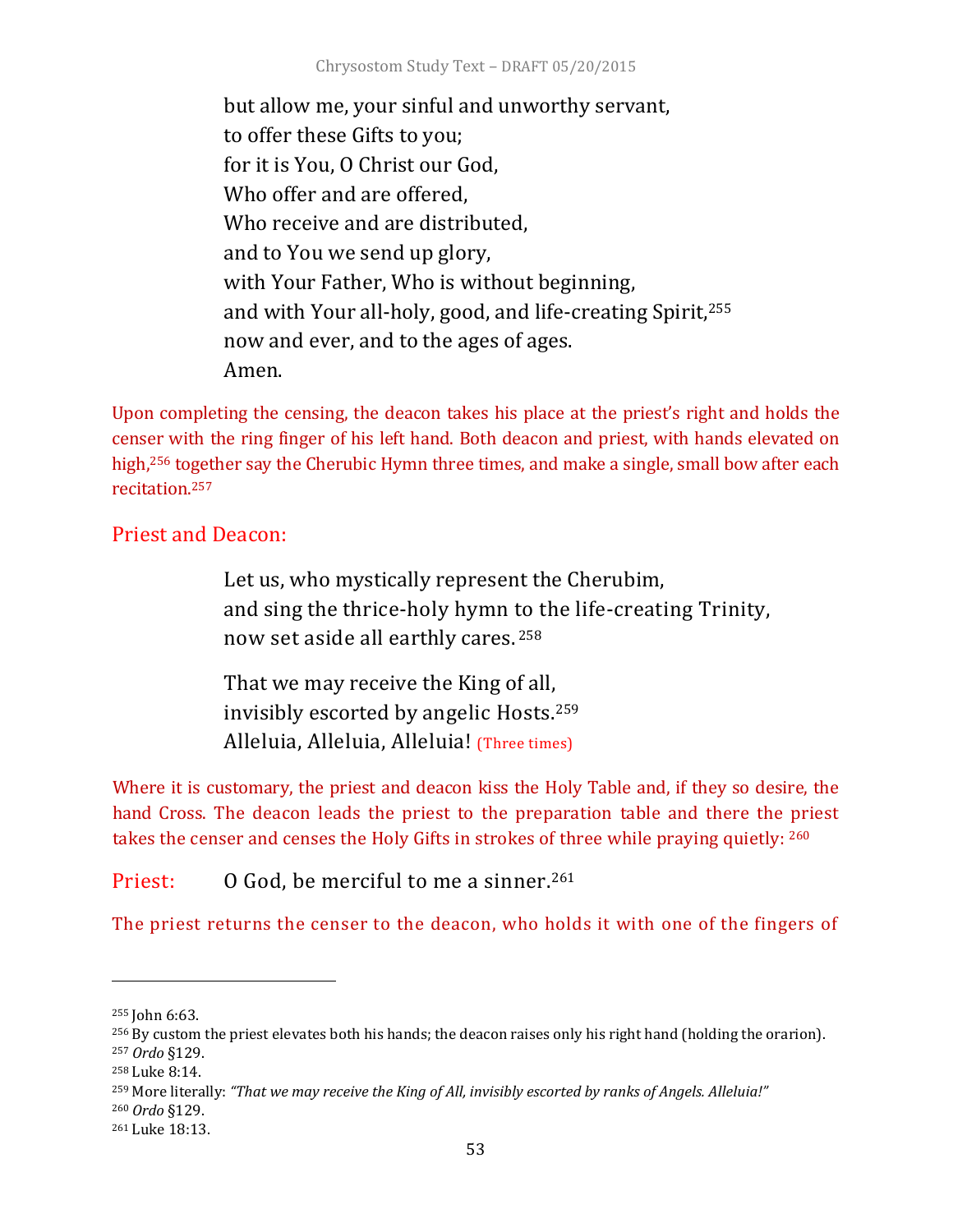but allow me, your sinful and unworthy servant,
to offer these Gifts to you;
for it is You, O Christ our God,
Who offer and are offered,
Who receive and are distributed,
and to You we send up glory,
with Your Father, Who is without beginning,
and with Your all-holy, good, and life-creating Spirit,[255]
now and ever, and to the ages of ages.
Amen.

Upon completing the censing, the deacon takes his place at the priest's right and holds the censer with the ring finger of his left hand. Both deacon and priest, with hands elevated on high,[256] together say the Cherubic Hymn three times, and make a single, small bow after each recitation.[257]

Priest and Deacon:

Let us, who mystically represent the Cherubim,
and sing the thrice-holy hymn to the life-creating Trinity,
now set aside all earthly cares.[258]

That we may receive the King of all,
invisibly escorted by angelic Hosts.[259]
Alleluia, Alleluia, Alleluia! (Three times)

Where it is customary, the priest and deacon kiss the Holy Table and, if they so desire, the hand Cross. The deacon leads the priest to the preparation table and there the priest takes the censer and censes the Holy Gifts in strokes of three while praying quietly:[260]

Priest: O God, be merciful to me a sinner.[261]

The priest returns the censer to the deacon, who holds it with one of the fingers of

---

[255] John 6:63.
[256] By custom the priest elevates both his hands; the deacon raises only his right hand (holding the orarion).
[257] *Ordo* §129.
[258] Luke 8:14.
[259] More literally: *"That we may receive the King of All, invisibly escorted by ranks of Angels. Alleluia!"*
[260] *Ordo* §129.
[261] Luke 18:13.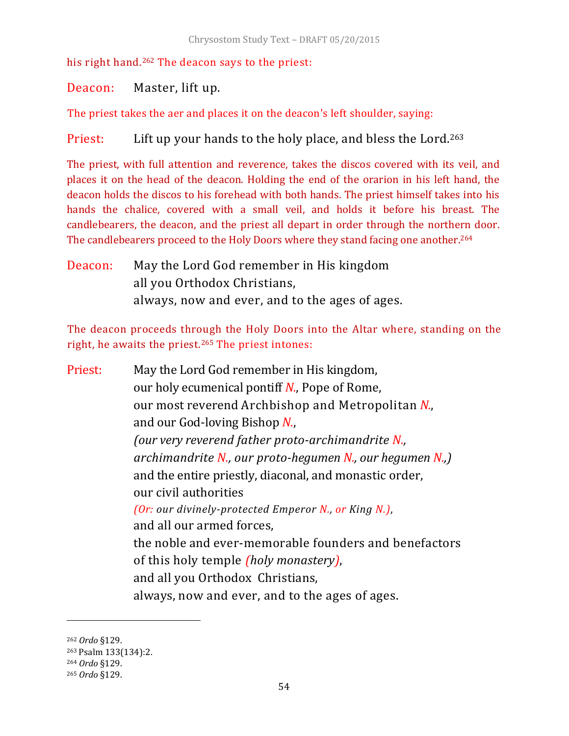his right hand.[262] The deacon says to the priest:

Deacon: Master, lift up.

The priest takes the aer and places it on the deacon's left shoulder, saying:

Priest: Lift up your hands to the holy place, and bless the Lord.[263]

The priest, with full attention and reverence, takes the discos covered with its veil, and places it on the head of the deacon. Holding the end of the orarion in his left hand, the deacon holds the discos to his forehead with both hands. The priest himself takes into his hands the chalice, covered with a small veil, and holds it before his breast. The candlebearers, the deacon, and the priest all depart in order through the northern door. The candlebearers proceed to the Holy Doors where they stand facing one another.[264]

Deacon: May the Lord God remember in His kingdom
all you Orthodox Christians,
always, now and ever, and to the ages of ages.

The deacon proceeds through the Holy Doors into the Altar where, standing on the right, he awaits the priest.[265] The priest intones:

Priest: May the Lord God remember in His kingdom,
our holy ecumenical pontiff *N.*, Pope of Rome,
our most reverend Archbishop and Metropolitan *N.*,
and our God-loving Bishop *N.*,
*(our very reverend father proto-archimandrite N.,*
*archimandrite N., our proto-hegumen N., our hegumen N.,)*
and the entire priestly, diaconal, and monastic order,
our civil authorities
*(Or: our divinely-protected Emperor N., or King N.)*,
and all our armed forces,
the noble and ever-memorable founders and benefactors
of this holy temple *(holy monastery)*,
and all you Orthodox Christians,
always, now and ever, and to the ages of ages.

---

[262] *Ordo* §129.
[263] Psalm 133(134):2.
[264] *Ordo* §129.
[265] *Ordo* §129.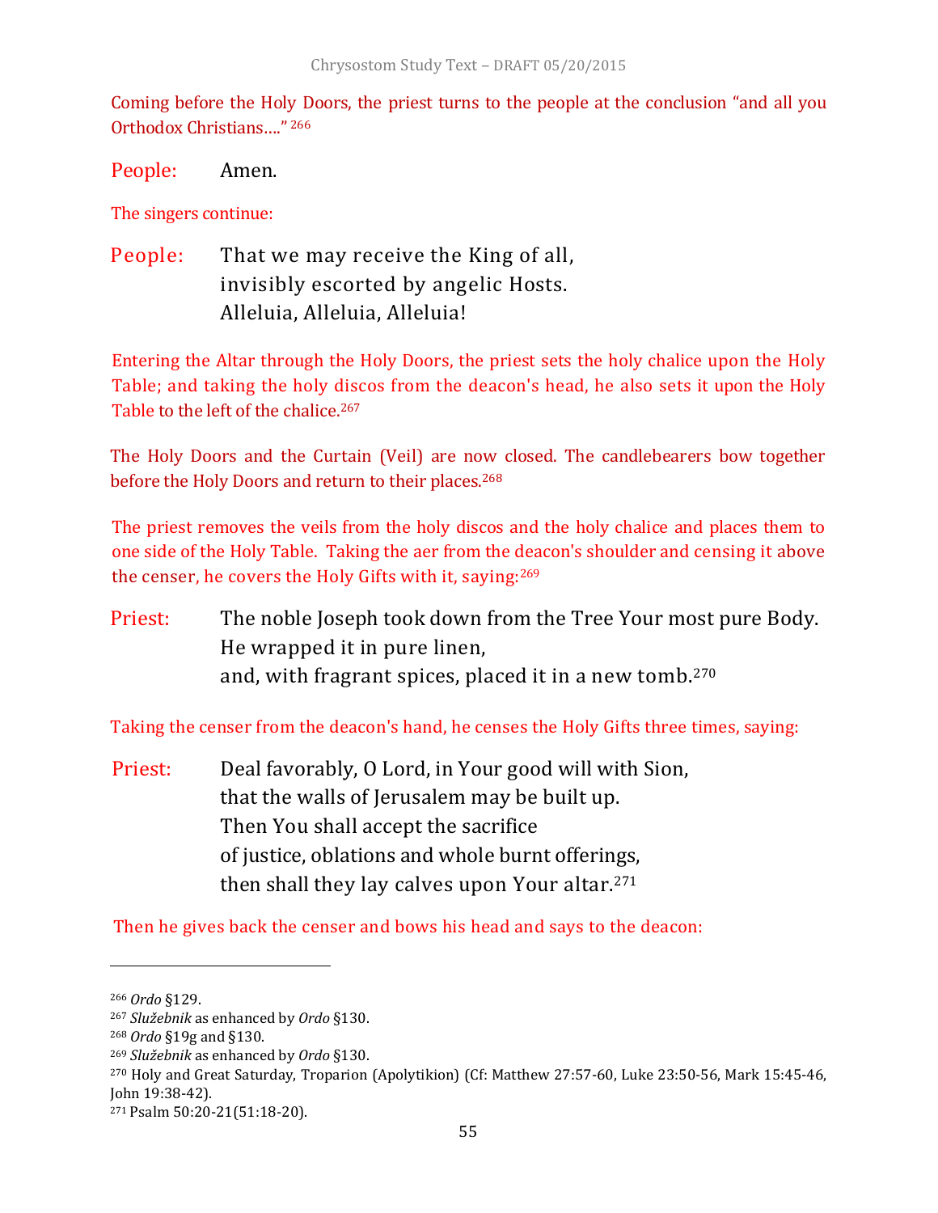Coming before the Holy Doors, the priest turns to the people at the conclusion "and all you Orthodox Christians…." [266]

People: Amen.

The singers continue:

People: That we may receive the King of all,
invisibly escorted by angelic Hosts.
Alleluia, Alleluia, Alleluia!

Entering the Altar through the Holy Doors, the priest sets the holy chalice upon the Holy Table; and taking the holy discos from the deacon's head, he also sets it upon the Holy Table to the left of the chalice.[267]

The Holy Doors and the Curtain (Veil) are now closed. The candlebearers bow together before the Holy Doors and return to their places.[268]

The priest removes the veils from the holy discos and the holy chalice and places them to one side of the Holy Table. Taking the aer from the deacon's shoulder and censing it above the censer, he covers the Holy Gifts with it, saying:[269]

Priest: The noble Joseph took down from the Tree Your most pure Body.
He wrapped it in pure linen,
and, with fragrant spices, placed it in a new tomb.[270]

Taking the censer from the deacon's hand, he censes the Holy Gifts three times, saying:

Priest: Deal favorably, O Lord, in Your good will with Sion,
that the walls of Jerusalem may be built up.
Then You shall accept the sacrifice
of justice, oblations and whole burnt offerings,
then shall they lay calves upon Your altar.[271]

Then he gives back the censer and bows his head and says to the deacon:

---

[266] *Ordo* §129.
[267] *Služebnik* as enhanced by *Ordo* §130.
[268] *Ordo* §19g and §130.
[269] *Služebnik* as enhanced by *Ordo* §130.
[270] Holy and Great Saturday, Troparion (Apolytikion) (Cf: Matthew 27:57-60, Luke 23:50-56, Mark 15:45-46, John 19:38-42).
[271] Psalm 50:20-21(51:18-20).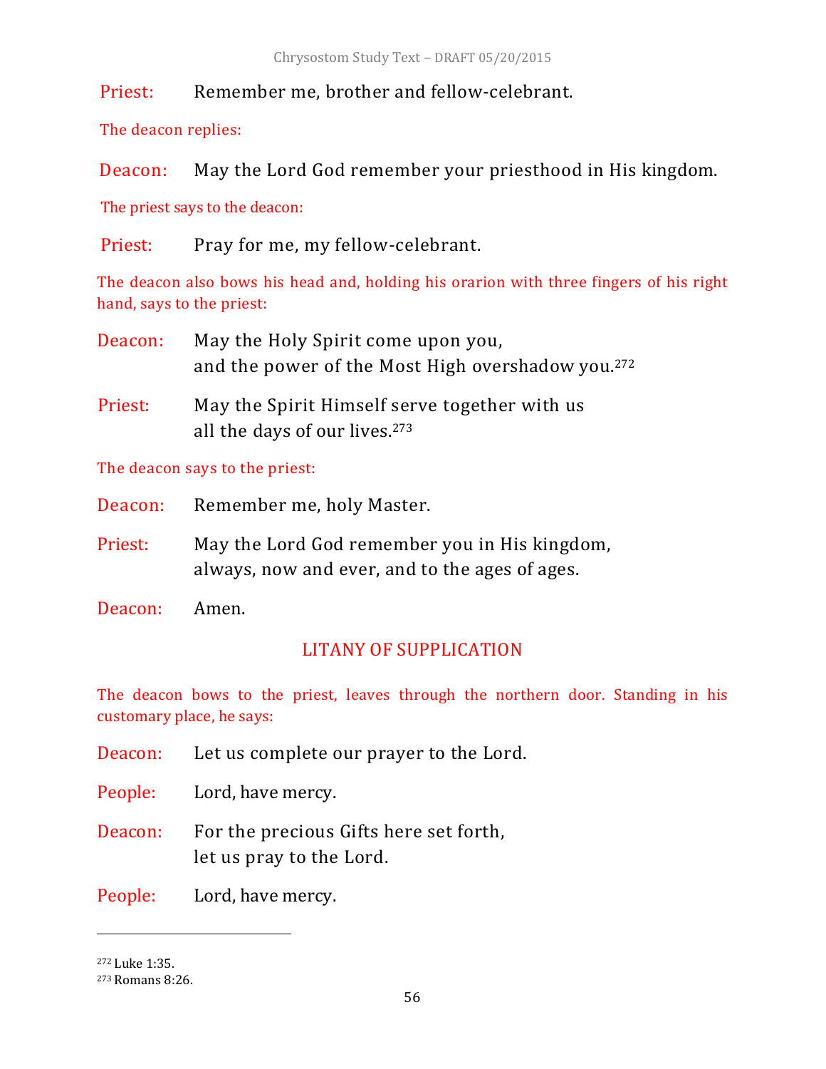Priest: Remember me, brother and fellow-celebrant.

*The deacon replies:*

Deacon: May the Lord God remember your priesthood in His kingdom.

*The priest says to the deacon:*

Priest: Pray for me, my fellow-celebrant.

*The deacon also bows his head and, holding his orarion with three fingers of his right hand, says to the priest:*

Deacon: May the Holy Spirit come upon you,
and the power of the Most High overshadow you.[272]

Priest: May the Spirit Himself serve together with us
all the days of our lives.[273]

*The deacon says to the priest:*

Deacon: Remember me, holy Master.

Priest: May the Lord God remember you in His kingdom,
always, now and ever, and to the ages of ages.

Deacon: Amen.

## LITANY OF SUPPLICATION

*The deacon bows to the priest, leaves through the northern door. Standing in his customary place, he says:*

Deacon: Let us complete our prayer to the Lord.

People: Lord, have mercy.

Deacon: For the precious Gifts here set forth,
let us pray to the Lord.

People: Lord, have mercy.

---

[272] Luke 1:35.
[273] Romans 8:26.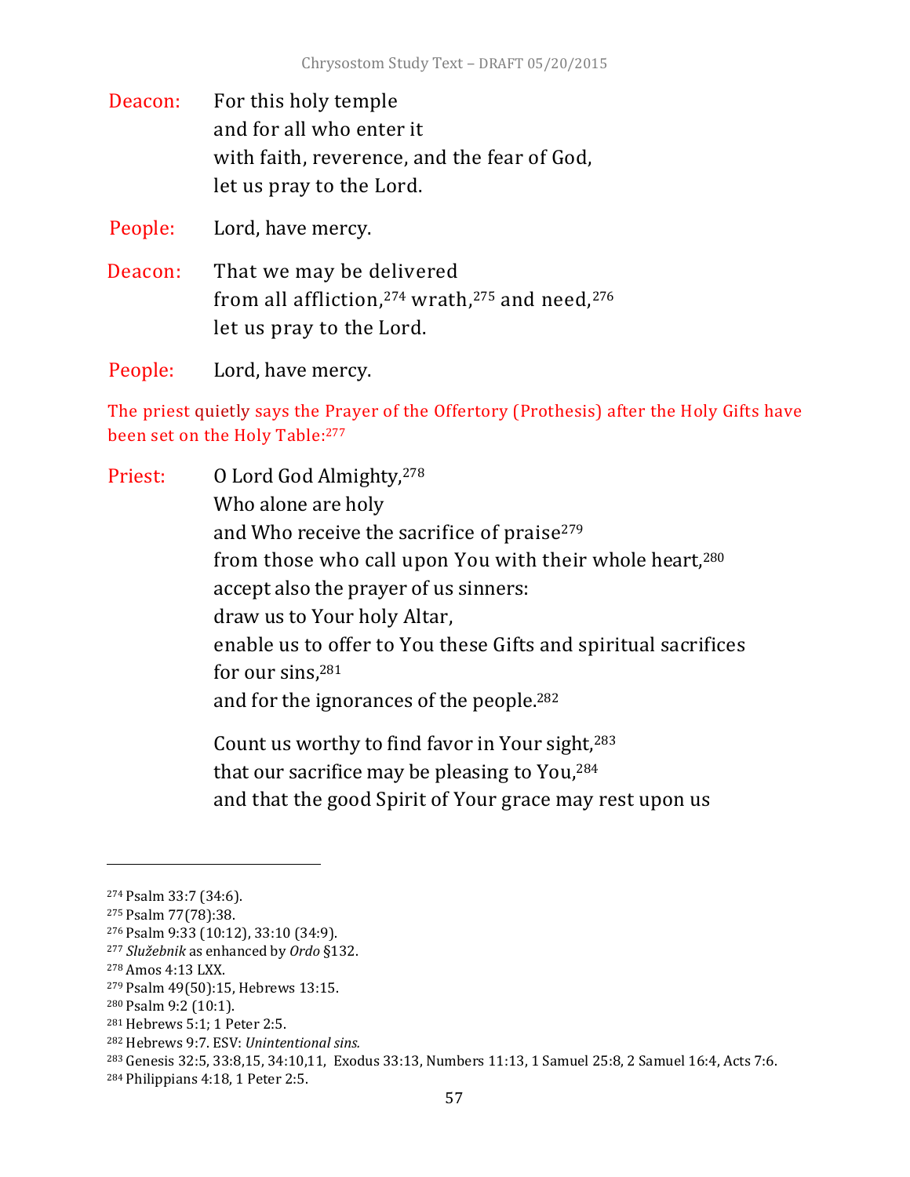Deacon: For this holy temple
and for all who enter it
with faith, reverence, and the fear of God,
let us pray to the Lord.

People: Lord, have mercy.

Deacon: That we may be delivered
from all affliction,[274] wrath,[275] and need,[276]
let us pray to the Lord.

People: Lord, have mercy.

The priest quietly says the Prayer of the Offertory (Prothesis) after the Holy Gifts have been set on the Holy Table:[277]

Priest: O Lord God Almighty,[278]
Who alone are holy
and Who receive the sacrifice of praise[279]
from those who call upon You with their whole heart,[280]
accept also the prayer of us sinners:
draw us to Your holy Altar,
enable us to offer to You these Gifts and spiritual sacrifices
for our sins,[281]
and for the ignorances of the people.[282]

Count us worthy to find favor in Your sight,[283]
that our sacrifice may be pleasing to You,[284]
and that the good Spirit of Your grace may rest upon us

---

[274] Psalm 33:7 (34:6).
[275] Psalm 77(78):38.
[276] Psalm 9:33 (10:12), 33:10 (34:9).
[277] *Služebnik* as enhanced by *Ordo* §132.
[278] Amos 4:13 LXX.
[279] Psalm 49(50):15, Hebrews 13:15.
[280] Psalm 9:2 (10:1).
[281] Hebrews 5:1; 1 Peter 2:5.
[282] Hebrews 9:7. ESV: *Unintentional sins.*
[283] Genesis 32:5, 33:8,15, 34:10,11, Exodus 33:13, Numbers 11:13, 1 Samuel 25:8, 2 Samuel 16:4, Acts 7:6.
[284] Philippians 4:18, 1 Peter 2:5.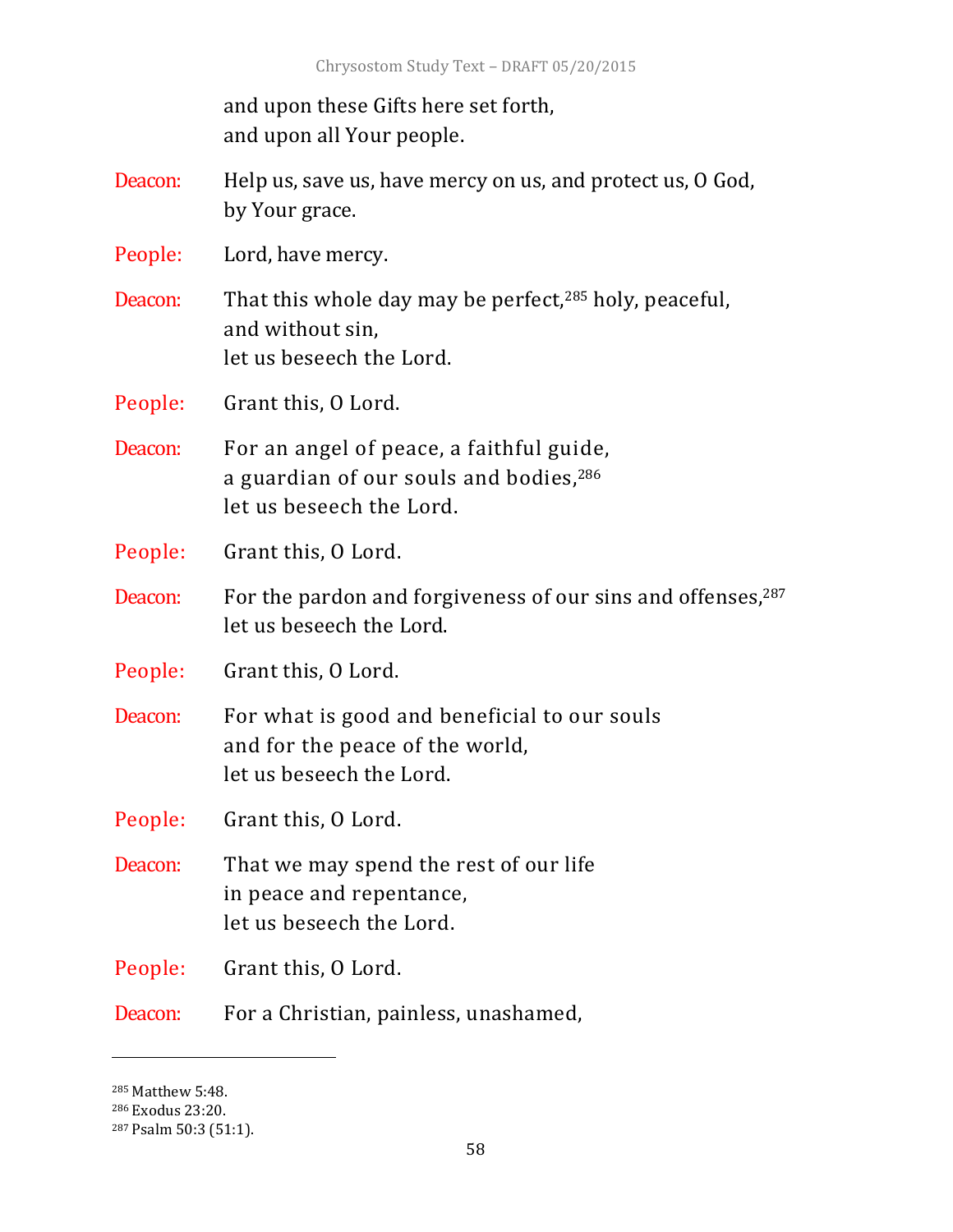and upon these Gifts here set forth,
and upon all Your people.

Deacon: Help us, save us, have mercy on us, and protect us, O God,
by Your grace.

People: Lord, have mercy.

Deacon: That this whole day may be perfect,[285] holy, peaceful,
and without sin,
let us beseech the Lord.

People: Grant this, O Lord.

Deacon: For an angel of peace, a faithful guide,
a guardian of our souls and bodies,[286]
let us beseech the Lord.

People: Grant this, O Lord.

Deacon: For the pardon and forgiveness of our sins and offenses,[287]
let us beseech the Lord.

People: Grant this, O Lord.

Deacon: For what is good and beneficial to our souls
and for the peace of the world,
let us beseech the Lord.

People: Grant this, O Lord.

Deacon: That we may spend the rest of our life
in peace and repentance,
let us beseech the Lord.

People: Grant this, O Lord.

Deacon: For a Christian, painless, unashamed,

---

[285] Matthew 5:48.
[286] Exodus 23:20.
[287] Psalm 50:3 (51:1).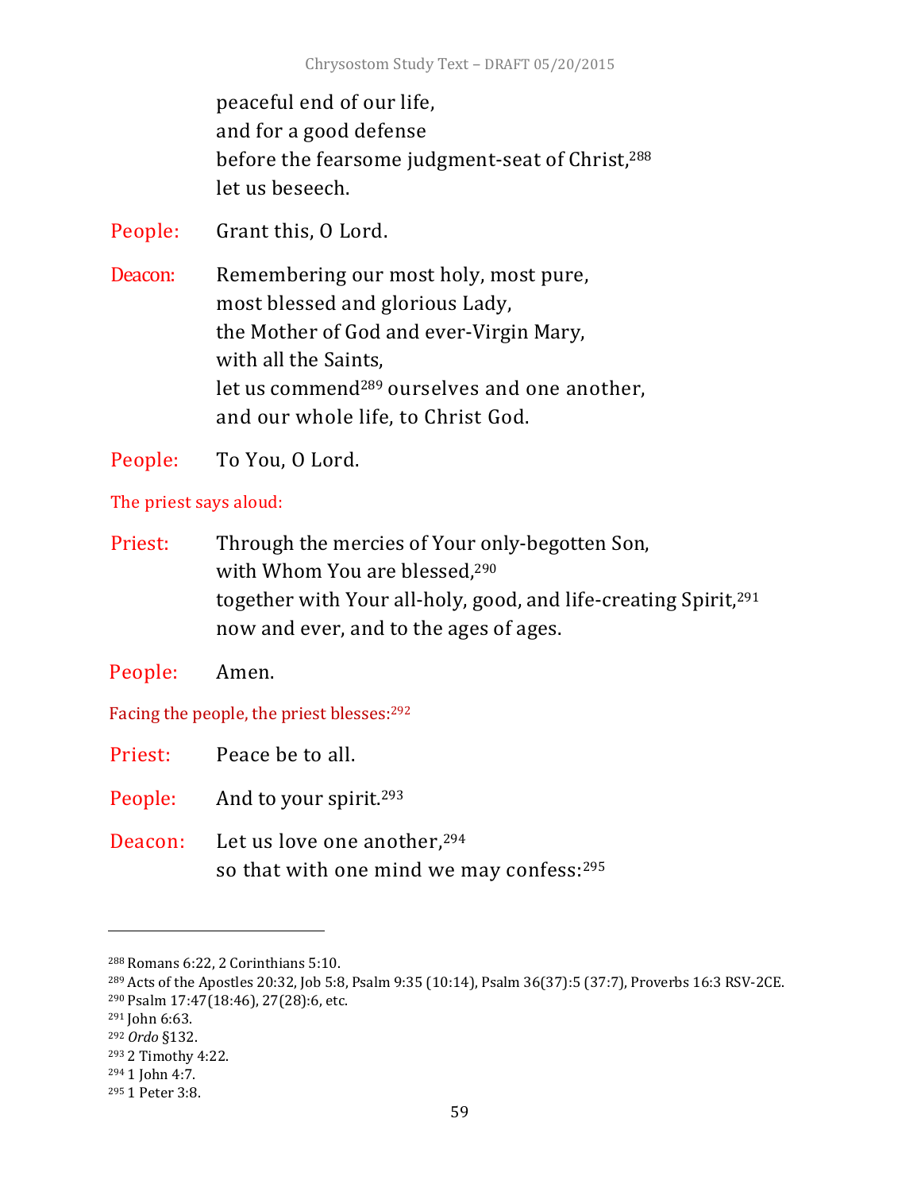peaceful end of our life,
and for a good defense
before the fearsome judgment-seat of Christ,[288]
let us beseech.

People: Grant this, O Lord.

Deacon: Remembering our most holy, most pure,
most blessed and glorious Lady,
the Mother of God and ever-Virgin Mary,
with all the Saints,
let us commend[289] ourselves and one another,
and our whole life, to Christ God.

People: To You, O Lord.

The priest says aloud:

Priest: Through the mercies of Your only-begotten Son,
with Whom You are blessed,[290]
together with Your all-holy, good, and life-creating Spirit,[291]
now and ever, and to the ages of ages.

People: Amen.

Facing the people, the priest blesses:[292]

Priest: Peace be to all.

People: And to your spirit.[293]

Deacon: Let us love one another,[294]
so that with one mind we may confess:[295]

---

[288] Romans 6:22, 2 Corinthians 5:10.
[289] Acts of the Apostles 20:32, Job 5:8, Psalm 9:35 (10:14), Psalm 36(37):5 (37:7), Proverbs 16:3 RSV-2CE.
[290] Psalm 17:47(18:46), 27(28):6, etc.
[291] John 6:63.
[292] *Ordo* §132.
[293] 2 Timothy 4:22.
[294] 1 John 4:7.
[295] 1 Peter 3:8.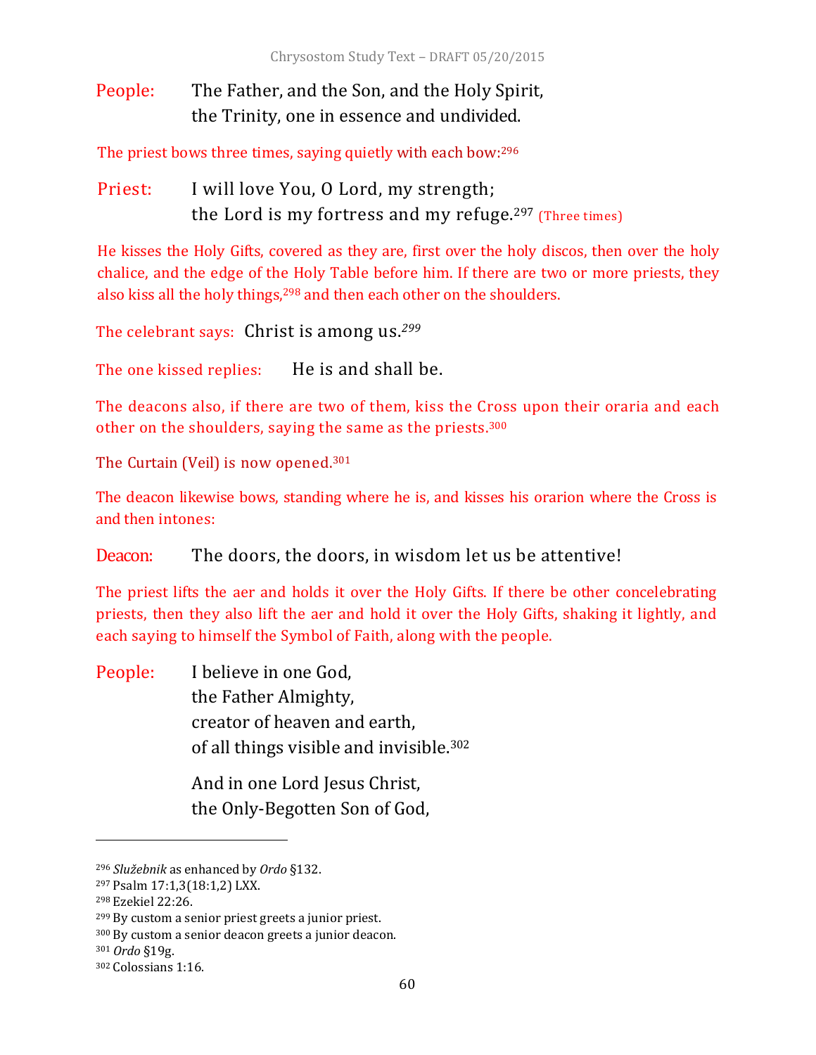People: The Father, and the Son, and the Holy Spirit,
the Trinity, one in essence and undivided.

The priest bows three times, saying quietly with each bow:[296]

Priest: I will love You, O Lord, my strength;
the Lord is my fortress and my refuge.[297] (Three times)

He kisses the Holy Gifts, covered as they are, first over the holy discos, then over the holy chalice, and the edge of the Holy Table before him. If there are two or more priests, they also kiss all the holy things,[298] and then each other on the shoulders.

The celebrant says: Christ is among us.[299]

The one kissed replies: He is and shall be.

The deacons also, if there are two of them, kiss the Cross upon their oraria and each other on the shoulders, saying the same as the priests.[300]

The Curtain (Veil) is now opened.[301]

The deacon likewise bows, standing where he is, and kisses his orarion where the Cross is and then intones:

Deacon: The doors, the doors, in wisdom let us be attentive!

The priest lifts the aer and holds it over the Holy Gifts. If there be other concelebrating priests, then they also lift the aer and hold it over the Holy Gifts, shaking it lightly, and each saying to himself the Symbol of Faith, along with the people.

People: I believe in one God,
the Father Almighty,
creator of heaven and earth,
of all things visible and invisible.[302]

And in one Lord Jesus Christ,
the Only-Begotten Son of God,

---

[296] *Služebnik* as enhanced by *Ordo* §132.
[297] Psalm 17:1,3(18:1,2) LXX.
[298] Ezekiel 22:26.
[299] By custom a senior priest greets a junior priest.
[300] By custom a senior deacon greets a junior deacon.
[301] *Ordo* §19g.
[302] Colossians 1:16.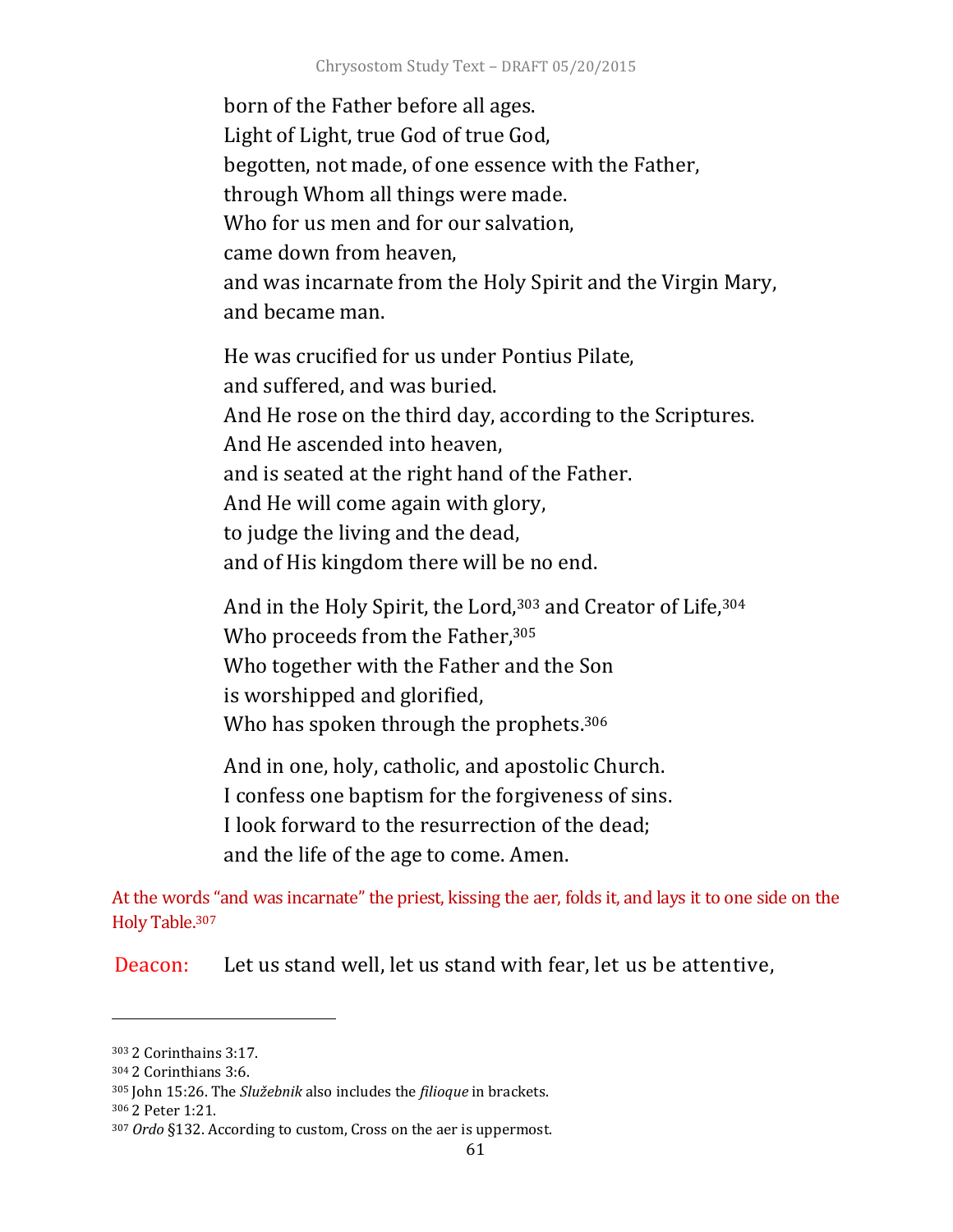born of the Father before all ages.
Light of Light, true God of true God,
begotten, not made, of one essence with the Father,
through Whom all things were made.
Who for us men and for our salvation,
came down from heaven,
and was incarnate from the Holy Spirit and the Virgin Mary,
and became man.

He was crucified for us under Pontius Pilate,
and suffered, and was buried.
And He rose on the third day, according to the Scriptures.
And He ascended into heaven,
and is seated at the right hand of the Father.
And He will come again with glory,
to judge the living and the dead,
and of His kingdom there will be no end.

And in the Holy Spirit, the Lord,[303] and Creator of Life,[304]
Who proceeds from the Father,[305]
Who together with the Father and the Son
is worshipped and glorified,
Who has spoken through the prophets.[306]

And in one, holy, catholic, and apostolic Church.
I confess one baptism for the forgiveness of sins.
I look forward to the resurrection of the dead;
and the life of the age to come. Amen.

At the words "and was incarnate" the priest, kissing the aer, folds it, and lays it to one side on the Holy Table.[307]

Deacon: Let us stand well, let us stand with fear, let us be attentive,

---

[303] 2 Corinthains 3:17.
[304] 2 Corinthians 3:6.
[305] John 15:26. The *Služebnik* also includes the *filioque* in brackets.
[306] 2 Peter 1:21.
[307] *Ordo* §132. According to custom, Cross on the aer is uppermost.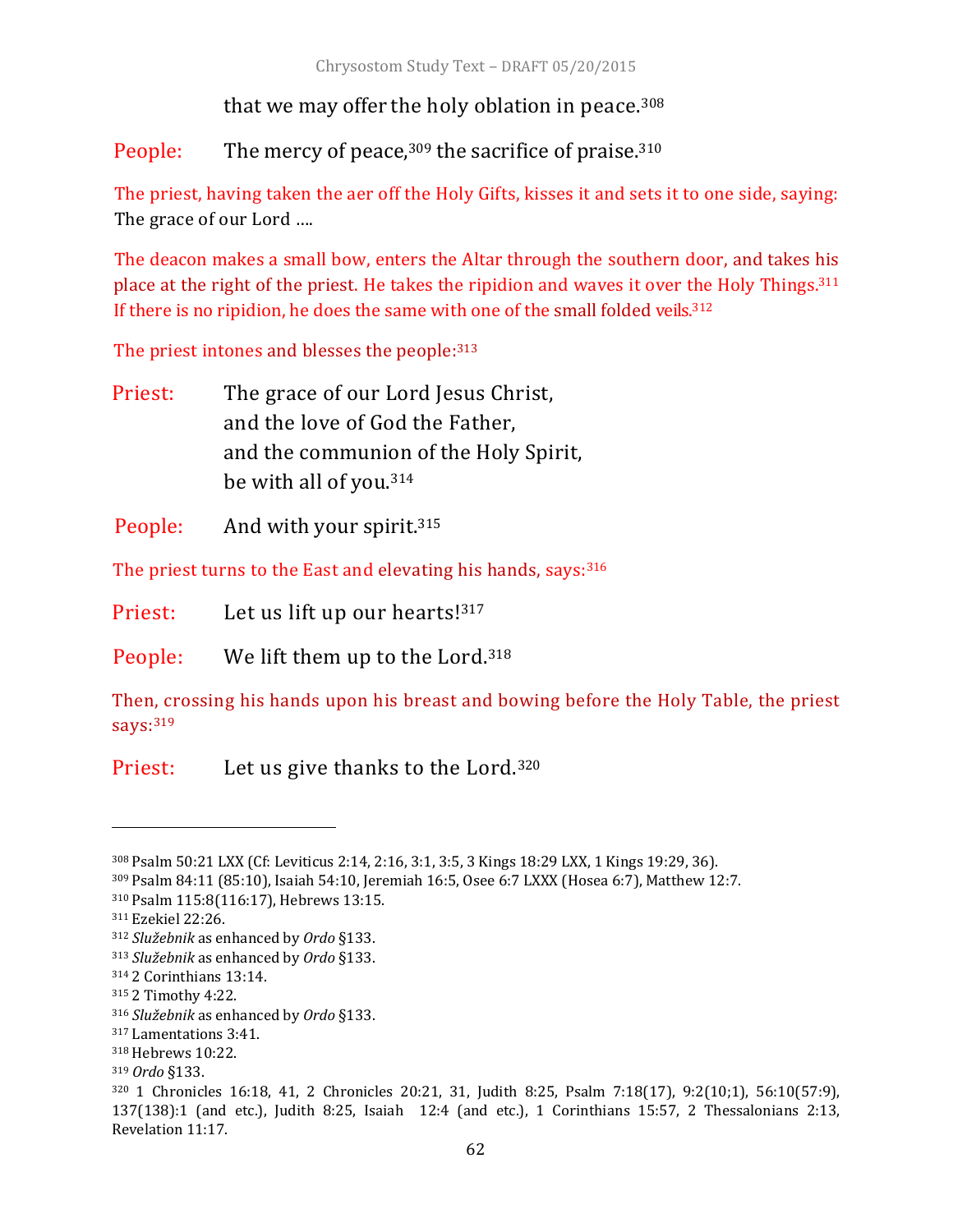that we may offer the holy oblation in peace.[308]

People: The mercy of peace,[309] the sacrifice of praise.[310]

The priest, having taken the aer off the Holy Gifts, kisses it and sets it to one side, saying: The grace of our Lord ….

The deacon makes a small bow, enters the Altar through the southern door, and takes his place at the right of the priest. He takes the ripidion and waves it over the Holy Things.[311] If there is no ripidion, he does the same with one of the small folded veils.[312]

The priest intones and blesses the people:[313]

Priest: The grace of our Lord Jesus Christ,
and the love of God the Father,
and the communion of the Holy Spirit,
be with all of you.[314]

People: And with your spirit.[315]

The priest turns to the East and elevating his hands, says:[316]

Priest: Let us lift up our hearts![317]

People: We lift them up to the Lord.[318]

Then, crossing his hands upon his breast and bowing before the Holy Table, the priest says:[319]

Priest: Let us give thanks to the Lord.[320]

---

[308] Psalm 50:21 LXX (Cf: Leviticus 2:14, 2:16, 3:1, 3:5, 3 Kings 18:29 LXX, 1 Kings 19:29, 36).
[309] Psalm 84:11 (85:10), Isaiah 54:10, Jeremiah 16:5, Osee 6:7 LXXX (Hosea 6:7), Matthew 12:7.
[310] Psalm 115:8(116:17), Hebrews 13:15.
[311] Ezekiel 22:26.
[312] *Služebnik* as enhanced by *Ordo* §133.
[313] *Služebnik* as enhanced by *Ordo* §133.
[314] 2 Corinthians 13:14.
[315] 2 Timothy 4:22.
[316] *Služebnik* as enhanced by *Ordo* §133.
[317] Lamentations 3:41.
[318] Hebrews 10:22.
[319] *Ordo* §133.
[320] 1 Chronicles 16:18, 41, 2 Chronicles 20:21, 31, Judith 8:25, Psalm 7:18(17), 9:2(10;1), 56:10(57:9), 137(138):1 (and etc.), Judith 8:25, Isaiah 12:4 (and etc.), 1 Corinthians 15:57, 2 Thessalonians 2:13, Revelation 11:17.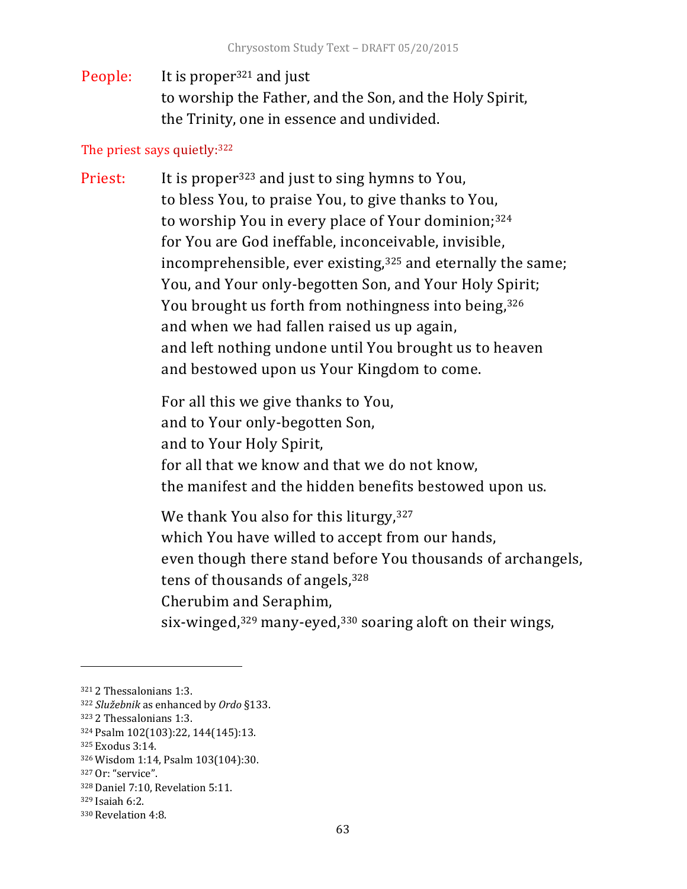People: It is proper[321] and just
to worship the Father, and the Son, and the Holy Spirit,
the Trinity, one in essence and undivided.

The priest says quietly:[322]

Priest: It is proper[323] and just to sing hymns to You,
to bless You, to praise You, to give thanks to You,
to worship You in every place of Your dominion;[324]
for You are God ineffable, inconceivable, invisible,
incomprehensible, ever existing,[325] and eternally the same;
You, and Your only-begotten Son, and Your Holy Spirit;
You brought us forth from nothingness into being,[326]
and when we had fallen raised us up again,
and left nothing undone until You brought us to heaven
and bestowed upon us Your Kingdom to come.

For all this we give thanks to You,
and to Your only-begotten Son,
and to Your Holy Spirit,
for all that we know and that we do not know,
the manifest and the hidden benefits bestowed upon us.

We thank You also for this liturgy,[327]
which You have willed to accept from our hands,
even though there stand before You thousands of archangels,
tens of thousands of angels,[328]
Cherubim and Seraphim,
six-winged,[329] many-eyed,[330] soaring aloft on their wings,

---

[321] 2 Thessalonians 1:3.
[322] *Služebnik* as enhanced by *Ordo* §133.
[323] 2 Thessalonians 1:3.
[324] Psalm 102(103):22, 144(145):13.
[325] Exodus 3:14.
[326] Wisdom 1:14, Psalm 103(104):30.
[327] Or: "service".
[328] Daniel 7:10, Revelation 5:11.
[329] Isaiah 6:2.
[330] Revelation 4:8.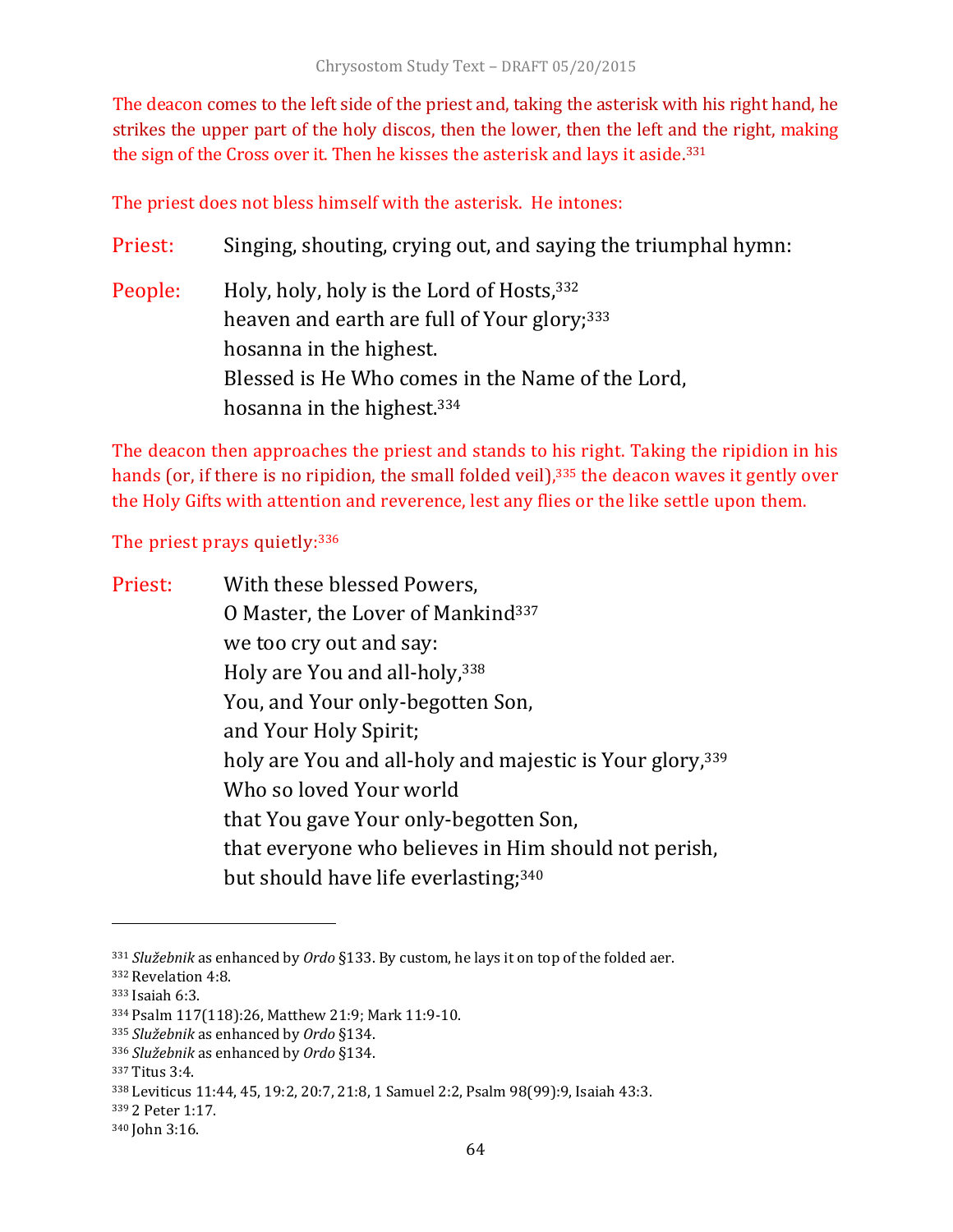The deacon comes to the left side of the priest and, taking the asterisk with his right hand, he strikes the upper part of the holy discos, then the lower, then the left and the right, making the sign of the Cross over it. Then he kisses the asterisk and lays it aside.[331]

The priest does not bless himself with the asterisk. He intones:

**Priest:** Singing, shouting, crying out, and saying the triumphal hymn:

**People:** Holy, holy, holy is the Lord of Hosts,[332]
heaven and earth are full of Your glory;[333]
hosanna in the highest.
Blessed is He Who comes in the Name of the Lord,
hosanna in the highest.[334]

The deacon then approaches the priest and stands to his right. Taking the ripidion in his hands (or, if there is no ripidion, the small folded veil),[335] the deacon waves it gently over the Holy Gifts with attention and reverence, lest any flies or the like settle upon them.

The priest prays quietly:[336]

**Priest:** With these blessed Powers,
O Master, the Lover of Mankind[337]
we too cry out and say:
Holy are You and all-holy,[338]
You, and Your only-begotten Son,
and Your Holy Spirit;
holy are You and all-holy and majestic is Your glory,[339]
Who so loved Your world
that You gave Your only-begotten Son,
that everyone who believes in Him should not perish,
but should have life everlasting;[340]

---

[331] *Služebnik* as enhanced by *Ordo* §133. By custom, he lays it on top of the folded aer.
[332] Revelation 4:8.
[333] Isaiah 6:3.
[334] Psalm 117(118):26, Matthew 21:9; Mark 11:9-10.
[335] *Služebnik* as enhanced by *Ordo* §134.
[336] *Služebnik* as enhanced by *Ordo* §134.
[337] Titus 3:4.
[338] Leviticus 11:44, 45, 19:2, 20:7, 21:8, 1 Samuel 2:2, Psalm 98(99):9, Isaiah 43:3.
[339] 2 Peter 1:17.
[340] John 3:16.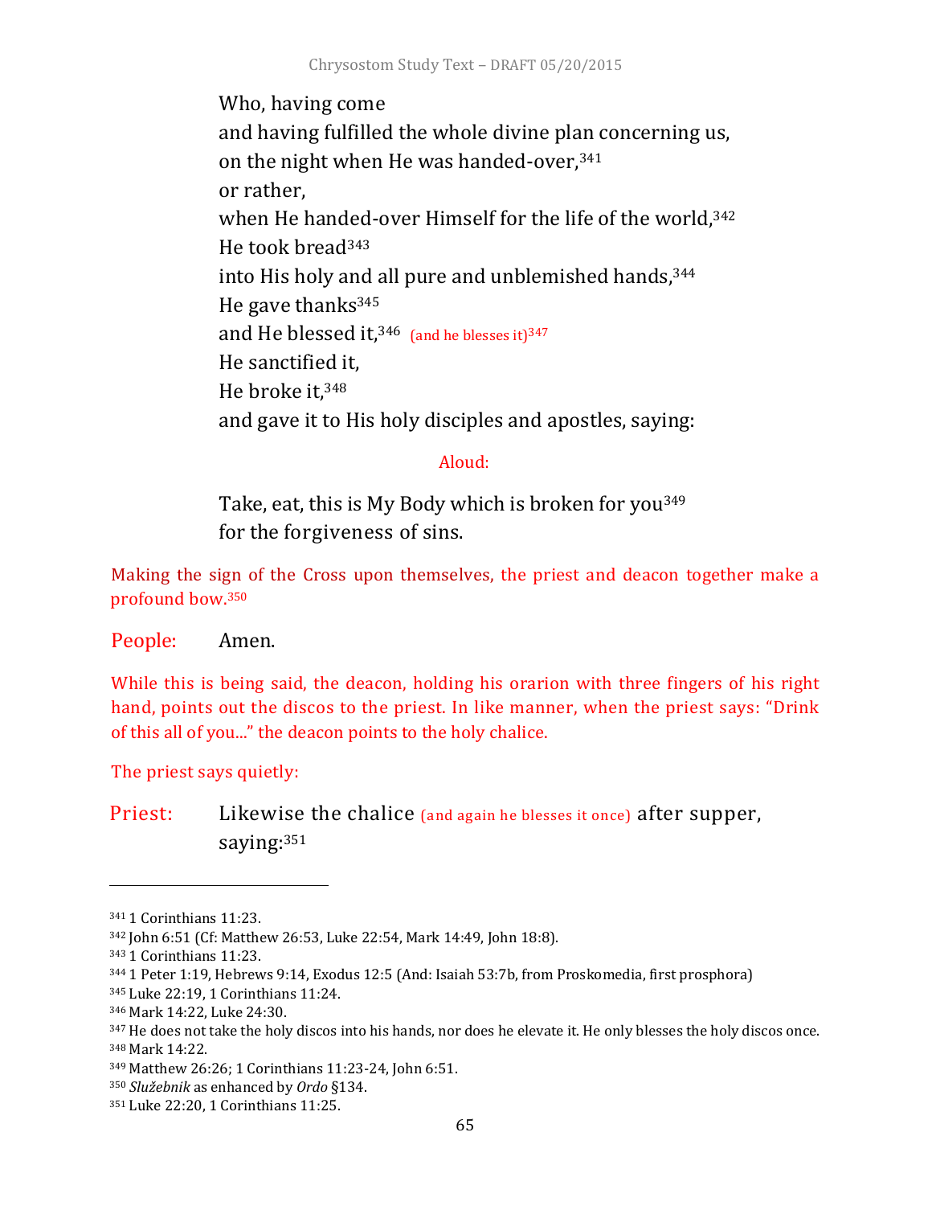Who, having come
and having fulfilled the whole divine plan concerning us,
on the night when He was handed-over,[341]
or rather,
when He handed-over Himself for the life of the world,[342]
He took bread[343]
into His holy and all pure and unblemished hands,[344]
He gave thanks[345]
and He blessed it,[346] (and he blesses it)[347]
He sanctified it,
He broke it,[348]
and gave it to His holy disciples and apostles, saying:

Aloud:

Take, eat, this is My Body which is broken for you[349]
for the forgiveness of sins.

Making the sign of the Cross upon themselves, the priest and deacon together make a profound bow.[350]

People: Amen.

While this is being said, the deacon, holding his orarion with three fingers of his right hand, points out the discos to the priest. In like manner, when the priest says: "Drink of this all of you..." the deacon points to the holy chalice.

The priest says quietly:

Priest: Likewise the chalice (and again he blesses it once) after supper, saying:[351]

---

[341] 1 Corinthians 11:23.
[342] John 6:51 (Cf: Matthew 26:53, Luke 22:54, Mark 14:49, John 18:8).
[343] 1 Corinthians 11:23.
[344] 1 Peter 1:19, Hebrews 9:14, Exodus 12:5 (And: Isaiah 53:7b, from Proskomedia, first prosphora)
[345] Luke 22:19, 1 Corinthians 11:24.
[346] Mark 14:22, Luke 24:30.
[347] He does not take the holy discos into his hands, nor does he elevate it. He only blesses the holy discos once.
[348] Mark 14:22.
[349] Matthew 26:26; 1 Corinthians 11:23-24, John 6:51.
[350] *Služebnik* as enhanced by *Ordo* §134.
[351] Luke 22:20, 1 Corinthians 11:25.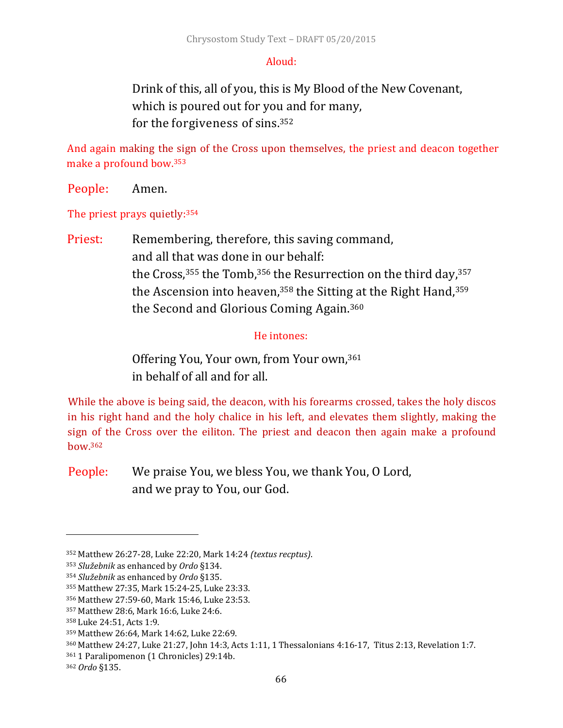Aloud:

> Drink of this, all of you, this is My Blood of the New Covenant,
> which is poured out for you and for many,
> for the forgiveness of sins.[352]

And again making the sign of the Cross upon themselves, the priest and deacon together make a profound bow.[353]

People: Amen.

The priest prays quietly:[354]

Priest: Remembering, therefore, this saving command,
and all that was done in our behalf:
the Cross,[355] the Tomb,[356] the Resurrection on the third day,[357]
the Ascension into heaven,[358] the Sitting at the Right Hand,[359]
the Second and Glorious Coming Again.[360]

He intones:

> Offering You, Your own, from Your own,[361]
> in behalf of all and for all.

While the above is being said, the deacon, with his forearms crossed, takes the holy discos in his right hand and the holy chalice in his left, and elevates them slightly, making the sign of the Cross over the eiliton. The priest and deacon then again make a profound bow.[362]

People: We praise You, we bless You, we thank You, O Lord,
and we pray to You, our God.

---

[352] Matthew 26:27-28, Luke 22:20, Mark 14:24 *(textus recptus)*.
[353] *Služebnik* as enhanced by *Ordo* §134.
[354] *Služebnik* as enhanced by *Ordo* §135.
[355] Matthew 27:35, Mark 15:24-25, Luke 23:33.
[356] Matthew 27:59-60, Mark 15:46, Luke 23:53.
[357] Matthew 28:6, Mark 16:6, Luke 24:6.
[358] Luke 24:51, Acts 1:9.
[359] Matthew 26:64, Mark 14:62, Luke 22:69.
[360] Matthew 24:27, Luke 21:27, John 14:3, Acts 1:11, 1 Thessalonians 4:16-17, Titus 2:13, Revelation 1:7.
[361] 1 Paralipomenon (1 Chronicles) 29:14b.
[362] *Ordo* §135.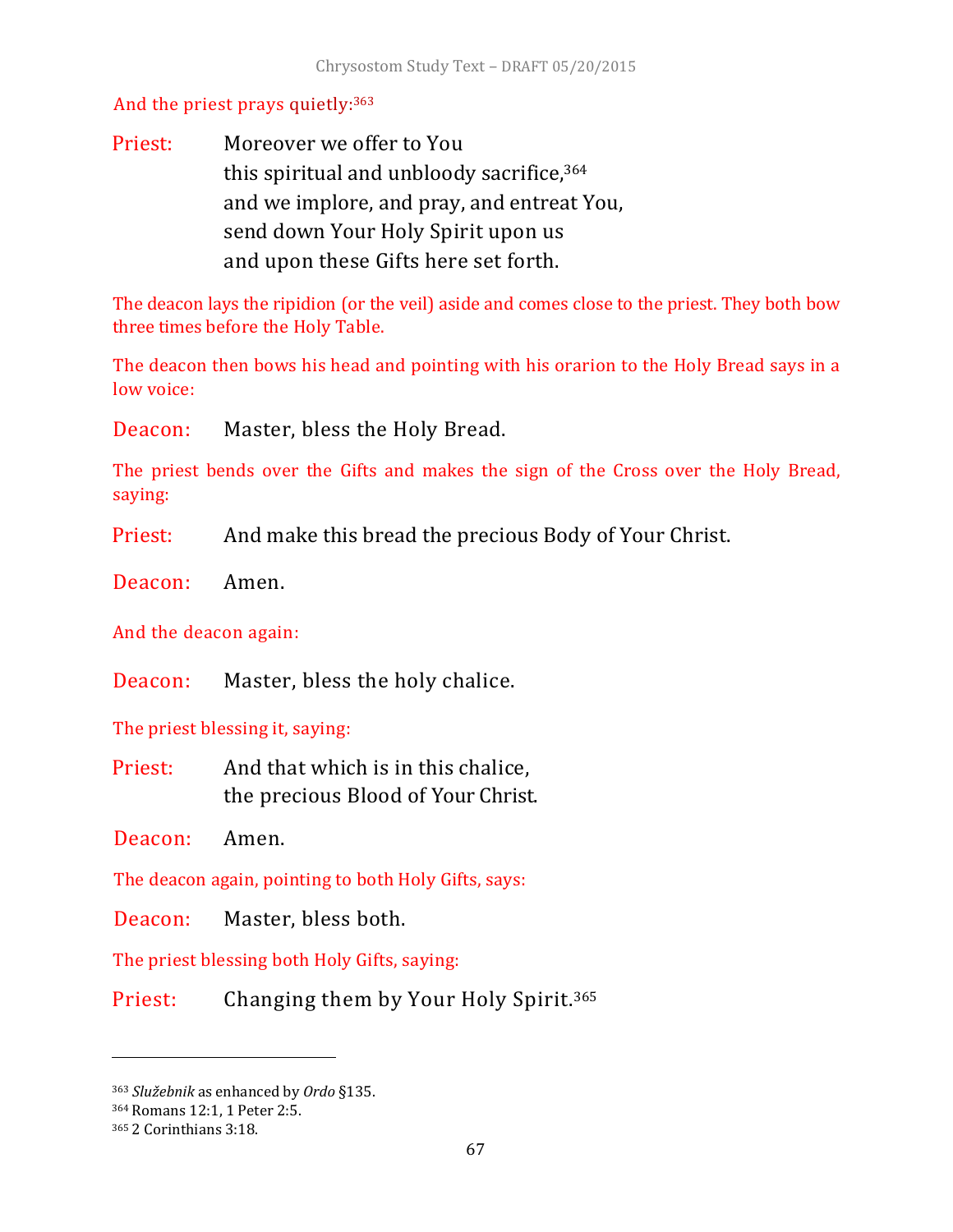And the priest prays quietly:[363]

Priest: Moreover we offer to You
this spiritual and unbloody sacrifice,[364]
and we implore, and pray, and entreat You,
send down Your Holy Spirit upon us
and upon these Gifts here set forth.

The deacon lays the ripidion (or the veil) aside and comes close to the priest. They both bow three times before the Holy Table.

The deacon then bows his head and pointing with his orarion to the Holy Bread says in a low voice:

Deacon: Master, bless the Holy Bread.

The priest bends over the Gifts and makes the sign of the Cross over the Holy Bread, saying:

Priest: And make this bread the precious Body of Your Christ.

Deacon: Amen.

And the deacon again:

Deacon: Master, bless the holy chalice.

The priest blessing it, saying:

Priest: And that which is in this chalice,
the precious Blood of Your Christ.

Deacon: Amen.

The deacon again, pointing to both Holy Gifts, says:

Deacon: Master, bless both.

The priest blessing both Holy Gifts, saying:

Priest: Changing them by Your Holy Spirit.[365]

---

[363] *Služebnik* as enhanced by *Ordo* §135.
[364] Romans 12:1, 1 Peter 2:5.
[365] 2 Corinthians 3:18.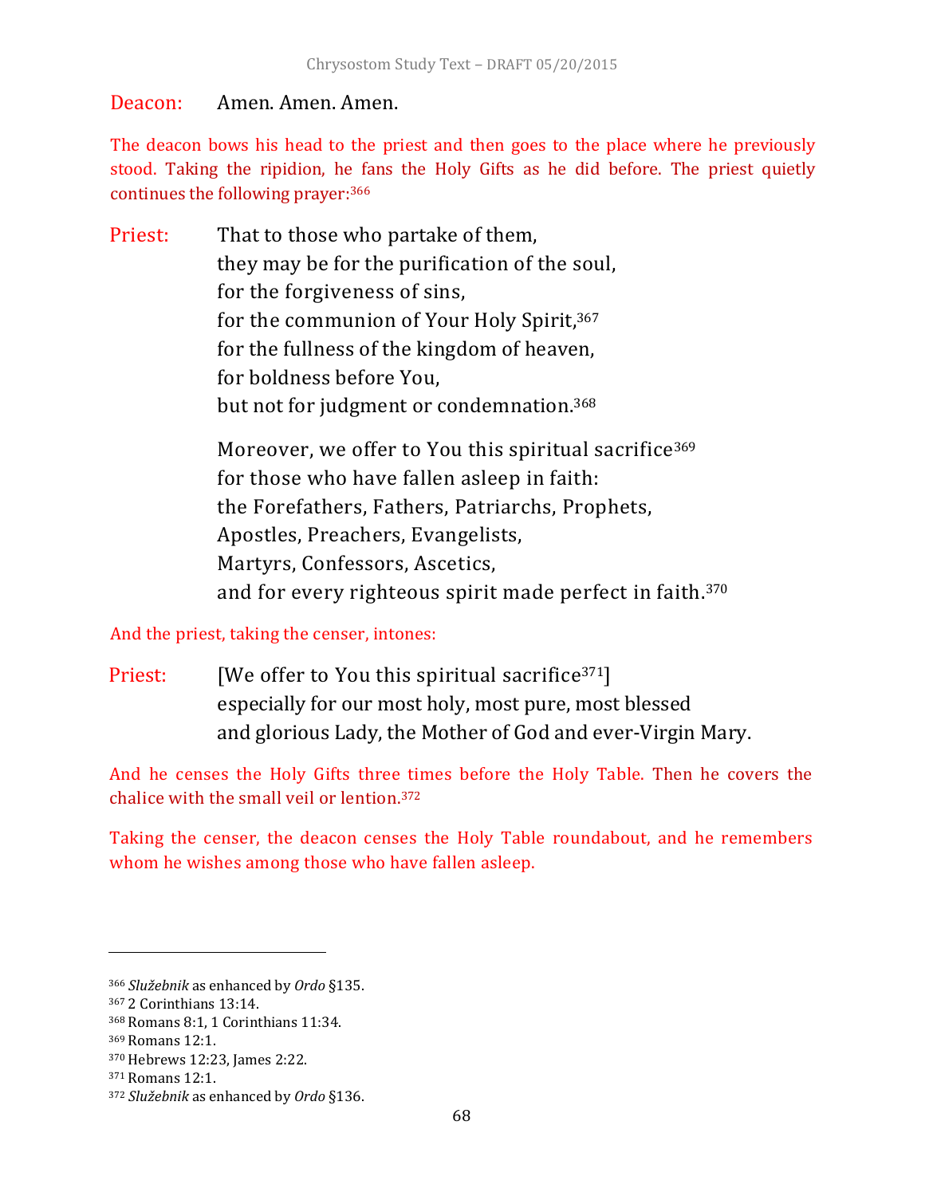Deacon: Amen. Amen. Amen.

The deacon bows his head to the priest and then goes to the place where he previously stood. Taking the ripidion, he fans the Holy Gifts as he did before. The priest quietly continues the following prayer:[366]

Priest: That to those who partake of them,
they may be for the purification of the soul,
for the forgiveness of sins,
for the communion of Your Holy Spirit,[367]
for the fullness of the kingdom of heaven,
for boldness before You,
but not for judgment or condemnation.[368]

Moreover, we offer to You this spiritual sacrifice[369]
for those who have fallen asleep in faith:
the Forefathers, Fathers, Patriarchs, Prophets,
Apostles, Preachers, Evangelists,
Martyrs, Confessors, Ascetics,
and for every righteous spirit made perfect in faith.[370]

And the priest, taking the censer, intones:

Priest: [We offer to You this spiritual sacrifice[371]]
especially for our most holy, most pure, most blessed
and glorious Lady, the Mother of God and ever-Virgin Mary.

And he censes the Holy Gifts three times before the Holy Table. Then he covers the chalice with the small veil or lention.[372]

Taking the censer, the deacon censes the Holy Table roundabout, and he remembers whom he wishes among those who have fallen asleep.

---

[366] *Služebnik* as enhanced by *Ordo* §135.
[367] 2 Corinthians 13:14.
[368] Romans 8:1, 1 Corinthians 11:34.
[369] Romans 12:1.
[370] Hebrews 12:23, James 2:22.
[371] Romans 12:1.
[372] *Služebnik* as enhanced by *Ordo* §136.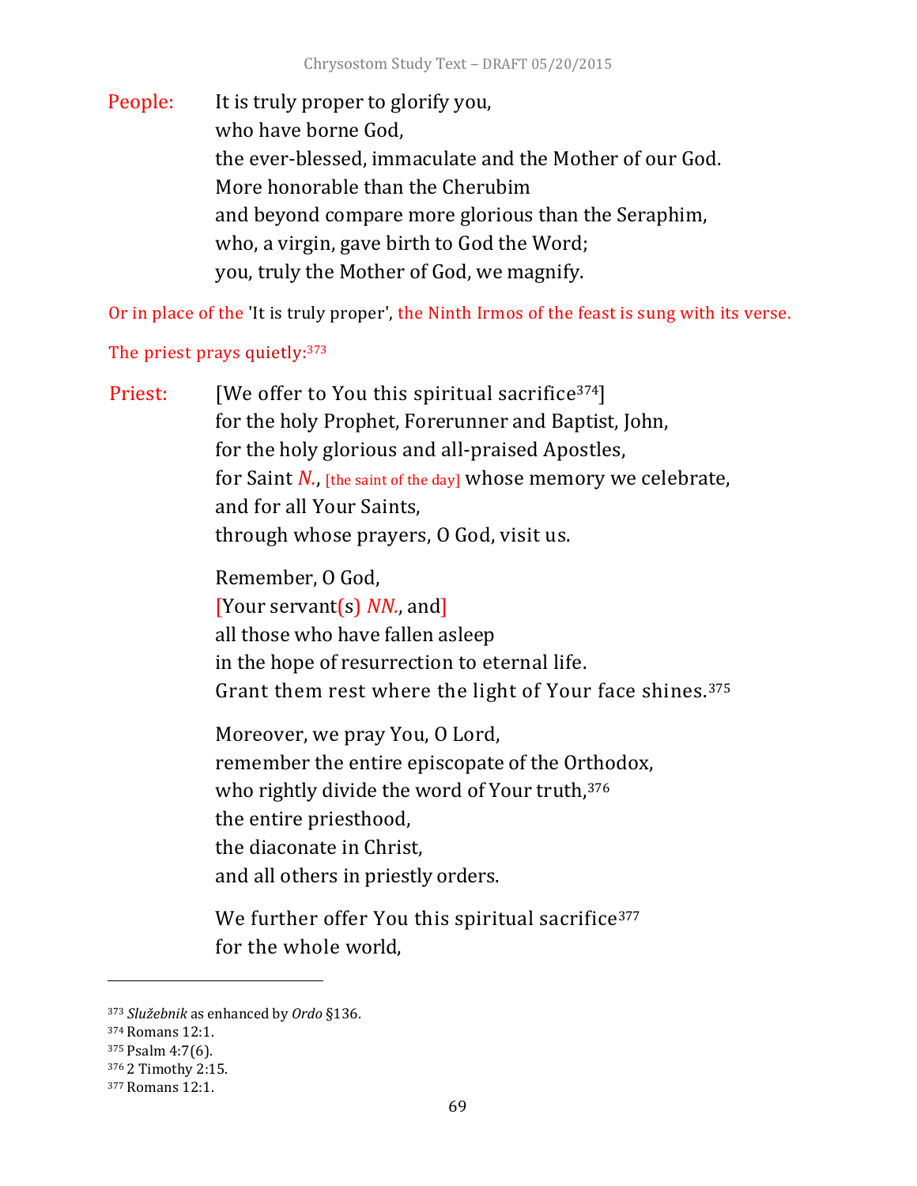People: It is truly proper to glorify you,
who have borne God,
the ever-blessed, immaculate and the Mother of our God.
More honorable than the Cherubim
and beyond compare more glorious than the Seraphim,
who, a virgin, gave birth to God the Word;
you, truly the Mother of God, we magnify.

Or in place of the 'It is truly proper', the Ninth Irmos of the feast is sung with its verse.

The priest prays quietly:[373]

Priest: [We offer to You this spiritual sacrifice[374]]
for the holy Prophet, Forerunner and Baptist, John,
for the holy glorious and all-praised Apostles,
for Saint *N.*, [the saint of the day] whose memory we celebrate,
and for all Your Saints,
through whose prayers, O God, visit us.

Remember, O God,
[Your servant(s) *NN.*, and]
all those who have fallen asleep
in the hope of resurrection to eternal life.
Grant them rest where the light of Your face shines.[375]

Moreover, we pray You, O Lord,
remember the entire episcopate of the Orthodox,
who rightly divide the word of Your truth,[376]
the entire priesthood,
the diaconate in Christ,
and all others in priestly orders.

We further offer You this spiritual sacrifice[377]
for the whole world,

---

[373] *Služebnik* as enhanced by *Ordo* §136.
[374] Romans 12:1.
[375] Psalm 4:7(6).
[376] 2 Timothy 2:15.
[377] Romans 12:1.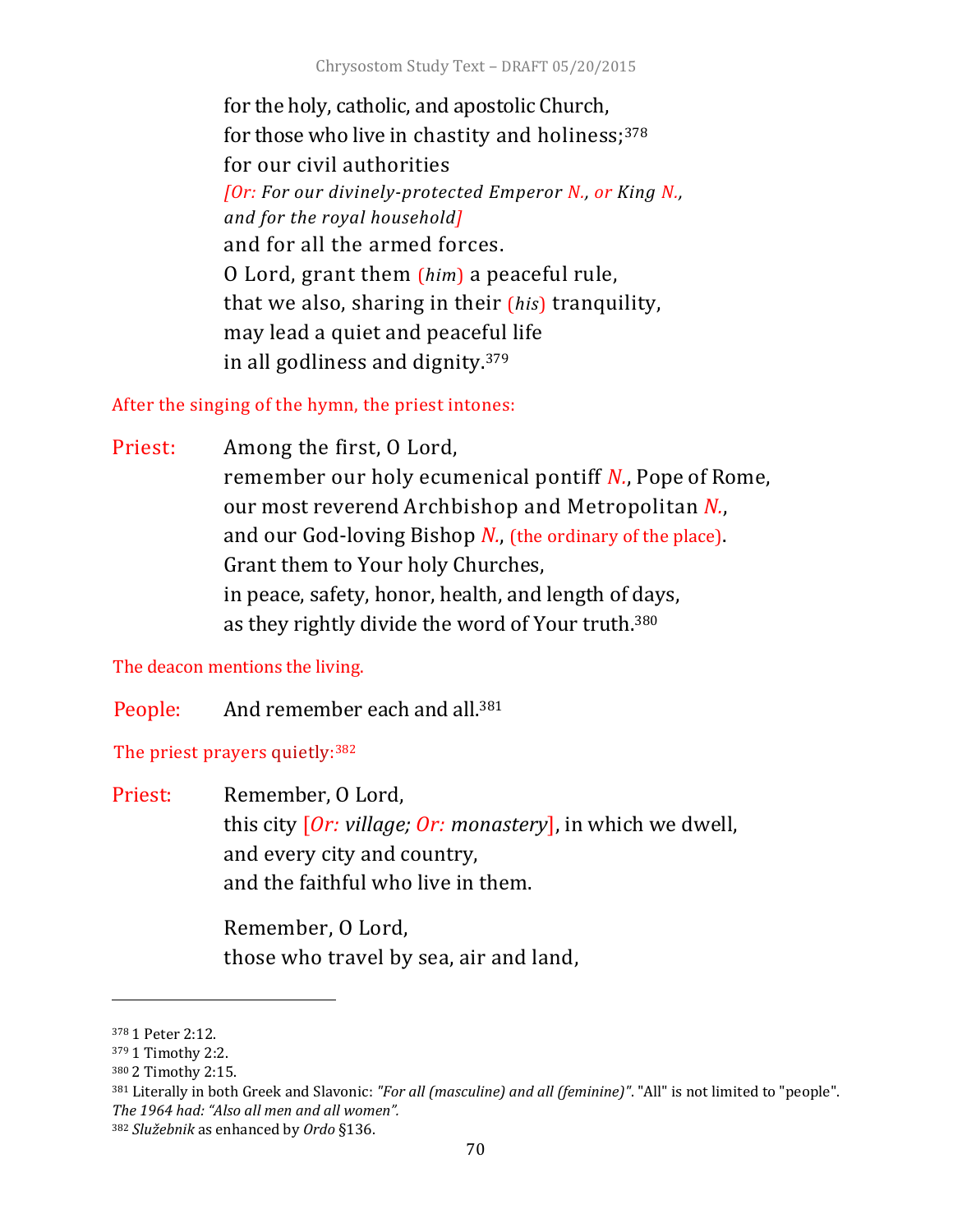for the holy, catholic, and apostolic Church,
for those who live in chastity and holiness;[378]
for our civil authorities
*[Or: For our divinely-protected Emperor N., or King N., and for the royal household]*
and for all the armed forces.
O Lord, grant them (*him*) a peaceful rule,
that we also, sharing in their (*his*) tranquility,
may lead a quiet and peaceful life
in all godliness and dignity.[379]

After the singing of the hymn, the priest intones:

Priest: Among the first, O Lord,
remember our holy ecumenical pontiff *N.*, Pope of Rome,
our most reverend Archbishop and Metropolitan *N.*,
and our God-loving Bishop *N.*, (the ordinary of the place).
Grant them to Your holy Churches,
in peace, safety, honor, health, and length of days,
as they rightly divide the word of Your truth.[380]

The deacon mentions the living.

People: And remember each and all.[381]

The priest prayers quietly:[382]

Priest: Remember, O Lord,
this city [*Or: village; Or: monastery*], in which we dwell,
and every city and country,
and the faithful who live in them.

Remember, O Lord,
those who travel by sea, air and land,

---

[378] 1 Peter 2:12.
[379] 1 Timothy 2:2.
[380] 2 Timothy 2:15.
[381] Literally in both Greek and Slavonic: *"For all (masculine) and all (feminine)"*. "All" is not limited to "people". *The 1964 had: "Also all men and all women".*
[382] *Služebnik* as enhanced by *Ordo* §136.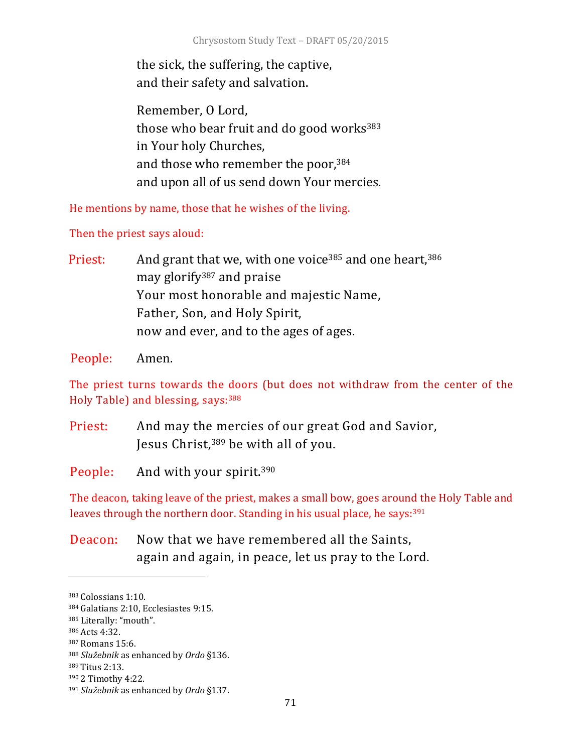the sick, the suffering, the captive,
and their safety and salvation.

Remember, O Lord,
those who bear fruit and do good works[383]
in Your holy Churches,
and those who remember the poor,[384]
and upon all of us send down Your mercies.

He mentions by name, those that he wishes of the living.

Then the priest says aloud:

Priest: And grant that we, with one voice[385] and one heart,[386]
may glorify[387] and praise
Your most honorable and majestic Name,
Father, Son, and Holy Spirit,
now and ever, and to the ages of ages.

People: Amen.

The priest turns towards the doors (but does not withdraw from the center of the Holy Table) and blessing, says:[388]

Priest: And may the mercies of our great God and Savior,
Jesus Christ,[389] be with all of you.

People: And with your spirit.[390]

The deacon, taking leave of the priest, makes a small bow, goes around the Holy Table and leaves through the northern door. Standing in his usual place, he says:[391]

Deacon: Now that we have remembered all the Saints,
again and again, in peace, let us pray to the Lord.

---

[383] Colossians 1:10.
[384] Galatians 2:10, Ecclesiastes 9:15.
[385] Literally: "mouth".
[386] Acts 4:32.
[387] Romans 15:6.
[388] *Služebnik* as enhanced by *Ordo* §136.
[389] Titus 2:13.
[390] 2 Timothy 4:22.
[391] *Služebnik* as enhanced by *Ordo* §137.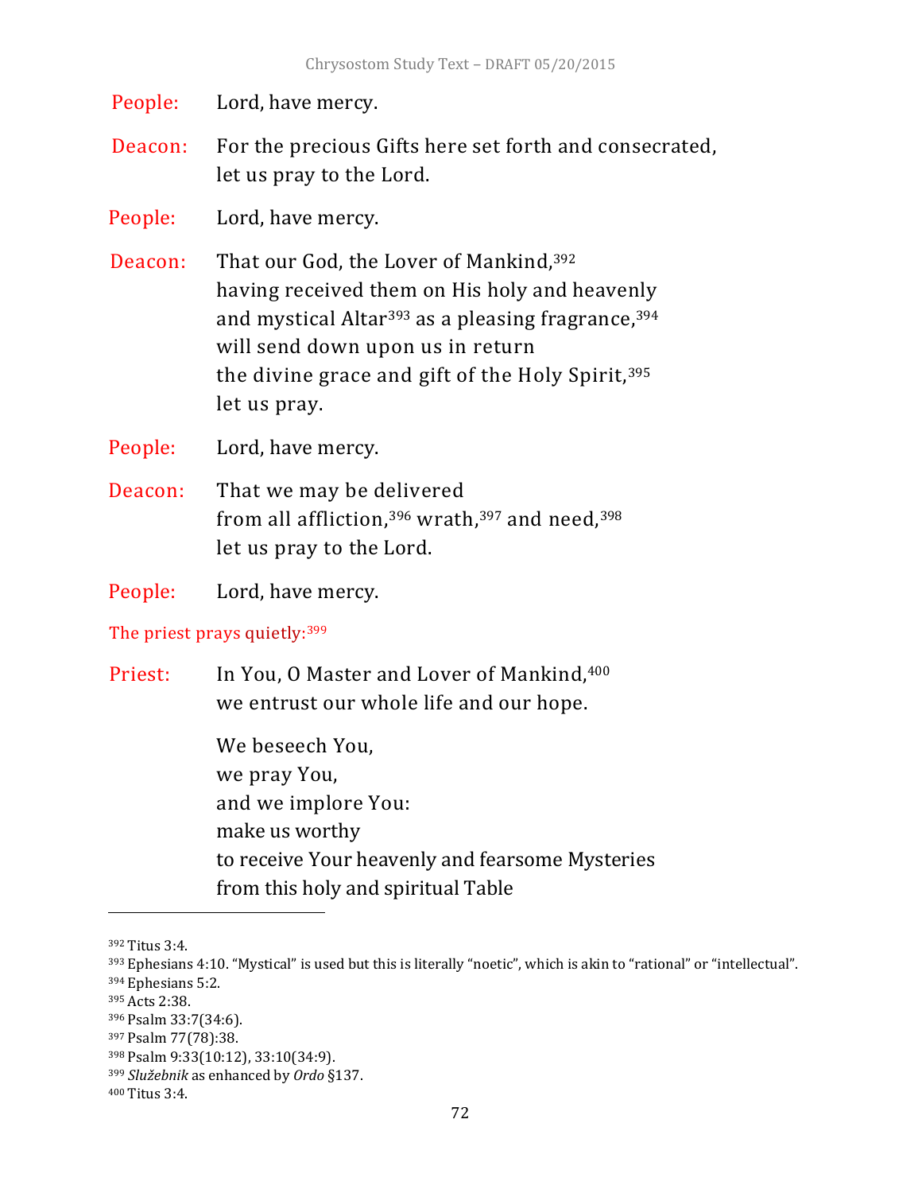People: Lord, have mercy.

Deacon: For the precious Gifts here set forth and consecrated,
let us pray to the Lord.

People: Lord, have mercy.

Deacon: That our God, the Lover of Mankind,[392]
having received them on His holy and heavenly
and mystical Altar[393] as a pleasing fragrance,[394]
will send down upon us in return
the divine grace and gift of the Holy Spirit,[395]
let us pray.

People: Lord, have mercy.

Deacon: That we may be delivered
from all affliction,[396] wrath,[397] and need,[398]
let us pray to the Lord.

People: Lord, have mercy.

The priest prays quietly:[399]

Priest: In You, O Master and Lover of Mankind,[400]
we entrust our whole life and our hope.

We beseech You,
we pray You,
and we implore You:
make us worthy
to receive Your heavenly and fearsome Mysteries
from this holy and spiritual Table

---

[392] Titus 3:4.
[393] Ephesians 4:10. “Mystical” is used but this is literally “noetic”, which is akin to “rational” or “intellectual”.
[394] Ephesians 5:2.
[395] Acts 2:38.
[396] Psalm 33:7(34:6).
[397] Psalm 77(78):38.
[398] Psalm 9:33(10:12), 33:10(34:9).
[399] *Služebnik* as enhanced by *Ordo* §137.
[400] Titus 3:4.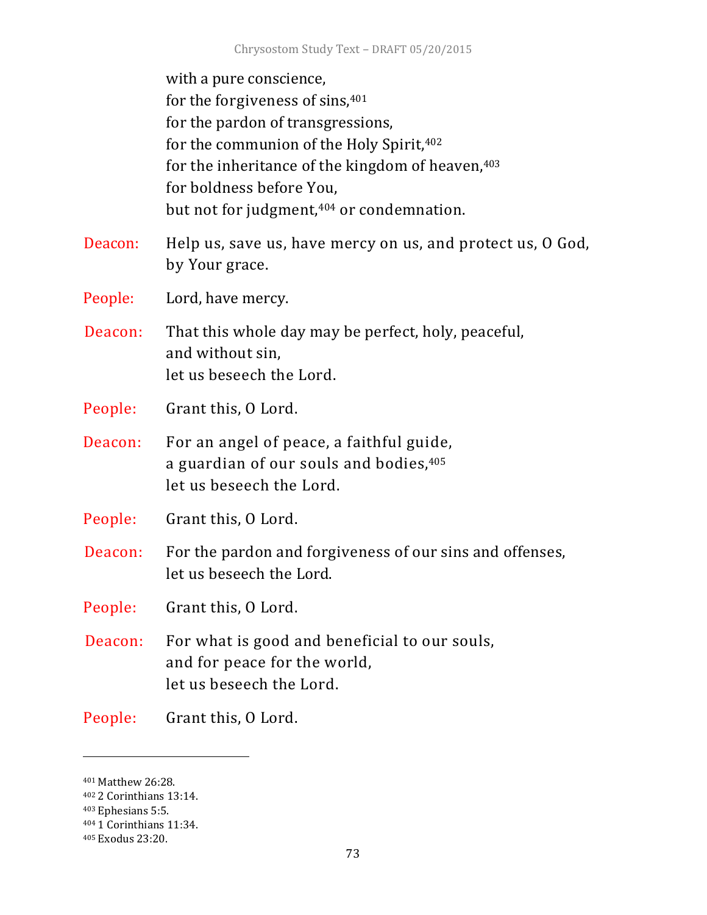with a pure conscience,
for the forgiveness of sins,[401]
for the pardon of transgressions,
for the communion of the Holy Spirit,[402]
for the inheritance of the kingdom of heaven,[403]
for boldness before You,
but not for judgment,[404] or condemnation.

Deacon: Help us, save us, have mercy on us, and protect us, O God, by Your grace.

People: Lord, have mercy.

Deacon: That this whole day may be perfect, holy, peaceful,
and without sin,
let us beseech the Lord.

People: Grant this, O Lord.

Deacon: For an angel of peace, a faithful guide,
a guardian of our souls and bodies,[405]
let us beseech the Lord.

People: Grant this, O Lord.

Deacon: For the pardon and forgiveness of our sins and offenses,
let us beseech the Lord.

People: Grant this, O Lord.

Deacon: For what is good and beneficial to our souls,
and for peace for the world,
let us beseech the Lord.

People: Grant this, O Lord.

---

[401] Matthew 26:28.
[402] 2 Corinthians 13:14.
[403] Ephesians 5:5.
[404] 1 Corinthians 11:34.
[405] Exodus 23:20.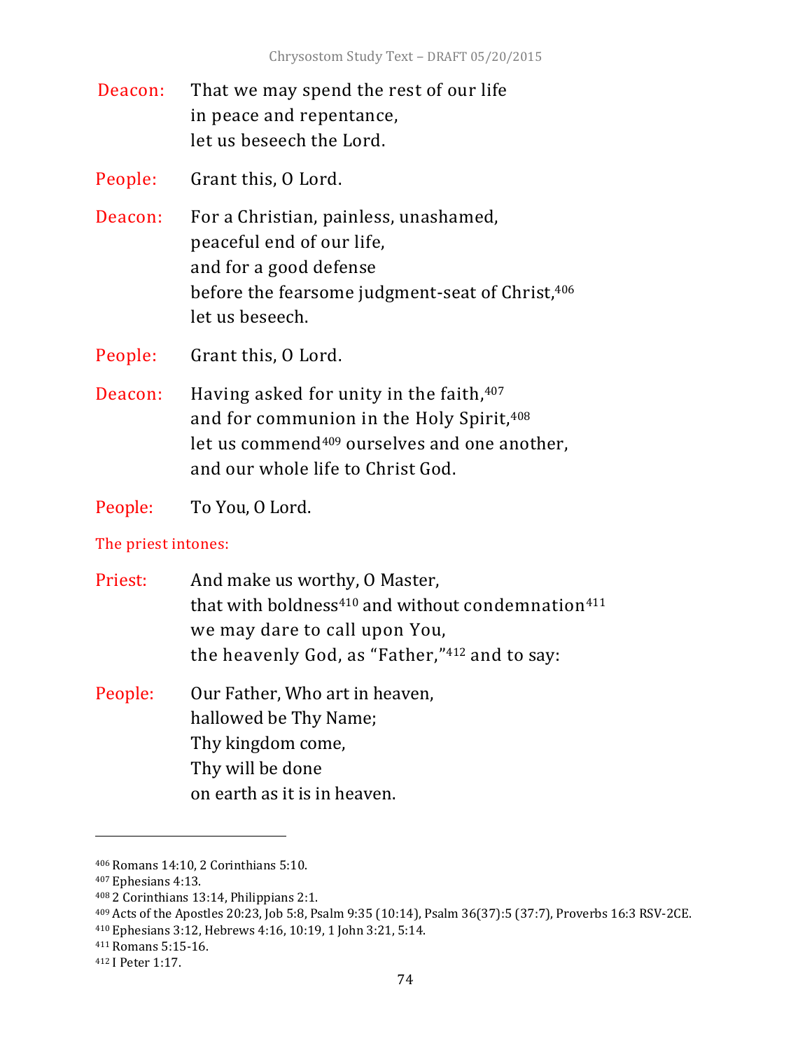Deacon: That we may spend the rest of our life
in peace and repentance,
let us beseech the Lord.

People: Grant this, O Lord.

Deacon: For a Christian, painless, unashamed,
peaceful end of our life,
and for a good defense
before the fearsome judgment-seat of Christ,[406]
let us beseech.

People: Grant this, O Lord.

Deacon: Having asked for unity in the faith,[407]
and for communion in the Holy Spirit,[408]
let us commend[409] ourselves and one another,
and our whole life to Christ God.

People: To You, O Lord.

The priest intones:

Priest: And make us worthy, O Master,
that with boldness[410] and without condemnation[411]
we may dare to call upon You,
the heavenly God, as "Father,"[412] and to say:

People: Our Father, Who art in heaven,
hallowed be Thy Name;
Thy kingdom come,
Thy will be done
on earth as it is in heaven.

---

[406] Romans 14:10, 2 Corinthians 5:10.
[407] Ephesians 4:13.
[408] 2 Corinthians 13:14, Philippians 2:1.
[409] Acts of the Apostles 20:23, Job 5:8, Psalm 9:35 (10:14), Psalm 36(37):5 (37:7), Proverbs 16:3 RSV-2CE.
[410] Ephesians 3:12, Hebrews 4:16, 10:19, 1 John 3:21, 5:14.
[411] Romans 5:15-16.
[412] I Peter 1:17.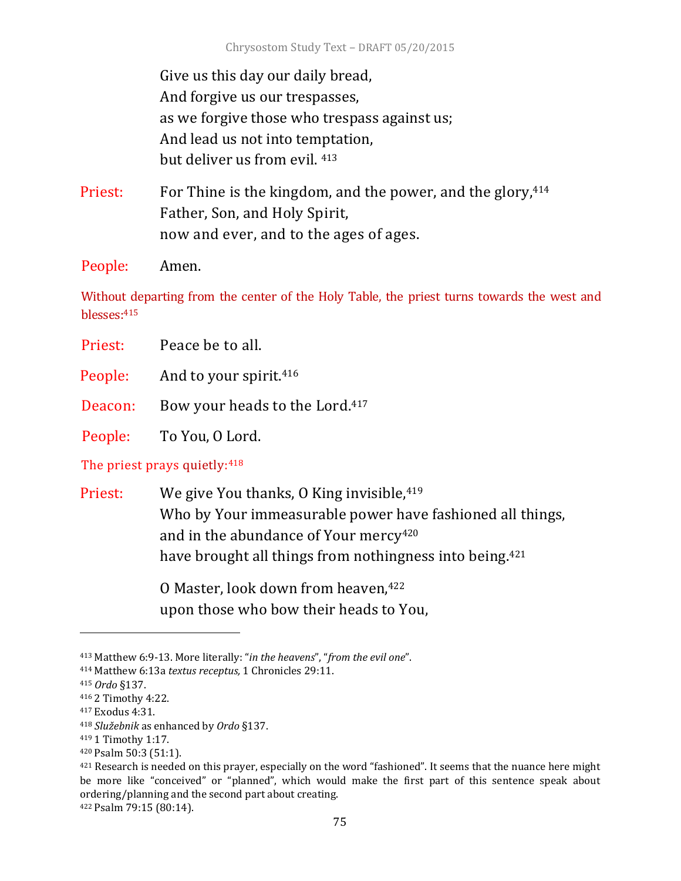Give us this day our daily bread,
And forgive us our trespasses,
as we forgive those who trespass against us;
And lead us not into temptation,
but deliver us from evil. [413]

Priest: For Thine is the kingdom, and the power, and the glory,[414]
Father, Son, and Holy Spirit,
now and ever, and to the ages of ages.

People: Amen.

Without departing from the center of the Holy Table, the priest turns towards the west and blesses:[415]

Priest: Peace be to all.

People: And to your spirit.[416]

Deacon: Bow your heads to the Lord.[417]

People: To You, O Lord.

The priest prays quietly:[418]

Priest: We give You thanks, O King invisible,[419]
Who by Your immeasurable power have fashioned all things,
and in the abundance of Your mercy[420]
have brought all things from nothingness into being.[421]

O Master, look down from heaven,[422]
upon those who bow their heads to You,

---

[413] Matthew 6:9-13. More literally: "*in the heavens*", "*from the evil one*".

[414] Matthew 6:13a *textus receptus,* 1 Chronicles 29:11.

[415] *Ordo* §137.

[416] 2 Timothy 4:22.

[417] Exodus 4:31.

[418] *Služebnik* as enhanced by *Ordo* §137.

[419] 1 Timothy 1:17.

[420] Psalm 50:3 (51:1).

[421] Research is needed on this prayer, especially on the word "fashioned". It seems that the nuance here might be more like "conceived" or "planned", which would make the first part of this sentence speak about ordering/planning and the second part about creating.

[422] Psalm 79:15 (80:14).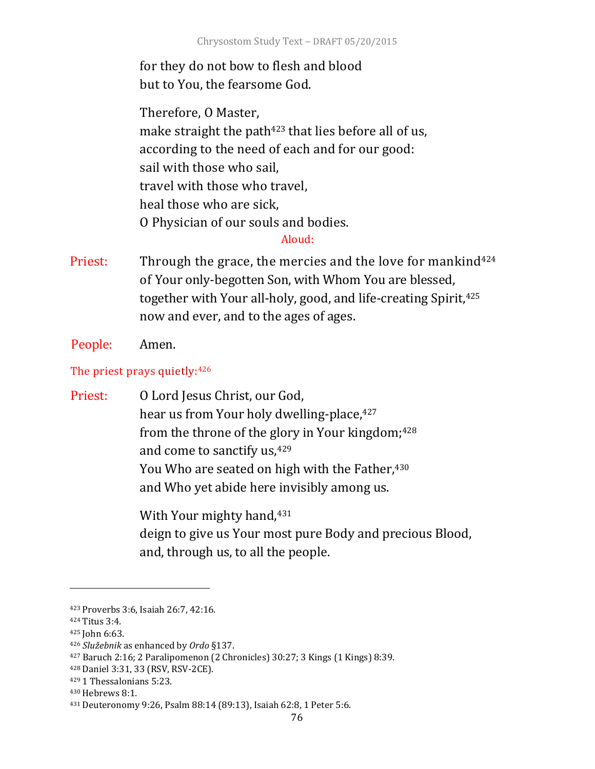for they do not bow to flesh and blood
but to You, the fearsome God.

Therefore, O Master,
make straight the path[423] that lies before all of us,
according to the need of each and for our good:
sail with those who sail,
travel with those who travel,
heal those who are sick,
O Physician of our souls and bodies.

Aloud:

**Priest:** Through the grace, the mercies and the love for mankind[424]
of Your only-begotten Son, with Whom You are blessed,
together with Your all-holy, good, and life-creating Spirit,[425]
now and ever, and to the ages of ages.

**People:** Amen.

The priest prays quietly:[426]

**Priest:** O Lord Jesus Christ, our God,
hear us from Your holy dwelling-place,[427]
from the throne of the glory in Your kingdom;[428]
and come to sanctify us,[429]
You Who are seated on high with the Father,[430]
and Who yet abide here invisibly among us.

With Your mighty hand,[431]
deign to give us Your most pure Body and precious Blood,
and, through us, to all the people.

---

[423] Proverbs 3:6, Isaiah 26:7, 42:16.
[424] Titus 3:4.
[425] John 6:63.
[426] *Služebnik* as enhanced by *Ordo* §137.
[427] Baruch 2:16; 2 Paralipomenon (2 Chronicles) 30:27; 3 Kings (1 Kings) 8:39.
[428] Daniel 3:31, 33 (RSV, RSV-2CE).
[429] 1 Thessalonians 5:23.
[430] Hebrews 8:1.
[431] Deuteronomy 9:26, Psalm 88:14 (89:13), Isaiah 62:8, 1 Peter 5:6.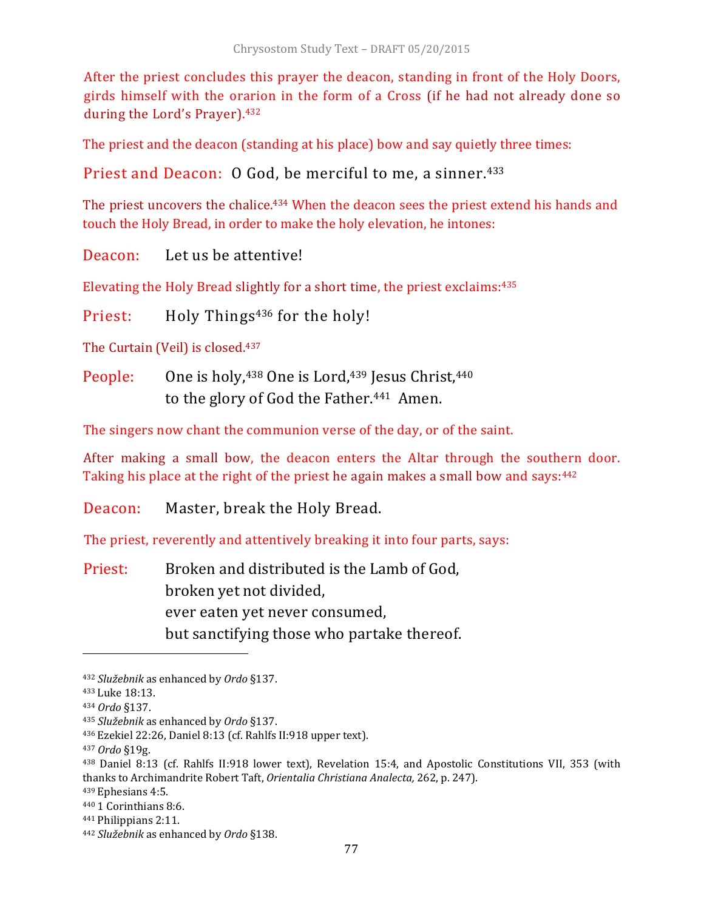After the priest concludes this prayer the deacon, standing in front of the Holy Doors, girds himself with the orarion in the form of a Cross (if he had not already done so during the Lord's Prayer).[432]

The priest and the deacon (standing at his place) bow and say quietly three times:

Priest and Deacon: O God, be merciful to me, a sinner.[433]

The priest uncovers the chalice.[434] When the deacon sees the priest extend his hands and touch the Holy Bread, in order to make the holy elevation, he intones:

Deacon: Let us be attentive!

Elevating the Holy Bread slightly for a short time, the priest exclaims:[435]

Priest: Holy Things[436] for the holy!

The Curtain (Veil) is closed.[437]

People: One is holy,[438] One is Lord,[439] Jesus Christ,[440]
to the glory of God the Father.[441] Amen.

The singers now chant the communion verse of the day, or of the saint.

After making a small bow, the deacon enters the Altar through the southern door. Taking his place at the right of the priest he again makes a small bow and says:[442]

Deacon: Master, break the Holy Bread.

The priest, reverently and attentively breaking it into four parts, says:

Priest: Broken and distributed is the Lamb of God,
broken yet not divided,
ever eaten yet never consumed,
but sanctifying those who partake thereof.

---

[432] *Služebnik* as enhanced by *Ordo* §137.
[433] Luke 18:13.
[434] *Ordo* §137.
[435] *Služebnik* as enhanced by *Ordo* §137.
[436] Ezekiel 22:26, Daniel 8:13 (cf. Rahlfs II:918 upper text).
[437] *Ordo* §19g.
[438] Daniel 8:13 (cf. Rahlfs II:918 lower text), Revelation 15:4, and Apostolic Constitutions VII, 353 (with thanks to Archimandrite Robert Taft, *Orientalia Christiana Analecta,* 262, p. 247).
[439] Ephesians 4:5.
[440] 1 Corinthians 8:6.
[441] Philippians 2:11.
[442] *Služebnik* as enhanced by *Ordo* §138.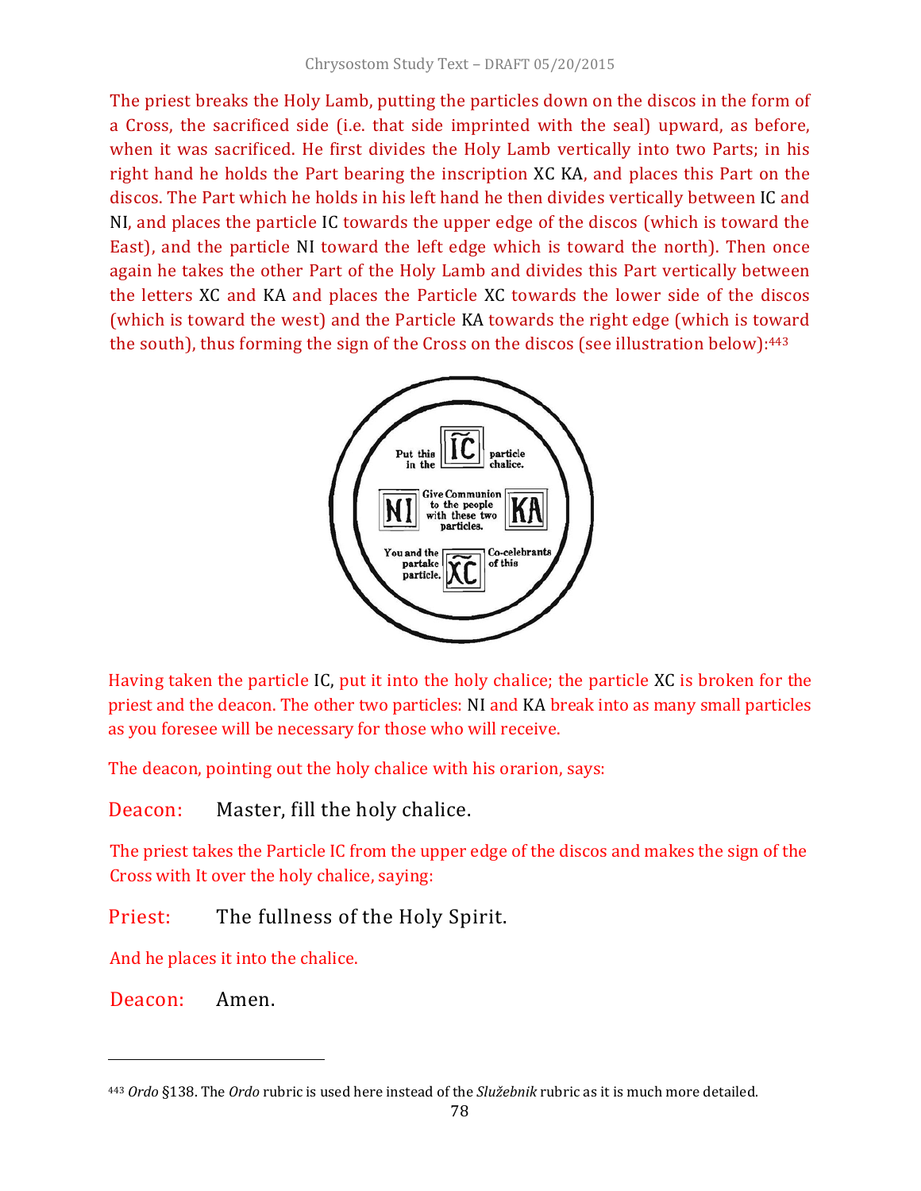The priest breaks the Holy Lamb, putting the particles down on the discos in the form of a Cross, the sacrificed side (i.e. that side imprinted with the seal) upward, as before, when it was sacrificed. He first divides the Holy Lamb vertically into two Parts; in his right hand he holds the Part bearing the inscription XC KA, and places this Part on the discos. The Part which he holds in his left hand he then divides vertically between IC and NI, and places the particle IC towards the upper edge of the discos (which is toward the East), and the particle NI toward the left edge which is toward the north). Then once again he takes the other Part of the Holy Lamb and divides this Part vertically between the letters XC and KA and places the Particle XC towards the lower side of the discos (which is toward the west) and the Particle KA towards the right edge (which is toward the south), thus forming the sign of the Cross on the discos (see illustration below):[443]

Put this particle in the chalice. IC

NI Give Communion to the people with these two particles. KA

You and the Co-celebrants partake of this particle. XC

Having taken the particle IC, put it into the holy chalice; the particle XC is broken for the priest and the deacon. The other two particles: NI and KA break into as many small particles as you foresee will be necessary for those who will receive.

The deacon, pointing out the holy chalice with his orarion, says:

Deacon: Master, fill the holy chalice.

The priest takes the Particle IC from the upper edge of the discos and makes the sign of the Cross with It over the holy chalice, saying:

Priest: The fullness of the Holy Spirit.

And he places it into the chalice.

Deacon: Amen.

---

[443] *Ordo* §138. The *Ordo* rubric is used here instead of the *Služebnik* rubric as it is much more detailed.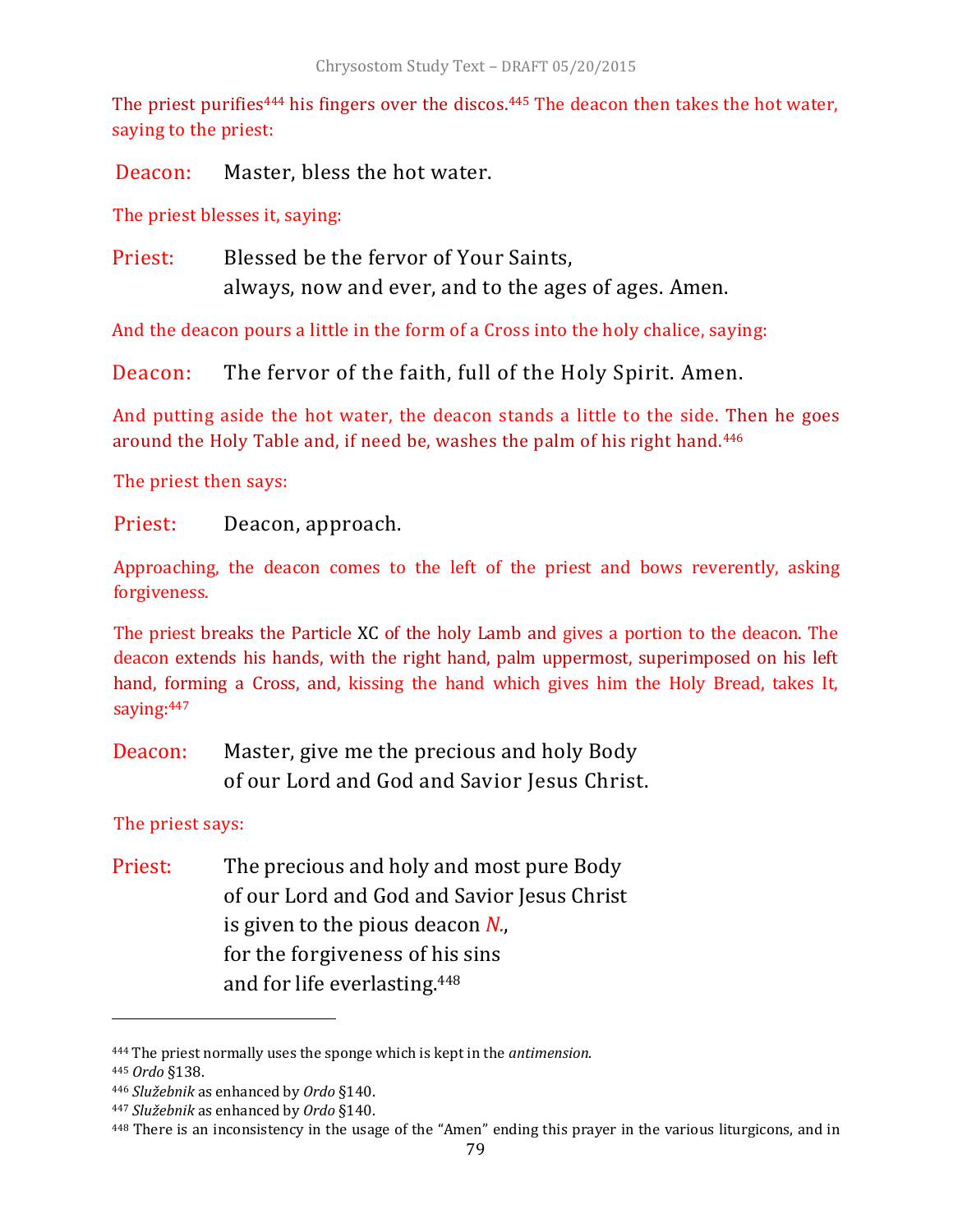The priest purifies[444] his fingers over the discos.[445] The deacon then takes the hot water, saying to the priest:

Deacon: Master, bless the hot water.

The priest blesses it, saying:

Priest: Blessed be the fervor of Your Saints,
always, now and ever, and to the ages of ages. Amen.

And the deacon pours a little in the form of a Cross into the holy chalice, saying:

Deacon: The fervor of the faith, full of the Holy Spirit. Amen.

And putting aside the hot water, the deacon stands a little to the side. Then he goes around the Holy Table and, if need be, washes the palm of his right hand.[446]

The priest then says:

Priest: Deacon, approach.

Approaching, the deacon comes to the left of the priest and bows reverently, asking forgiveness.

The priest breaks the Particle XC of the holy Lamb and gives a portion to the deacon. The deacon extends his hands, with the right hand, palm uppermost, superimposed on his left hand, forming a Cross, and, kissing the hand which gives him the Holy Bread, takes It, saying:[447]

Deacon: Master, give me the precious and holy Body
of our Lord and God and Savior Jesus Christ.

The priest says:

Priest: The precious and holy and most pure Body
of our Lord and God and Savior Jesus Christ
is given to the pious deacon *N.*,
for the forgiveness of his sins
and for life everlasting.[448]

---

[444] The priest normally uses the sponge which is kept in the *antimension*.

[445] *Ordo* §138.

[446] *Služebnik* as enhanced by *Ordo* §140.

[447] *Služebnik* as enhanced by *Ordo* §140.

[448] There is an inconsistency in the usage of the "Amen" ending this prayer in the various liturgicons, and in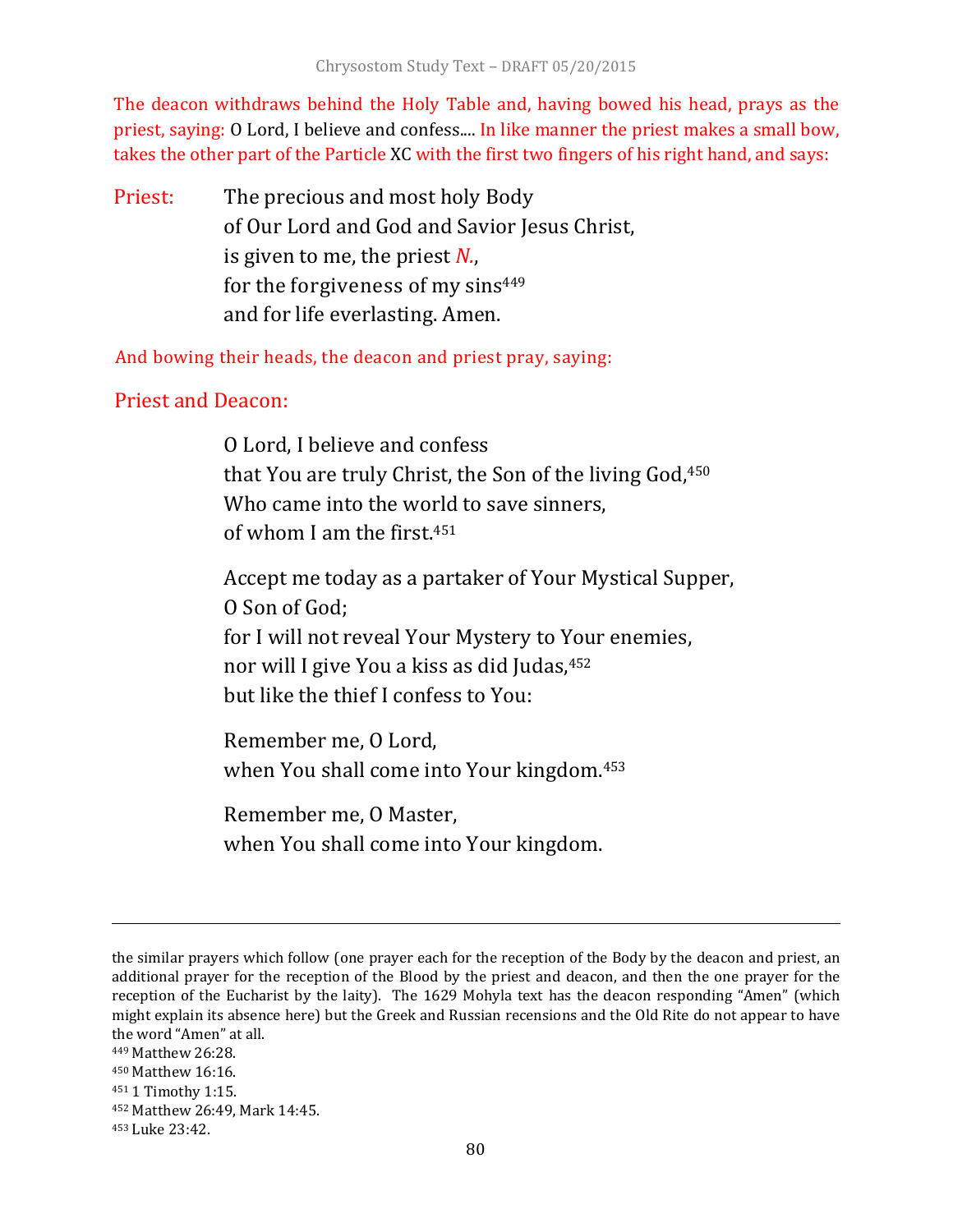The deacon withdraws behind the Holy Table and, having bowed his head, prays as the priest, saying: O Lord, I believe and confess.... In like manner the priest makes a small bow, takes the other part of the Particle XC with the first two fingers of his right hand, and says:

Priest: The precious and most holy Body
of Our Lord and God and Savior Jesus Christ,
is given to me, the priest *N.*,
for the forgiveness of my sins[449]
and for life everlasting. Amen.

And bowing their heads, the deacon and priest pray, saying:

Priest and Deacon:

O Lord, I believe and confess
that You are truly Christ, the Son of the living God,[450]
Who came into the world to save sinners,
of whom I am the first.[451]

Accept me today as a partaker of Your Mystical Supper,
O Son of God;
for I will not reveal Your Mystery to Your enemies,
nor will I give You a kiss as did Judas,[452]
but like the thief I confess to You:

Remember me, O Lord,
when You shall come into Your kingdom.[453]

Remember me, O Master,
when You shall come into Your kingdom.

---

the similar prayers which follow (one prayer each for the reception of the Body by the deacon and priest, an additional prayer for the reception of the Blood by the priest and deacon, and then the one prayer for the reception of the Eucharist by the laity). The 1629 Mohyla text has the deacon responding "Amen" (which might explain its absence here) but the Greek and Russian recensions and the Old Rite do not appear to have the word "Amen" at all.

[449] Matthew 26:28.

[450] Matthew 16:16.

[451] 1 Timothy 1:15.

[452] Matthew 26:49, Mark 14:45.

[453] Luke 23:42.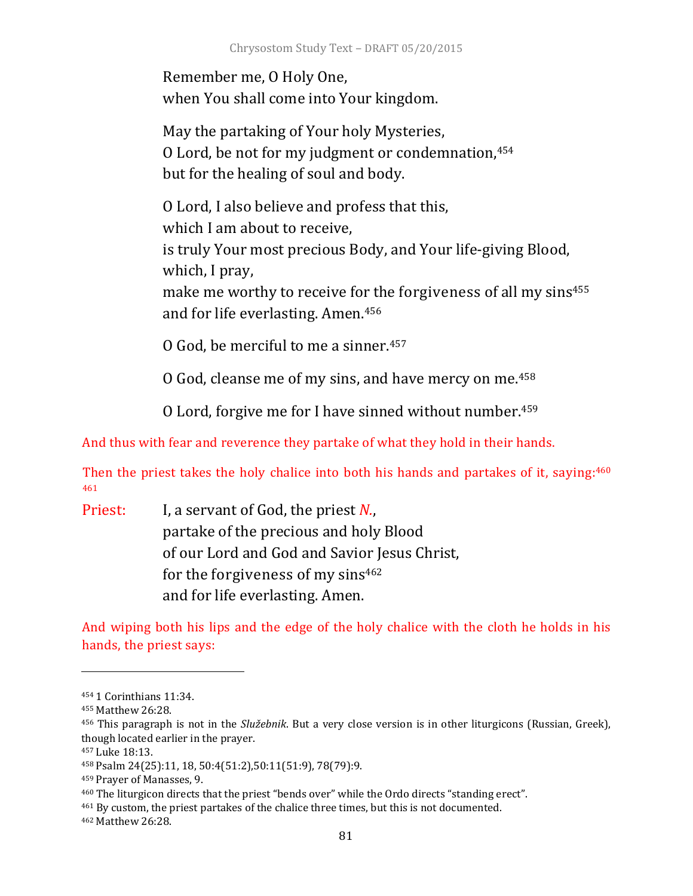Remember me, O Holy One,
when You shall come into Your kingdom.

May the partaking of Your holy Mysteries,
O Lord, be not for my judgment or condemnation,[454]
but for the healing of soul and body.

O Lord, I also believe and profess that this,
which I am about to receive,
is truly Your most precious Body, and Your life-giving Blood,
which, I pray,
make me worthy to receive for the forgiveness of all my sins[455]
and for life everlasting. Amen.[456]

O God, be merciful to me a sinner.[457]

O God, cleanse me of my sins, and have mercy on me.[458]

O Lord, forgive me for I have sinned without number.[459]

And thus with fear and reverence they partake of what they hold in their hands.

Then the priest takes the holy chalice into both his hands and partakes of it, saying:[460] [461]

Priest: I, a servant of God, the priest *N.*,
partake of the precious and holy Blood
of our Lord and God and Savior Jesus Christ,
for the forgiveness of my sins[462]
and for life everlasting. Amen.

And wiping both his lips and the edge of the holy chalice with the cloth he holds in his hands, the priest says:

---

[454] 1 Corinthians 11:34.
[455] Matthew 26:28.
[456] This paragraph is not in the *Služebnik*. But a very close version is in other liturgicons (Russian, Greek), though located earlier in the prayer.
[457] Luke 18:13.
[458] Psalm 24(25):11, 18, 50:4(51:2),50:11(51:9), 78(79):9.
[459] Prayer of Manasses, 9.
[460] The liturgicon directs that the priest "bends over" while the Ordo directs "standing erect".
[461] By custom, the priest partakes of the chalice three times, but this is not documented.
[462] Matthew 26:28.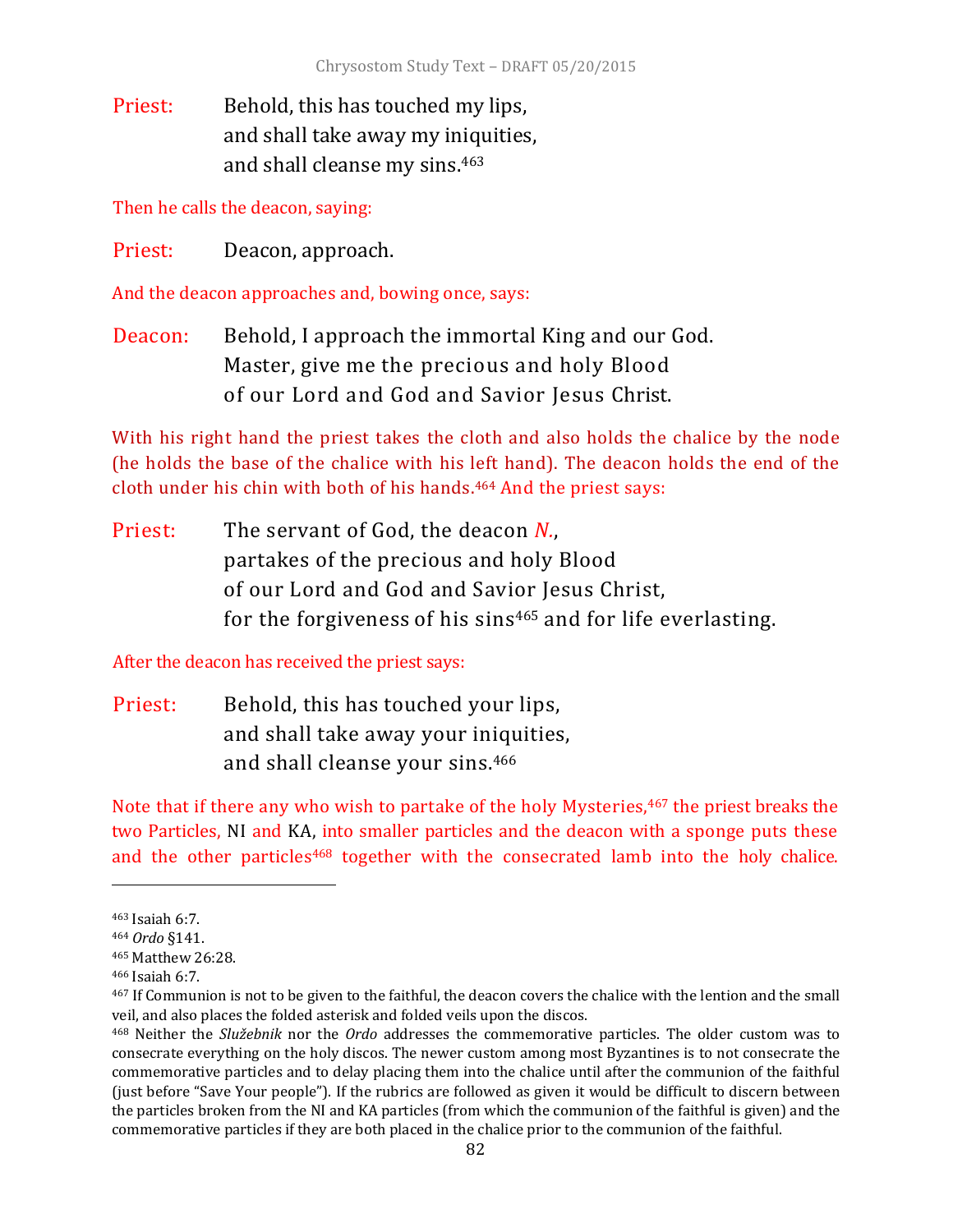Priest: Behold, this has touched my lips,
and shall take away my iniquities,
and shall cleanse my sins.[463]

Then he calls the deacon, saying:

Priest: Deacon, approach.

And the deacon approaches and, bowing once, says:

Deacon: Behold, I approach the immortal King and our God.
Master, give me the precious and holy Blood
of our Lord and God and Savior Jesus Christ.

With his right hand the priest takes the cloth and also holds the chalice by the node (he holds the base of the chalice with his left hand). The deacon holds the end of the cloth under his chin with both of his hands.[464] And the priest says:

Priest: The servant of God, the deacon *N.*,
partakes of the precious and holy Blood
of our Lord and God and Savior Jesus Christ,
for the forgiveness of his sins[465] and for life everlasting.

After the deacon has received the priest says:

Priest: Behold, this has touched your lips,
and shall take away your iniquities,
and shall cleanse your sins.[466]

Note that if there any who wish to partake of the holy Mysteries,[467] the priest breaks the two Particles, NI and KA, into smaller particles and the deacon with a sponge puts these and the other particles[468] together with the consecrated lamb into the holy chalice.

---

[463] Isaiah 6:7.

[464] *Ordo* §141.

[465] Matthew 26:28.

[466] Isaiah 6:7.

[467] If Communion is not to be given to the faithful, the deacon covers the chalice with the lention and the small veil, and also places the folded asterisk and folded veils upon the discos.

[468] Neither the *Služebnik* nor the *Ordo* addresses the commemorative particles. The older custom was to consecrate everything on the holy discos. The newer custom among most Byzantines is to not consecrate the commemorative particles and to delay placing them into the chalice until after the communion of the faithful (just before "Save Your people"). If the rubrics are followed as given it would be difficult to discern between the particles broken from the NI and KA particles (from which the communion of the faithful is given) and the commemorative particles if they are both placed in the chalice prior to the communion of the faithful.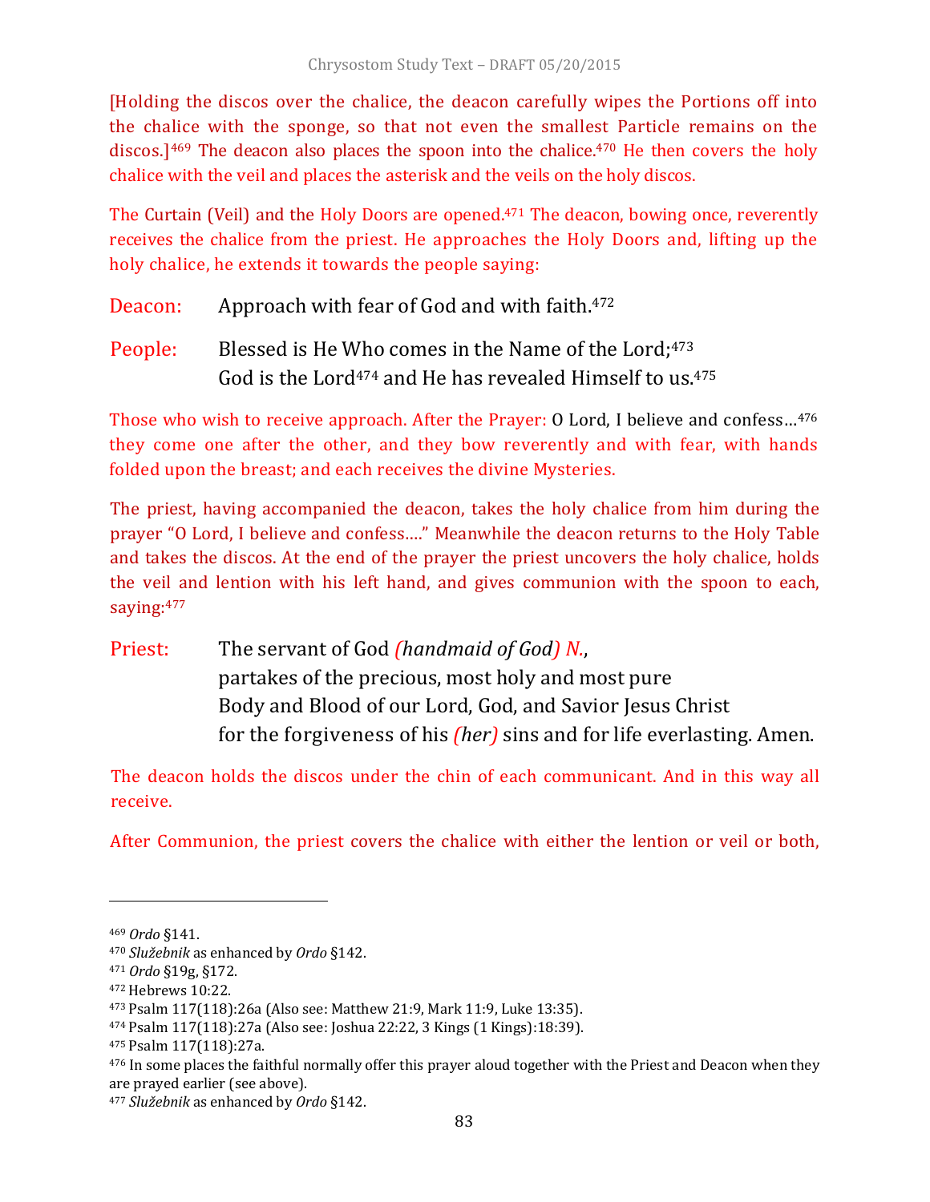[Holding the discos over the chalice, the deacon carefully wipes the Portions off into the chalice with the sponge, so that not even the smallest Particle remains on the discos.][469] The deacon also places the spoon into the chalice.[470] He then covers the holy chalice with the veil and places the asterisk and the veils on the holy discos.

The Curtain (Veil) and the Holy Doors are opened.[471] The deacon, bowing once, reverently receives the chalice from the priest. He approaches the Holy Doors and, lifting up the holy chalice, he extends it towards the people saying:

Deacon: Approach with fear of God and with faith.[472]

People: Blessed is He Who comes in the Name of the Lord;[473]
God is the Lord[474] and He has revealed Himself to us.[475]

Those who wish to receive approach. After the Prayer: O Lord, I believe and confess…[476] they come one after the other, and they bow reverently and with fear, with hands folded upon the breast; and each receives the divine Mysteries.

The priest, having accompanied the deacon, takes the holy chalice from him during the prayer "O Lord, I believe and confess…." Meanwhile the deacon returns to the Holy Table and takes the discos. At the end of the prayer the priest uncovers the holy chalice, holds the veil and lention with his left hand, and gives communion with the spoon to each, saying:[477]

Priest: The servant of God *(handmaid of God) N.*,
partakes of the precious, most holy and most pure
Body and Blood of our Lord, God, and Savior Jesus Christ
for the forgiveness of his *(her)* sins and for life everlasting. Amen.

The deacon holds the discos under the chin of each communicant. And in this way all receive.

After Communion, the priest covers the chalice with either the lention or veil or both,

---

[469] *Ordo* §141.
[470] *Služebnik* as enhanced by *Ordo* §142.
[471] *Ordo* §19g, §172.
[472] Hebrews 10:22.
[473] Psalm 117(118):26a (Also see: Matthew 21:9, Mark 11:9, Luke 13:35).
[474] Psalm 117(118):27a (Also see: Joshua 22:22, 3 Kings (1 Kings):18:39).
[475] Psalm 117(118):27a.
[476] In some places the faithful normally offer this prayer aloud together with the Priest and Deacon when they are prayed earlier (see above).
[477] *Služebnik* as enhanced by *Ordo* §142.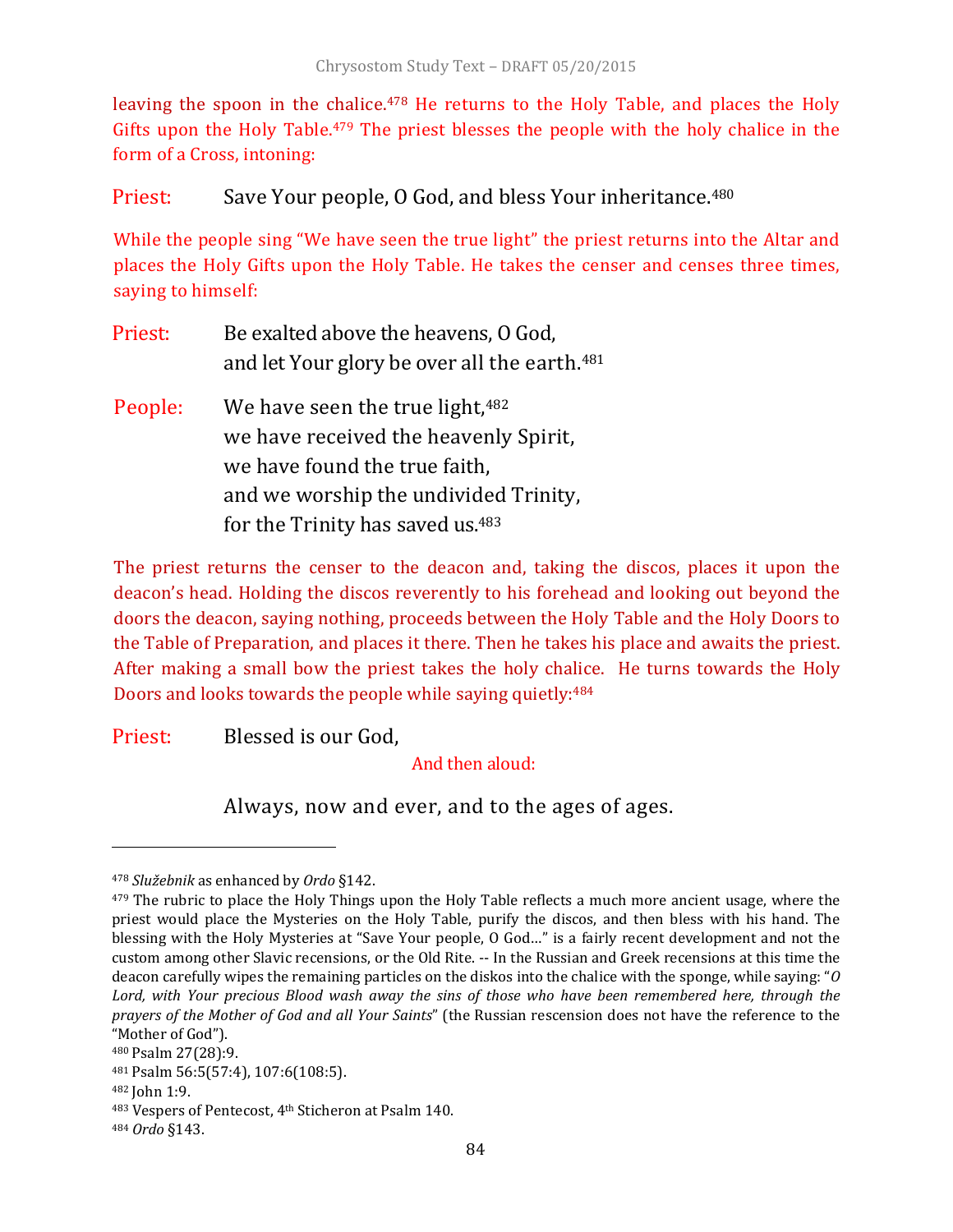leaving the spoon in the chalice.[478] He returns to the Holy Table, and places the Holy Gifts upon the Holy Table.[479] The priest blesses the people with the holy chalice in the form of a Cross, intoning:

Priest: Save Your people, O God, and bless Your inheritance.[480]

While the people sing "We have seen the true light" the priest returns into the Altar and places the Holy Gifts upon the Holy Table. He takes the censer and censes three times, saying to himself:

Priest: Be exalted above the heavens, O God,
and let Your glory be over all the earth.[481]

People: We have seen the true light,[482]
we have received the heavenly Spirit,
we have found the true faith,
and we worship the undivided Trinity,
for the Trinity has saved us.[483]

The priest returns the censer to the deacon and, taking the discos, places it upon the deacon's head. Holding the discos reverently to his forehead and looking out beyond the doors the deacon, saying nothing, proceeds between the Holy Table and the Holy Doors to the Table of Preparation, and places it there. Then he takes his place and awaits the priest. After making a small bow the priest takes the holy chalice. He turns towards the Holy Doors and looks towards the people while saying quietly:[484]

Priest: Blessed is our God,

And then aloud:

Always, now and ever, and to the ages of ages.

---

[478] *Služebnik* as enhanced by *Ordo* §142.

[479] The rubric to place the Holy Things upon the Holy Table reflects a much more ancient usage, where the priest would place the Mysteries on the Holy Table, purify the discos, and then bless with his hand. The blessing with the Holy Mysteries at "Save Your people, O God…" is a fairly recent development and not the custom among other Slavic recensions, or the Old Rite. -- In the Russian and Greek recensions at this time the deacon carefully wipes the remaining particles on the diskos into the chalice with the sponge, while saying: "*O Lord, with Your precious Blood wash away the sins of those who have been remembered here, through the prayers of the Mother of God and all Your Saints*" (the Russian rescension does not have the reference to the "Mother of God").

[480] Psalm 27(28):9.

[481] Psalm 56:5(57:4), 107:6(108:5).

[482] John 1:9.

[483] Vespers of Pentecost, 4th Sticheron at Psalm 140.

[484] *Ordo* §143.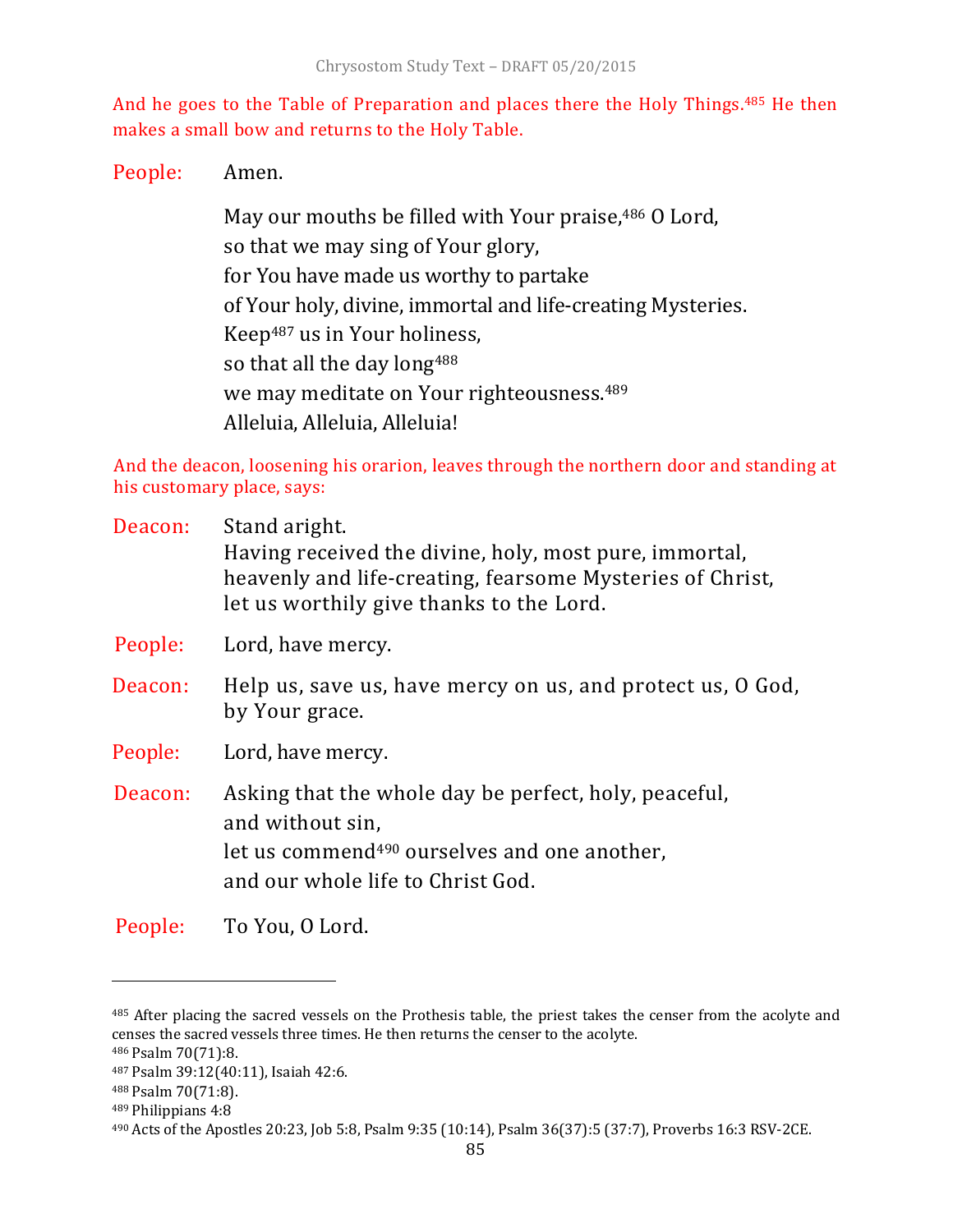And he goes to the Table of Preparation and places there the Holy Things.[485] He then makes a small bow and returns to the Holy Table.

People: Amen.

May our mouths be filled with Your praise,[486] O Lord,  
so that we may sing of Your glory,  
for You have made us worthy to partake  
of Your holy, divine, immortal and life-creating Mysteries.  
Keep[487] us in Your holiness,  
so that all the day long[488]  
we may meditate on Your righteousness.[489]  
Alleluia, Alleluia, Alleluia!

And the deacon, loosening his orarion, leaves through the northern door and standing at his customary place, says:

Deacon: Stand aright.  
Having received the divine, holy, most pure, immortal,  
heavenly and life-creating, fearsome Mysteries of Christ,  
let us worthily give thanks to the Lord.

People: Lord, have mercy.

Deacon: Help us, save us, have mercy on us, and protect us, O God,  
by Your grace.

People: Lord, have mercy.

Deacon: Asking that the whole day be perfect, holy, peaceful,  
and without sin,  
let us commend[490] ourselves and one another,  
and our whole life to Christ God.

People: To You, O Lord.

---

[485] After placing the sacred vessels on the Prothesis table, the priest takes the censer from the acolyte and censes the sacred vessels three times. He then returns the censer to the acolyte.  
[486] Psalm 70(71):8.  
[487] Psalm 39:12(40:11), Isaiah 42:6.  
[488] Psalm 70(71:8).  
[489] Philippians 4:8  
[490] Acts of the Apostles 20:23, Job 5:8, Psalm 9:35 (10:14), Psalm 36(37):5 (37:7), Proverbs 16:3 RSV-2CE.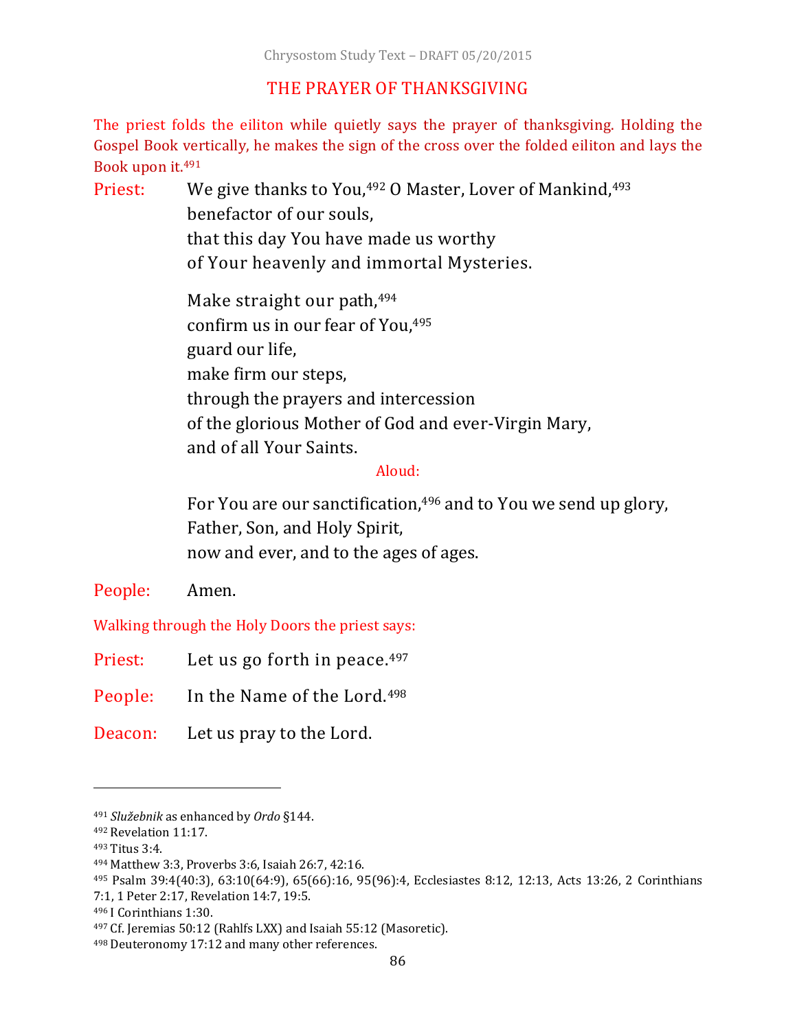## THE PRAYER OF THANKSGIVING

The priest folds the eiliton while quietly says the prayer of thanksgiving. Holding the Gospel Book vertically, he makes the sign of the cross over the folded eiliton and lays the Book upon it.[491]

Priest: We give thanks to You,[492] O Master, Lover of Mankind,[493]
benefactor of our souls,
that this day You have made us worthy
of Your heavenly and immortal Mysteries.

Make straight our path,[494]
confirm us in our fear of You,[495]
guard our life,
make firm our steps,
through the prayers and intercession
of the glorious Mother of God and ever-Virgin Mary,
and of all Your Saints.

Aloud:

For You are our sanctification,[496] and to You we send up glory,
Father, Son, and Holy Spirit,
now and ever, and to the ages of ages.

People: Amen.

Walking through the Holy Doors the priest says:

Priest: Let us go forth in peace.[497]

People: In the Name of the Lord.[498]

Deacon: Let us pray to the Lord.

---

[491] *Služebnik* as enhanced by *Ordo* §144.
[492] Revelation 11:17.
[493] Titus 3:4.
[494] Matthew 3:3, Proverbs 3:6, Isaiah 26:7, 42:16.
[495] Psalm 39:4(40:3), 63:10(64:9), 65(66):16, 95(96):4, Ecclesiastes 8:12, 12:13, Acts 13:26, 2 Corinthians 7:1, 1 Peter 2:17, Revelation 14:7, 19:5.
[496] I Corinthians 1:30.
[497] Cf. Jeremias 50:12 (Rahlfs LXX) and Isaiah 55:12 (Masoretic).
[498] Deuteronomy 17:12 and many other references.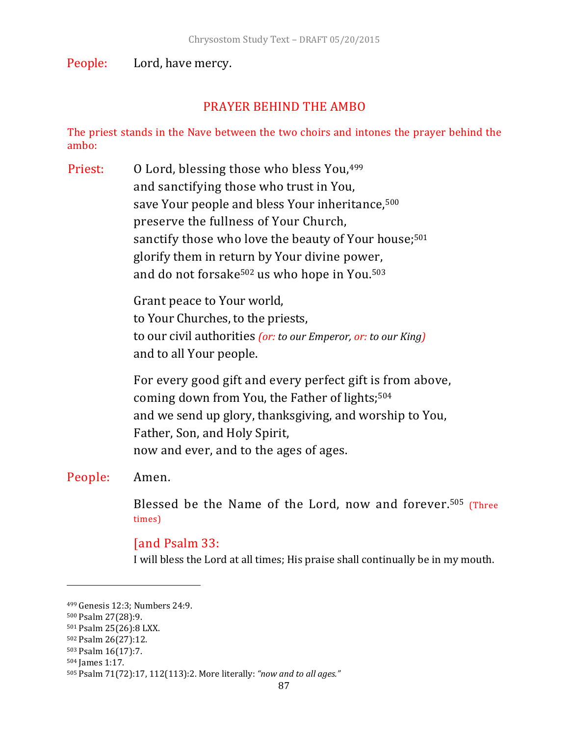People: Lord, have mercy.

## PRAYER BEHIND THE AMBO

The priest stands in the Nave between the two choirs and intones the prayer behind the ambo:

Priest: O Lord, blessing those who bless You,[499]
and sanctifying those who trust in You,
save Your people and bless Your inheritance,[500]
preserve the fullness of Your Church,
sanctify those who love the beauty of Your house;[501]
glorify them in return by Your divine power,
and do not forsake[502] us who hope in You.[503]

Grant peace to Your world,
to Your Churches, to the priests,
to our civil authorities *(or: to our Emperor, or: to our King)*
and to all Your people.

For every good gift and every perfect gift is from above,
coming down from You, the Father of lights;[504]
and we send up glory, thanksgiving, and worship to You,
Father, Son, and Holy Spirit,
now and ever, and to the ages of ages.

People: Amen.

Blessed be the Name of the Lord, now and forever.[505] (Three times)

[and Psalm 33:
I will bless the Lord at all times; His praise shall continually be in my mouth.

---

[499] Genesis 12:3; Numbers 24:9.
[500] Psalm 27(28):9.
[501] Psalm 25(26):8 LXX.
[502] Psalm 26(27):12.
[503] Psalm 16(17):7.
[504] James 1:17.
[505] Psalm 71(72):17, 112(113):2. More literally: *"now and to all ages."*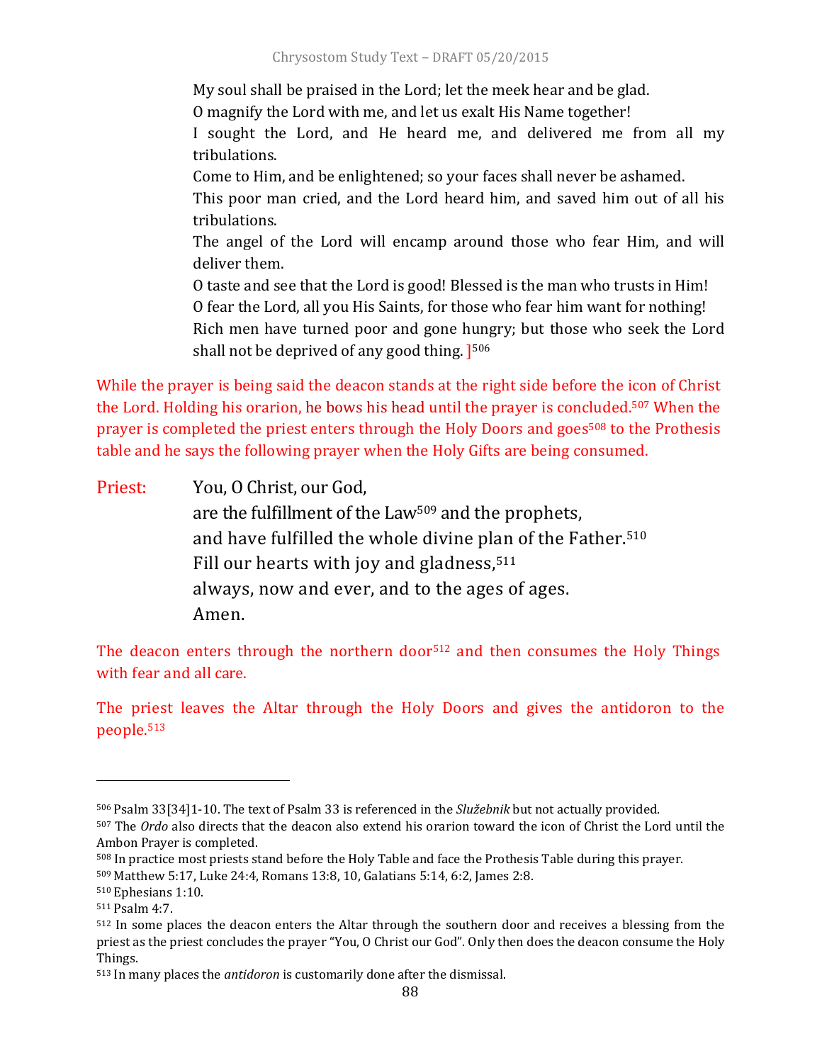My soul shall be praised in the Lord; let the meek hear and be glad.
O magnify the Lord with me, and let us exalt His Name together!
I sought the Lord, and He heard me, and delivered me from all my tribulations.
Come to Him, and be enlightened; so your faces shall never be ashamed.
This poor man cried, and the Lord heard him, and saved him out of all his tribulations.
The angel of the Lord will encamp around those who fear Him, and will deliver them.
O taste and see that the Lord is good! Blessed is the man who trusts in Him!
O fear the Lord, all you His Saints, for those who fear him want for nothing!
Rich men have turned poor and gone hungry; but those who seek the Lord shall not be deprived of any good thing. ][506]

While the prayer is being said the deacon stands at the right side before the icon of Christ the Lord. Holding his orarion, he bows his head until the prayer is concluded.[507] When the prayer is completed the priest enters through the Holy Doors and goes[508] to the Prothesis table and he says the following prayer when the Holy Gifts are being consumed.

Priest: You, O Christ, our God,
are the fulfillment of the Law[509] and the prophets,
and have fulfilled the whole divine plan of the Father.[510]
Fill our hearts with joy and gladness,[511]
always, now and ever, and to the ages of ages.
Amen.

The deacon enters through the northern door[512] and then consumes the Holy Things with fear and all care.

The priest leaves the Altar through the Holy Doors and gives the antidoron to the people.[513]

---

[506] Psalm 33[34]1-10. The text of Psalm 33 is referenced in the *Služebnik* but not actually provided.
[507] The *Ordo* also directs that the deacon also extend his orarion toward the icon of Christ the Lord until the Ambon Prayer is completed.
[508] In practice most priests stand before the Holy Table and face the Prothesis Table during this prayer.
[509] Matthew 5:17, Luke 24:4, Romans 13:8, 10, Galatians 5:14, 6:2, James 2:8.
[510] Ephesians 1:10.
[511] Psalm 4:7.
[512] In some places the deacon enters the Altar through the southern door and receives a blessing from the priest as the priest concludes the prayer "You, O Christ our God". Only then does the deacon consume the Holy Things.
[513] In many places the *antidoron* is customarily done after the dismissal.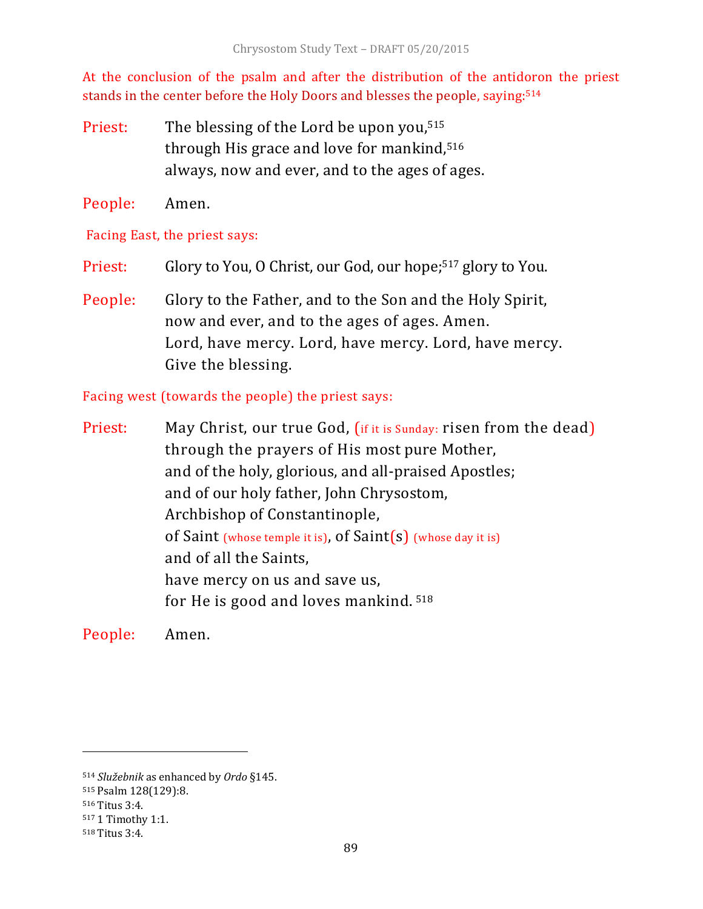At the conclusion of the psalm and after the distribution of the antidoron the priest stands in the center before the Holy Doors and blesses the people, saying:[514]

Priest: The blessing of the Lord be upon you,[515]
through His grace and love for mankind,[516]
always, now and ever, and to the ages of ages.

People: Amen.

Facing East, the priest says:

Priest: Glory to You, O Christ, our God, our hope;[517] glory to You.

People: Glory to the Father, and to the Son and the Holy Spirit,
now and ever, and to the ages of ages. Amen.
Lord, have mercy. Lord, have mercy. Lord, have mercy.
Give the blessing.

Facing west (towards the people) the priest says:

Priest: May Christ, our true God, (if it is Sunday: risen from the dead)
through the prayers of His most pure Mother,
and of the holy, glorious, and all-praised Apostles;
and of our holy father, John Chrysostom,
Archbishop of Constantinople,
of Saint (whose temple it is), of Saint(s) (whose day it is)
and of all the Saints,
have mercy on us and save us,
for He is good and loves mankind.[518]

People: Amen.

---

[514] *Služebnik* as enhanced by *Ordo* §145.
[515] Psalm 128(129):8.
[516] Titus 3:4.
[517] 1 Timothy 1:1.
[518] Titus 3:4.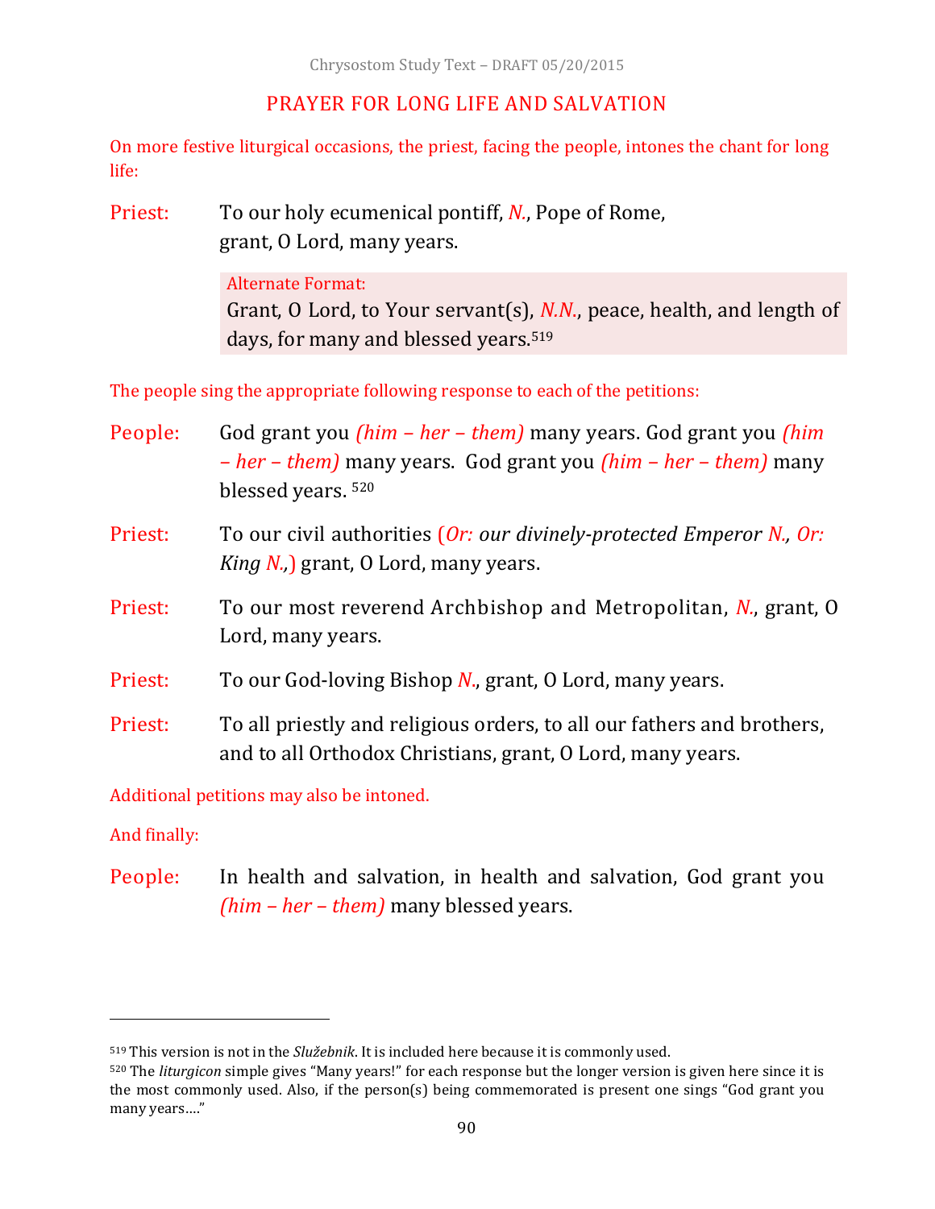## PRAYER FOR LONG LIFE AND SALVATION

On more festive liturgical occasions, the priest, facing the people, intones the chant for long life:

Priest: To our holy ecumenical pontiff, *N.*, Pope of Rome, grant, O Lord, many years.

> Alternate Format:
> Grant, O Lord, to Your servant(s), *N.N.*, peace, health, and length of days, for many and blessed years.[519]

The people sing the appropriate following response to each of the petitions:

People: God grant you *(him – her – them)* many years. God grant you *(him – her – them)* many years. God grant you *(him – her – them)* many blessed years. [520]

Priest: To our civil authorities (*Or: our divinely-protected Emperor N., Or: King N.,*) grant, O Lord, many years.

Priest: To our most reverend Archbishop and Metropolitan, *N.*, grant, O Lord, many years.

Priest: To our God-loving Bishop *N.*, grant, O Lord, many years.

Priest: To all priestly and religious orders, to all our fathers and brothers, and to all Orthodox Christians, grant, O Lord, many years.

Additional petitions may also be intoned.

And finally:

People: In health and salvation, in health and salvation, God grant you *(him – her – them)* many blessed years.

---

[519] This version is not in the *Služebnik*. It is included here because it is commonly used.

[520] The *liturgicon* simple gives "Many years!" for each response but the longer version is given here since it is the most commonly used. Also, if the person(s) being commemorated is present one sings "God grant you many years…."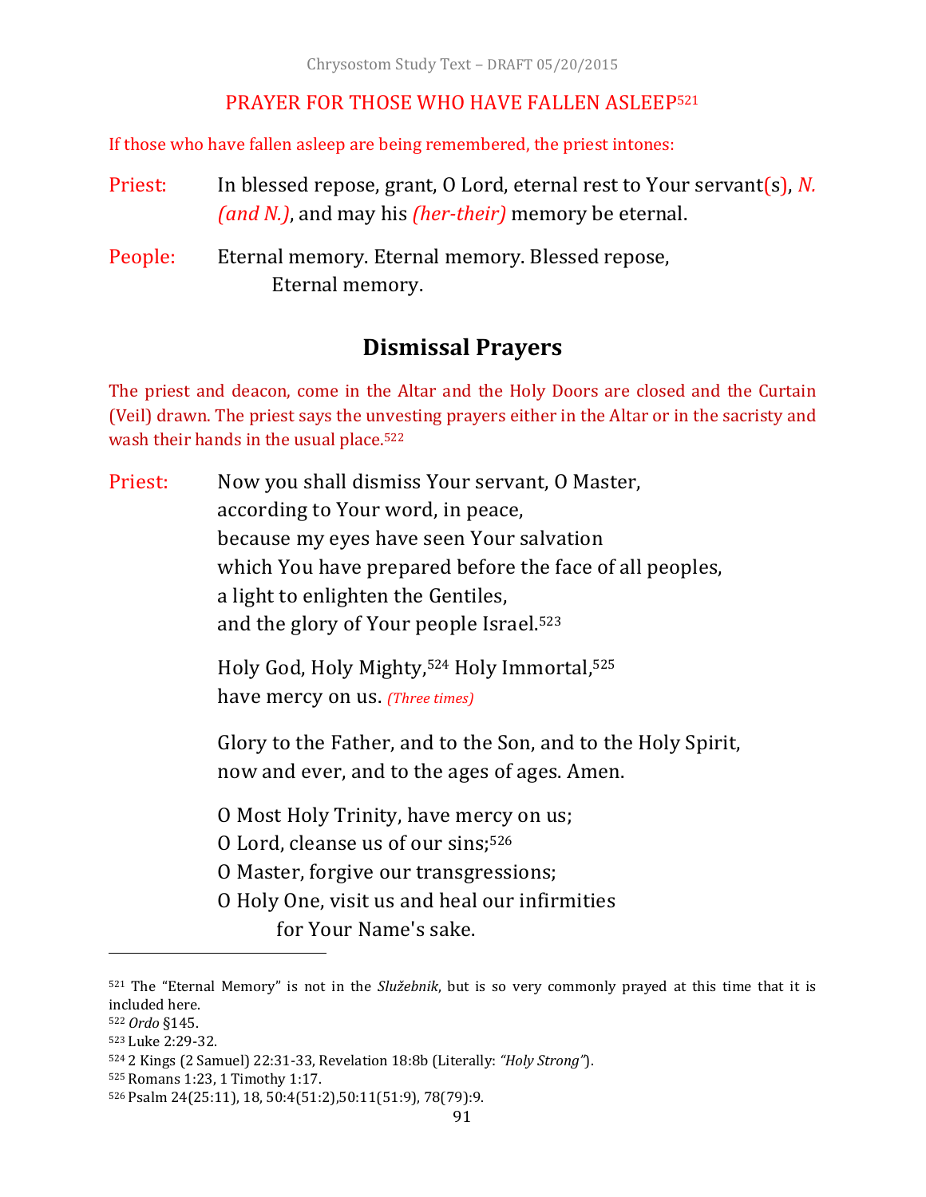PRAYER FOR THOSE WHO HAVE FALLEN ASLEEP[521]

If those who have fallen asleep are being remembered, the priest intones:

Priest: In blessed repose, grant, O Lord, eternal rest to Your servant(s), *N. (and N.)*, and may his *(her-their)* memory be eternal.

People: Eternal memory. Eternal memory. Blessed repose,
Eternal memory.

## Dismissal Prayers

The priest and deacon, come in the Altar and the Holy Doors are closed and the Curtain (Veil) drawn. The priest says the unvesting prayers either in the Altar or in the sacristy and wash their hands in the usual place.[522]

Priest: Now you shall dismiss Your servant, O Master,
according to Your word, in peace,
because my eyes have seen Your salvation
which You have prepared before the face of all peoples,
a light to enlighten the Gentiles,
and the glory of Your people Israel.[523]

Holy God, Holy Mighty,[524] Holy Immortal,[525]
have mercy on us. *(Three times)*

Glory to the Father, and to the Son, and to the Holy Spirit,
now and ever, and to the ages of ages. Amen.

O Most Holy Trinity, have mercy on us;
O Lord, cleanse us of our sins;[526]
O Master, forgive our transgressions;
O Holy One, visit us and heal our infirmities
for Your Name's sake.

---

[521] The "Eternal Memory" is not in the *Služebnik*, but is so very commonly prayed at this time that it is included here.
[522] *Ordo* §145.
[523] Luke 2:29-32.
[524] 2 Kings (2 Samuel) 22:31-33, Revelation 18:8b (Literally: *"Holy Strong"*).
[525] Romans 1:23, 1 Timothy 1:17.
[526] Psalm 24(25:11), 18, 50:4(51:2),50:11(51:9), 78(79):9.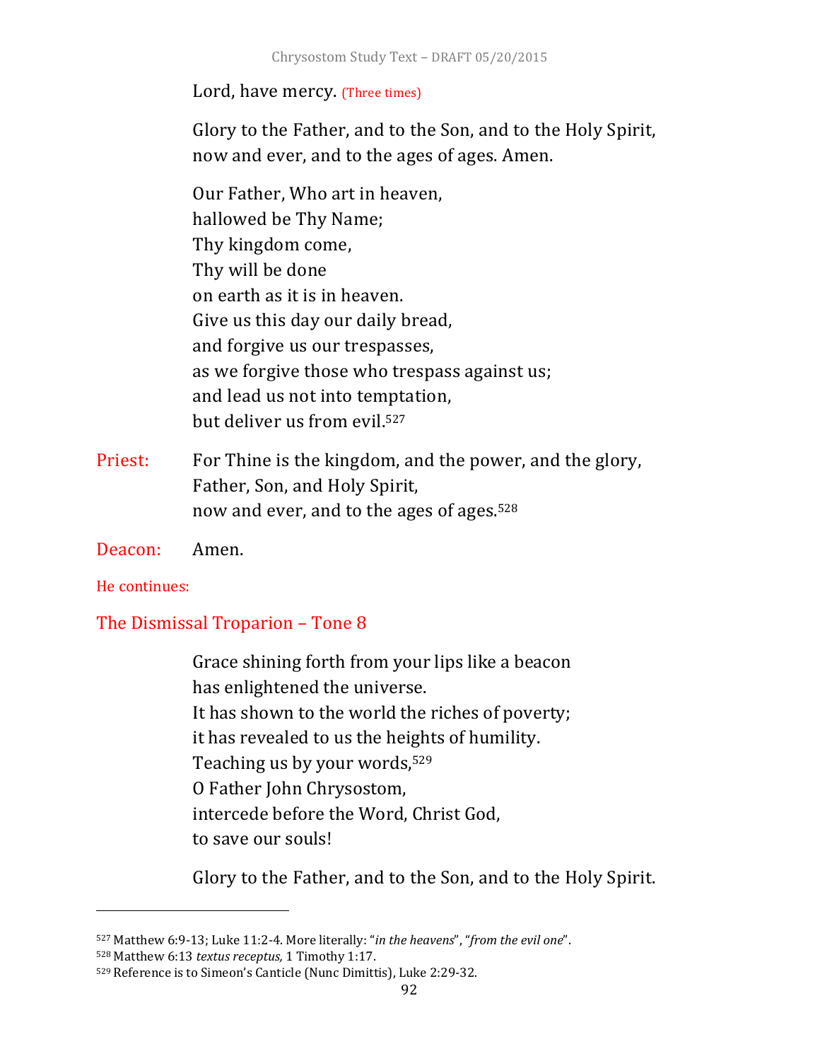Lord, have mercy. (Three times)

Glory to the Father, and to the Son, and to the Holy Spirit,
now and ever, and to the ages of ages. Amen.

Our Father, Who art in heaven,
hallowed be Thy Name;
Thy kingdom come,
Thy will be done
on earth as it is in heaven.
Give us this day our daily bread,
and forgive us our trespasses,
as we forgive those who trespass against us;
and lead us not into temptation,
but deliver us from evil.[527]

Priest: For Thine is the kingdom, and the power, and the glory,
Father, Son, and Holy Spirit,
now and ever, and to the ages of ages.[528]

Deacon: Amen.

He continues:

## The Dismissal Troparion – Tone 8

Grace shining forth from your lips like a beacon
has enlightened the universe.
It has shown to the world the riches of poverty;
it has revealed to us the heights of humility.
Teaching us by your words,[529]
O Father John Chrysostom,
intercede before the Word, Christ God,
to save our souls!

Glory to the Father, and to the Son, and to the Holy Spirit.

---

[527] Matthew 6:9-13; Luke 11:2-4. More literally: "*in the heavens*", "*from the evil one*".

[528] Matthew 6:13 *textus receptus,* 1 Timothy 1:17.

[529] Reference is to Simeon's Canticle (Nunc Dimittis), Luke 2:29-32.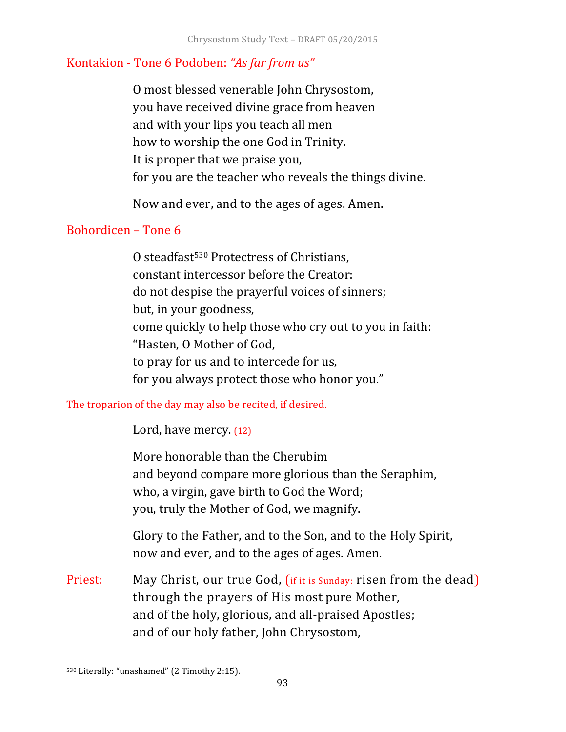## Kontakion - Tone 6 Podoben: *"As far from us"*

O most blessed venerable John Chrysostom,
you have received divine grace from heaven
and with your lips you teach all men
how to worship the one God in Trinity.
It is proper that we praise you,
for you are the teacher who reveals the things divine.

Now and ever, and to the ages of ages. Amen.

## Bohordicen – Tone 6

O steadfast[530] Protectress of Christians,
constant intercessor before the Creator:
do not despise the prayerful voices of sinners;
but, in your goodness,
come quickly to help those who cry out to you in faith:
"Hasten, O Mother of God,
to pray for us and to intercede for us,
for you always protect those who honor you."

The troparion of the day may also be recited, if desired.

Lord, have mercy. (12)

More honorable than the Cherubim
and beyond compare more glorious than the Seraphim,
who, a virgin, gave birth to God the Word;
you, truly the Mother of God, we magnify.

Glory to the Father, and to the Son, and to the Holy Spirit,
now and ever, and to the ages of ages. Amen.

Priest: May Christ, our true God, (if it is Sunday: risen from the dead)
through the prayers of His most pure Mother,
and of the holy, glorious, and all-praised Apostles;
and of our holy father, John Chrysostom,

---

[530] Literally: "unashamed" (2 Timothy 2:15).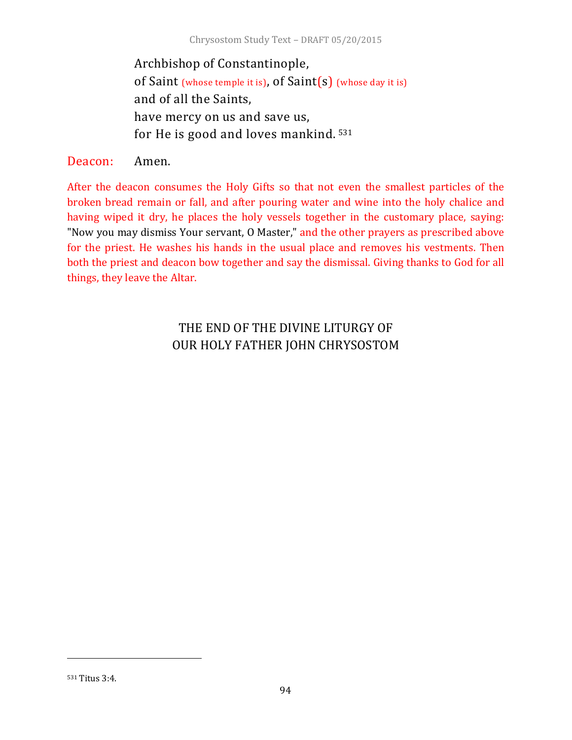Archbishop of Constantinople,
of Saint (whose temple it is), of Saint(s) (whose day it is)
and of all the Saints,
have mercy on us and save us,
for He is good and loves mankind.[531]

Deacon: Amen.

After the deacon consumes the Holy Gifts so that not even the smallest particles of the broken bread remain or fall, and after pouring water and wine into the holy chalice and having wiped it dry, he places the holy vessels together in the customary place, saying: "Now you may dismiss Your servant, O Master," and the other prayers as prescribed above for the priest. He washes his hands in the usual place and removes his vestments. Then both the priest and deacon bow together and say the dismissal. Giving thanks to God for all things, they leave the Altar.

## THE END OF THE DIVINE LITURGY OF OUR HOLY FATHER JOHN CHRYSOSTOM

---

[531] Titus 3:4.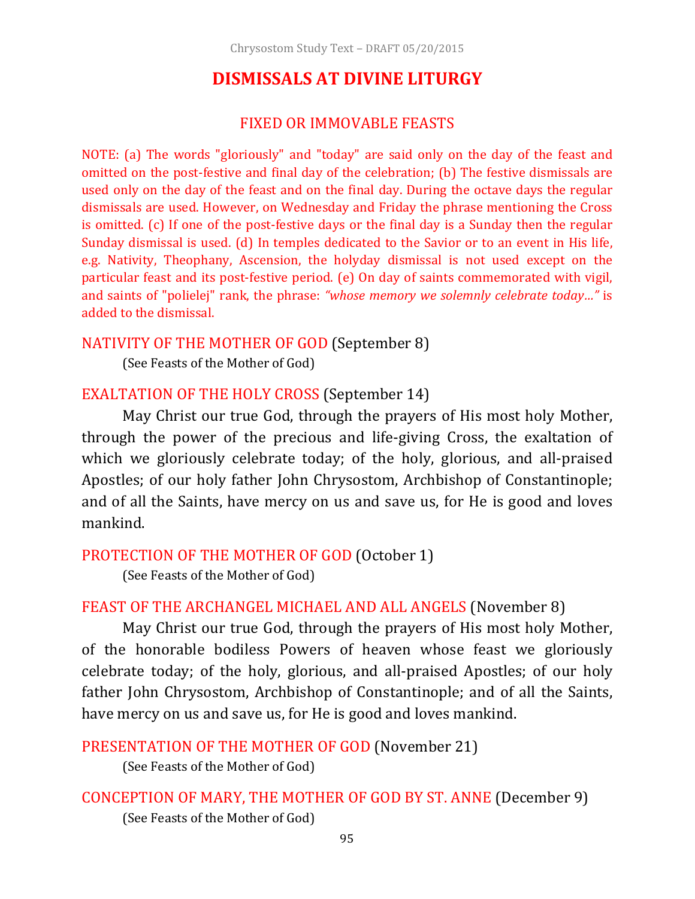# DISMISSALS AT DIVINE LITURGY

## FIXED OR IMMOVABLE FEASTS

NOTE: (a) The words "gloriously" and "today" are said only on the day of the feast and omitted on the post-festive and final day of the celebration; (b) The festive dismissals are used only on the day of the feast and on the final day. During the octave days the regular dismissals are used. However, on Wednesday and Friday the phrase mentioning the Cross is omitted. (c) If one of the post-festive days or the final day is a Sunday then the regular Sunday dismissal is used. (d) In temples dedicated to the Savior or to an event in His life, e.g. Nativity, Theophany, Ascension, the holyday dismissal is not used except on the particular feast and its post-festive period. (e) On day of saints commemorated with vigil, and saints of "polielej" rank, the phrase: *"whose memory we solemnly celebrate today…"* is added to the dismissal.

NATIVITY OF THE MOTHER OF GOD (September 8)

(See Feasts of the Mother of God)

EXALTATION OF THE HOLY CROSS (September 14)

May Christ our true God, through the prayers of His most holy Mother, through the power of the precious and life-giving Cross, the exaltation of which we gloriously celebrate today; of the holy, glorious, and all-praised Apostles; of our holy father John Chrysostom, Archbishop of Constantinople; and of all the Saints, have mercy on us and save us, for He is good and loves mankind.

PROTECTION OF THE MOTHER OF GOD (October 1)

(See Feasts of the Mother of God)

FEAST OF THE ARCHANGEL MICHAEL AND ALL ANGELS (November 8)

May Christ our true God, through the prayers of His most holy Mother, of the honorable bodiless Powers of heaven whose feast we gloriously celebrate today; of the holy, glorious, and all-praised Apostles; of our holy father John Chrysostom, Archbishop of Constantinople; and of all the Saints, have mercy on us and save us, for He is good and loves mankind.

PRESENTATION OF THE MOTHER OF GOD (November 21)

(See Feasts of the Mother of God)

CONCEPTION OF MARY, THE MOTHER OF GOD BY ST. ANNE (December 9)

(See Feasts of the Mother of God)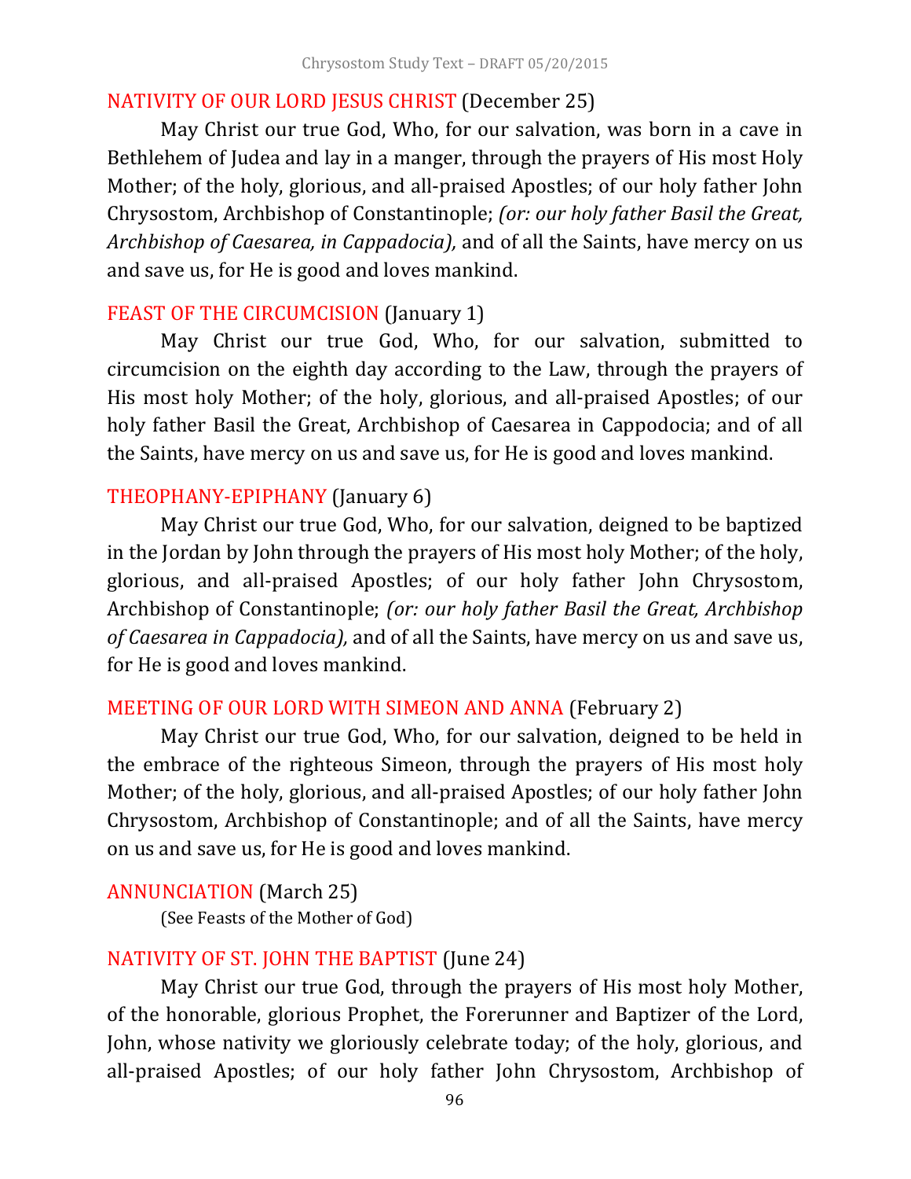## NATIVITY OF OUR LORD JESUS CHRIST (December 25)

May Christ our true God, Who, for our salvation, was born in a cave in Bethlehem of Judea and lay in a manger, through the prayers of His most Holy Mother; of the holy, glorious, and all-praised Apostles; of our holy father John Chrysostom, Archbishop of Constantinople; *(or: our holy father Basil the Great, Archbishop of Caesarea, in Cappadocia),* and of all the Saints, have mercy on us and save us, for He is good and loves mankind.

## FEAST OF THE CIRCUMCISION (January 1)

May Christ our true God, Who, for our salvation, submitted to circumcision on the eighth day according to the Law, through the prayers of His most holy Mother; of the holy, glorious, and all-praised Apostles; of our holy father Basil the Great, Archbishop of Caesarea in Cappodocia; and of all the Saints, have mercy on us and save us, for He is good and loves mankind.

## THEOPHANY-EPIPHANY (January 6)

May Christ our true God, Who, for our salvation, deigned to be baptized in the Jordan by John through the prayers of His most holy Mother; of the holy, glorious, and all-praised Apostles; of our holy father John Chrysostom, Archbishop of Constantinople; *(or: our holy father Basil the Great, Archbishop of Caesarea in Cappadocia),* and of all the Saints, have mercy on us and save us, for He is good and loves mankind.

## MEETING OF OUR LORD WITH SIMEON AND ANNA (February 2)

May Christ our true God, Who, for our salvation, deigned to be held in the embrace of the righteous Simeon, through the prayers of His most holy Mother; of the holy, glorious, and all-praised Apostles; of our holy father John Chrysostom, Archbishop of Constantinople; and of all the Saints, have mercy on us and save us, for He is good and loves mankind.

## ANNUNCIATION (March 25)

(See Feasts of the Mother of God)

## NATIVITY OF ST. JOHN THE BAPTIST (June 24)

May Christ our true God, through the prayers of His most holy Mother, of the honorable, glorious Prophet, the Forerunner and Baptizer of the Lord, John, whose nativity we gloriously celebrate today; of the holy, glorious, and all-praised Apostles; of our holy father John Chrysostom, Archbishop of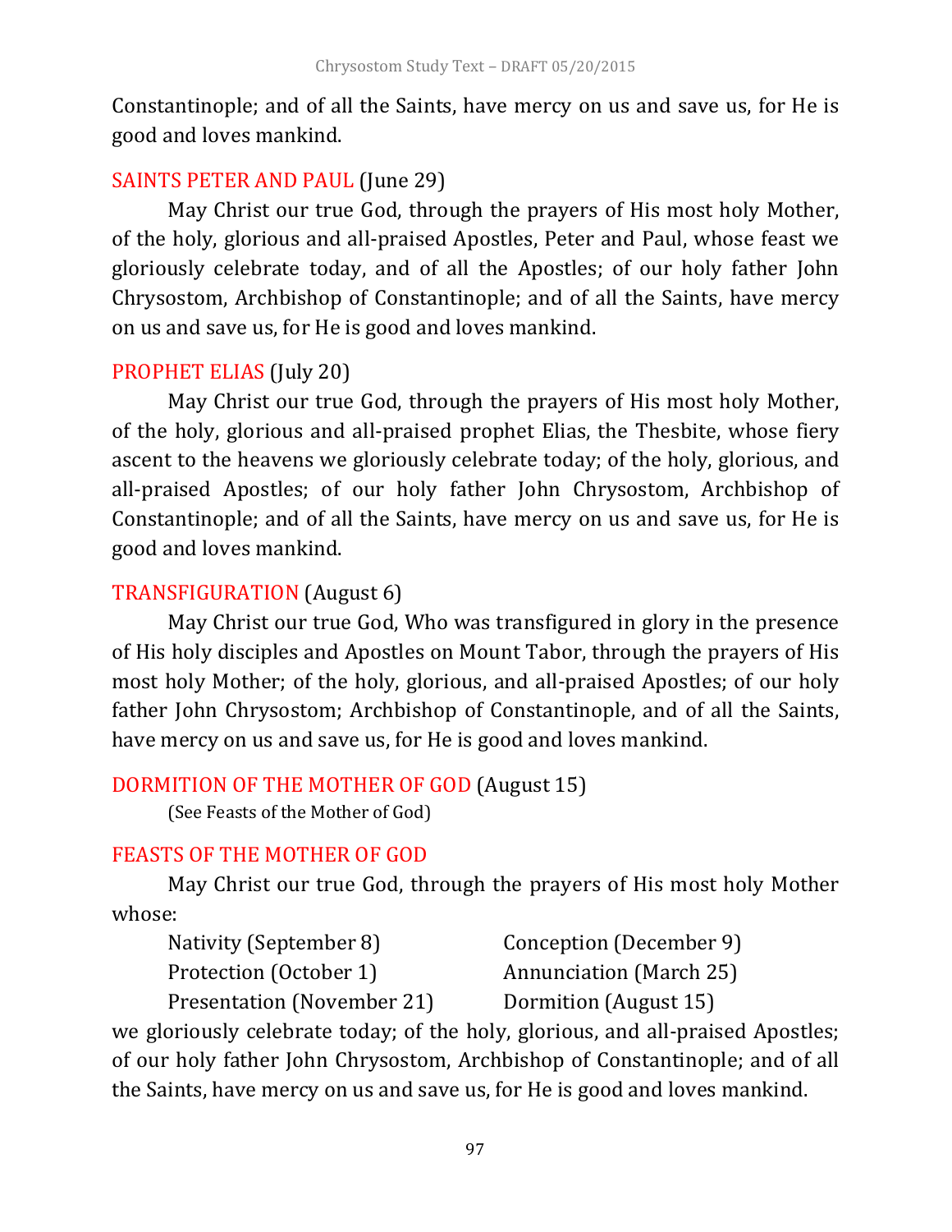Constantinople; and of all the Saints, have mercy on us and save us, for He is good and loves mankind.

### SAINTS PETER AND PAUL (June 29)

May Christ our true God, through the prayers of His most holy Mother, of the holy, glorious and all-praised Apostles, Peter and Paul, whose feast we gloriously celebrate today, and of all the Apostles; of our holy father John Chrysostom, Archbishop of Constantinople; and of all the Saints, have mercy on us and save us, for He is good and loves mankind.

### PROPHET ELIAS (July 20)

May Christ our true God, through the prayers of His most holy Mother, of the holy, glorious and all-praised prophet Elias, the Thesbite, whose fiery ascent to the heavens we gloriously celebrate today; of the holy, glorious, and all-praised Apostles; of our holy father John Chrysostom, Archbishop of Constantinople; and of all the Saints, have mercy on us and save us, for He is good and loves mankind.

### TRANSFIGURATION (August 6)

May Christ our true God, Who was transfigured in glory in the presence of His holy disciples and Apostles on Mount Tabor, through the prayers of His most holy Mother; of the holy, glorious, and all-praised Apostles; of our holy father John Chrysostom; Archbishop of Constantinople, and of all the Saints, have mercy on us and save us, for He is good and loves mankind.

### DORMITION OF THE MOTHER OF GOD (August 15)

(See Feasts of the Mother of God)

### FEASTS OF THE MOTHER OF GOD

May Christ our true God, through the prayers of His most holy Mother whose:

| | |
|---|---|
| Nativity (September 8) | Conception (December 9) |
| Protection (October 1) | Annunciation (March 25) |
| Presentation (November 21) | Dormition (August 15) |

we gloriously celebrate today; of the holy, glorious, and all-praised Apostles; of our holy father John Chrysostom, Archbishop of Constantinople; and of all the Saints, have mercy on us and save us, for He is good and loves mankind.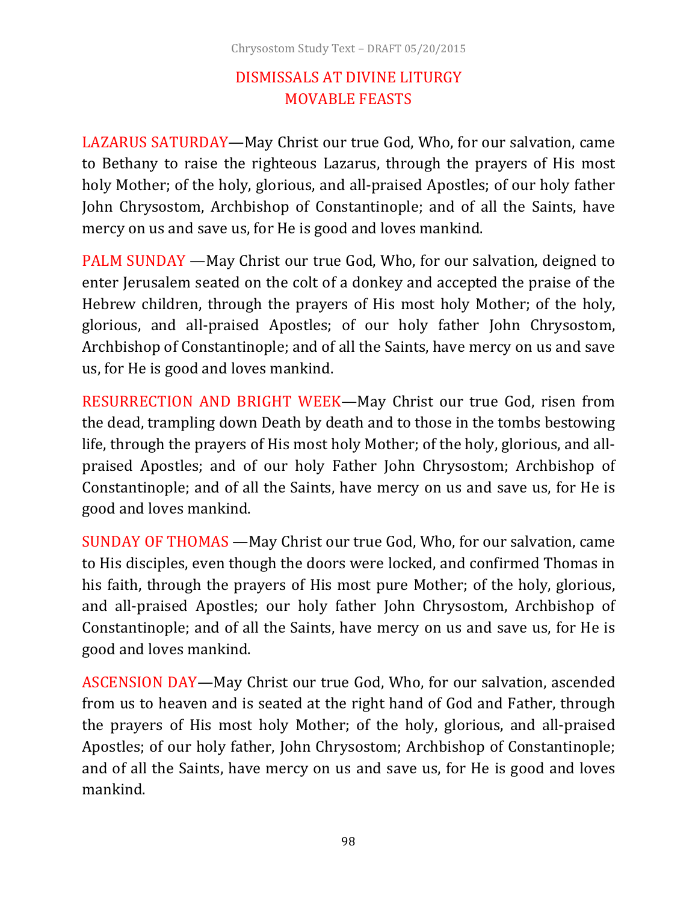# DISMISSALS AT DIVINE LITURGY
## MOVABLE FEASTS

LAZARUS SATURDAY—May Christ our true God, Who, for our salvation, came to Bethany to raise the righteous Lazarus, through the prayers of His most holy Mother; of the holy, glorious, and all-praised Apostles; of our holy father John Chrysostom, Archbishop of Constantinople; and of all the Saints, have mercy on us and save us, for He is good and loves mankind.

PALM SUNDAY —May Christ our true God, Who, for our salvation, deigned to enter Jerusalem seated on the colt of a donkey and accepted the praise of the Hebrew children, through the prayers of His most holy Mother; of the holy, glorious, and all-praised Apostles; of our holy father John Chrysostom, Archbishop of Constantinople; and of all the Saints, have mercy on us and save us, for He is good and loves mankind.

RESURRECTION AND BRIGHT WEEK—May Christ our true God, risen from the dead, trampling down Death by death and to those in the tombs bestowing life, through the prayers of His most holy Mother; of the holy, glorious, and all-praised Apostles; and of our holy Father John Chrysostom; Archbishop of Constantinople; and of all the Saints, have mercy on us and save us, for He is good and loves mankind.

SUNDAY OF THOMAS —May Christ our true God, Who, for our salvation, came to His disciples, even though the doors were locked, and confirmed Thomas in his faith, through the prayers of His most pure Mother; of the holy, glorious, and all-praised Apostles; our holy father John Chrysostom, Archbishop of Constantinople; and of all the Saints, have mercy on us and save us, for He is good and loves mankind.

ASCENSION DAY—May Christ our true God, Who, for our salvation, ascended from us to heaven and is seated at the right hand of God and Father, through the prayers of His most holy Mother; of the holy, glorious, and all-praised Apostles; of our holy father, John Chrysostom; Archbishop of Constantinople; and of all the Saints, have mercy on us and save us, for He is good and loves mankind.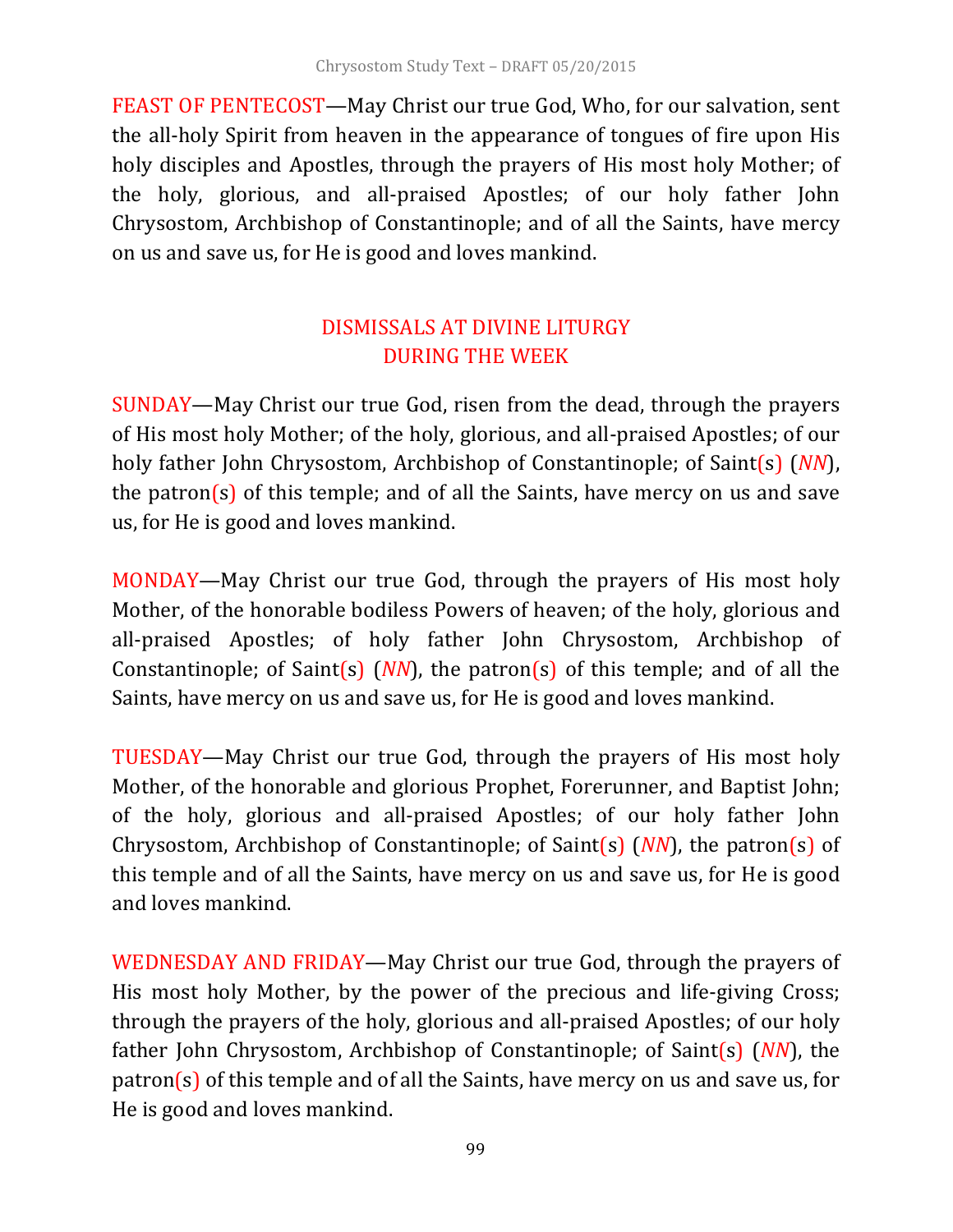FEAST OF PENTECOST—May Christ our true God, Who, for our salvation, sent the all-holy Spirit from heaven in the appearance of tongues of fire upon His holy disciples and Apostles, through the prayers of His most holy Mother; of the holy, glorious, and all-praised Apostles; of our holy father John Chrysostom, Archbishop of Constantinople; and of all the Saints, have mercy on us and save us, for He is good and loves mankind.

## DISMISSALS AT DIVINE LITURGY DURING THE WEEK

SUNDAY—May Christ our true God, risen from the dead, through the prayers of His most holy Mother; of the holy, glorious, and all-praised Apostles; of our holy father John Chrysostom, Archbishop of Constantinople; of Saint(s) (*NN*), the patron(s) of this temple; and of all the Saints, have mercy on us and save us, for He is good and loves mankind.

MONDAY—May Christ our true God, through the prayers of His most holy Mother, of the honorable bodiless Powers of heaven; of the holy, glorious and all-praised Apostles; of holy father John Chrysostom, Archbishop of Constantinople; of Saint(s) (*NN*), the patron(s) of this temple; and of all the Saints, have mercy on us and save us, for He is good and loves mankind.

TUESDAY—May Christ our true God, through the prayers of His most holy Mother, of the honorable and glorious Prophet, Forerunner, and Baptist John; of the holy, glorious and all-praised Apostles; of our holy father John Chrysostom, Archbishop of Constantinople; of Saint(s) (*NN*), the patron(s) of this temple and of all the Saints, have mercy on us and save us, for He is good and loves mankind.

WEDNESDAY AND FRIDAY—May Christ our true God, through the prayers of His most holy Mother, by the power of the precious and life-giving Cross; through the prayers of the holy, glorious and all-praised Apostles; of our holy father John Chrysostom, Archbishop of Constantinople; of Saint(s) (*NN*), the patron(s) of this temple and of all the Saints, have mercy on us and save us, for He is good and loves mankind.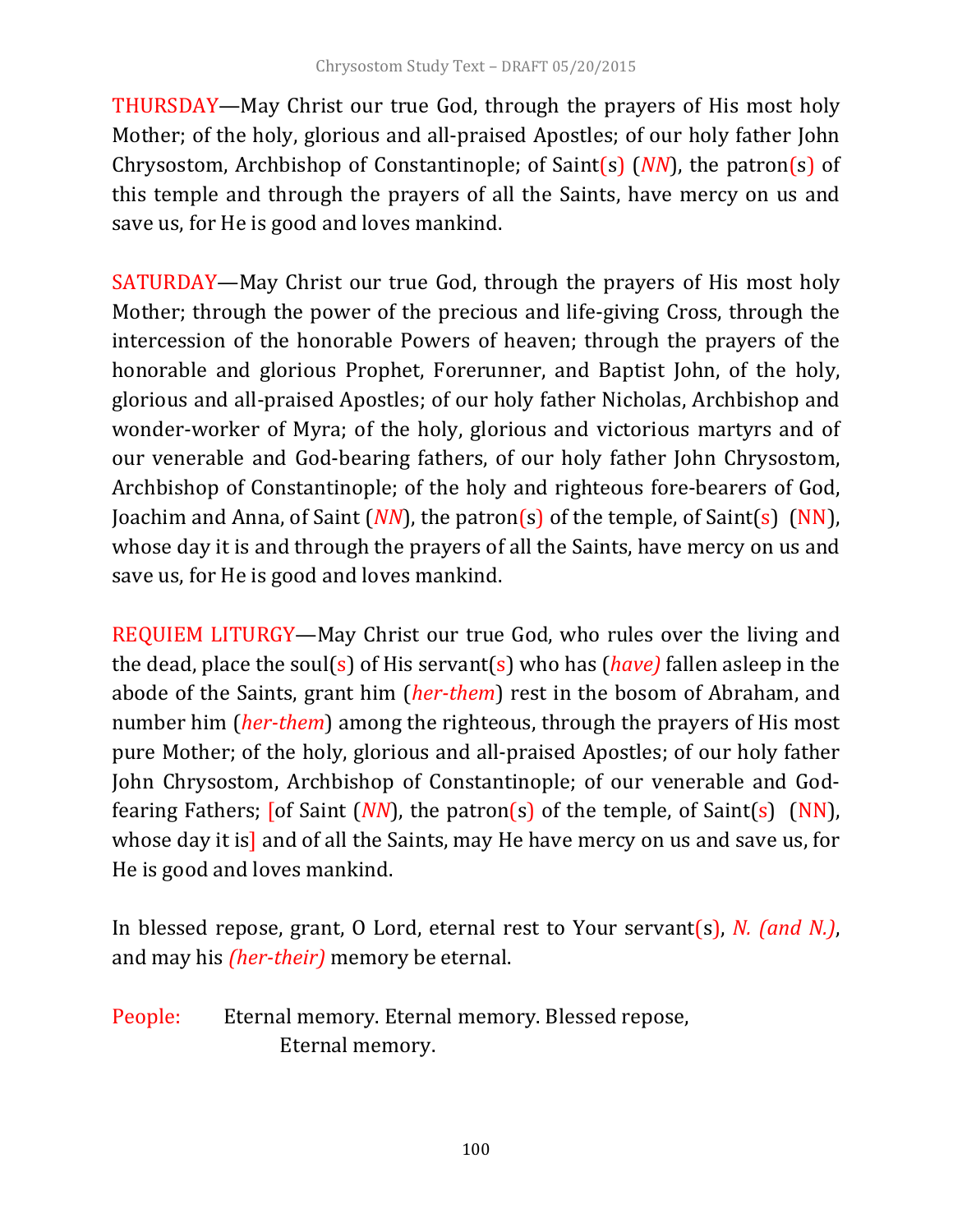THURSDAY—May Christ our true God, through the prayers of His most holy Mother; of the holy, glorious and all-praised Apostles; of our holy father John Chrysostom, Archbishop of Constantinople; of Saint(s) (*NN*), the patron(s) of this temple and through the prayers of all the Saints, have mercy on us and save us, for He is good and loves mankind.

SATURDAY—May Christ our true God, through the prayers of His most holy Mother; through the power of the precious and life-giving Cross, through the intercession of the honorable Powers of heaven; through the prayers of the honorable and glorious Prophet, Forerunner, and Baptist John, of the holy, glorious and all-praised Apostles; of our holy father Nicholas, Archbishop and wonder-worker of Myra; of the holy, glorious and victorious martyrs and of our venerable and God-bearing fathers, of our holy father John Chrysostom, Archbishop of Constantinople; of the holy and righteous fore-bearers of God, Joachim and Anna, of Saint (*NN*), the patron(s) of the temple, of Saint(s) (NN), whose day it is and through the prayers of all the Saints, have mercy on us and save us, for He is good and loves mankind.

REQUIEM LITURGY—May Christ our true God, who rules over the living and the dead, place the soul(s) of His servant(s) who has (*have)* fallen asleep in the abode of the Saints, grant him (*her-them*) rest in the bosom of Abraham, and number him (*her-them*) among the righteous, through the prayers of His most pure Mother; of the holy, glorious and all-praised Apostles; of our holy father John Chrysostom, Archbishop of Constantinople; of our venerable and God-fearing Fathers; [of Saint (*NN*), the patron(s) of the temple, of Saint(s) (NN), whose day it is] and of all the Saints, may He have mercy on us and save us, for He is good and loves mankind.

In blessed repose, grant, O Lord, eternal rest to Your servant(s), *N. (and N.)*, and may his *(her-their)* memory be eternal.

People: Eternal memory. Eternal memory. Blessed repose,
Eternal memory.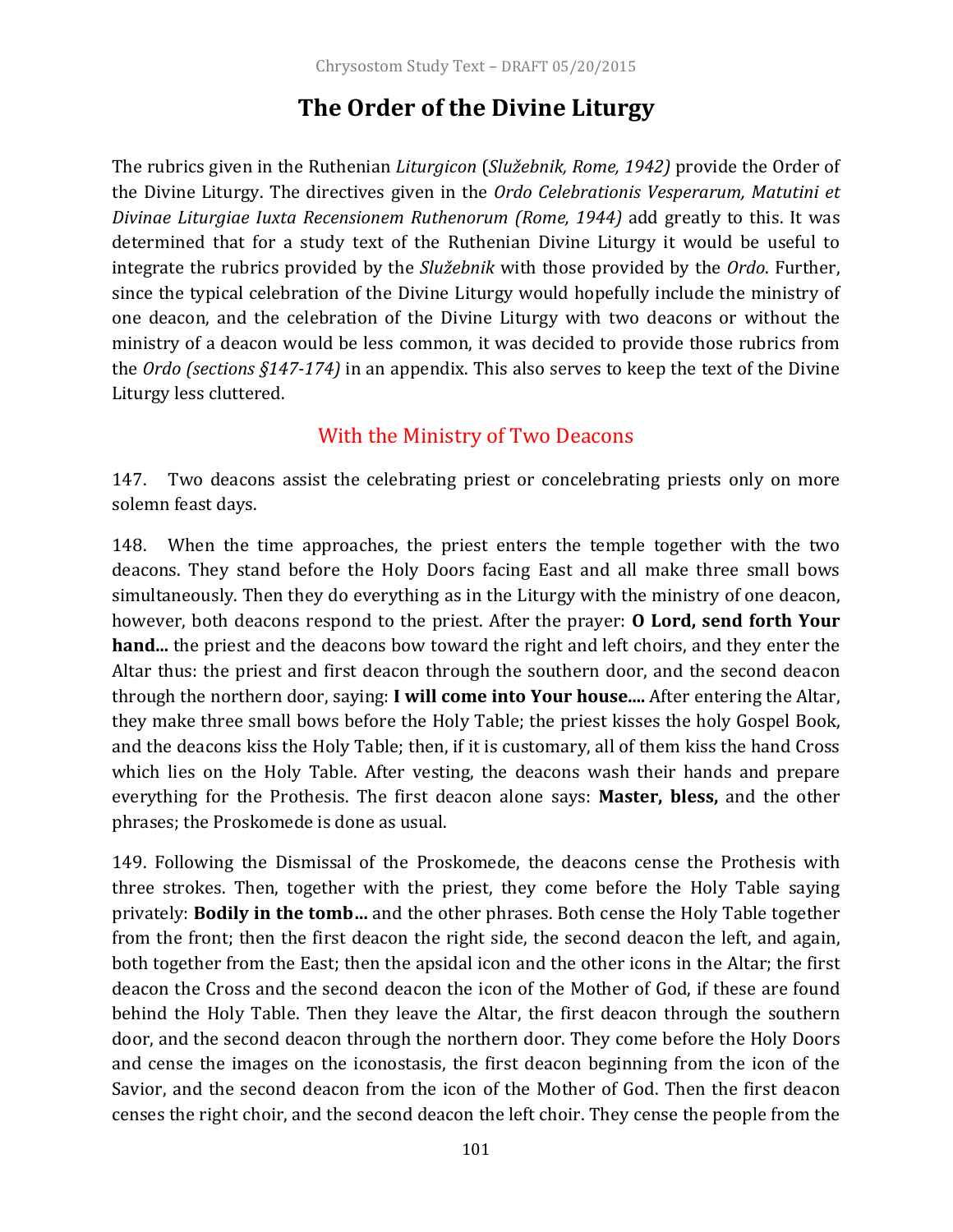# The Order of the Divine Liturgy

The rubrics given in the Ruthenian *Liturgicon* (*Služebnik, Rome, 1942)* provide the Order of the Divine Liturgy. The directives given in the *Ordo Celebrationis Vesperarum, Matutini et Divinae Liturgiae Iuxta Recensionem Ruthenorum (Rome, 1944)* add greatly to this. It was determined that for a study text of the Ruthenian Divine Liturgy it would be useful to integrate the rubrics provided by the *Služebnik* with those provided by the *Ordo*. Further, since the typical celebration of the Divine Liturgy would hopefully include the ministry of one deacon, and the celebration of the Divine Liturgy with two deacons or without the ministry of a deacon would be less common, it was decided to provide those rubrics from the *Ordo (sections §147-174)* in an appendix. This also serves to keep the text of the Divine Liturgy less cluttered.

## With the Ministry of Two Deacons

147. Two deacons assist the celebrating priest or concelebrating priests only on more solemn feast days.

148. When the time approaches, the priest enters the temple together with the two deacons. They stand before the Holy Doors facing East and all make three small bows simultaneously. Then they do everything as in the Liturgy with the ministry of one deacon, however, both deacons respond to the priest. After the prayer: **O Lord, send forth Your hand...** the priest and the deacons bow toward the right and left choirs, and they enter the Altar thus: the priest and first deacon through the southern door, and the second deacon through the northern door, saying: **I will come into Your house....** After entering the Altar, they make three small bows before the Holy Table; the priest kisses the holy Gospel Book, and the deacons kiss the Holy Table; then, if it is customary, all of them kiss the hand Cross which lies on the Holy Table. After vesting, the deacons wash their hands and prepare everything for the Prothesis. The first deacon alone says: **Master, bless,** and the other phrases; the Proskomede is done as usual.

149. Following the Dismissal of the Proskomede, the deacons cense the Prothesis with three strokes. Then, together with the priest, they come before the Holy Table saying privately: **Bodily in the tomb...** and the other phrases. Both cense the Holy Table together from the front; then the first deacon the right side, the second deacon the left, and again, both together from the East; then the apsidal icon and the other icons in the Altar; the first deacon the Cross and the second deacon the icon of the Mother of God, if these are found behind the Holy Table. Then they leave the Altar, the first deacon through the southern door, and the second deacon through the northern door. They come before the Holy Doors and cense the images on the iconostasis, the first deacon beginning from the icon of the Savior, and the second deacon from the icon of the Mother of God. Then the first deacon censes the right choir, and the second deacon the left choir. They cense the people from the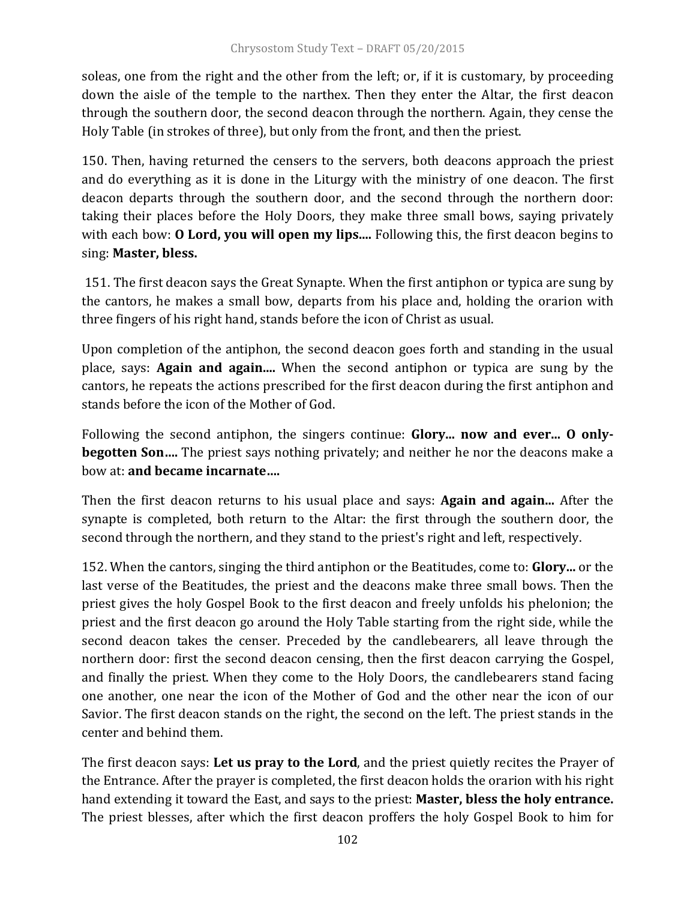soleas, one from the right and the other from the left; or, if it is customary, by proceeding down the aisle of the temple to the narthex. Then they enter the Altar, the first deacon through the southern door, the second deacon through the northern. Again, they cense the Holy Table (in strokes of three), but only from the front, and then the priest.

150. Then, having returned the censers to the servers, both deacons approach the priest and do everything as it is done in the Liturgy with the ministry of one deacon. The first deacon departs through the southern door, and the second through the northern door: taking their places before the Holy Doors, they make three small bows, saying privately with each bow: **O Lord, you will open my lips....** Following this, the first deacon begins to sing: **Master, bless.**

151. The first deacon says the Great Synapte. When the first antiphon or typica are sung by the cantors, he makes a small bow, departs from his place and, holding the orarion with three fingers of his right hand, stands before the icon of Christ as usual.

Upon completion of the antiphon, the second deacon goes forth and standing in the usual place, says: **Again and again....** When the second antiphon or typica are sung by the cantors, he repeats the actions prescribed for the first deacon during the first antiphon and stands before the icon of the Mother of God.

Following the second antiphon, the singers continue: **Glory... now and ever... O only-begotten Son….** The priest says nothing privately; and neither he nor the deacons make a bow at: **and became incarnate….**

Then the first deacon returns to his usual place and says: **Again and again...** After the synapte is completed, both return to the Altar: the first through the southern door, the second through the northern, and they stand to the priest's right and left, respectively.

152. When the cantors, singing the third antiphon or the Beatitudes, come to: **Glory...** or the last verse of the Beatitudes, the priest and the deacons make three small bows. Then the priest gives the holy Gospel Book to the first deacon and freely unfolds his phelonion; the priest and the first deacon go around the Holy Table starting from the right side, while the second deacon takes the censer. Preceded by the candlebearers, all leave through the northern door: first the second deacon censing, then the first deacon carrying the Gospel, and finally the priest. When they come to the Holy Doors, the candlebearers stand facing one another, one near the icon of the Mother of God and the other near the icon of our Savior. The first deacon stands on the right, the second on the left. The priest stands in the center and behind them.

The first deacon says: **Let us pray to the Lord**, and the priest quietly recites the Prayer of the Entrance. After the prayer is completed, the first deacon holds the orarion with his right hand extending it toward the East, and says to the priest: **Master, bless the holy entrance.** The priest blesses, after which the first deacon proffers the holy Gospel Book to him for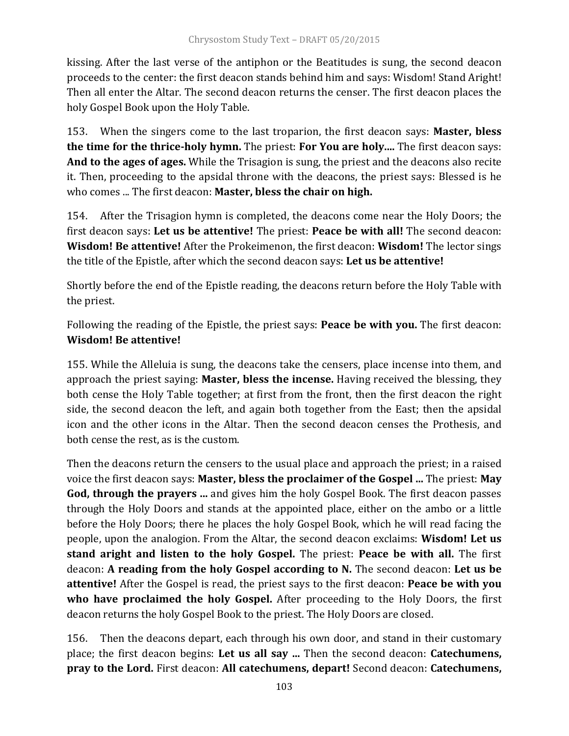kissing. After the last verse of the antiphon or the Beatitudes is sung, the second deacon proceeds to the center: the first deacon stands behind him and says: Wisdom! Stand Aright! Then all enter the Altar. The second deacon returns the censer. The first deacon places the holy Gospel Book upon the Holy Table.

153. When the singers come to the last troparion, the first deacon says: **Master, bless the time for the thrice-holy hymn.** The priest: **For You are holy....** The first deacon says: **And to the ages of ages.** While the Trisagion is sung, the priest and the deacons also recite it. Then, proceeding to the apsidal throne with the deacons, the priest says: Blessed is he who comes ... The first deacon: **Master, bless the chair on high.**

154. After the Trisagion hymn is completed, the deacons come near the Holy Doors; the first deacon says: **Let us be attentive!** The priest: **Peace be with all!** The second deacon: **Wisdom! Be attentive!** After the Prokeimenon, the first deacon: **Wisdom!** The lector sings the title of the Epistle, after which the second deacon says: **Let us be attentive!**

Shortly before the end of the Epistle reading, the deacons return before the Holy Table with the priest.

Following the reading of the Epistle, the priest says: **Peace be with you.** The first deacon: **Wisdom! Be attentive!**

155. While the Alleluia is sung, the deacons take the censers, place incense into them, and approach the priest saying: **Master, bless the incense.** Having received the blessing, they both cense the Holy Table together; at first from the front, then the first deacon the right side, the second deacon the left, and again both together from the East; then the apsidal icon and the other icons in the Altar. Then the second deacon censes the Prothesis, and both cense the rest, as is the custom.

Then the deacons return the censers to the usual place and approach the priest; in a raised voice the first deacon says: **Master, bless the proclaimer of the Gospel ...** The priest: **May God, through the prayers ...** and gives him the holy Gospel Book. The first deacon passes through the Holy Doors and stands at the appointed place, either on the ambo or a little before the Holy Doors; there he places the holy Gospel Book, which he will read facing the people, upon the analogion. From the Altar, the second deacon exclaims: **Wisdom! Let us stand aright and listen to the holy Gospel.** The priest: **Peace be with all.** The first deacon: **A reading from the holy Gospel according to N.** The second deacon: **Let us be attentive!** After the Gospel is read, the priest says to the first deacon: **Peace be with you who have proclaimed the holy Gospel.** After proceeding to the Holy Doors, the first deacon returns the holy Gospel Book to the priest. The Holy Doors are closed.

156. Then the deacons depart, each through his own door, and stand in their customary place; the first deacon begins: **Let us all say ...** Then the second deacon: **Catechumens, pray to the Lord.** First deacon: **All catechumens, depart!** Second deacon: **Catechumens,**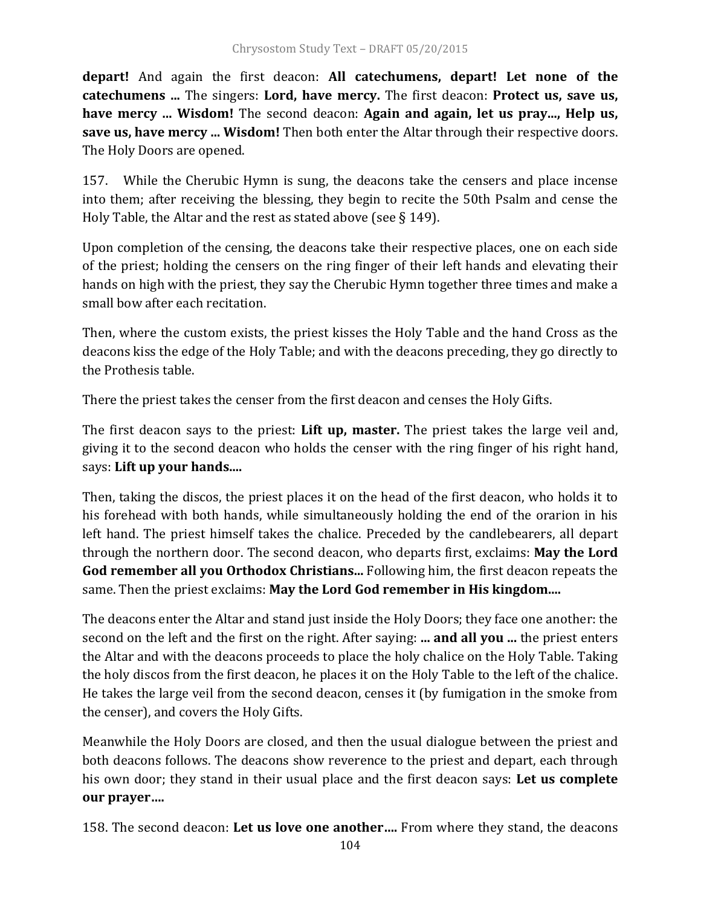**depart!** And again the first deacon: **All catechumens, depart! Let none of the catechumens ...** The singers: **Lord, have mercy.** The first deacon: **Protect us, save us, have mercy ... Wisdom!** The second deacon: **Again and again, let us pray..., Help us, save us, have mercy ... Wisdom!** Then both enter the Altar through their respective doors. The Holy Doors are opened.

157. While the Cherubic Hymn is sung, the deacons take the censers and place incense into them; after receiving the blessing, they begin to recite the 50th Psalm and cense the Holy Table, the Altar and the rest as stated above (see § 149).

Upon completion of the censing, the deacons take their respective places, one on each side of the priest; holding the censers on the ring finger of their left hands and elevating their hands on high with the priest, they say the Cherubic Hymn together three times and make a small bow after each recitation.

Then, where the custom exists, the priest kisses the Holy Table and the hand Cross as the deacons kiss the edge of the Holy Table; and with the deacons preceding, they go directly to the Prothesis table.

There the priest takes the censer from the first deacon and censes the Holy Gifts.

The first deacon says to the priest: **Lift up, master.** The priest takes the large veil and, giving it to the second deacon who holds the censer with the ring finger of his right hand, says: **Lift up your hands....**

Then, taking the discos, the priest places it on the head of the first deacon, who holds it to his forehead with both hands, while simultaneously holding the end of the orarion in his left hand. The priest himself takes the chalice. Preceded by the candlebearers, all depart through the northern door. The second deacon, who departs first, exclaims: **May the Lord God remember all you Orthodox Christians...** Following him, the first deacon repeats the same. Then the priest exclaims: **May the Lord God remember in His kingdom....**

The deacons enter the Altar and stand just inside the Holy Doors; they face one another: the second on the left and the first on the right. After saying: **... and all you ...** the priest enters the Altar and with the deacons proceeds to place the holy chalice on the Holy Table. Taking the holy discos from the first deacon, he places it on the Holy Table to the left of the chalice. He takes the large veil from the second deacon, censes it (by fumigation in the smoke from the censer), and covers the Holy Gifts.

Meanwhile the Holy Doors are closed, and then the usual dialogue between the priest and both deacons follows. The deacons show reverence to the priest and depart, each through his own door; they stand in their usual place and the first deacon says: **Let us complete our prayer….**

158. The second deacon: **Let us love one another….** From where they stand, the deacons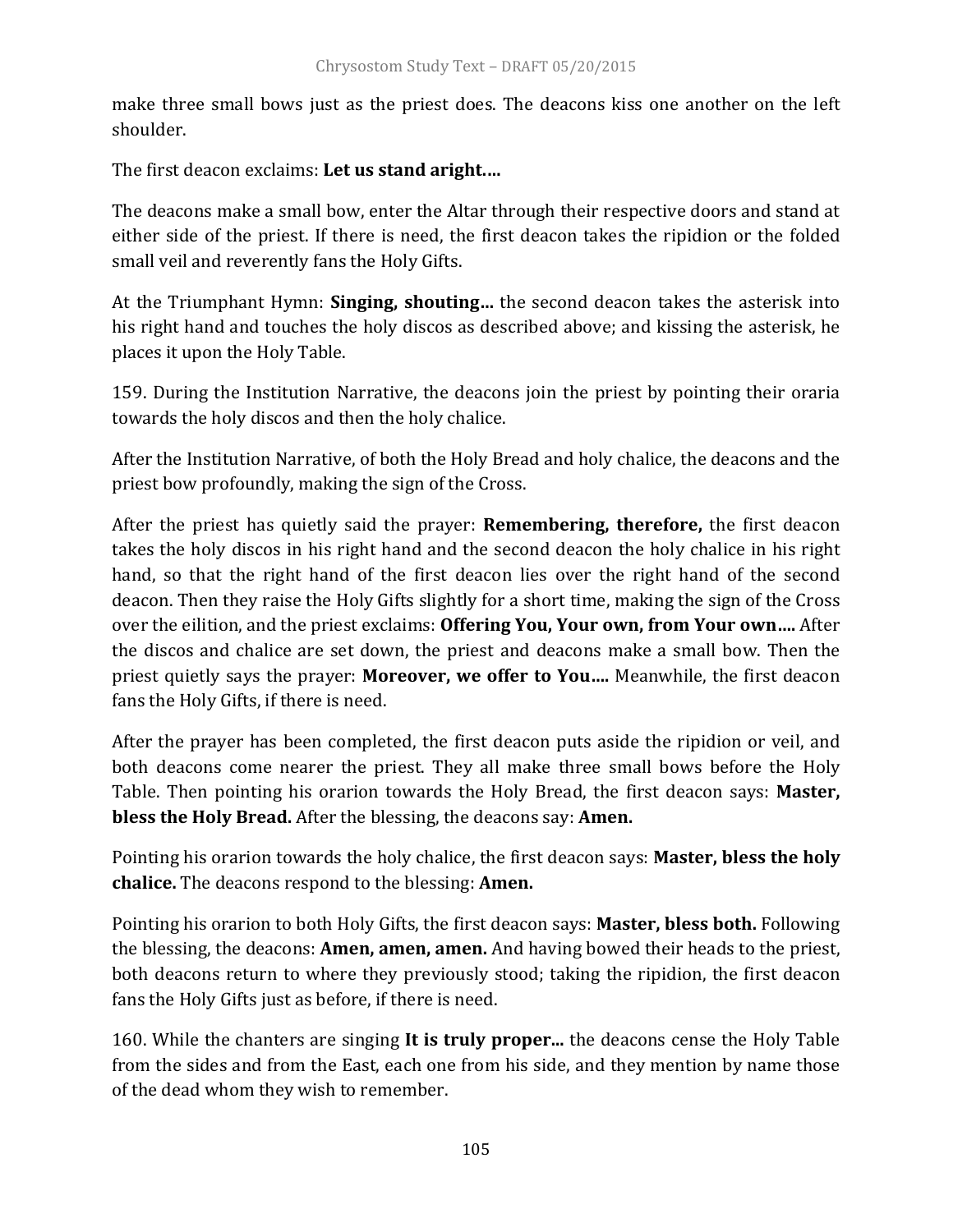make three small bows just as the priest does. The deacons kiss one another on the left shoulder.

The first deacon exclaims: **Let us stand aright….**

The deacons make a small bow, enter the Altar through their respective doors and stand at either side of the priest. If there is need, the first deacon takes the ripidion or the folded small veil and reverently fans the Holy Gifts.

At the Triumphant Hymn: **Singing, shouting…** the second deacon takes the asterisk into his right hand and touches the holy discos as described above; and kissing the asterisk, he places it upon the Holy Table.

159. During the Institution Narrative, the deacons join the priest by pointing their oraria towards the holy discos and then the holy chalice.

After the Institution Narrative, of both the Holy Bread and holy chalice, the deacons and the priest bow profoundly, making the sign of the Cross.

After the priest has quietly said the prayer: **Remembering, therefore,** the first deacon takes the holy discos in his right hand and the second deacon the holy chalice in his right hand, so that the right hand of the first deacon lies over the right hand of the second deacon. Then they raise the Holy Gifts slightly for a short time, making the sign of the Cross over the eilition, and the priest exclaims: **Offering You, Your own, from Your own….** After the discos and chalice are set down, the priest and deacons make a small bow. Then the priest quietly says the prayer: **Moreover, we offer to You….** Meanwhile, the first deacon fans the Holy Gifts, if there is need.

After the prayer has been completed, the first deacon puts aside the ripidion or veil, and both deacons come nearer the priest. They all make three small bows before the Holy Table. Then pointing his orarion towards the Holy Bread, the first deacon says: **Master, bless the Holy Bread.** After the blessing, the deacons say: **Amen.**

Pointing his orarion towards the holy chalice, the first deacon says: **Master, bless the holy chalice.** The deacons respond to the blessing: **Amen.**

Pointing his orarion to both Holy Gifts, the first deacon says: **Master, bless both.** Following the blessing, the deacons: **Amen, amen, amen.** And having bowed their heads to the priest, both deacons return to where they previously stood; taking the ripidion, the first deacon fans the Holy Gifts just as before, if there is need.

160. While the chanters are singing **It is truly proper…** the deacons cense the Holy Table from the sides and from the East, each one from his side, and they mention by name those of the dead whom they wish to remember.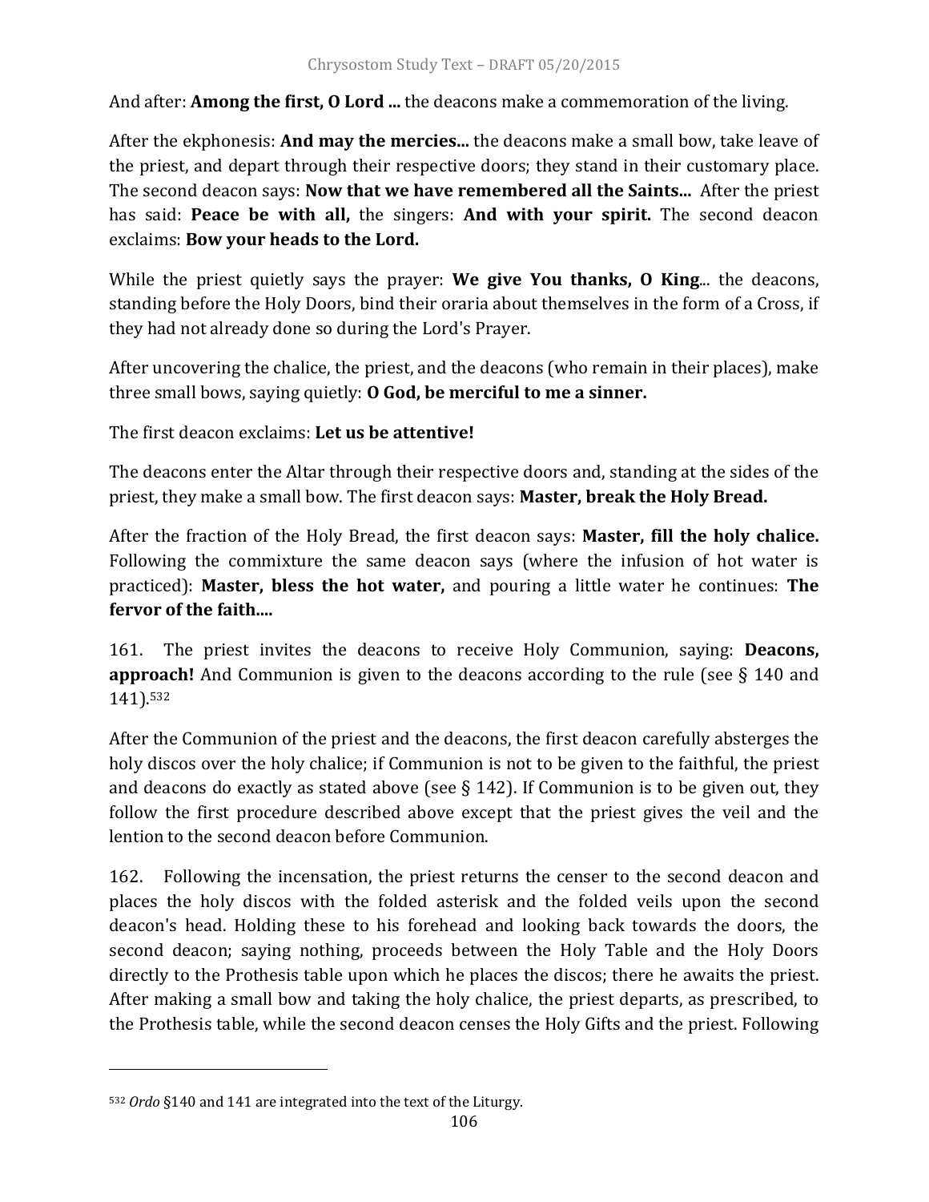And after: **Among the first, O Lord ...** the deacons make a commemoration of the living.

After the ekphonesis: **And may the mercies...** the deacons make a small bow, take leave of the priest, and depart through their respective doors; they stand in their customary place. The second deacon says: **Now that we have remembered all the Saints...** After the priest has said: **Peace be with all,** the singers: **And with your spirit.** The second deacon exclaims: **Bow your heads to the Lord.**

While the priest quietly says the prayer: **We give You thanks, O King**... the deacons, standing before the Holy Doors, bind their oraria about themselves in the form of a Cross, if they had not already done so during the Lord's Prayer.

After uncovering the chalice, the priest, and the deacons (who remain in their places), make three small bows, saying quietly: **O God, be merciful to me a sinner.**

The first deacon exclaims: **Let us be attentive!**

The deacons enter the Altar through their respective doors and, standing at the sides of the priest, they make a small bow. The first deacon says: **Master, break the Holy Bread.**

After the fraction of the Holy Bread, the first deacon says: **Master, fill the holy chalice.** Following the commixture the same deacon says (where the infusion of hot water is practiced): **Master, bless the hot water,** and pouring a little water he continues: **The fervor of the faith....**

161. The priest invites the deacons to receive Holy Communion, saying: **Deacons, approach!** And Communion is given to the deacons according to the rule (see § 140 and 141).[532]

After the Communion of the priest and the deacons, the first deacon carefully absterges the holy discos over the holy chalice; if Communion is not to be given to the faithful, the priest and deacons do exactly as stated above (see § 142). If Communion is to be given out, they follow the first procedure described above except that the priest gives the veil and the lention to the second deacon before Communion.

162. Following the incensation, the priest returns the censer to the second deacon and places the holy discos with the folded asterisk and the folded veils upon the second deacon's head. Holding these to his forehead and looking back towards the doors, the second deacon; saying nothing, proceeds between the Holy Table and the Holy Doors directly to the Prothesis table upon which he places the discos; there he awaits the priest. After making a small bow and taking the holy chalice, the priest departs, as prescribed, to the Prothesis table, while the second deacon censes the Holy Gifts and the priest. Following

---

[532] *Ordo* §140 and 141 are integrated into the text of the Liturgy.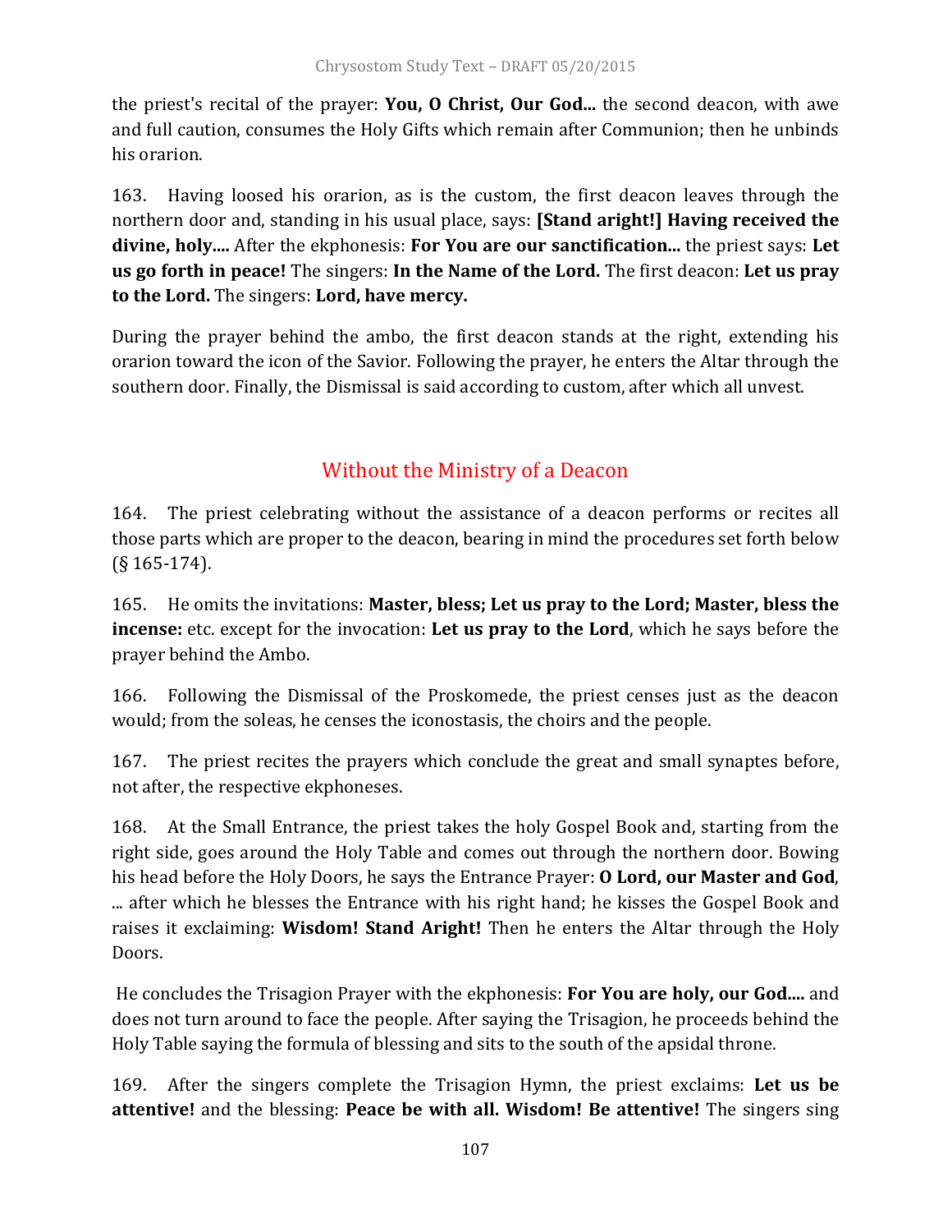the priest's recital of the prayer: **You, O Christ, Our God...** the second deacon, with awe and full caution, consumes the Holy Gifts which remain after Communion; then he unbinds his orarion.

163. Having loosed his orarion, as is the custom, the first deacon leaves through the northern door and, standing in his usual place, says: **[Stand aright!] Having received the divine, holy....** After the ekphonesis: **For You are our sanctification...** the priest says: **Let us go forth in peace!** The singers: **In the Name of the Lord.** The first deacon: **Let us pray to the Lord.** The singers: **Lord, have mercy.**

During the prayer behind the ambo, the first deacon stands at the right, extending his orarion toward the icon of the Savior. Following the prayer, he enters the Altar through the southern door. Finally, the Dismissal is said according to custom, after which all unvest.

## Without the Ministry of a Deacon

164. The priest celebrating without the assistance of a deacon performs or recites all those parts which are proper to the deacon, bearing in mind the procedures set forth below (§ 165-174).

165. He omits the invitations: **Master, bless; Let us pray to the Lord; Master, bless the incense:** etc. except for the invocation: **Let us pray to the Lord**, which he says before the prayer behind the Ambo.

166. Following the Dismissal of the Proskomede, the priest censes just as the deacon would; from the soleas, he censes the iconostasis, the choirs and the people.

167. The priest recites the prayers which conclude the great and small synaptes before, not after, the respective ekphoneses.

168. At the Small Entrance, the priest takes the holy Gospel Book and, starting from the right side, goes around the Holy Table and comes out through the northern door. Bowing his head before the Holy Doors, he says the Entrance Prayer: **O Lord, our Master and God**, ... after which he blesses the Entrance with his right hand; he kisses the Gospel Book and raises it exclaiming: **Wisdom! Stand Aright!** Then he enters the Altar through the Holy Doors.

He concludes the Trisagion Prayer with the ekphonesis: **For You are holy, our God....** and does not turn around to face the people. After saying the Trisagion, he proceeds behind the Holy Table saying the formula of blessing and sits to the south of the apsidal throne.

169. After the singers complete the Trisagion Hymn, the priest exclaims: **Let us be attentive!** and the blessing: **Peace be with all. Wisdom! Be attentive!** The singers sing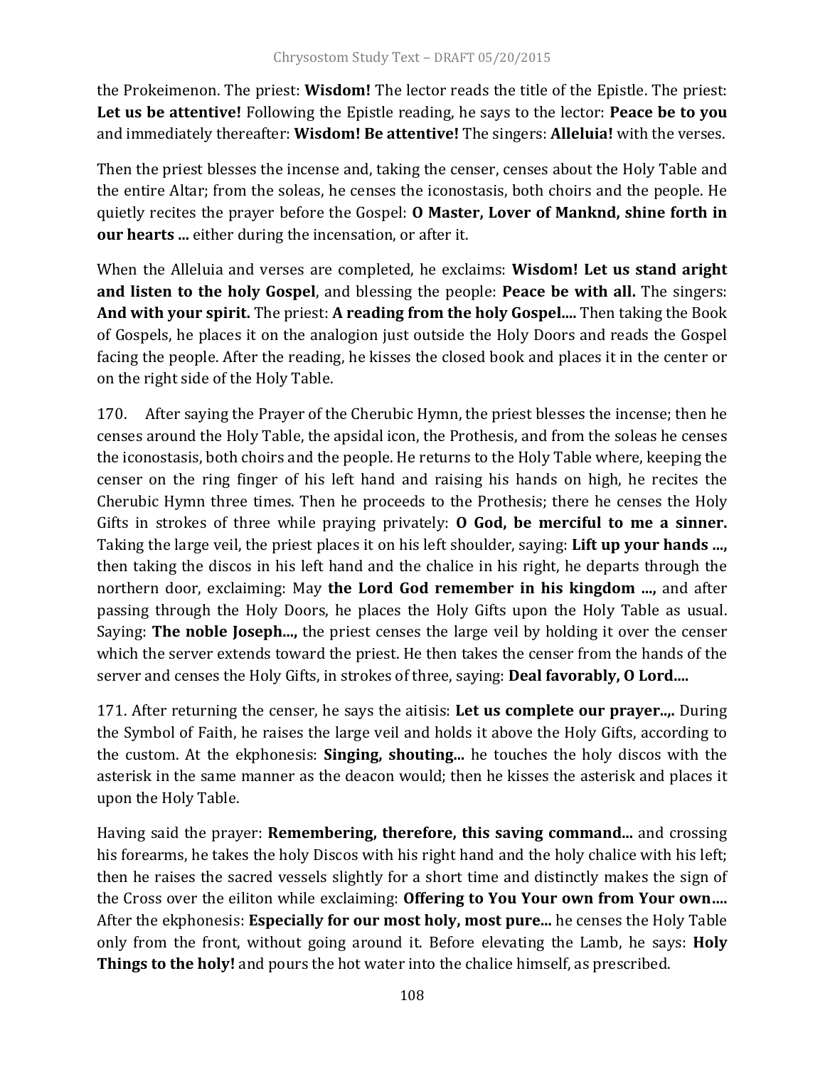the Prokeimenon. The priest: **Wisdom!** The lector reads the title of the Epistle. The priest: **Let us be attentive!** Following the Epistle reading, he says to the lector: **Peace be to you** and immediately thereafter: **Wisdom! Be attentive!** The singers: **Alleluia!** with the verses.

Then the priest blesses the incense and, taking the censer, censes about the Holy Table and the entire Altar; from the soleas, he censes the iconostasis, both choirs and the people. He quietly recites the prayer before the Gospel: **O Master, Lover of Mankndﾠshine forth in our hearts ...** either during the incensation, or after it.

When the Alleluia and verses are completed, he exclaims: **Wisdom! Let us stand aright and listen to the holy Gospel**, and blessing the people: **Peace be with all.** The singers: **And with your spirit.** The priest: **A reading from the holy Gospel....** Then taking the Book of Gospels, he places it on the analogion just outside the Holy Doors and reads the Gospel facing the people. After the reading, he kisses the closed book and places it in the center or on the right side of the Holy Table.

170. After saying the Prayer of the Cherubic Hymn, the priest blesses the incense; then he censes around the Holy Table, the apsidal icon, the Prothesis, and from the soleas he censes the iconostasis, both choirs and the people. He returns to the Holy Table where, keeping the censer on the ring finger of his left hand and raising his hands on high, he recites the Cherubic Hymn three times. Then he proceeds to the Prothesis; there he censes the Holy Gifts in strokes of three while praying privately: **O God, be merciful to me a sinner.** Taking the large veil, the priest places it on his left shoulder, saying: **Lift up your hands ...,** then taking the discos in his left hand and the chalice in his right, he departs through the northern door, exclaiming: May **the Lord God remember in his kingdom ...,** and after passing through the Holy Doors, he places the Holy Gifts upon the Holy Table as usual. Saying: **The noble Joseph...,** the priest censes the large veil by holding it over the censer which the server extends toward the priest. He then takes the censer from the hands of the server and censes the Holy Gifts, in strokes of three, saying: **Deal favorably, O Lord....**

171. After returning the censer, he says the aitisis: **Let us complete our prayer..,.** During the Symbol of Faith, he raises the large veil and holds it above the Holy Gifts, according to the custom. At the ekphonesis: **Singing, shouting...** he touches the holy discos with the asterisk in the same manner as the deacon would; then he kisses the asterisk and places it upon the Holy Table.

Having said the prayer: **Remembering, therefore, this saving command...** and crossing his forearms, he takes the holy Discos with his right hand and the holy chalice with his left; then he raises the sacred vessels slightly for a short time and distinctly makes the sign of the Cross over the eiliton while exclaiming: **Offering to You Your own from Your own....** After the ekphonesis: **Especially for our most holy, most pure...** he censes the Holy Table only from the front, without going around it. Before elevating the Lamb, he says: **Holy Things to the holy!** and pours the hot water into the chalice himself, as prescribed.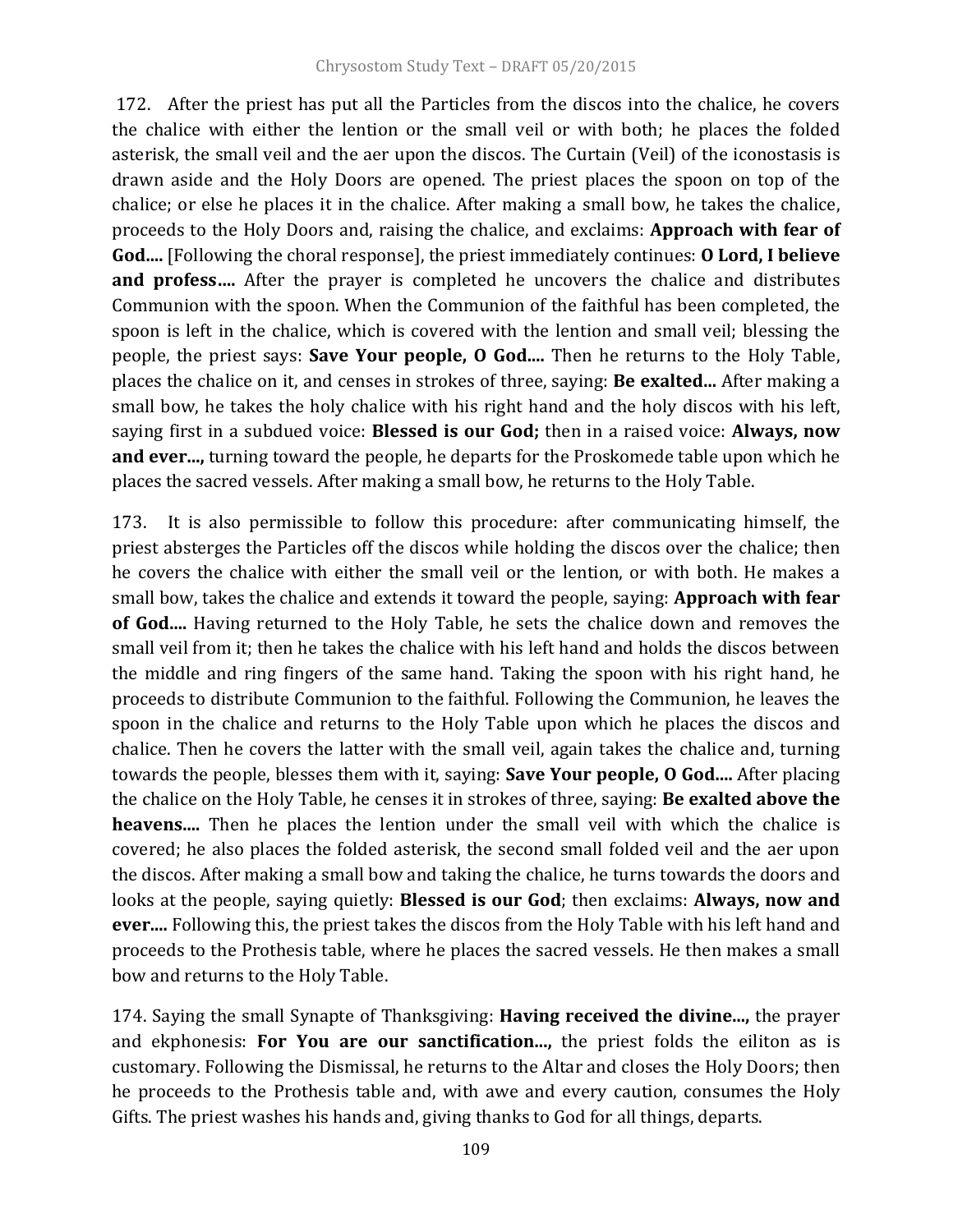172. After the priest has put all the Particles from the discos into the chalice, he covers the chalice with either the lention or the small veil or with both; he places the folded asterisk, the small veil and the aer upon the discos. The Curtain (Veil) of the iconostasis is drawn aside and the Holy Doors are opened. The priest places the spoon on top of the chalice; or else he places it in the chalice. After making a small bow, he takes the chalice, proceeds to the Holy Doors and, raising the chalice, and exclaims: **Approach with fear of God....** [Following the choral response], the priest immediately continues: **O Lord, I believe and profess….** After the prayer is completed he uncovers the chalice and distributes Communion with the spoon. When the Communion of the faithful has been completed, the spoon is left in the chalice, which is covered with the lention and small veil; blessing the people, the priest says: **Save Your people, O God....** Then he returns to the Holy Table, places the chalice on it, and censes in strokes of three, saying: **Be exalted...** After making a small bow, he takes the holy chalice with his right hand and the holy discos with his left, saying first in a subdued voice: **Blessed is our God;** then in a raised voice: **Always, now and ever...,** turning toward the people, he departs for the Proskomede table upon which he places the sacred vessels. After making a small bow, he returns to the Holy Table.

173. It is also permissible to follow this procedure: after communicating himself, the priest absterges the Particles off the discos while holding the discos over the chalice; then he covers the chalice with either the small veil or the lention, or with both. He makes a small bow, takes the chalice and extends it toward the people, saying: **Approach with fear of God....** Having returned to the Holy Table, he sets the chalice down and removes the small veil from it; then he takes the chalice with his left hand and holds the discos between the middle and ring fingers of the same hand. Taking the spoon with his right hand, he proceeds to distribute Communion to the faithful. Following the Communion, he leaves the spoon in the chalice and returns to the Holy Table upon which he places the discos and chalice. Then he covers the latter with the small veil, again takes the chalice and, turning towards the people, blesses them with it, saying: **Save Your people, O God....** After placing the chalice on the Holy Table, he censes it in strokes of three, saying: **Be exalted above the heavens....** Then he places the lention under the small veil with which the chalice is covered; he also places the folded asterisk, the second small folded veil and the aer upon the discos. After making a small bow and taking the chalice, he turns towards the doors and looks at the people, saying quietly: **Blessed is our God**; then exclaims: **Always, now and ever....** Following this, the priest takes the discos from the Holy Table with his left hand and proceeds to the Prothesis table, where he places the sacred vessels. He then makes a small bow and returns to the Holy Table.

174. Saying the small Synapte of Thanksgiving: **Having received the divine...,** the prayer and ekphonesis: **For You are our sanctification...,** the priest folds the eiliton as is customary. Following the Dismissal, he returns to the Altar and closes the Holy Doors; then he proceeds to the Prothesis table and, with awe and every caution, consumes the Holy Gifts. The priest washes his hands and, giving thanks to God for all things, departs.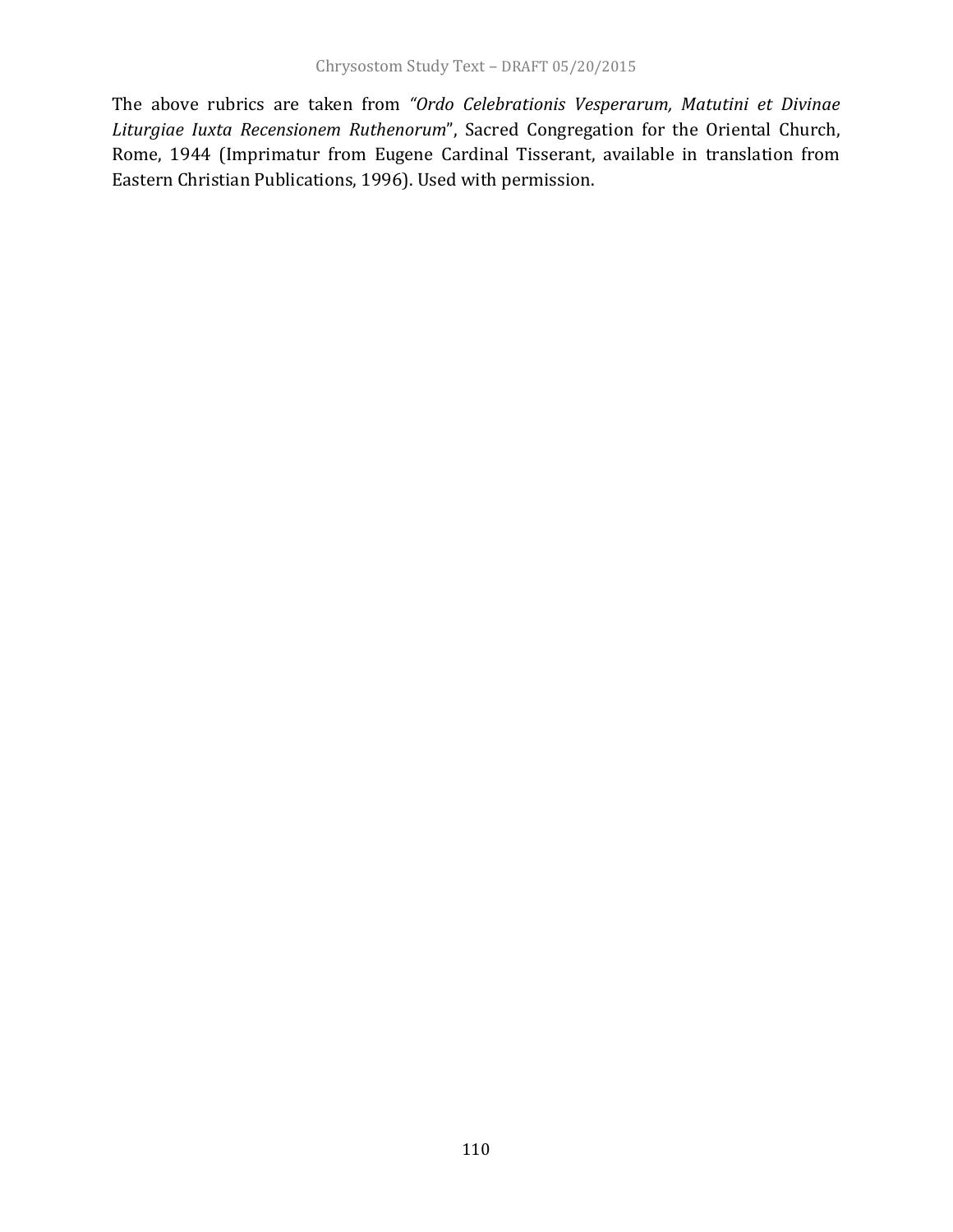The above rubrics are taken from *"Ordo Celebrationis Vesperarum, Matutini et Divinae Liturgiae Iuxta Recensionem Ruthenorum*", Sacred Congregation for the Oriental Church, Rome, 1944 (Imprimatur from Eugene Cardinal Tisserant, available in translation from Eastern Christian Publications, 1996). Used with permission.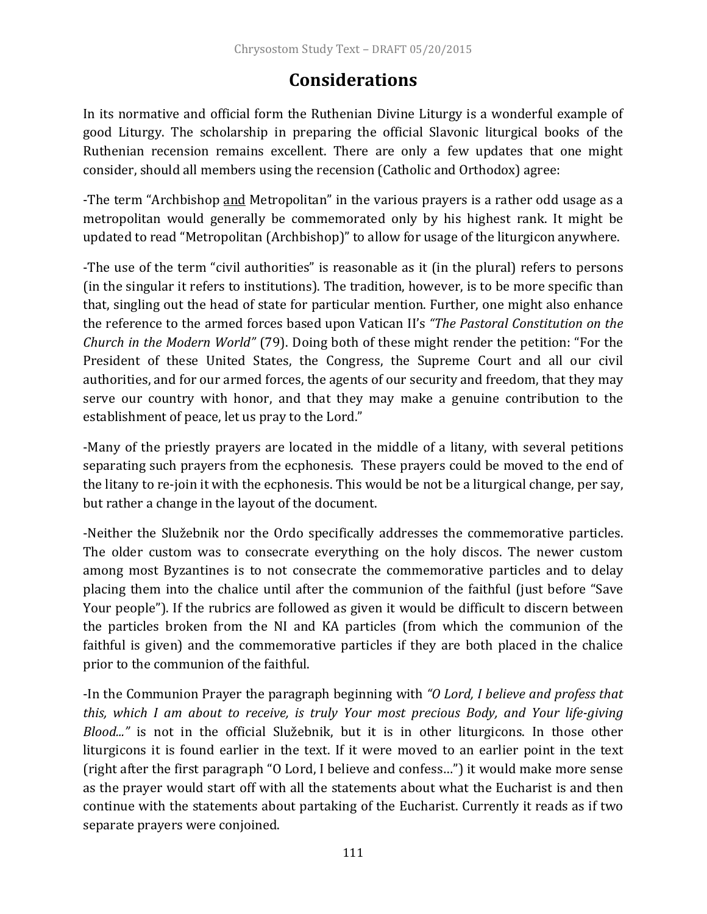# Considerations

In its normative and official form the Ruthenian Divine Liturgy is a wonderful example of good Liturgy. The scholarship in preparing the official Slavonic liturgical books of the Ruthenian recension remains excellent. There are only a few updates that one might consider, should all members using the recension (Catholic and Orthodox) agree:

-The term "Archbishop <u>and</u> Metropolitan" in the various prayers is a rather odd usage as a metropolitan would generally be commemorated only by his highest rank. It might be updated to read "Metropolitan (Archbishop)" to allow for usage of the liturgicon anywhere.

-The use of the term "civil authorities" is reasonable as it (in the plural) refers to persons (in the singular it refers to institutions). The tradition, however, is to be more specific than that, singling out the head of state for particular mention. Further, one might also enhance the reference to the armed forces based upon Vatican II's *"The Pastoral Constitution on the Church in the Modern World"* (79). Doing both of these might render the petition: "For the President of these United States, the Congress, the Supreme Court and all our civil authorities, and for our armed forces, the agents of our security and freedom, that they may serve our country with honor, and that they may make a genuine contribution to the establishment of peace, let us pray to the Lord."

-Many of the priestly prayers are located in the middle of a litany, with several petitions separating such prayers from the ecphonesis. These prayers could be moved to the end of the litany to re-join it with the ecphonesis. This would be not be a liturgical change, per say, but rather a change in the layout of the document.

-Neither the Služebnik nor the Ordo specifically addresses the commemorative particles. The older custom was to consecrate everything on the holy discos. The newer custom among most Byzantines is to not consecrate the commemorative particles and to delay placing them into the chalice until after the communion of the faithful (just before "Save Your people"). If the rubrics are followed as given it would be difficult to discern between the particles broken from the NI and KA particles (from which the communion of the faithful is given) and the commemorative particles if they are both placed in the chalice prior to the communion of the faithful.

-In the Communion Prayer the paragraph beginning with *"O Lord, I believe and profess that this, which I am about to receive, is truly Your most precious Body, and Your life-giving Blood..."* is not in the official Služebnik, but it is in other liturgicons. In those other liturgicons it is found earlier in the text. If it were moved to an earlier point in the text (right after the first paragraph "O Lord, I believe and confess…") it would make more sense as the prayer would start off with all the statements about what the Eucharist is and then continue with the statements about partaking of the Eucharist. Currently it reads as if two separate prayers were conjoined.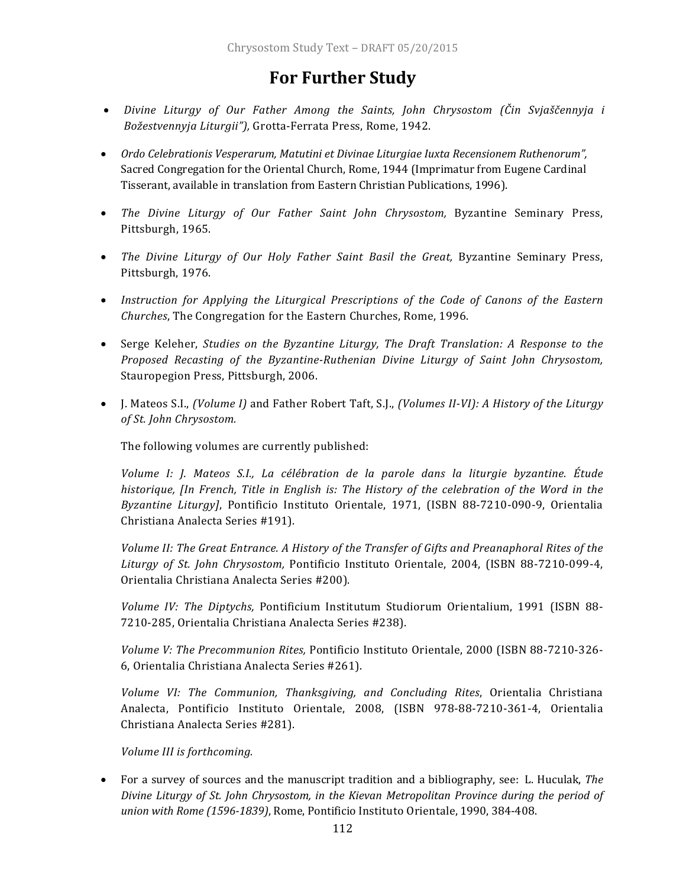# For Further Study

- *Divine Liturgy of Our Father Among the Saints, John Chrysostom (Čin Svjaščennyja i Božestvennyja Liturgii"),* Grotta-Ferrata Press, Rome, 1942.

- *Ordo Celebrationis Vesperarum, Matutini et Divinae Liturgiae Iuxta Recensionem Ruthenorum",* Sacred Congregation for the Oriental Church, Rome, 1944 (Imprimatur from Eugene Cardinal Tisserant, available in translation from Eastern Christian Publications, 1996).

- *The Divine Liturgy of Our Father Saint John Chrysostom,* Byzantine Seminary Press, Pittsburgh, 1965.

- *The Divine Liturgy of Our Holy Father Saint Basil the Great,* Byzantine Seminary Press, Pittsburgh, 1976.

- *Instruction for Applying the Liturgical Prescriptions of the Code of Canons of the Eastern Churches*, The Congregation for the Eastern Churches, Rome, 1996.

- Serge Keleher, *Studies on the Byzantine Liturgy, The Draft Translation: A Response to the Proposed Recasting of the Byzantine-Ruthenian Divine Liturgy of Saint John Chrysostom,* Stauropegion Press, Pittsburgh, 2006.

- J. Mateos S.I., *(Volume I)* and Father Robert Taft, S.J., *(Volumes II-VI): A History of the Liturgy of St. John Chrysostom.*

  The following volumes are currently published:

  *Volume I: J. Mateos S.I., La célébration de la parole dans la liturgie byzantine. Étude historique, [In French, Title in English is: The History of the celebration of the Word in the Byzantine Liturgy]*, Pontificio Instituto Orientale, 1971, (ISBN 88-7210-090-9, Orientalia Christiana Analecta Series #191).

  *Volume II: The Great Entrance. A History of the Transfer of Gifts and Preanaphoral Rites of the Liturgy of St. John Chrysostom,* Pontificio Instituto Orientale, 2004, (ISBN 88-7210-099-4, Orientalia Christiana Analecta Series #200).

  *Volume IV: The Diptychs,* Pontificium Institutum Studiorum Orientalium, 1991 (ISBN 88-7210-285, Orientalia Christiana Analecta Series #238).

  *Volume V: The Precommunion Rites,* Pontificio Instituto Orientale, 2000 (ISBN 88-7210-326-6, Orientalia Christiana Analecta Series #261).

  *Volume VI: The Communion, Thanksgiving, and Concluding Rites*, Orientalia Christiana Analecta, Pontificio Instituto Orientale, 2008, (ISBN 978-88-7210-361-4, Orientalia Christiana Analecta Series #281).

  *Volume III is forthcoming.*

- For a survey of sources and the manuscript tradition and a bibliography, see: L. Huculak, *The Divine Liturgy of St. John Chrysostom, in the Kievan Metropolitan Province during the period of union with Rome (1596-1839)*, Rome, Pontificio Instituto Orientale, 1990, 384-408.